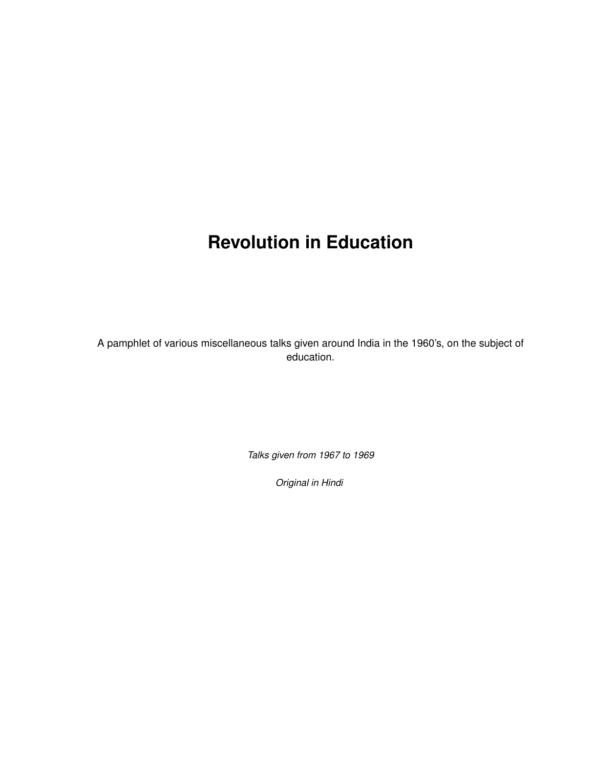# Revolution in Education

A pamphlet of various miscellaneous talks given around India in the 1960's, on the subject of education.

*Talks given from 1967 to 1969*

*Original in Hindi*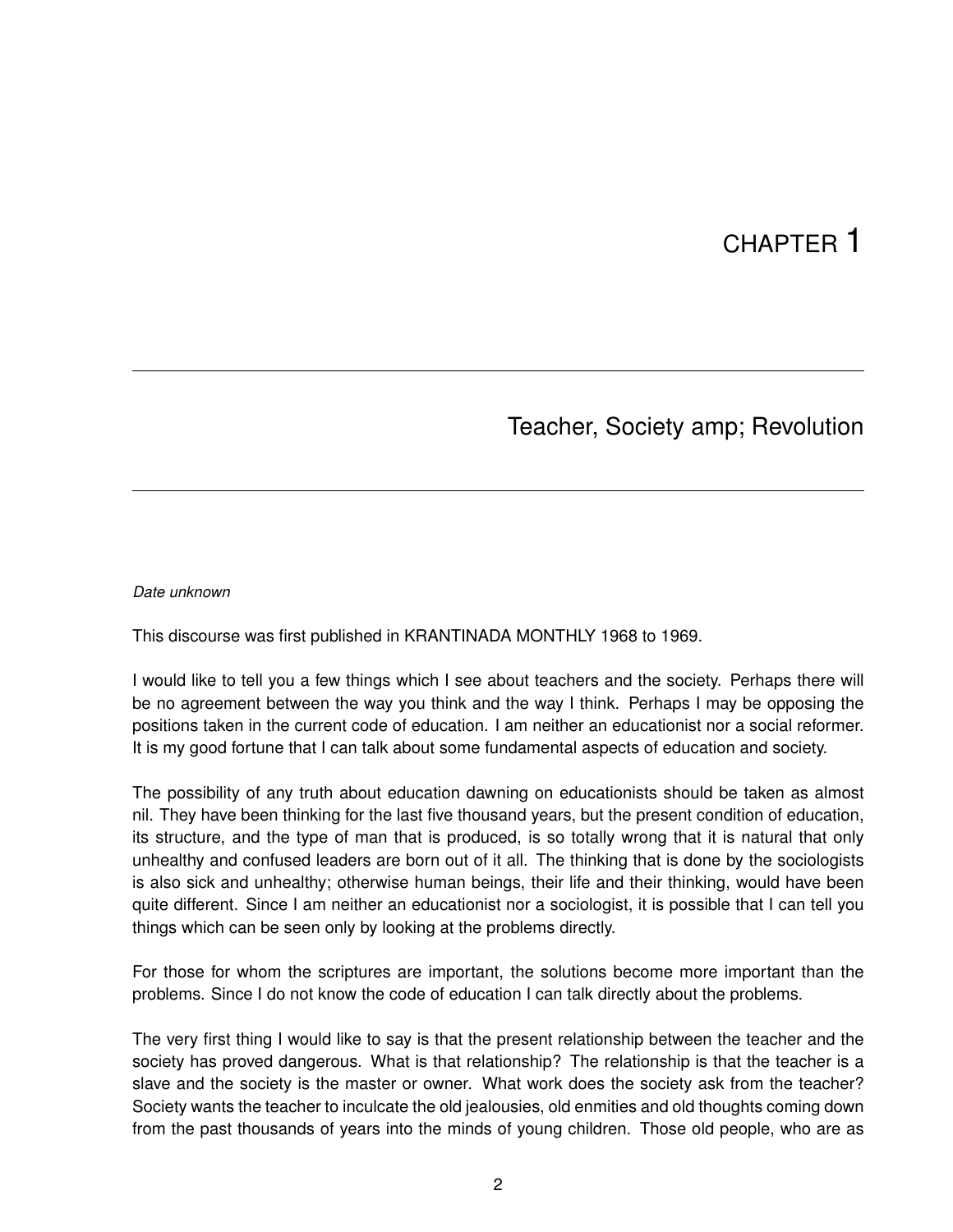# CHAPTER 1

## Teacher, Society amp; Revolution

*Date unknown*

This discourse was first published in KRANTINADA MONTHLY 1968 to 1969.

I would like to tell you a few things which I see about teachers and the society. Perhaps there will be no agreement between the way you think and the way I think. Perhaps I may be opposing the positions taken in the current code of education. I am neither an educationist nor a social reformer. It is my good fortune that I can talk about some fundamental aspects of education and society.

The possibility of any truth about education dawning on educationists should be taken as almost nil. They have been thinking for the last five thousand years, but the present condition of education, its structure, and the type of man that is produced, is so totally wrong that it is natural that only unhealthy and confused leaders are born out of it all. The thinking that is done by the sociologists is also sick and unhealthy; otherwise human beings, their life and their thinking, would have been quite different. Since I am neither an educationist nor a sociologist, it is possible that I can tell you things which can be seen only by looking at the problems directly.

For those for whom the scriptures are important, the solutions become more important than the problems. Since I do not know the code of education I can talk directly about the problems.

The very first thing I would like to say is that the present relationship between the teacher and the society has proved dangerous. What is that relationship? The relationship is that the teacher is a slave and the society is the master or owner. What work does the society ask from the teacher? Society wants the teacher to inculcate the old jealousies, old enmities and old thoughts coming down from the past thousands of years into the minds of young children. Those old people, who are as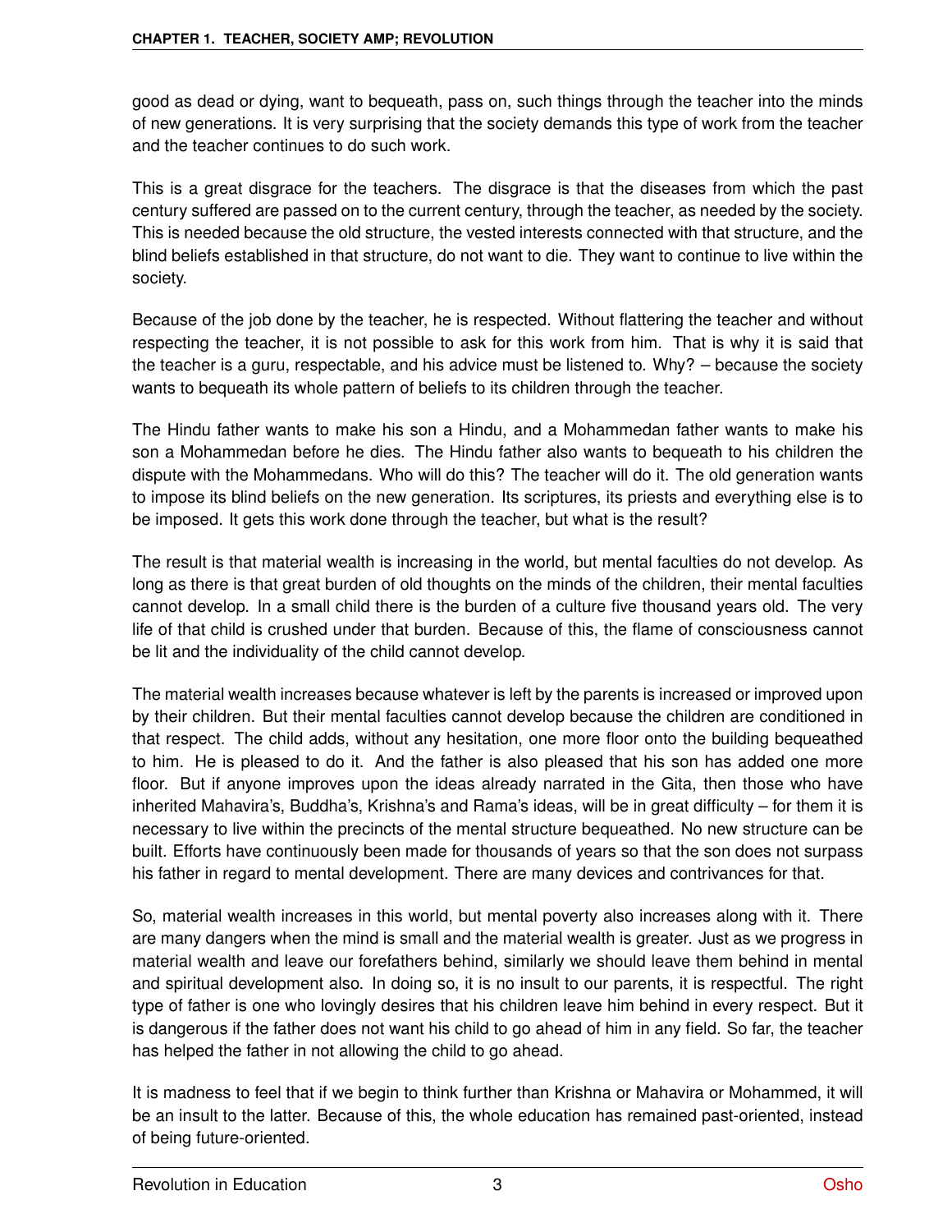good as dead or dying, want to bequeath, pass on, such things through the teacher into the minds of new generations. It is very surprising that the society demands this type of work from the teacher and the teacher continues to do such work.

This is a great disgrace for the teachers. The disgrace is that the diseases from which the past century suffered are passed on to the current century, through the teacher, as needed by the society. This is needed because the old structure, the vested interests connected with that structure, and the blind beliefs established in that structure, do not want to die. They want to continue to live within the society.

Because of the job done by the teacher, he is respected. Without flattering the teacher and without respecting the teacher, it is not possible to ask for this work from him. That is why it is said that the teacher is a guru, respectable, and his advice must be listened to. Why? – because the society wants to bequeath its whole pattern of beliefs to its children through the teacher.

The Hindu father wants to make his son a Hindu, and a Mohammedan father wants to make his son a Mohammedan before he dies. The Hindu father also wants to bequeath to his children the dispute with the Mohammedans. Who will do this? The teacher will do it. The old generation wants to impose its blind beliefs on the new generation. Its scriptures, its priests and everything else is to be imposed. It gets this work done through the teacher, but what is the result?

The result is that material wealth is increasing in the world, but mental faculties do not develop. As long as there is that great burden of old thoughts on the minds of the children, their mental faculties cannot develop. In a small child there is the burden of a culture five thousand years old. The very life of that child is crushed under that burden. Because of this, the flame of consciousness cannot be lit and the individuality of the child cannot develop.

The material wealth increases because whatever is left by the parents is increased or improved upon by their children. But their mental faculties cannot develop because the children are conditioned in that respect. The child adds, without any hesitation, one more floor onto the building bequeathed to him. He is pleased to do it. And the father is also pleased that his son has added one more floor. But if anyone improves upon the ideas already narrated in the Gita, then those who have inherited Mahavira's, Buddha's, Krishna's and Rama's ideas, will be in great difficulty – for them it is necessary to live within the precincts of the mental structure bequeathed. No new structure can be built. Efforts have continuously been made for thousands of years so that the son does not surpass his father in regard to mental development. There are many devices and contrivances for that.

So, material wealth increases in this world, but mental poverty also increases along with it. There are many dangers when the mind is small and the material wealth is greater. Just as we progress in material wealth and leave our forefathers behind, similarly we should leave them behind in mental and spiritual development also. In doing so, it is no insult to our parents, it is respectful. The right type of father is one who lovingly desires that his children leave him behind in every respect. But it is dangerous if the father does not want his child to go ahead of him in any field. So far, the teacher has helped the father in not allowing the child to go ahead.

It is madness to feel that if we begin to think further than Krishna or Mahavira or Mohammed, it will be an insult to the latter. Because of this, the whole education has remained past-oriented, instead of being future-oriented.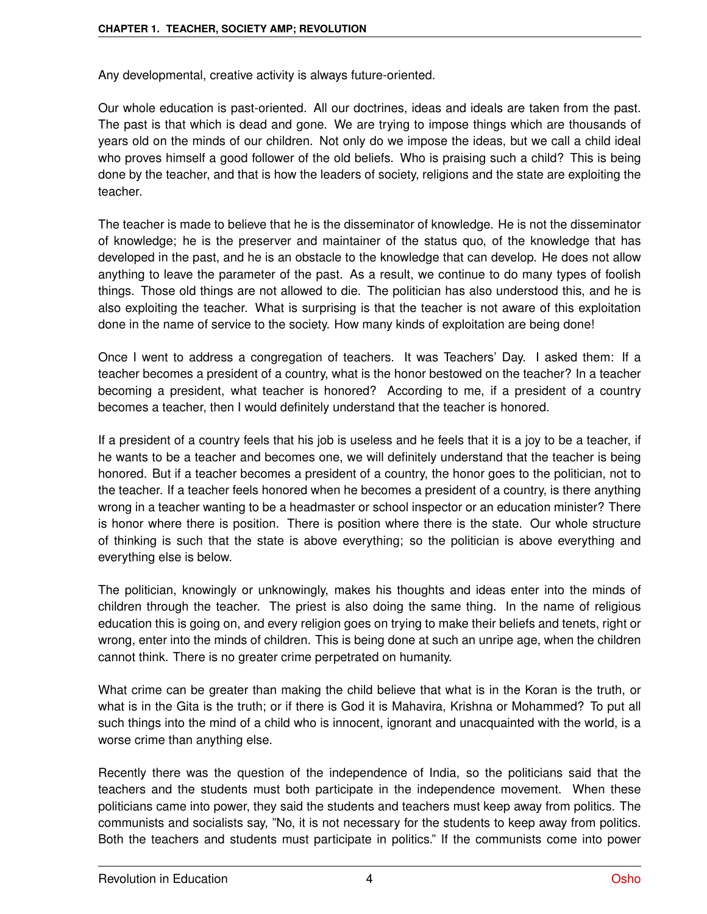Any developmental, creative activity is always future-oriented.

Our whole education is past-oriented. All our doctrines, ideas and ideals are taken from the past. The past is that which is dead and gone. We are trying to impose things which are thousands of years old on the minds of our children. Not only do we impose the ideas, but we call a child ideal who proves himself a good follower of the old beliefs. Who is praising such a child? This is being done by the teacher, and that is how the leaders of society, religions and the state are exploiting the teacher.

The teacher is made to believe that he is the disseminator of knowledge. He is not the disseminator of knowledge; he is the preserver and maintainer of the status quo, of the knowledge that has developed in the past, and he is an obstacle to the knowledge that can develop. He does not allow anything to leave the parameter of the past. As a result, we continue to do many types of foolish things. Those old things are not allowed to die. The politician has also understood this, and he is also exploiting the teacher. What is surprising is that the teacher is not aware of this exploitation done in the name of service to the society. How many kinds of exploitation are being done!

Once I went to address a congregation of teachers. It was Teachers' Day. I asked them: If a teacher becomes a president of a country, what is the honor bestowed on the teacher? In a teacher becoming a president, what teacher is honored? According to me, if a president of a country becomes a teacher, then I would definitely understand that the teacher is honored.

If a president of a country feels that his job is useless and he feels that it is a joy to be a teacher, if he wants to be a teacher and becomes one, we will definitely understand that the teacher is being honored. But if a teacher becomes a president of a country, the honor goes to the politician, not to the teacher. If a teacher feels honored when he becomes a president of a country, is there anything wrong in a teacher wanting to be a headmaster or school inspector or an education minister? There is honor where there is position. There is position where there is the state. Our whole structure of thinking is such that the state is above everything; so the politician is above everything and everything else is below.

The politician, knowingly or unknowingly, makes his thoughts and ideas enter into the minds of children through the teacher. The priest is also doing the same thing. In the name of religious education this is going on, and every religion goes on trying to make their beliefs and tenets, right or wrong, enter into the minds of children. This is being done at such an unripe age, when the children cannot think. There is no greater crime perpetrated on humanity.

What crime can be greater than making the child believe that what is in the Koran is the truth, or what is in the Gita is the truth; or if there is God it is Mahavira, Krishna or Mohammed? To put all such things into the mind of a child who is innocent, ignorant and unacquainted with the world, is a worse crime than anything else.

Recently there was the question of the independence of India, so the politicians said that the teachers and the students must both participate in the independence movement. When these politicians came into power, they said the students and teachers must keep away from politics. The communists and socialists say, "No, it is not necessary for the students to keep away from politics. Both the teachers and students must participate in politics." If the communists come into power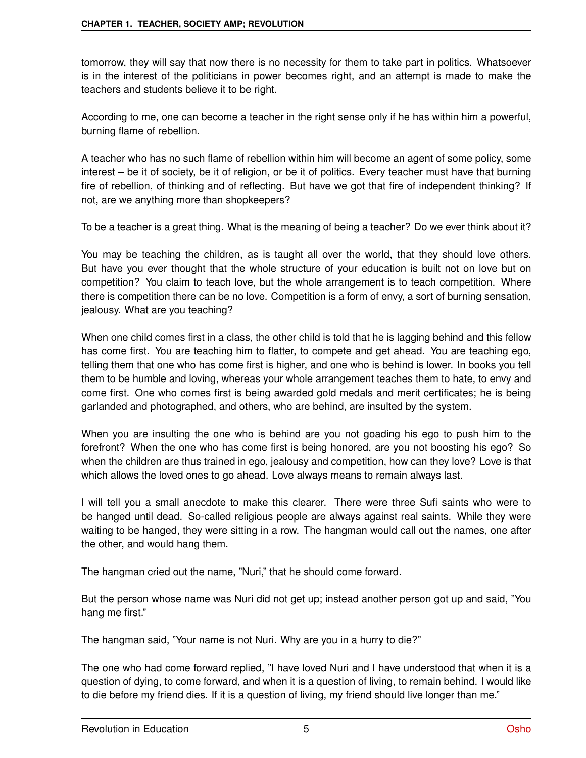tomorrow, they will say that now there is no necessity for them to take part in politics. Whatsoever is in the interest of the politicians in power becomes right, and an attempt is made to make the teachers and students believe it to be right.

According to me, one can become a teacher in the right sense only if he has within him a powerful, burning flame of rebellion.

A teacher who has no such flame of rebellion within him will become an agent of some policy, some interest – be it of society, be it of religion, or be it of politics. Every teacher must have that burning fire of rebellion, of thinking and of reflecting. But have we got that fire of independent thinking? If not, are we anything more than shopkeepers?

To be a teacher is a great thing. What is the meaning of being a teacher? Do we ever think about it?

You may be teaching the children, as is taught all over the world, that they should love others. But have you ever thought that the whole structure of your education is built not on love but on competition? You claim to teach love, but the whole arrangement is to teach competition. Where there is competition there can be no love. Competition is a form of envy, a sort of burning sensation, jealousy. What are you teaching?

When one child comes first in a class, the other child is told that he is lagging behind and this fellow has come first. You are teaching him to flatter, to compete and get ahead. You are teaching ego, telling them that one who has come first is higher, and one who is behind is lower. In books you tell them to be humble and loving, whereas your whole arrangement teaches them to hate, to envy and come first. One who comes first is being awarded gold medals and merit certificates; he is being garlanded and photographed, and others, who are behind, are insulted by the system.

When you are insulting the one who is behind are you not goading his ego to push him to the forefront? When the one who has come first is being honored, are you not boosting his ego? So when the children are thus trained in ego, jealousy and competition, how can they love? Love is that which allows the loved ones to go ahead. Love always means to remain always last.

I will tell you a small anecdote to make this clearer. There were three Sufi saints who were to be hanged until dead. So-called religious people are always against real saints. While they were waiting to be hanged, they were sitting in a row. The hangman would call out the names, one after the other, and would hang them.

The hangman cried out the name, "Nuri," that he should come forward.

But the person whose name was Nuri did not get up; instead another person got up and said, "You hang me first."

The hangman said, "Your name is not Nuri. Why are you in a hurry to die?"

The one who had come forward replied, "I have loved Nuri and I have understood that when it is a question of dying, to come forward, and when it is a question of living, to remain behind. I would like to die before my friend dies. If it is a question of living, my friend should live longer than me."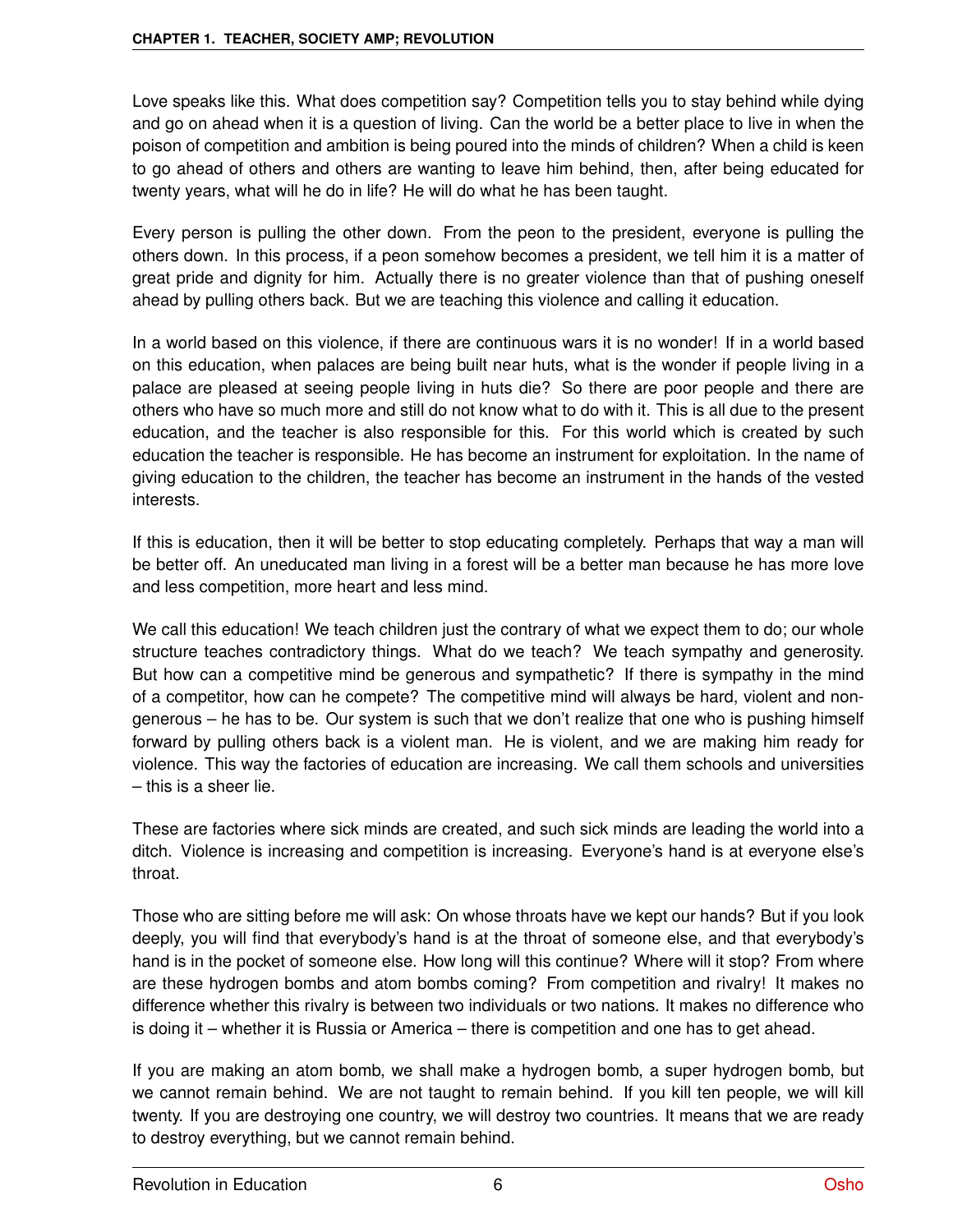Love speaks like this. What does competition say? Competition tells you to stay behind while dying and go on ahead when it is a question of living. Can the world be a better place to live in when the poison of competition and ambition is being poured into the minds of children? When a child is keen to go ahead of others and others are wanting to leave him behind, then, after being educated for twenty years, what will he do in life? He will do what he has been taught.

Every person is pulling the other down. From the peon to the president, everyone is pulling the others down. In this process, if a peon somehow becomes a president, we tell him it is a matter of great pride and dignity for him. Actually there is no greater violence than that of pushing oneself ahead by pulling others back. But we are teaching this violence and calling it education.

In a world based on this violence, if there are continuous wars it is no wonder! If in a world based on this education, when palaces are being built near huts, what is the wonder if people living in a palace are pleased at seeing people living in huts die? So there are poor people and there are others who have so much more and still do not know what to do with it. This is all due to the present education, and the teacher is also responsible for this. For this world which is created by such education the teacher is responsible. He has become an instrument for exploitation. In the name of giving education to the children, the teacher has become an instrument in the hands of the vested interests.

If this is education, then it will be better to stop educating completely. Perhaps that way a man will be better off. An uneducated man living in a forest will be a better man because he has more love and less competition, more heart and less mind.

We call this education! We teach children just the contrary of what we expect them to do; our whole structure teaches contradictory things. What do we teach? We teach sympathy and generosity. But how can a competitive mind be generous and sympathetic? If there is sympathy in the mind of a competitor, how can he compete? The competitive mind will always be hard, violent and non-generous – he has to be. Our system is such that we don't realize that one who is pushing himself forward by pulling others back is a violent man. He is violent, and we are making him ready for violence. This way the factories of education are increasing. We call them schools and universities – this is a sheer lie.

These are factories where sick minds are created, and such sick minds are leading the world into a ditch. Violence is increasing and competition is increasing. Everyone's hand is at everyone else's throat.

Those who are sitting before me will ask: On whose throats have we kept our hands? But if you look deeply, you will find that everybody's hand is at the throat of someone else, and that everybody's hand is in the pocket of someone else. How long will this continue? Where will it stop? From where are these hydrogen bombs and atom bombs coming? From competition and rivalry! It makes no difference whether this rivalry is between two individuals or two nations. It makes no difference who is doing it – whether it is Russia or America – there is competition and one has to get ahead.

If you are making an atom bomb, we shall make a hydrogen bomb, a super hydrogen bomb, but we cannot remain behind. We are not taught to remain behind. If you kill ten people, we will kill twenty. If you are destroying one country, we will destroy two countries. It means that we are ready to destroy everything, but we cannot remain behind.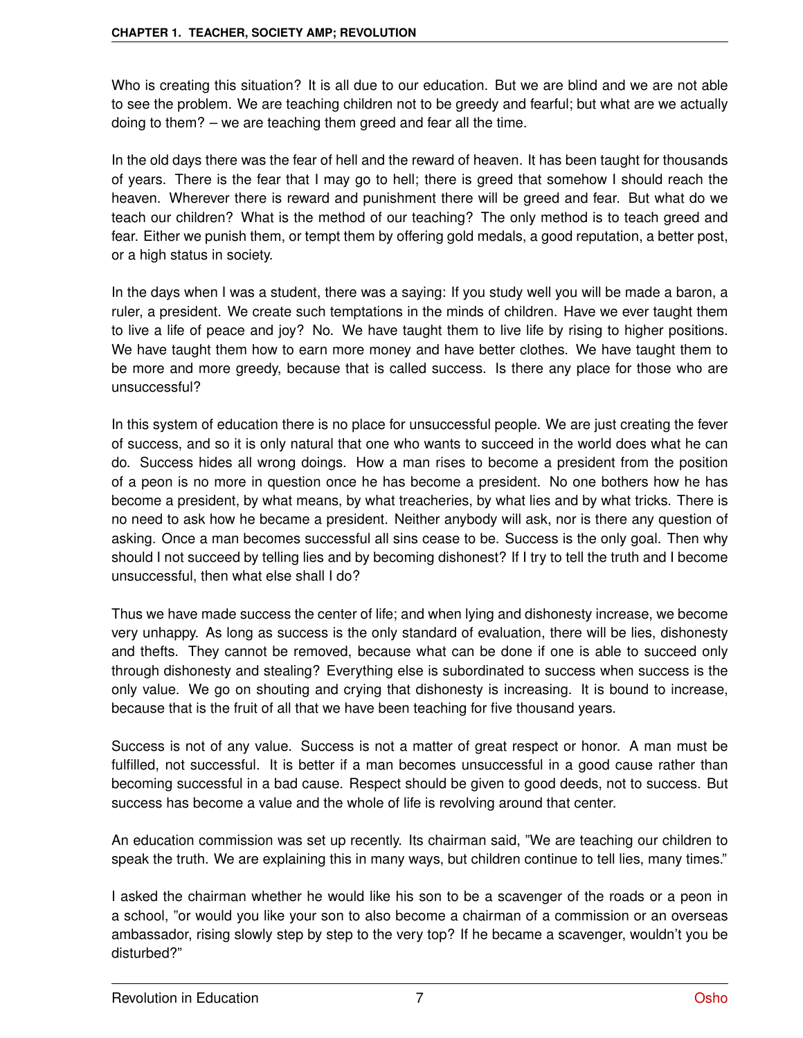Who is creating this situation? It is all due to our education. But we are blind and we are not able to see the problem. We are teaching children not to be greedy and fearful; but what are we actually doing to them? – we are teaching them greed and fear all the time.

In the old days there was the fear of hell and the reward of heaven. It has been taught for thousands of years. There is the fear that I may go to hell; there is greed that somehow I should reach the heaven. Wherever there is reward and punishment there will be greed and fear. But what do we teach our children? What is the method of our teaching? The only method is to teach greed and fear. Either we punish them, or tempt them by offering gold medals, a good reputation, a better post, or a high status in society.

In the days when I was a student, there was a saying: If you study well you will be made a baron, a ruler, a president. We create such temptations in the minds of children. Have we ever taught them to live a life of peace and joy? No. We have taught them to live life by rising to higher positions. We have taught them how to earn more money and have better clothes. We have taught them to be more and more greedy, because that is called success. Is there any place for those who are unsuccessful?

In this system of education there is no place for unsuccessful people. We are just creating the fever of success, and so it is only natural that one who wants to succeed in the world does what he can do. Success hides all wrong doings. How a man rises to become a president from the position of a peon is no more in question once he has become a president. No one bothers how he has become a president, by what means, by what treacheries, by what lies and by what tricks. There is no need to ask how he became a president. Neither anybody will ask, nor is there any question of asking. Once a man becomes successful all sins cease to be. Success is the only goal. Then why should I not succeed by telling lies and by becoming dishonest? If I try to tell the truth and I become unsuccessful, then what else shall I do?

Thus we have made success the center of life; and when lying and dishonesty increase, we become very unhappy. As long as success is the only standard of evaluation, there will be lies, dishonesty and thefts. They cannot be removed, because what can be done if one is able to succeed only through dishonesty and stealing? Everything else is subordinated to success when success is the only value. We go on shouting and crying that dishonesty is increasing. It is bound to increase, because that is the fruit of all that we have been teaching for five thousand years.

Success is not of any value. Success is not a matter of great respect or honor. A man must be fulfilled, not successful. It is better if a man becomes unsuccessful in a good cause rather than becoming successful in a bad cause. Respect should be given to good deeds, not to success. But success has become a value and the whole of life is revolving around that center.

An education commission was set up recently. Its chairman said, "We are teaching our children to speak the truth. We are explaining this in many ways, but children continue to tell lies, many times."

I asked the chairman whether he would like his son to be a scavenger of the roads or a peon in a school, "or would you like your son to also become a chairman of a commission or an overseas ambassador, rising slowly step by step to the very top? If he became a scavenger, wouldn't you be disturbed?"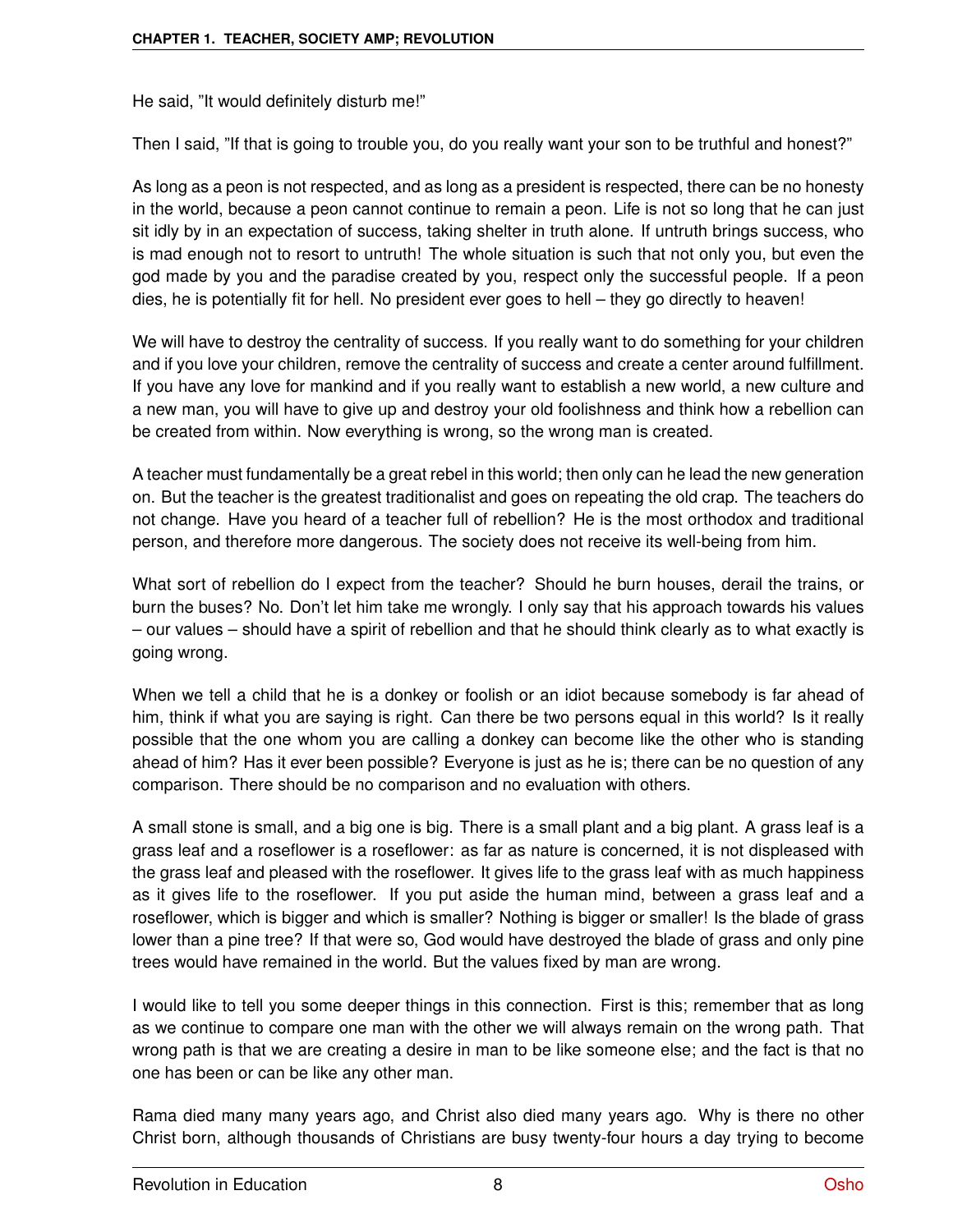He said, "It would definitely disturb me!"

Then I said, "If that is going to trouble you, do you really want your son to be truthful and honest?"

As long as a peon is not respected, and as long as a president is respected, there can be no honesty in the world, because a peon cannot continue to remain a peon. Life is not so long that he can just sit idly by in an expectation of success, taking shelter in truth alone. If untruth brings success, who is mad enough not to resort to untruth! The whole situation is such that not only you, but even the god made by you and the paradise created by you, respect only the successful people. If a peon dies, he is potentially fit for hell. No president ever goes to hell – they go directly to heaven!

We will have to destroy the centrality of success. If you really want to do something for your children and if you love your children, remove the centrality of success and create a center around fulfillment. If you have any love for mankind and if you really want to establish a new world, a new culture and a new man, you will have to give up and destroy your old foolishness and think how a rebellion can be created from within. Now everything is wrong, so the wrong man is created.

A teacher must fundamentally be a great rebel in this world; then only can he lead the new generation on. But the teacher is the greatest traditionalist and goes on repeating the old crap. The teachers do not change. Have you heard of a teacher full of rebellion? He is the most orthodox and traditional person, and therefore more dangerous. The society does not receive its well-being from him.

What sort of rebellion do I expect from the teacher? Should he burn houses, derail the trains, or burn the buses? No. Don't let him take me wrongly. I only say that his approach towards his values – our values – should have a spirit of rebellion and that he should think clearly as to what exactly is going wrong.

When we tell a child that he is a donkey or foolish or an idiot because somebody is far ahead of him, think if what you are saying is right. Can there be two persons equal in this world? Is it really possible that the one whom you are calling a donkey can become like the other who is standing ahead of him? Has it ever been possible? Everyone is just as he is; there can be no question of any comparison. There should be no comparison and no evaluation with others.

A small stone is small, and a big one is big. There is a small plant and a big plant. A grass leaf is a grass leaf and a roseflower is a roseflower: as far as nature is concerned, it is not displeased with the grass leaf and pleased with the roseflower. It gives life to the grass leaf with as much happiness as it gives life to the roseflower. If you put aside the human mind, between a grass leaf and a roseflower, which is bigger and which is smaller? Nothing is bigger or smaller! Is the blade of grass lower than a pine tree? If that were so, God would have destroyed the blade of grass and only pine trees would have remained in the world. But the values fixed by man are wrong.

I would like to tell you some deeper things in this connection. First is this; remember that as long as we continue to compare one man with the other we will always remain on the wrong path. That wrong path is that we are creating a desire in man to be like someone else; and the fact is that no one has been or can be like any other man.

Rama died many many years ago, and Christ also died many years ago. Why is there no other Christ born, although thousands of Christians are busy twenty-four hours a day trying to become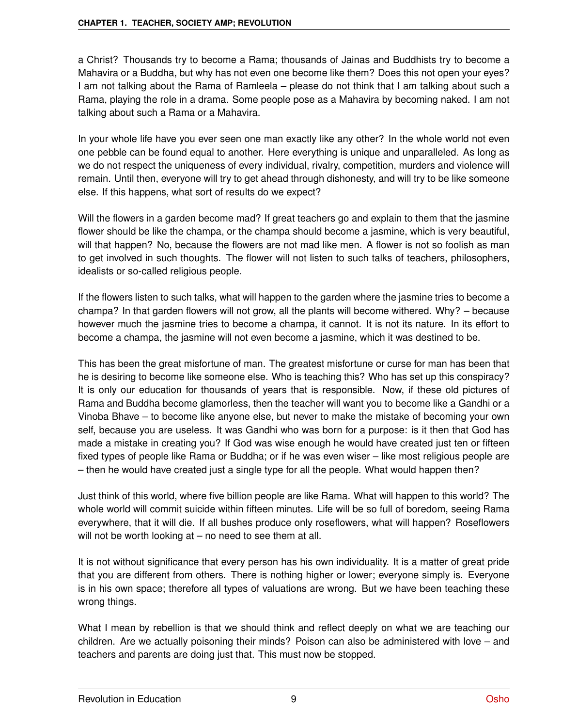a Christ? Thousands try to become a Rama; thousands of Jainas and Buddhists try to become a Mahavira or a Buddha, but why has not even one become like them? Does this not open your eyes? I am not talking about the Rama of Ramleela – please do not think that I am talking about such a Rama, playing the role in a drama. Some people pose as a Mahavira by becoming naked. I am not talking about such a Rama or a Mahavira.

In your whole life have you ever seen one man exactly like any other? In the whole world not even one pebble can be found equal to another. Here everything is unique and unparalleled. As long as we do not respect the uniqueness of every individual, rivalry, competition, murders and violence will remain. Until then, everyone will try to get ahead through dishonesty, and will try to be like someone else. If this happens, what sort of results do we expect?

Will the flowers in a garden become mad? If great teachers go and explain to them that the jasmine flower should be like the champa, or the champa should become a jasmine, which is very beautiful, will that happen? No, because the flowers are not mad like men. A flower is not so foolish as man to get involved in such thoughts. The flower will not listen to such talks of teachers, philosophers, idealists or so-called religious people.

If the flowers listen to such talks, what will happen to the garden where the jasmine tries to become a champa? In that garden flowers will not grow, all the plants will become withered. Why? – because however much the jasmine tries to become a champa, it cannot. It is not its nature. In its effort to become a champa, the jasmine will not even become a jasmine, which it was destined to be.

This has been the great misfortune of man. The greatest misfortune or curse for man has been that he is desiring to become like someone else. Who is teaching this? Who has set up this conspiracy? It is only our education for thousands of years that is responsible. Now, if these old pictures of Rama and Buddha become glamorless, then the teacher will want you to become like a Gandhi or a Vinoba Bhave – to become like anyone else, but never to make the mistake of becoming your own self, because you are useless. It was Gandhi who was born for a purpose: is it then that God has made a mistake in creating you? If God was wise enough he would have created just ten or fifteen fixed types of people like Rama or Buddha; or if he was even wiser – like most religious people are – then he would have created just a single type for all the people. What would happen then?

Just think of this world, where five billion people are like Rama. What will happen to this world? The whole world will commit suicide within fifteen minutes. Life will be so full of boredom, seeing Rama everywhere, that it will die. If all bushes produce only roseflowers, what will happen? Roseflowers will not be worth looking at – no need to see them at all.

It is not without significance that every person has his own individuality. It is a matter of great pride that you are different from others. There is nothing higher or lower; everyone simply is. Everyone is in his own space; therefore all types of valuations are wrong. But we have been teaching these wrong things.

What I mean by rebellion is that we should think and reflect deeply on what we are teaching our children. Are we actually poisoning their minds? Poison can also be administered with love – and teachers and parents are doing just that. This must now be stopped.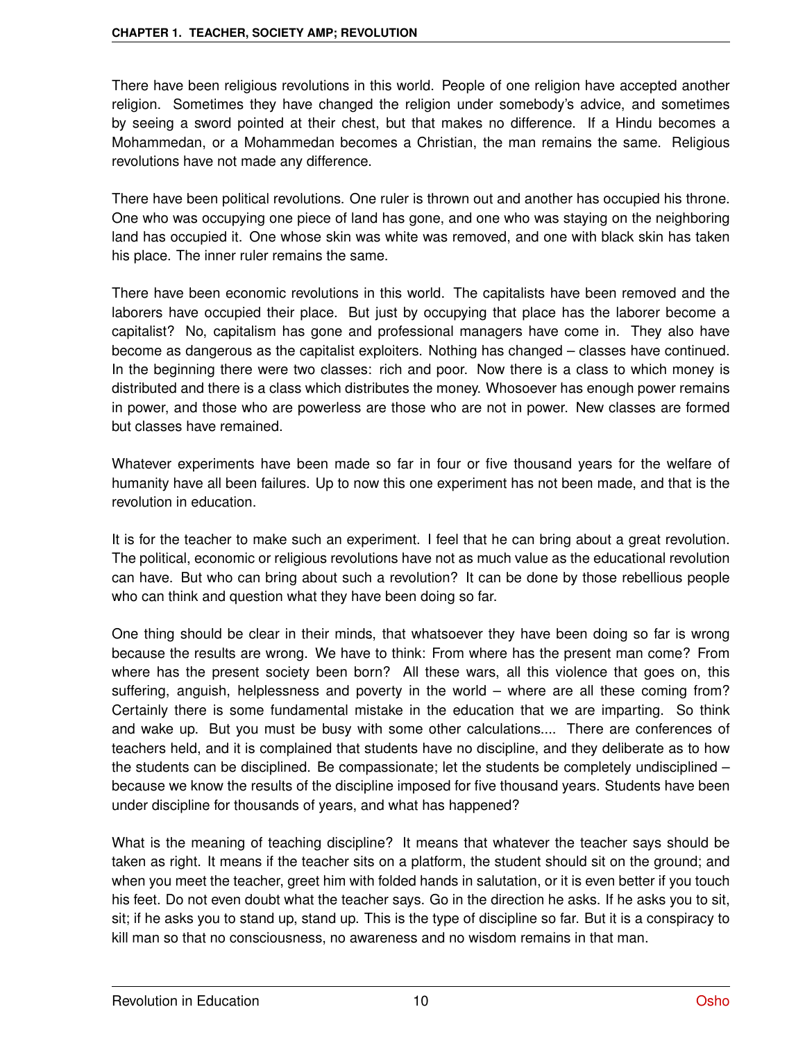There have been religious revolutions in this world. People of one religion have accepted another religion. Sometimes they have changed the religion under somebody's advice, and sometimes by seeing a sword pointed at their chest, but that makes no difference. If a Hindu becomes a Mohammedan, or a Mohammedan becomes a Christian, the man remains the same. Religious revolutions have not made any difference.

There have been political revolutions. One ruler is thrown out and another has occupied his throne. One who was occupying one piece of land has gone, and one who was staying on the neighboring land has occupied it. One whose skin was white was removed, and one with black skin has taken his place. The inner ruler remains the same.

There have been economic revolutions in this world. The capitalists have been removed and the laborers have occupied their place. But just by occupying that place has the laborer become a capitalist? No, capitalism has gone and professional managers have come in. They also have become as dangerous as the capitalist exploiters. Nothing has changed – classes have continued. In the beginning there were two classes: rich and poor. Now there is a class to which money is distributed and there is a class which distributes the money. Whosoever has enough power remains in power, and those who are powerless are those who are not in power. New classes are formed but classes have remained.

Whatever experiments have been made so far in four or five thousand years for the welfare of humanity have all been failures. Up to now this one experiment has not been made, and that is the revolution in education.

It is for the teacher to make such an experiment. I feel that he can bring about a great revolution. The political, economic or religious revolutions have not as much value as the educational revolution can have. But who can bring about such a revolution? It can be done by those rebellious people who can think and question what they have been doing so far.

One thing should be clear in their minds, that whatsoever they have been doing so far is wrong because the results are wrong. We have to think: From where has the present man come? From where has the present society been born? All these wars, all this violence that goes on, this suffering, anguish, helplessness and poverty in the world – where are all these coming from? Certainly there is some fundamental mistake in the education that we are imparting. So think and wake up. But you must be busy with some other calculations.... There are conferences of teachers held, and it is complained that students have no discipline, and they deliberate as to how the students can be disciplined. Be compassionate; let the students be completely undisciplined – because we know the results of the discipline imposed for five thousand years. Students have been under discipline for thousands of years, and what has happened?

What is the meaning of teaching discipline? It means that whatever the teacher says should be taken as right. It means if the teacher sits on a platform, the student should sit on the ground; and when you meet the teacher, greet him with folded hands in salutation, or it is even better if you touch his feet. Do not even doubt what the teacher says. Go in the direction he asks. If he asks you to sit, sit; if he asks you to stand up, stand up. This is the type of discipline so far. But it is a conspiracy to kill man so that no consciousness, no awareness and no wisdom remains in that man.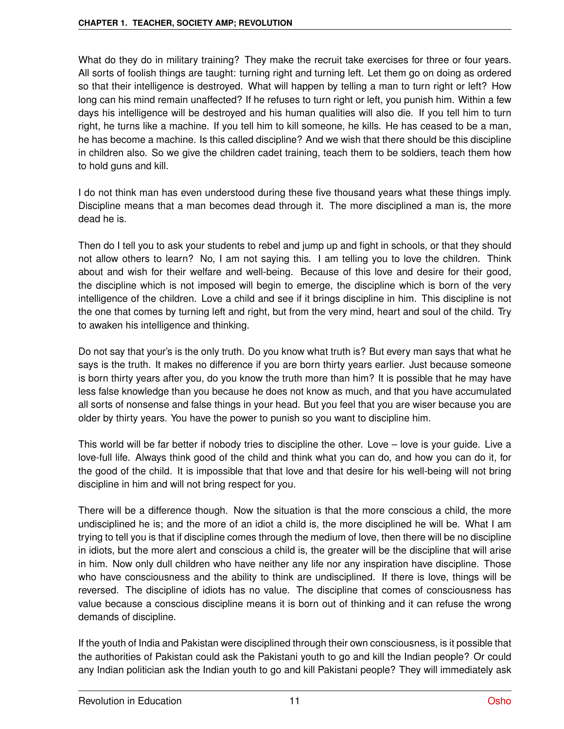What do they do in military training? They make the recruit take exercises for three or four years. All sorts of foolish things are taught: turning right and turning left. Let them go on doing as ordered so that their intelligence is destroyed. What will happen by telling a man to turn right or left? How long can his mind remain unaffected? If he refuses to turn right or left, you punish him. Within a few days his intelligence will be destroyed and his human qualities will also die. If you tell him to turn right, he turns like a machine. If you tell him to kill someone, he kills. He has ceased to be a man, he has become a machine. Is this called discipline? And we wish that there should be this discipline in children also. So we give the children cadet training, teach them to be soldiers, teach them how to hold guns and kill.

I do not think man has even understood during these five thousand years what these things imply. Discipline means that a man becomes dead through it. The more disciplined a man is, the more dead he is.

Then do I tell you to ask your students to rebel and jump up and fight in schools, or that they should not allow others to learn? No, I am not saying this. I am telling you to love the children. Think about and wish for their welfare and well-being. Because of this love and desire for their good, the discipline which is not imposed will begin to emerge, the discipline which is born of the very intelligence of the children. Love a child and see if it brings discipline in him. This discipline is not the one that comes by turning left and right, but from the very mind, heart and soul of the child. Try to awaken his intelligence and thinking.

Do not say that your's is the only truth. Do you know what truth is? But every man says that what he says is the truth. It makes no difference if you are born thirty years earlier. Just because someone is born thirty years after you, do you know the truth more than him? It is possible that he may have less false knowledge than you because he does not know as much, and that you have accumulated all sorts of nonsense and false things in your head. But you feel that you are wiser because you are older by thirty years. You have the power to punish so you want to discipline him.

This world will be far better if nobody tries to discipline the other. Love – love is your guide. Live a love-full life. Always think good of the child and think what you can do, and how you can do it, for the good of the child. It is impossible that that love and that desire for his well-being will not bring discipline in him and will not bring respect for you.

There will be a difference though. Now the situation is that the more conscious a child, the more undisciplined he is; and the more of an idiot a child is, the more disciplined he will be. What I am trying to tell you is that if discipline comes through the medium of love, then there will be no discipline in idiots, but the more alert and conscious a child is, the greater will be the discipline that will arise in him. Now only dull children who have neither any life nor any inspiration have discipline. Those who have consciousness and the ability to think are undisciplined. If there is love, things will be reversed. The discipline of idiots has no value. The discipline that comes of consciousness has value because a conscious discipline means it is born out of thinking and it can refuse the wrong demands of discipline.

If the youth of India and Pakistan were disciplined through their own consciousness, is it possible that the authorities of Pakistan could ask the Pakistani youth to go and kill the Indian people? Or could any Indian politician ask the Indian youth to go and kill Pakistani people? They will immediately ask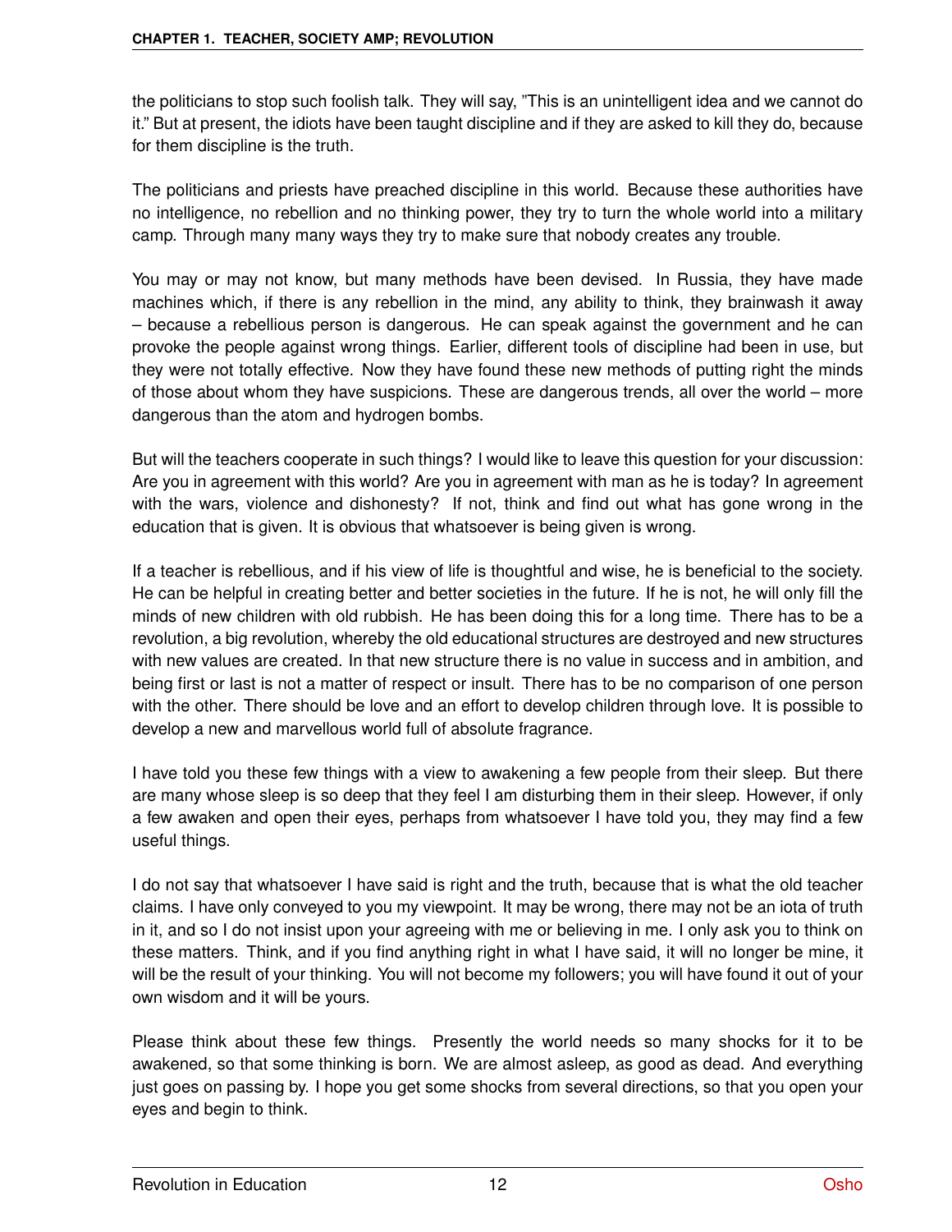the politicians to stop such foolish talk. They will say, "This is an unintelligent idea and we cannot do it." But at present, the idiots have been taught discipline and if they are asked to kill they do, because for them discipline is the truth.

The politicians and priests have preached discipline in this world. Because these authorities have no intelligence, no rebellion and no thinking power, they try to turn the whole world into a military camp. Through many many ways they try to make sure that nobody creates any trouble.

You may or may not know, but many methods have been devised. In Russia, they have made machines which, if there is any rebellion in the mind, any ability to think, they brainwash it away – because a rebellious person is dangerous. He can speak against the government and he can provoke the people against wrong things. Earlier, different tools of discipline had been in use, but they were not totally effective. Now they have found these new methods of putting right the minds of those about whom they have suspicions. These are dangerous trends, all over the world – more dangerous than the atom and hydrogen bombs.

But will the teachers cooperate in such things? I would like to leave this question for your discussion: Are you in agreement with this world? Are you in agreement with man as he is today? In agreement with the wars, violence and dishonesty? If not, think and find out what has gone wrong in the education that is given. It is obvious that whatsoever is being given is wrong.

If a teacher is rebellious, and if his view of life is thoughtful and wise, he is beneficial to the society. He can be helpful in creating better and better societies in the future. If he is not, he will only fill the minds of new children with old rubbish. He has been doing this for a long time. There has to be a revolution, a big revolution, whereby the old educational structures are destroyed and new structures with new values are created. In that new structure there is no value in success and in ambition, and being first or last is not a matter of respect or insult. There has to be no comparison of one person with the other. There should be love and an effort to develop children through love. It is possible to develop a new and marvellous world full of absolute fragrance.

I have told you these few things with a view to awakening a few people from their sleep. But there are many whose sleep is so deep that they feel I am disturbing them in their sleep. However, if only a few awaken and open their eyes, perhaps from whatsoever I have told you, they may find a few useful things.

I do not say that whatsoever I have said is right and the truth, because that is what the old teacher claims. I have only conveyed to you my viewpoint. It may be wrong, there may not be an iota of truth in it, and so I do not insist upon your agreeing with me or believing in me. I only ask you to think on these matters. Think, and if you find anything right in what I have said, it will no longer be mine, it will be the result of your thinking. You will not become my followers; you will have found it out of your own wisdom and it will be yours.

Please think about these few things. Presently the world needs so many shocks for it to be awakened, so that some thinking is born. We are almost asleep, as good as dead. And everything just goes on passing by. I hope you get some shocks from several directions, so that you open your eyes and begin to think.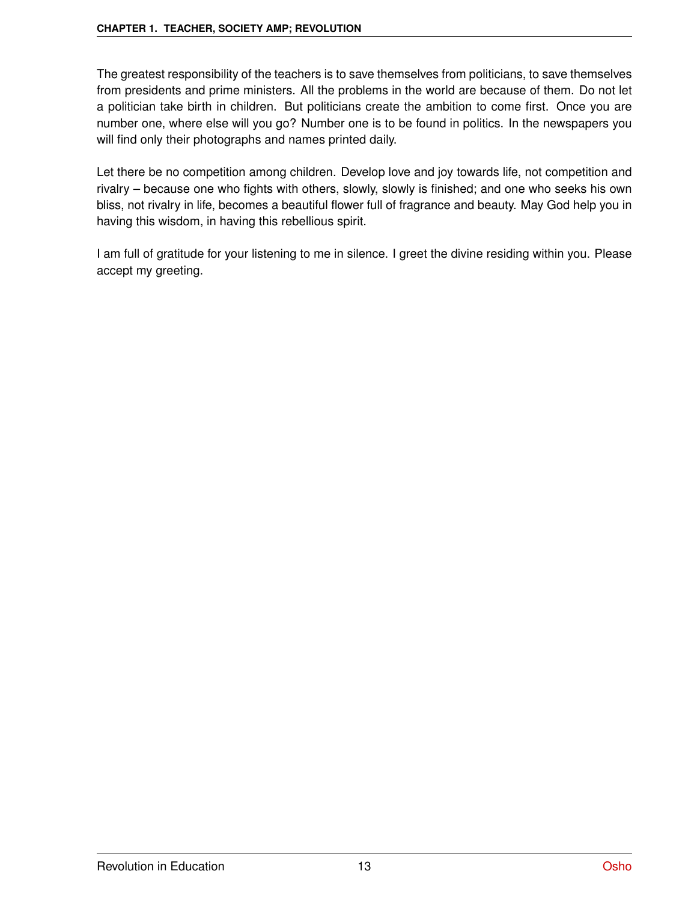The greatest responsibility of the teachers is to save themselves from politicians, to save themselves from presidents and prime ministers. All the problems in the world are because of them. Do not let a politician take birth in children. But politicians create the ambition to come first. Once you are number one, where else will you go? Number one is to be found in politics. In the newspapers you will find only their photographs and names printed daily.

Let there be no competition among children. Develop love and joy towards life, not competition and rivalry – because one who fights with others, slowly, slowly is finished; and one who seeks his own bliss, not rivalry in life, becomes a beautiful flower full of fragrance and beauty. May God help you in having this wisdom, in having this rebellious spirit.

I am full of gratitude for your listening to me in silence. I greet the divine residing within you. Please accept my greeting.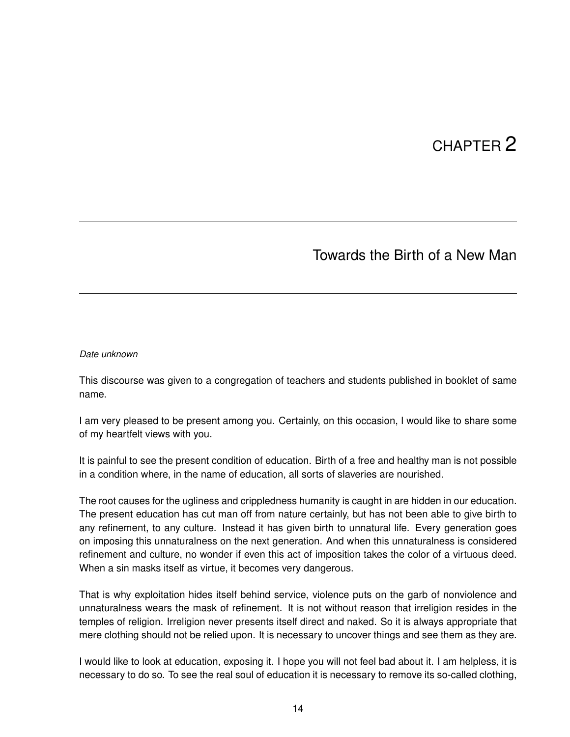# CHAPTER 2

## Towards the Birth of a New Man

*Date unknown*

This discourse was given to a congregation of teachers and students published in booklet of same name.

I am very pleased to be present among you. Certainly, on this occasion, I would like to share some of my heartfelt views with you.

It is painful to see the present condition of education. Birth of a free and healthy man is not possible in a condition where, in the name of education, all sorts of slaveries are nourished.

The root causes for the ugliness and crippledness humanity is caught in are hidden in our education. The present education has cut man off from nature certainly, but has not been able to give birth to any refinement, to any culture. Instead it has given birth to unnatural life. Every generation goes on imposing this unnaturalness on the next generation. And when this unnaturalness is considered refinement and culture, no wonder if even this act of imposition takes the color of a virtuous deed. When a sin masks itself as virtue, it becomes very dangerous.

That is why exploitation hides itself behind service, violence puts on the garb of nonviolence and unnaturalness wears the mask of refinement. It is not without reason that irreligion resides in the temples of religion. Irreligion never presents itself direct and naked. So it is always appropriate that mere clothing should not be relied upon. It is necessary to uncover things and see them as they are.

I would like to look at education, exposing it. I hope you will not feel bad about it. I am helpless, it is necessary to do so. To see the real soul of education it is necessary to remove its so-called clothing,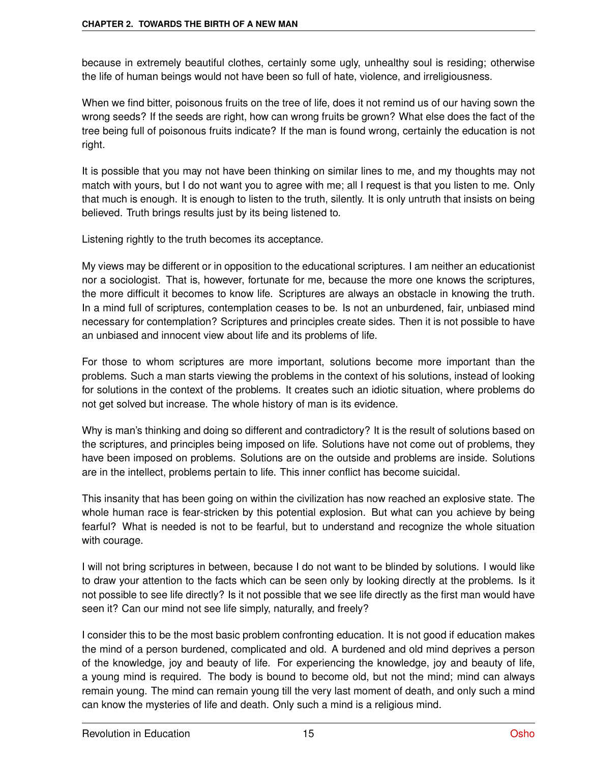because in extremely beautiful clothes, certainly some ugly, unhealthy soul is residing; otherwise the life of human beings would not have been so full of hate, violence, and irreligiousness.

When we find bitter, poisonous fruits on the tree of life, does it not remind us of our having sown the wrong seeds? If the seeds are right, how can wrong fruits be grown? What else does the fact of the tree being full of poisonous fruits indicate? If the man is found wrong, certainly the education is not right.

It is possible that you may not have been thinking on similar lines to me, and my thoughts may not match with yours, but I do not want you to agree with me; all I request is that you listen to me. Only that much is enough. It is enough to listen to the truth, silently. It is only untruth that insists on being believed. Truth brings results just by its being listened to.

Listening rightly to the truth becomes its acceptance.

My views may be different or in opposition to the educational scriptures. I am neither an educationist nor a sociologist. That is, however, fortunate for me, because the more one knows the scriptures, the more difficult it becomes to know life. Scriptures are always an obstacle in knowing the truth. In a mind full of scriptures, contemplation ceases to be. Is not an unburdened, fair, unbiased mind necessary for contemplation? Scriptures and principles create sides. Then it is not possible to have an unbiased and innocent view about life and its problems of life.

For those to whom scriptures are more important, solutions become more important than the problems. Such a man starts viewing the problems in the context of his solutions, instead of looking for solutions in the context of the problems. It creates such an idiotic situation, where problems do not get solved but increase. The whole history of man is its evidence.

Why is man's thinking and doing so different and contradictory? It is the result of solutions based on the scriptures, and principles being imposed on life. Solutions have not come out of problems, they have been imposed on problems. Solutions are on the outside and problems are inside. Solutions are in the intellect, problems pertain to life. This inner conflict has become suicidal.

This insanity that has been going on within the civilization has now reached an explosive state. The whole human race is fear-stricken by this potential explosion. But what can you achieve by being fearful? What is needed is not to be fearful, but to understand and recognize the whole situation with courage.

I will not bring scriptures in between, because I do not want to be blinded by solutions. I would like to draw your attention to the facts which can be seen only by looking directly at the problems. Is it not possible to see life directly? Is it not possible that we see life directly as the first man would have seen it? Can our mind not see life simply, naturally, and freely?

I consider this to be the most basic problem confronting education. It is not good if education makes the mind of a person burdened, complicated and old. A burdened and old mind deprives a person of the knowledge, joy and beauty of life. For experiencing the knowledge, joy and beauty of life, a young mind is required. The body is bound to become old, but not the mind; mind can always remain young. The mind can remain young till the very last moment of death, and only such a mind can know the mysteries of life and death. Only such a mind is a religious mind.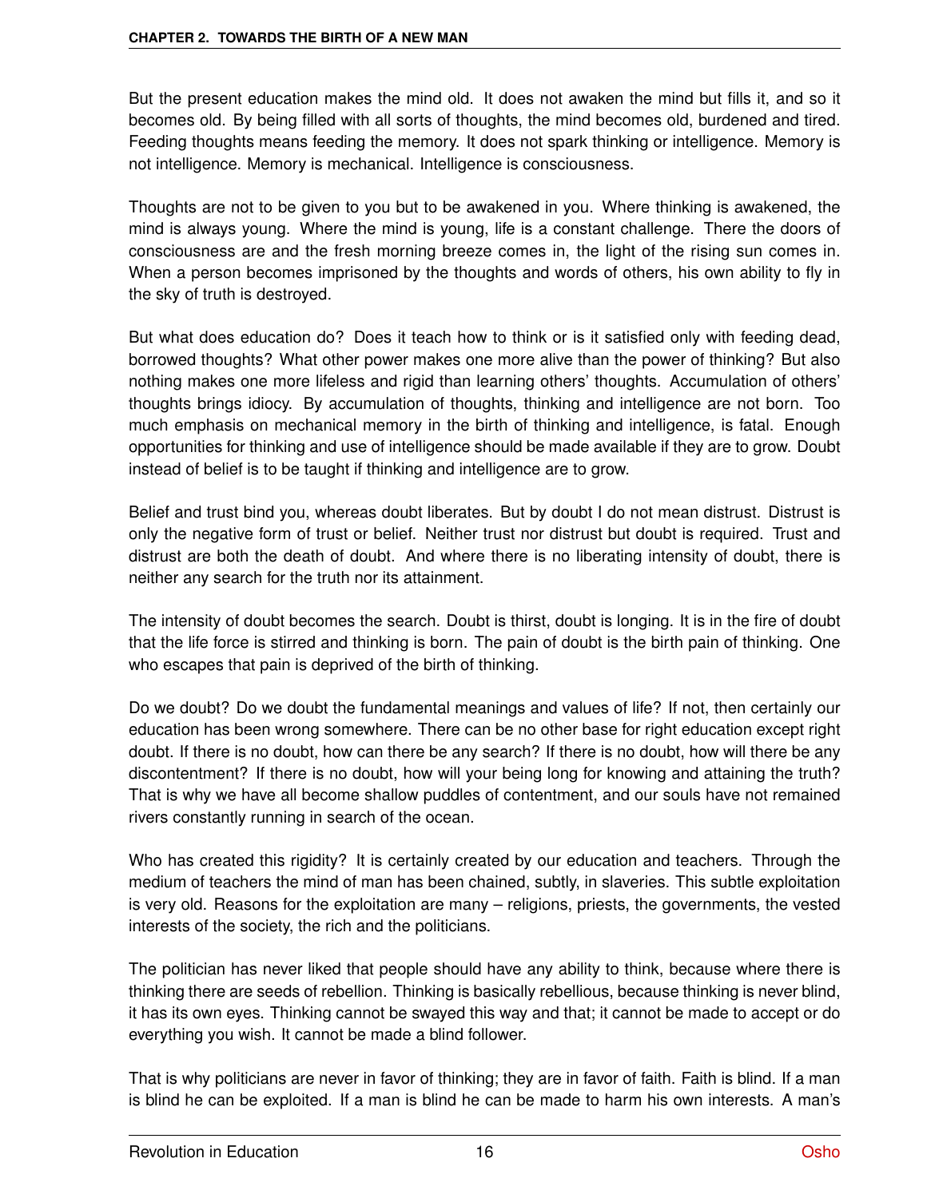But the present education makes the mind old. It does not awaken the mind but fills it, and so it becomes old. By being filled with all sorts of thoughts, the mind becomes old, burdened and tired. Feeding thoughts means feeding the memory. It does not spark thinking or intelligence. Memory is not intelligence. Memory is mechanical. Intelligence is consciousness.

Thoughts are not to be given to you but to be awakened in you. Where thinking is awakened, the mind is always young. Where the mind is young, life is a constant challenge. There the doors of consciousness are and the fresh morning breeze comes in, the light of the rising sun comes in. When a person becomes imprisoned by the thoughts and words of others, his own ability to fly in the sky of truth is destroyed.

But what does education do? Does it teach how to think or is it satisfied only with feeding dead, borrowed thoughts? What other power makes one more alive than the power of thinking? But also nothing makes one more lifeless and rigid than learning others' thoughts. Accumulation of others' thoughts brings idiocy. By accumulation of thoughts, thinking and intelligence are not born. Too much emphasis on mechanical memory in the birth of thinking and intelligence, is fatal. Enough opportunities for thinking and use of intelligence should be made available if they are to grow. Doubt instead of belief is to be taught if thinking and intelligence are to grow.

Belief and trust bind you, whereas doubt liberates. But by doubt I do not mean distrust. Distrust is only the negative form of trust or belief. Neither trust nor distrust but doubt is required. Trust and distrust are both the death of doubt. And where there is no liberating intensity of doubt, there is neither any search for the truth nor its attainment.

The intensity of doubt becomes the search. Doubt is thirst, doubt is longing. It is in the fire of doubt that the life force is stirred and thinking is born. The pain of doubt is the birth pain of thinking. One who escapes that pain is deprived of the birth of thinking.

Do we doubt? Do we doubt the fundamental meanings and values of life? If not, then certainly our education has been wrong somewhere. There can be no other base for right education except right doubt. If there is no doubt, how can there be any search? If there is no doubt, how will there be any discontentment? If there is no doubt, how will your being long for knowing and attaining the truth? That is why we have all become shallow puddles of contentment, and our souls have not remained rivers constantly running in search of the ocean.

Who has created this rigidity? It is certainly created by our education and teachers. Through the medium of teachers the mind of man has been chained, subtly, in slaveries. This subtle exploitation is very old. Reasons for the exploitation are many – religions, priests, the governments, the vested interests of the society, the rich and the politicians.

The politician has never liked that people should have any ability to think, because where there is thinking there are seeds of rebellion. Thinking is basically rebellious, because thinking is never blind, it has its own eyes. Thinking cannot be swayed this way and that; it cannot be made to accept or do everything you wish. It cannot be made a blind follower.

That is why politicians are never in favor of thinking; they are in favor of faith. Faith is blind. If a man is blind he can be exploited. If a man is blind he can be made to harm his own interests. A man's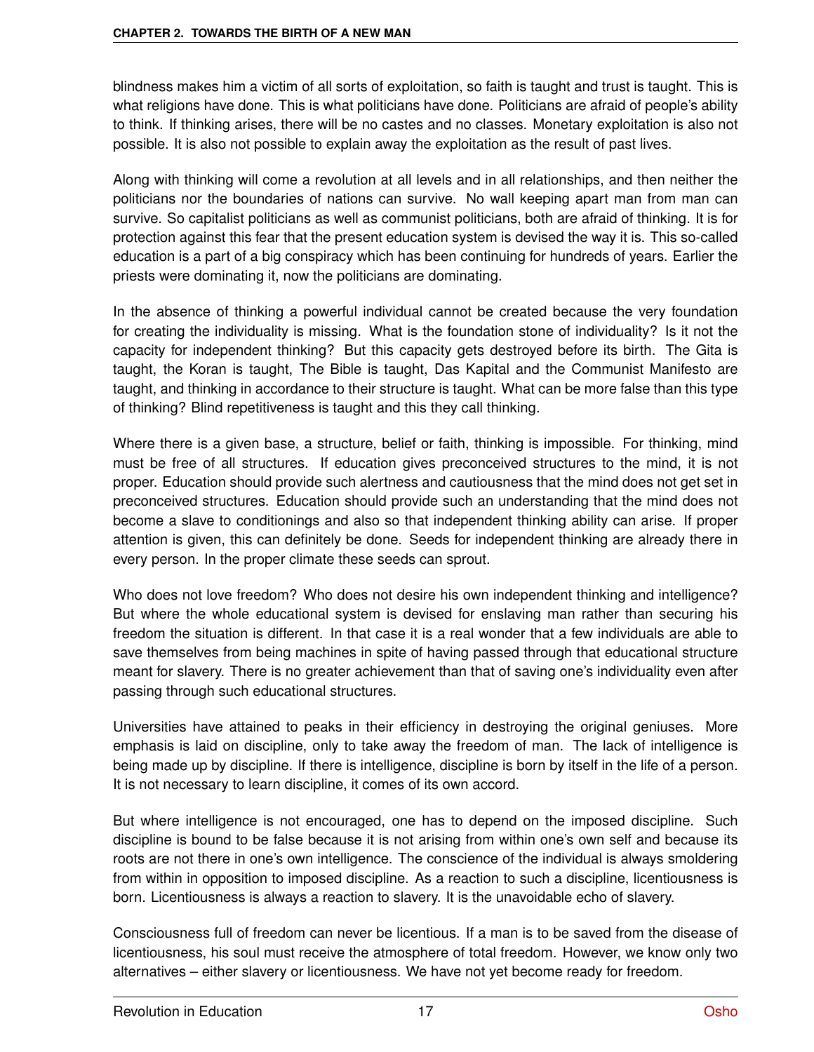blindness makes him a victim of all sorts of exploitation, so faith is taught and trust is taught. This is what religions have done. This is what politicians have done. Politicians are afraid of people's ability to think. If thinking arises, there will be no castes and no classes. Monetary exploitation is also not possible. It is also not possible to explain away the exploitation as the result of past lives.

Along with thinking will come a revolution at all levels and in all relationships, and then neither the politicians nor the boundaries of nations can survive. No wall keeping apart man from man can survive. So capitalist politicians as well as communist politicians, both are afraid of thinking. It is for protection against this fear that the present education system is devised the way it is. This so-called education is a part of a big conspiracy which has been continuing for hundreds of years. Earlier the priests were dominating it, now the politicians are dominating.

In the absence of thinking a powerful individual cannot be created because the very foundation for creating the individuality is missing. What is the foundation stone of individuality? Is it not the capacity for independent thinking? But this capacity gets destroyed before its birth. The Gita is taught, the Koran is taught, The Bible is taught, Das Kapital and the Communist Manifesto are taught, and thinking in accordance to their structure is taught. What can be more false than this type of thinking? Blind repetitiveness is taught and this they call thinking.

Where there is a given base, a structure, belief or faith, thinking is impossible. For thinking, mind must be free of all structures. If education gives preconceived structures to the mind, it is not proper. Education should provide such alertness and cautiousness that the mind does not get set in preconceived structures. Education should provide such an understanding that the mind does not become a slave to conditionings and also so that independent thinking ability can arise. If proper attention is given, this can definitely be done. Seeds for independent thinking are already there in every person. In the proper climate these seeds can sprout.

Who does not love freedom? Who does not desire his own independent thinking and intelligence? But where the whole educational system is devised for enslaving man rather than securing his freedom the situation is different. In that case it is a real wonder that a few individuals are able to save themselves from being machines in spite of having passed through that educational structure meant for slavery. There is no greater achievement than that of saving one's individuality even after passing through such educational structures.

Universities have attained to peaks in their efficiency in destroying the original geniuses. More emphasis is laid on discipline, only to take away the freedom of man. The lack of intelligence is being made up by discipline. If there is intelligence, discipline is born by itself in the life of a person. It is not necessary to learn discipline, it comes of its own accord.

But where intelligence is not encouraged, one has to depend on the imposed discipline. Such discipline is bound to be false because it is not arising from within one's own self and because its roots are not there in one's own intelligence. The conscience of the individual is always smoldering from within in opposition to imposed discipline. As a reaction to such a discipline, licentiousness is born. Licentiousness is always a reaction to slavery. It is the unavoidable echo of slavery.

Consciousness full of freedom can never be licentious. If a man is to be saved from the disease of licentiousness, his soul must receive the atmosphere of total freedom. However, we know only two alternatives – either slavery or licentiousness. We have not yet become ready for freedom.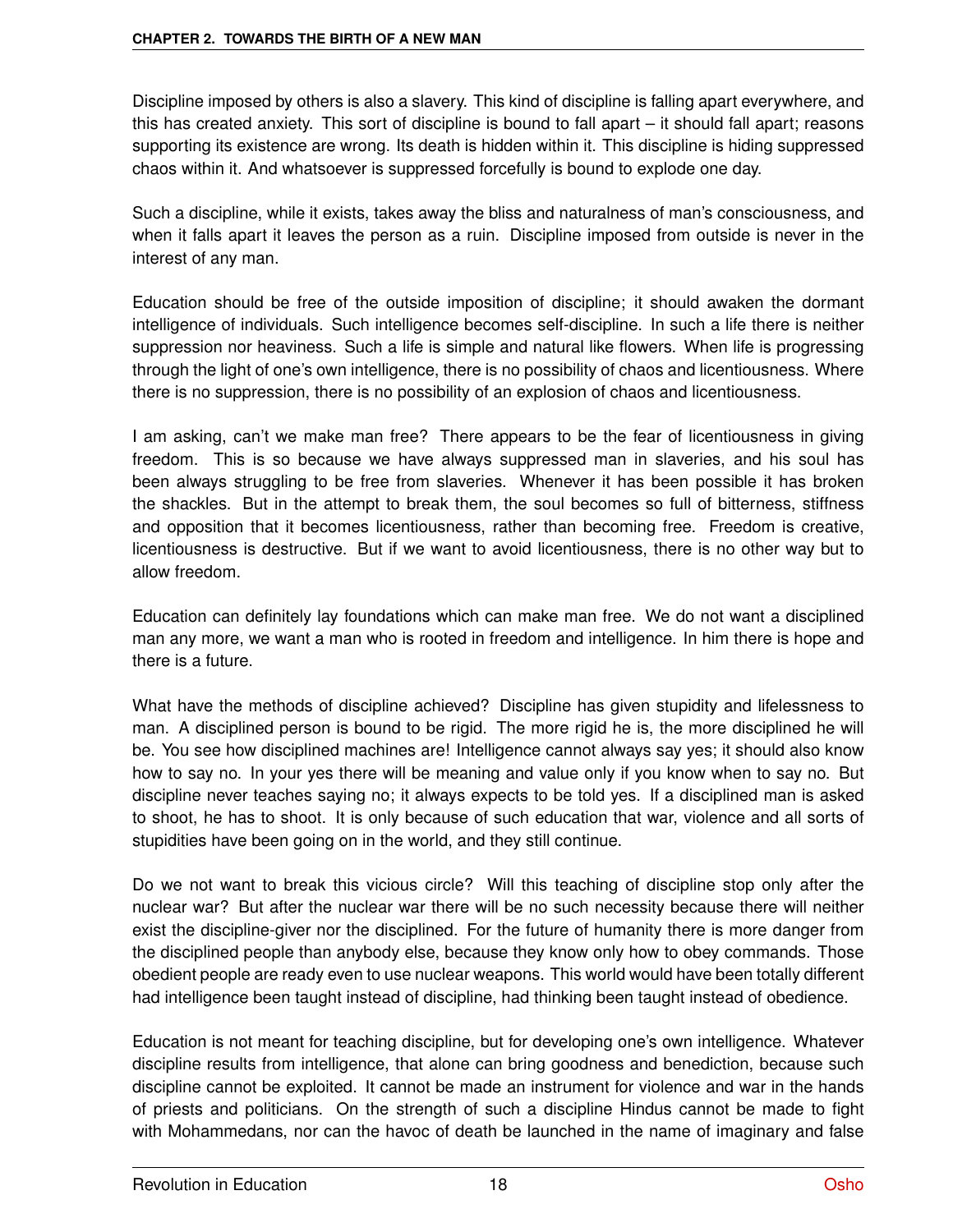Discipline imposed by others is also a slavery. This kind of discipline is falling apart everywhere, and this has created anxiety. This sort of discipline is bound to fall apart – it should fall apart; reasons supporting its existence are wrong. Its death is hidden within it. This discipline is hiding suppressed chaos within it. And whatsoever is suppressed forcefully is bound to explode one day.

Such a discipline, while it exists, takes away the bliss and naturalness of man's consciousness, and when it falls apart it leaves the person as a ruin. Discipline imposed from outside is never in the interest of any man.

Education should be free of the outside imposition of discipline; it should awaken the dormant intelligence of individuals. Such intelligence becomes self-discipline. In such a life there is neither suppression nor heaviness. Such a life is simple and natural like flowers. When life is progressing through the light of one's own intelligence, there is no possibility of chaos and licentiousness. Where there is no suppression, there is no possibility of an explosion of chaos and licentiousness.

I am asking, can't we make man free? There appears to be the fear of licentiousness in giving freedom. This is so because we have always suppressed man in slaveries, and his soul has been always struggling to be free from slaveries. Whenever it has been possible it has broken the shackles. But in the attempt to break them, the soul becomes so full of bitterness, stiffness and opposition that it becomes licentiousness, rather than becoming free. Freedom is creative, licentiousness is destructive. But if we want to avoid licentiousness, there is no other way but to allow freedom.

Education can definitely lay foundations which can make man free. We do not want a disciplined man any more, we want a man who is rooted in freedom and intelligence. In him there is hope and there is a future.

What have the methods of discipline achieved? Discipline has given stupidity and lifelessness to man. A disciplined person is bound to be rigid. The more rigid he is, the more disciplined he will be. You see how disciplined machines are! Intelligence cannot always say yes; it should also know how to say no. In your yes there will be meaning and value only if you know when to say no. But discipline never teaches saying no; it always expects to be told yes. If a disciplined man is asked to shoot, he has to shoot. It is only because of such education that war, violence and all sorts of stupidities have been going on in the world, and they still continue.

Do we not want to break this vicious circle? Will this teaching of discipline stop only after the nuclear war? But after the nuclear war there will be no such necessity because there will neither exist the discipline-giver nor the disciplined. For the future of humanity there is more danger from the disciplined people than anybody else, because they know only how to obey commands. Those obedient people are ready even to use nuclear weapons. This world would have been totally different had intelligence been taught instead of discipline, had thinking been taught instead of obedience.

Education is not meant for teaching discipline, but for developing one's own intelligence. Whatever discipline results from intelligence, that alone can bring goodness and benediction, because such discipline cannot be exploited. It cannot be made an instrument for violence and war in the hands of priests and politicians. On the strength of such a discipline Hindus cannot be made to fight with Mohammedans, nor can the havoc of death be launched in the name of imaginary and false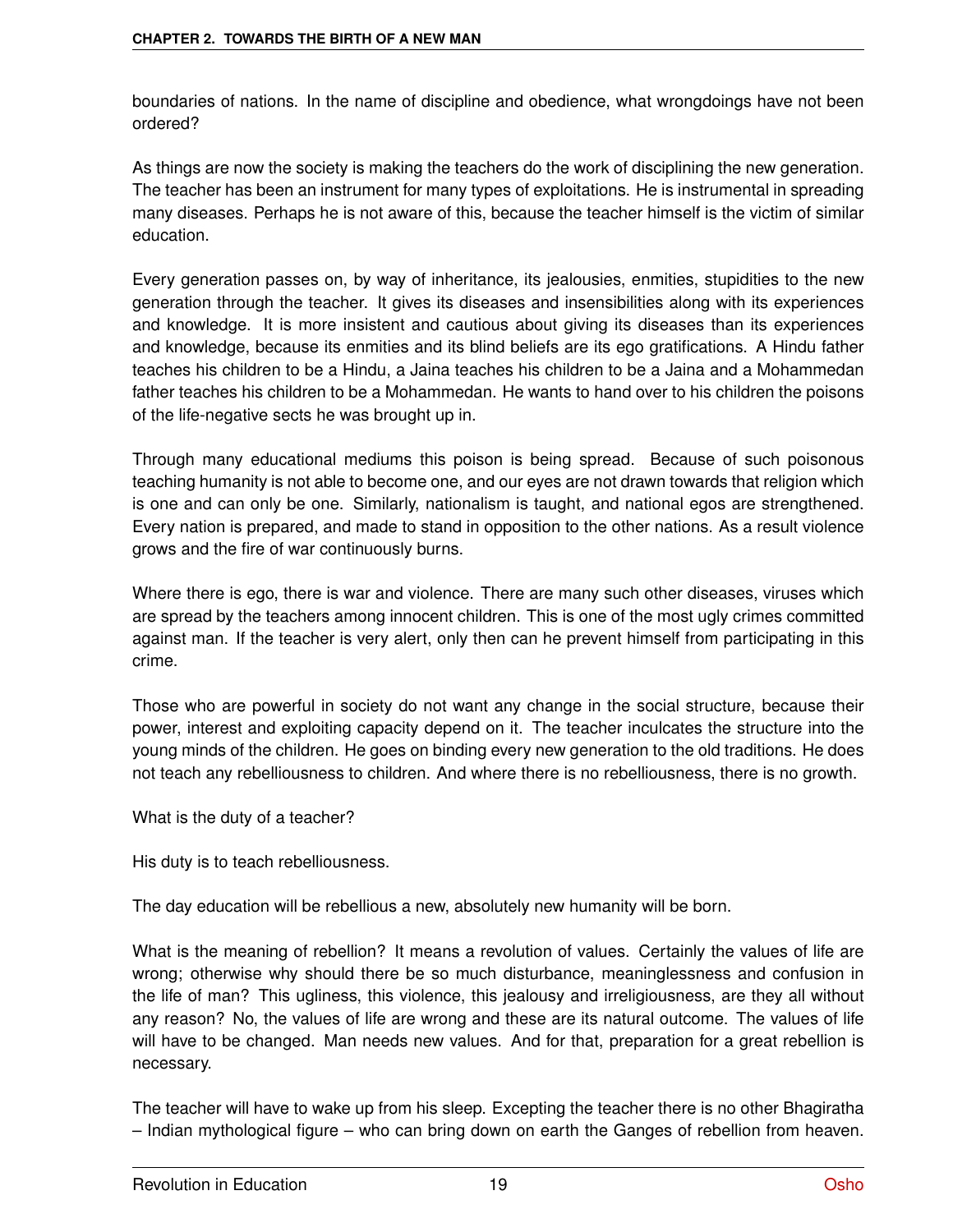boundaries of nations. In the name of discipline and obedience, what wrongdoings have not been ordered?

As things are now the society is making the teachers do the work of disciplining the new generation. The teacher has been an instrument for many types of exploitations. He is instrumental in spreading many diseases. Perhaps he is not aware of this, because the teacher himself is the victim of similar education.

Every generation passes on, by way of inheritance, its jealousies, enmities, stupidities to the new generation through the teacher. It gives its diseases and insensibilities along with its experiences and knowledge. It is more insistent and cautious about giving its diseases than its experiences and knowledge, because its enmities and its blind beliefs are its ego gratifications. A Hindu father teaches his children to be a Hindu, a Jaina teaches his children to be a Jaina and a Mohammedan father teaches his children to be a Mohammedan. He wants to hand over to his children the poisons of the life-negative sects he was brought up in.

Through many educational mediums this poison is being spread. Because of such poisonous teaching humanity is not able to become one, and our eyes are not drawn towards that religion which is one and can only be one. Similarly, nationalism is taught, and national egos are strengthened. Every nation is prepared, and made to stand in opposition to the other nations. As a result violence grows and the fire of war continuously burns.

Where there is ego, there is war and violence. There are many such other diseases, viruses which are spread by the teachers among innocent children. This is one of the most ugly crimes committed against man. If the teacher is very alert, only then can he prevent himself from participating in this crime.

Those who are powerful in society do not want any change in the social structure, because their power, interest and exploiting capacity depend on it. The teacher inculcates the structure into the young minds of the children. He goes on binding every new generation to the old traditions. He does not teach any rebelliousness to children. And where there is no rebelliousness, there is no growth.

What is the duty of a teacher?

His duty is to teach rebelliousness.

The day education will be rebellious a new, absolutely new humanity will be born.

What is the meaning of rebellion? It means a revolution of values. Certainly the values of life are wrong; otherwise why should there be so much disturbance, meaninglessness and confusion in the life of man? This ugliness, this violence, this jealousy and irreligiousness, are they all without any reason? No, the values of life are wrong and these are its natural outcome. The values of life will have to be changed. Man needs new values. And for that, preparation for a great rebellion is necessary.

The teacher will have to wake up from his sleep. Excepting the teacher there is no other Bhagiratha – Indian mythological figure – who can bring down on earth the Ganges of rebellion from heaven.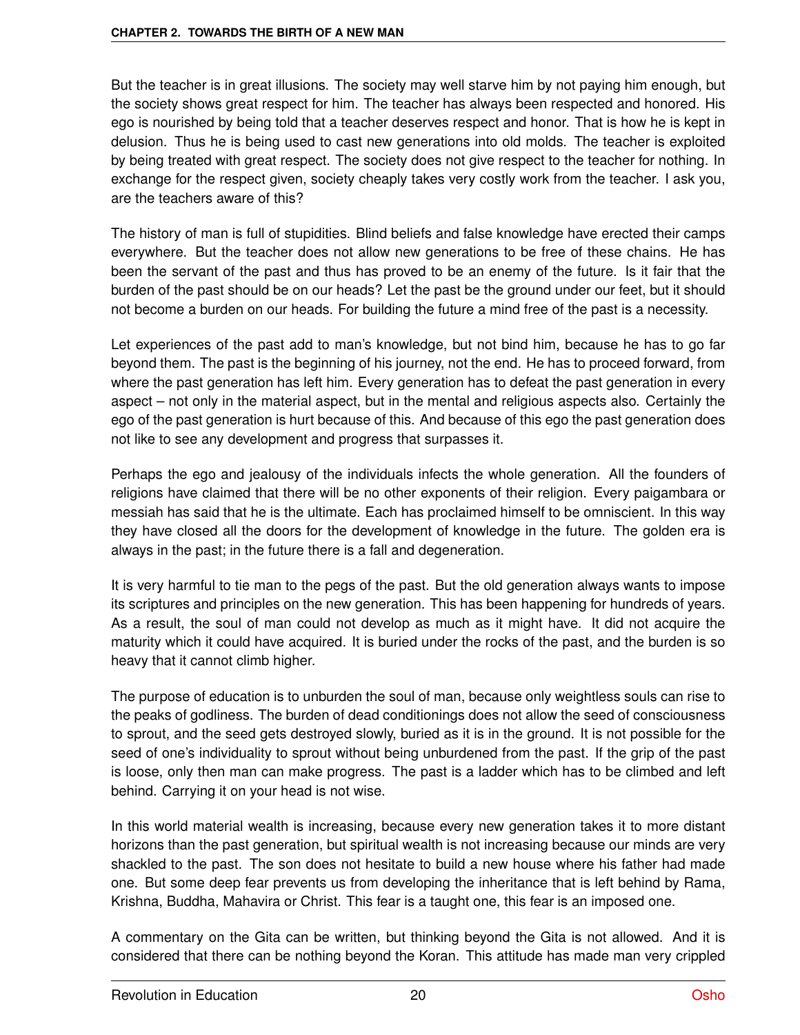But the teacher is in great illusions. The society may well starve him by not paying him enough, but the society shows great respect for him. The teacher has always been respected and honored. His ego is nourished by being told that a teacher deserves respect and honor. That is how he is kept in delusion. Thus he is being used to cast new generations into old molds. The teacher is exploited by being treated with great respect. The society does not give respect to the teacher for nothing. In exchange for the respect given, society cheaply takes very costly work from the teacher. I ask you, are the teachers aware of this?

The history of man is full of stupidities. Blind beliefs and false knowledge have erected their camps everywhere. But the teacher does not allow new generations to be free of these chains. He has been the servant of the past and thus has proved to be an enemy of the future. Is it fair that the burden of the past should be on our heads? Let the past be the ground under our feet, but it should not become a burden on our heads. For building the future a mind free of the past is a necessity.

Let experiences of the past add to man's knowledge, but not bind him, because he has to go far beyond them. The past is the beginning of his journey, not the end. He has to proceed forward, from where the past generation has left him. Every generation has to defeat the past generation in every aspect – not only in the material aspect, but in the mental and religious aspects also. Certainly the ego of the past generation is hurt because of this. And because of this ego the past generation does not like to see any development and progress that surpasses it.

Perhaps the ego and jealousy of the individuals infects the whole generation. All the founders of religions have claimed that there will be no other exponents of their religion. Every paigambara or messiah has said that he is the ultimate. Each has proclaimed himself to be omniscient. In this way they have closed all the doors for the development of knowledge in the future. The golden era is always in the past; in the future there is a fall and degeneration.

It is very harmful to tie man to the pegs of the past. But the old generation always wants to impose its scriptures and principles on the new generation. This has been happening for hundreds of years. As a result, the soul of man could not develop as much as it might have. It did not acquire the maturity which it could have acquired. It is buried under the rocks of the past, and the burden is so heavy that it cannot climb higher.

The purpose of education is to unburden the soul of man, because only weightless souls can rise to the peaks of godliness. The burden of dead conditionings does not allow the seed of consciousness to sprout, and the seed gets destroyed slowly, buried as it is in the ground. It is not possible for the seed of one's individuality to sprout without being unburdened from the past. If the grip of the past is loose, only then man can make progress. The past is a ladder which has to be climbed and left behind. Carrying it on your head is not wise.

In this world material wealth is increasing, because every new generation takes it to more distant horizons than the past generation, but spiritual wealth is not increasing because our minds are very shackled to the past. The son does not hesitate to build a new house where his father had made one. But some deep fear prevents us from developing the inheritance that is left behind by Rama, Krishna, Buddha, Mahavira or Christ. This fear is a taught one, this fear is an imposed one.

A commentary on the Gita can be written, but thinking beyond the Gita is not allowed. And it is considered that there can be nothing beyond the Koran. This attitude has made man very crippled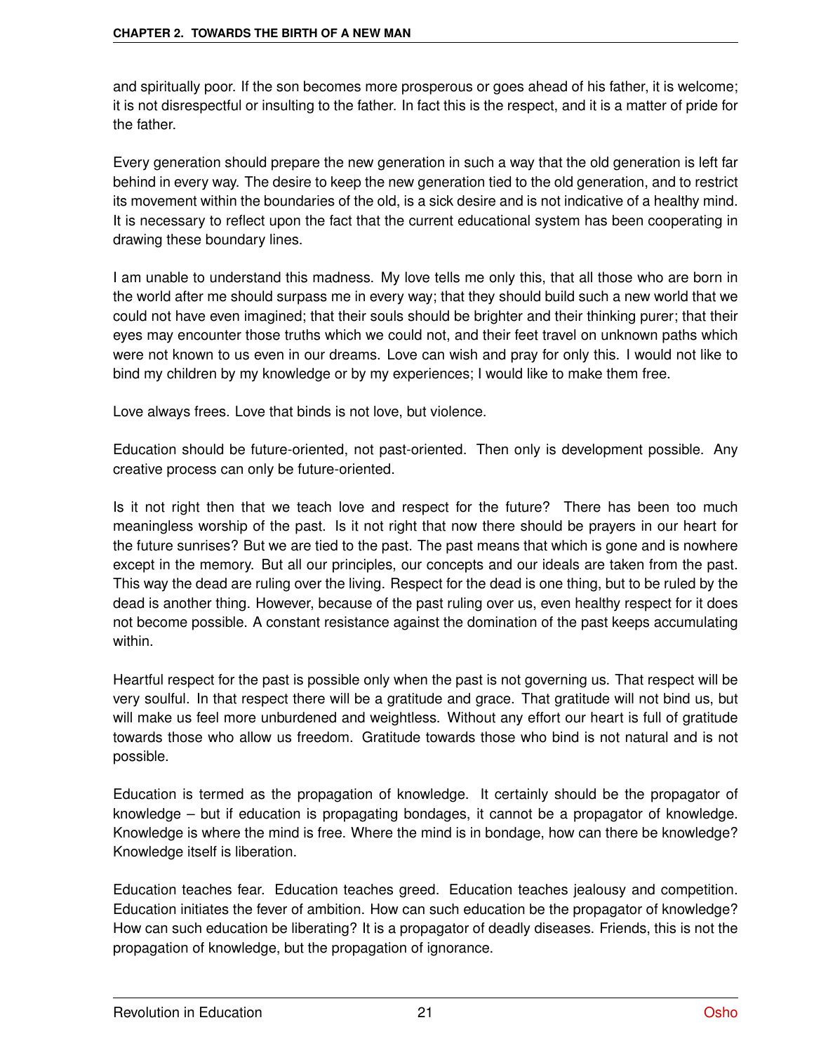and spiritually poor. If the son becomes more prosperous or goes ahead of his father, it is welcome; it is not disrespectful or insulting to the father. In fact this is the respect, and it is a matter of pride for the father.

Every generation should prepare the new generation in such a way that the old generation is left far behind in every way. The desire to keep the new generation tied to the old generation, and to restrict its movement within the boundaries of the old, is a sick desire and is not indicative of a healthy mind. It is necessary to reflect upon the fact that the current educational system has been cooperating in drawing these boundary lines.

I am unable to understand this madness. My love tells me only this, that all those who are born in the world after me should surpass me in every way; that they should build such a new world that we could not have even imagined; that their souls should be brighter and their thinking purer; that their eyes may encounter those truths which we could not, and their feet travel on unknown paths which were not known to us even in our dreams. Love can wish and pray for only this. I would not like to bind my children by my knowledge or by my experiences; I would like to make them free.

Love always frees. Love that binds is not love, but violence.

Education should be future-oriented, not past-oriented. Then only is development possible. Any creative process can only be future-oriented.

Is it not right then that we teach love and respect for the future? There has been too much meaningless worship of the past. Is it not right that now there should be prayers in our heart for the future sunrises? But we are tied to the past. The past means that which is gone and is nowhere except in the memory. But all our principles, our concepts and our ideals are taken from the past. This way the dead are ruling over the living. Respect for the dead is one thing, but to be ruled by the dead is another thing. However, because of the past ruling over us, even healthy respect for it does not become possible. A constant resistance against the domination of the past keeps accumulating within.

Heartful respect for the past is possible only when the past is not governing us. That respect will be very soulful. In that respect there will be a gratitude and grace. That gratitude will not bind us, but will make us feel more unburdened and weightless. Without any effort our heart is full of gratitude towards those who allow us freedom. Gratitude towards those who bind is not natural and is not possible.

Education is termed as the propagation of knowledge. It certainly should be the propagator of knowledge – but if education is propagating bondages, it cannot be a propagator of knowledge. Knowledge is where the mind is free. Where the mind is in bondage, how can there be knowledge? Knowledge itself is liberation.

Education teaches fear. Education teaches greed. Education teaches jealousy and competition. Education initiates the fever of ambition. How can such education be the propagator of knowledge? How can such education be liberating? It is a propagator of deadly diseases. Friends, this is not the propagation of knowledge, but the propagation of ignorance.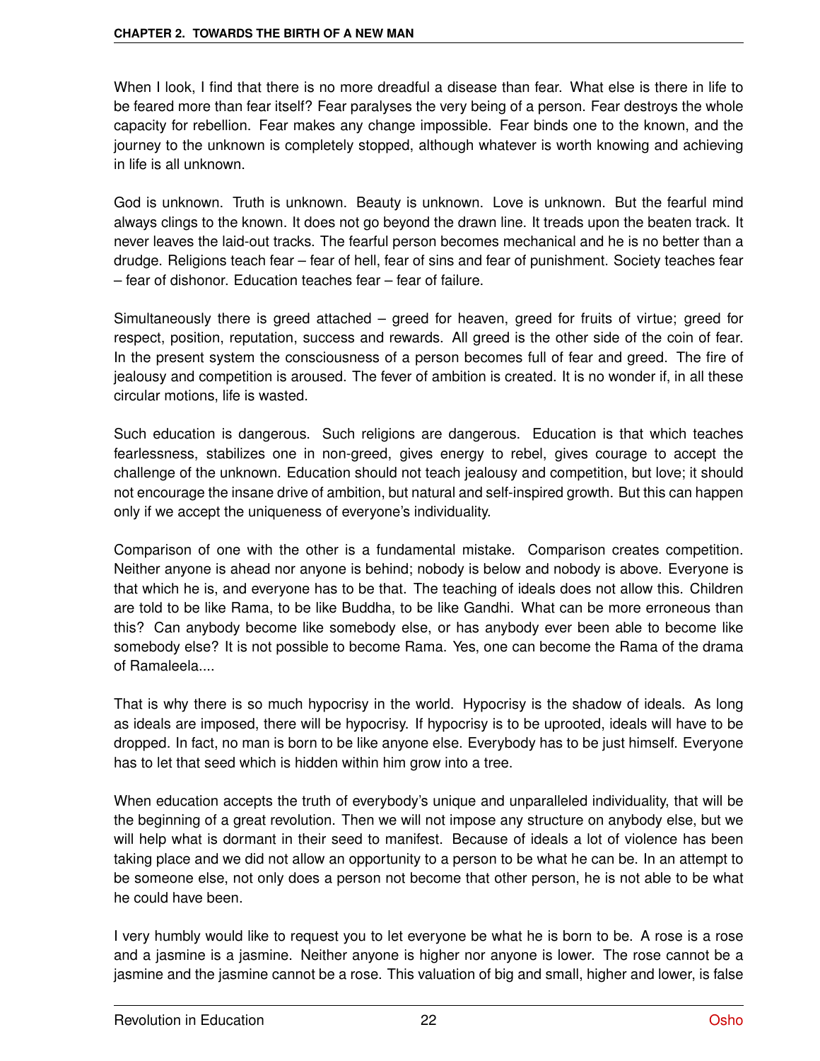When I look, I find that there is no more dreadful a disease than fear. What else is there in life to be feared more than fear itself? Fear paralyses the very being of a person. Fear destroys the whole capacity for rebellion. Fear makes any change impossible. Fear binds one to the known, and the journey to the unknown is completely stopped, although whatever is worth knowing and achieving in life is all unknown.

God is unknown. Truth is unknown. Beauty is unknown. Love is unknown. But the fearful mind always clings to the known. It does not go beyond the drawn line. It treads upon the beaten track. It never leaves the laid-out tracks. The fearful person becomes mechanical and he is no better than a drudge. Religions teach fear – fear of hell, fear of sins and fear of punishment. Society teaches fear – fear of dishonor. Education teaches fear – fear of failure.

Simultaneously there is greed attached – greed for heaven, greed for fruits of virtue; greed for respect, position, reputation, success and rewards. All greed is the other side of the coin of fear. In the present system the consciousness of a person becomes full of fear and greed. The fire of jealousy and competition is aroused. The fever of ambition is created. It is no wonder if, in all these circular motions, life is wasted.

Such education is dangerous. Such religions are dangerous. Education is that which teaches fearlessness, stabilizes one in non-greed, gives energy to rebel, gives courage to accept the challenge of the unknown. Education should not teach jealousy and competition, but love; it should not encourage the insane drive of ambition, but natural and self-inspired growth. But this can happen only if we accept the uniqueness of everyone's individuality.

Comparison of one with the other is a fundamental mistake. Comparison creates competition. Neither anyone is ahead nor anyone is behind; nobody is below and nobody is above. Everyone is that which he is, and everyone has to be that. The teaching of ideals does not allow this. Children are told to be like Rama, to be like Buddha, to be like Gandhi. What can be more erroneous than this? Can anybody become like somebody else, or has anybody ever been able to become like somebody else? It is not possible to become Rama. Yes, one can become the Rama of the drama of Ramaleela....

That is why there is so much hypocrisy in the world. Hypocrisy is the shadow of ideals. As long as ideals are imposed, there will be hypocrisy. If hypocrisy is to be uprooted, ideals will have to be dropped. In fact, no man is born to be like anyone else. Everybody has to be just himself. Everyone has to let that seed which is hidden within him grow into a tree.

When education accepts the truth of everybody's unique and unparalleled individuality, that will be the beginning of a great revolution. Then we will not impose any structure on anybody else, but we will help what is dormant in their seed to manifest. Because of ideals a lot of violence has been taking place and we did not allow an opportunity to a person to be what he can be. In an attempt to be someone else, not only does a person not become that other person, he is not able to be what he could have been.

I very humbly would like to request you to let everyone be what he is born to be. A rose is a rose and a jasmine is a jasmine. Neither anyone is higher nor anyone is lower. The rose cannot be a jasmine and the jasmine cannot be a rose. This valuation of big and small, higher and lower, is false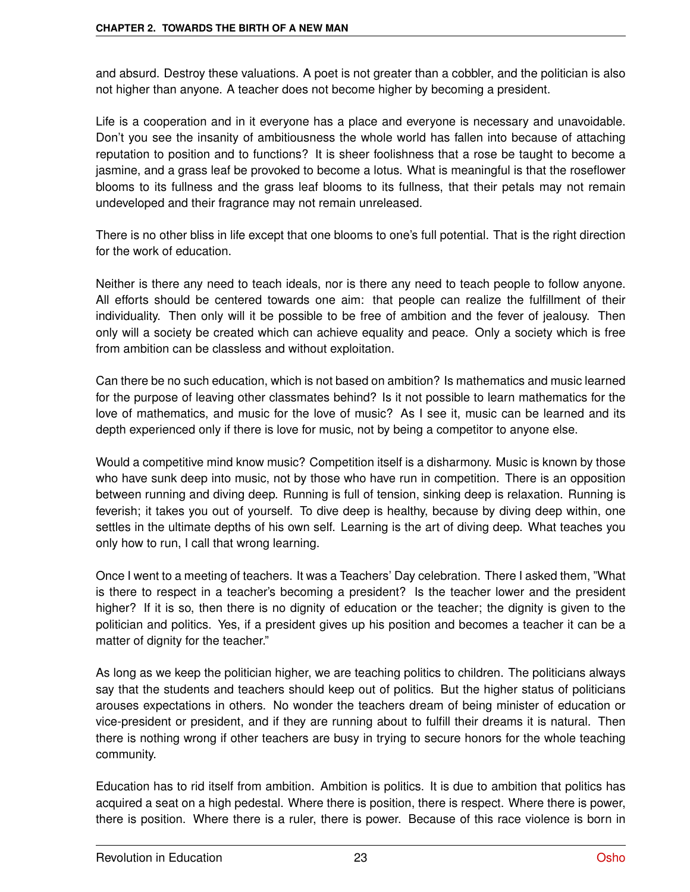and absurd. Destroy these valuations. A poet is not greater than a cobbler, and the politician is also not higher than anyone. A teacher does not become higher by becoming a president.

Life is a cooperation and in it everyone has a place and everyone is necessary and unavoidable. Don't you see the insanity of ambitiousness the whole world has fallen into because of attaching reputation to position and to functions? It is sheer foolishness that a rose be taught to become a jasmine, and a grass leaf be provoked to become a lotus. What is meaningful is that the roseflower blooms to its fullness and the grass leaf blooms to its fullness, that their petals may not remain undeveloped and their fragrance may not remain unreleased.

There is no other bliss in life except that one blooms to one's full potential. That is the right direction for the work of education.

Neither is there any need to teach ideals, nor is there any need to teach people to follow anyone. All efforts should be centered towards one aim: that people can realize the fulfillment of their individuality. Then only will it be possible to be free of ambition and the fever of jealousy. Then only will a society be created which can achieve equality and peace. Only a society which is free from ambition can be classless and without exploitation.

Can there be no such education, which is not based on ambition? Is mathematics and music learned for the purpose of leaving other classmates behind? Is it not possible to learn mathematics for the love of mathematics, and music for the love of music? As I see it, music can be learned and its depth experienced only if there is love for music, not by being a competitor to anyone else.

Would a competitive mind know music? Competition itself is a disharmony. Music is known by those who have sunk deep into music, not by those who have run in competition. There is an opposition between running and diving deep. Running is full of tension, sinking deep is relaxation. Running is feverish; it takes you out of yourself. To dive deep is healthy, because by diving deep within, one settles in the ultimate depths of his own self. Learning is the art of diving deep. What teaches you only how to run, I call that wrong learning.

Once I went to a meeting of teachers. It was a Teachers' Day celebration. There I asked them, "What is there to respect in a teacher's becoming a president? Is the teacher lower and the president higher? If it is so, then there is no dignity of education or the teacher; the dignity is given to the politician and politics. Yes, if a president gives up his position and becomes a teacher it can be a matter of dignity for the teacher."

As long as we keep the politician higher, we are teaching politics to children. The politicians always say that the students and teachers should keep out of politics. But the higher status of politicians arouses expectations in others. No wonder the teachers dream of being minister of education or vice-president or president, and if they are running about to fulfill their dreams it is natural. Then there is nothing wrong if other teachers are busy in trying to secure honors for the whole teaching community.

Education has to rid itself from ambition. Ambition is politics. It is due to ambition that politics has acquired a seat on a high pedestal. Where there is position, there is respect. Where there is power, there is position. Where there is a ruler, there is power. Because of this race violence is born in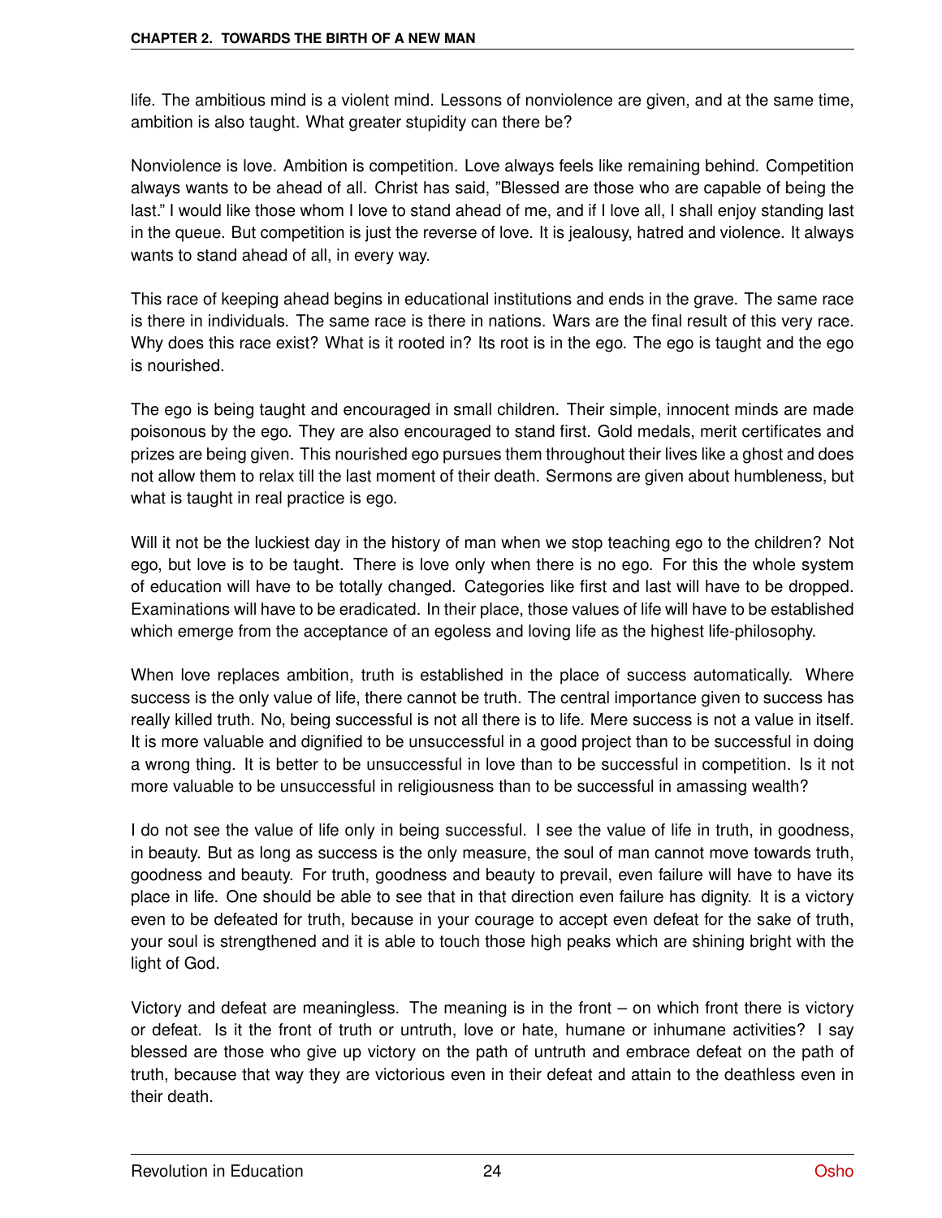life. The ambitious mind is a violent mind. Lessons of nonviolence are given, and at the same time, ambition is also taught. What greater stupidity can there be?

Nonviolence is love. Ambition is competition. Love always feels like remaining behind. Competition always wants to be ahead of all. Christ has said, "Blessed are those who are capable of being the last." I would like those whom I love to stand ahead of me, and if I love all, I shall enjoy standing last in the queue. But competition is just the reverse of love. It is jealousy, hatred and violence. It always wants to stand ahead of all, in every way.

This race of keeping ahead begins in educational institutions and ends in the grave. The same race is there in individuals. The same race is there in nations. Wars are the final result of this very race. Why does this race exist? What is it rooted in? Its root is in the ego. The ego is taught and the ego is nourished.

The ego is being taught and encouraged in small children. Their simple, innocent minds are made poisonous by the ego. They are also encouraged to stand first. Gold medals, merit certificates and prizes are being given. This nourished ego pursues them throughout their lives like a ghost and does not allow them to relax till the last moment of their death. Sermons are given about humbleness, but what is taught in real practice is ego.

Will it not be the luckiest day in the history of man when we stop teaching ego to the children? Not ego, but love is to be taught. There is love only when there is no ego. For this the whole system of education will have to be totally changed. Categories like first and last will have to be dropped. Examinations will have to be eradicated. In their place, those values of life will have to be established which emerge from the acceptance of an egoless and loving life as the highest life-philosophy.

When love replaces ambition, truth is established in the place of success automatically. Where success is the only value of life, there cannot be truth. The central importance given to success has really killed truth. No, being successful is not all there is to life. Mere success is not a value in itself. It is more valuable and dignified to be unsuccessful in a good project than to be successful in doing a wrong thing. It is better to be unsuccessful in love than to be successful in competition. Is it not more valuable to be unsuccessful in religiousness than to be successful in amassing wealth?

I do not see the value of life only in being successful. I see the value of life in truth, in goodness, in beauty. But as long as success is the only measure, the soul of man cannot move towards truth, goodness and beauty. For truth, goodness and beauty to prevail, even failure will have to have its place in life. One should be able to see that in that direction even failure has dignity. It is a victory even to be defeated for truth, because in your courage to accept even defeat for the sake of truth, your soul is strengthened and it is able to touch those high peaks which are shining bright with the light of God.

Victory and defeat are meaningless. The meaning is in the front – on which front there is victory or defeat. Is it the front of truth or untruth, love or hate, humane or inhumane activities? I say blessed are those who give up victory on the path of untruth and embrace defeat on the path of truth, because that way they are victorious even in their defeat and attain to the deathless even in their death.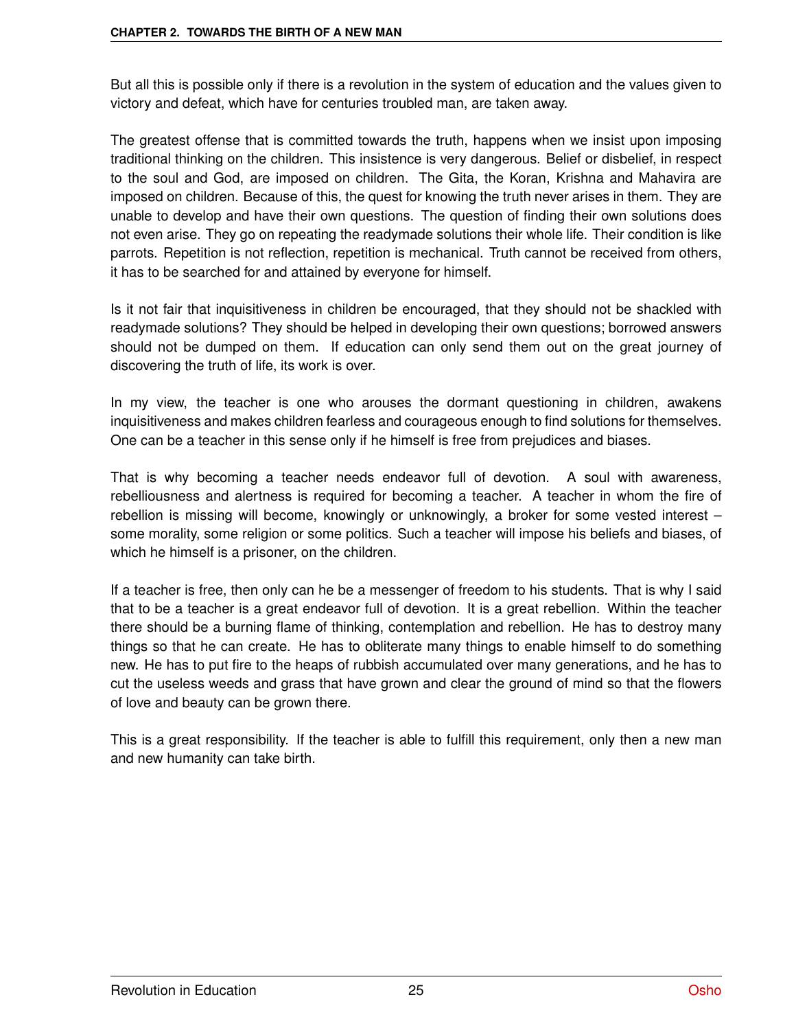But all this is possible only if there is a revolution in the system of education and the values given to victory and defeat, which have for centuries troubled man, are taken away.

The greatest offense that is committed towards the truth, happens when we insist upon imposing traditional thinking on the children. This insistence is very dangerous. Belief or disbelief, in respect to the soul and God, are imposed on children. The Gita, the Koran, Krishna and Mahavira are imposed on children. Because of this, the quest for knowing the truth never arises in them. They are unable to develop and have their own questions. The question of finding their own solutions does not even arise. They go on repeating the readymade solutions their whole life. Their condition is like parrots. Repetition is not reflection, repetition is mechanical. Truth cannot be received from others, it has to be searched for and attained by everyone for himself.

Is it not fair that inquisitiveness in children be encouraged, that they should not be shackled with readymade solutions? They should be helped in developing their own questions; borrowed answers should not be dumped on them. If education can only send them out on the great journey of discovering the truth of life, its work is over.

In my view, the teacher is one who arouses the dormant questioning in children, awakens inquisitiveness and makes children fearless and courageous enough to find solutions for themselves. One can be a teacher in this sense only if he himself is free from prejudices and biases.

That is why becoming a teacher needs endeavor full of devotion. A soul with awareness, rebelliousness and alertness is required for becoming a teacher. A teacher in whom the fire of rebellion is missing will become, knowingly or unknowingly, a broker for some vested interest – some morality, some religion or some politics. Such a teacher will impose his beliefs and biases, of which he himself is a prisoner, on the children.

If a teacher is free, then only can he be a messenger of freedom to his students. That is why I said that to be a teacher is a great endeavor full of devotion. It is a great rebellion. Within the teacher there should be a burning flame of thinking, contemplation and rebellion. He has to destroy many things so that he can create. He has to obliterate many things to enable himself to do something new. He has to put fire to the heaps of rubbish accumulated over many generations, and he has to cut the useless weeds and grass that have grown and clear the ground of mind so that the flowers of love and beauty can be grown there.

This is a great responsibility. If the teacher is able to fulfill this requirement, only then a new man and new humanity can take birth.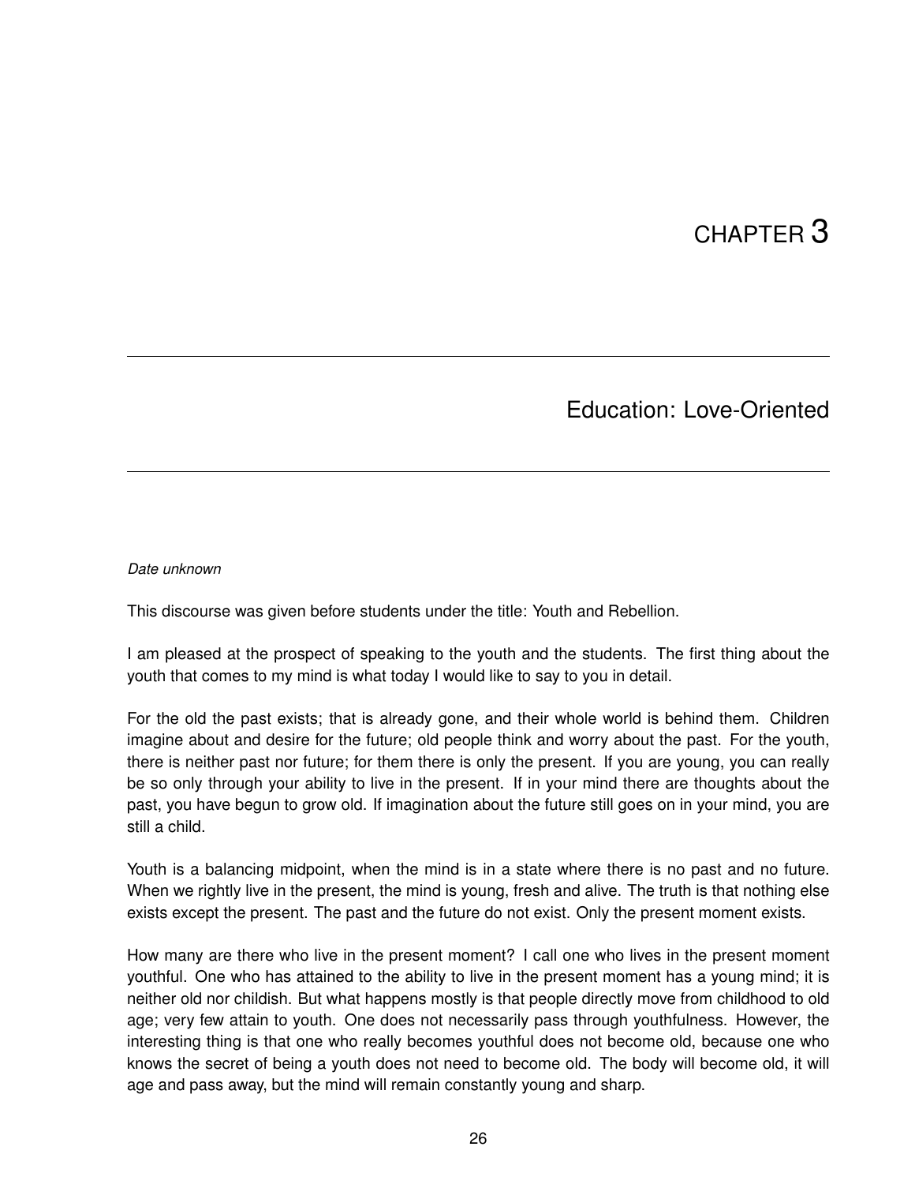# CHAPTER 3

## Education: Love-Oriented

*Date unknown*

This discourse was given before students under the title: Youth and Rebellion.

I am pleased at the prospect of speaking to the youth and the students. The first thing about the youth that comes to my mind is what today I would like to say to you in detail.

For the old the past exists; that is already gone, and their whole world is behind them. Children imagine about and desire for the future; old people think and worry about the past. For the youth, there is neither past nor future; for them there is only the present. If you are young, you can really be so only through your ability to live in the present. If in your mind there are thoughts about the past, you have begun to grow old. If imagination about the future still goes on in your mind, you are still a child.

Youth is a balancing midpoint, when the mind is in a state where there is no past and no future. When we rightly live in the present, the mind is young, fresh and alive. The truth is that nothing else exists except the present. The past and the future do not exist. Only the present moment exists.

How many are there who live in the present moment? I call one who lives in the present moment youthful. One who has attained to the ability to live in the present moment has a young mind; it is neither old nor childish. But what happens mostly is that people directly move from childhood to old age; very few attain to youth. One does not necessarily pass through youthfulness. However, the interesting thing is that one who really becomes youthful does not become old, because one who knows the secret of being a youth does not need to become old. The body will become old, it will age and pass away, but the mind will remain constantly young and sharp.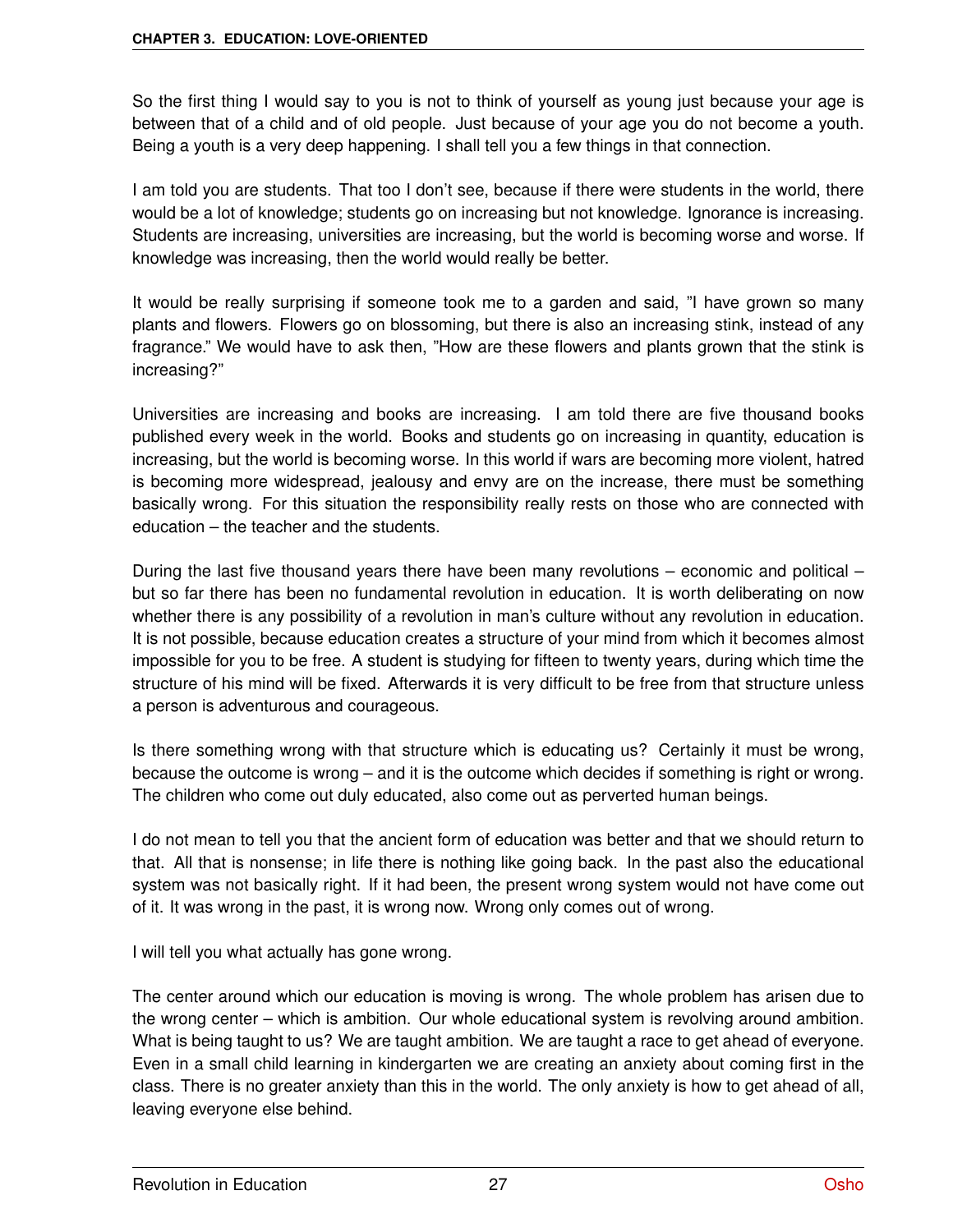So the first thing I would say to you is not to think of yourself as young just because your age is between that of a child and of old people. Just because of your age you do not become a youth. Being a youth is a very deep happening. I shall tell you a few things in that connection.

I am told you are students. That too I don't see, because if there were students in the world, there would be a lot of knowledge; students go on increasing but not knowledge. Ignorance is increasing. Students are increasing, universities are increasing, but the world is becoming worse and worse. If knowledge was increasing, then the world would really be better.

It would be really surprising if someone took me to a garden and said, "I have grown so many plants and flowers. Flowers go on blossoming, but there is also an increasing stink, instead of any fragrance." We would have to ask then, "How are these flowers and plants grown that the stink is increasing?"

Universities are increasing and books are increasing. I am told there are five thousand books published every week in the world. Books and students go on increasing in quantity, education is increasing, but the world is becoming worse. In this world if wars are becoming more violent, hatred is becoming more widespread, jealousy and envy are on the increase, there must be something basically wrong. For this situation the responsibility really rests on those who are connected with education – the teacher and the students.

During the last five thousand years there have been many revolutions – economic and political – but so far there has been no fundamental revolution in education. It is worth deliberating on now whether there is any possibility of a revolution in man's culture without any revolution in education. It is not possible, because education creates a structure of your mind from which it becomes almost impossible for you to be free. A student is studying for fifteen to twenty years, during which time the structure of his mind will be fixed. Afterwards it is very difficult to be free from that structure unless a person is adventurous and courageous.

Is there something wrong with that structure which is educating us? Certainly it must be wrong, because the outcome is wrong – and it is the outcome which decides if something is right or wrong. The children who come out duly educated, also come out as perverted human beings.

I do not mean to tell you that the ancient form of education was better and that we should return to that. All that is nonsense; in life there is nothing like going back. In the past also the educational system was not basically right. If it had been, the present wrong system would not have come out of it. It was wrong in the past, it is wrong now. Wrong only comes out of wrong.

I will tell you what actually has gone wrong.

The center around which our education is moving is wrong. The whole problem has arisen due to the wrong center – which is ambition. Our whole educational system is revolving around ambition. What is being taught to us? We are taught ambition. We are taught a race to get ahead of everyone. Even in a small child learning in kindergarten we are creating an anxiety about coming first in the class. There is no greater anxiety than this in the world. The only anxiety is how to get ahead of all, leaving everyone else behind.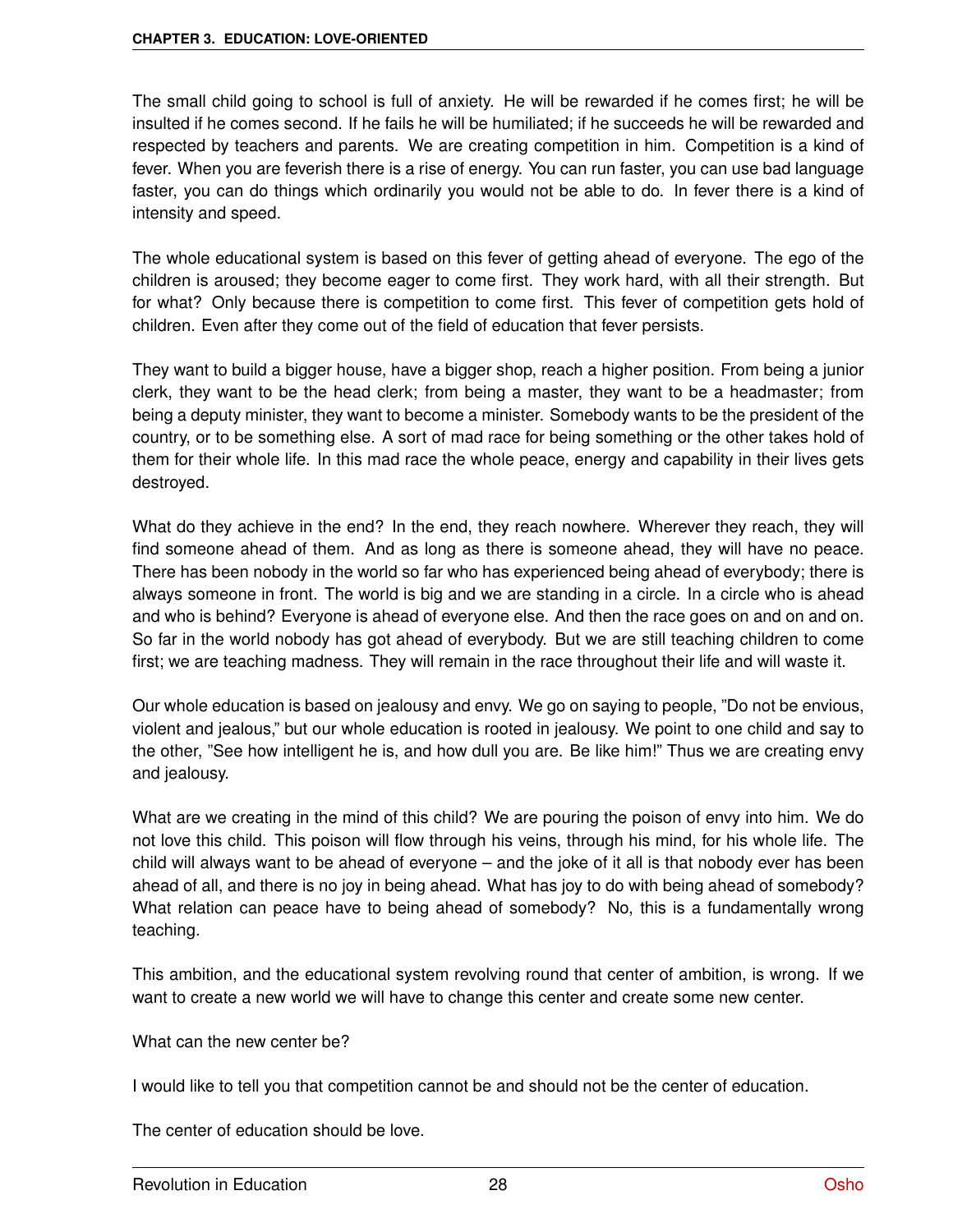The small child going to school is full of anxiety. He will be rewarded if he comes first; he will be insulted if he comes second. If he fails he will be humiliated; if he succeeds he will be rewarded and respected by teachers and parents. We are creating competition in him. Competition is a kind of fever. When you are feverish there is a rise of energy. You can run faster, you can use bad language faster, you can do things which ordinarily you would not be able to do. In fever there is a kind of intensity and speed.

The whole educational system is based on this fever of getting ahead of everyone. The ego of the children is aroused; they become eager to come first. They work hard, with all their strength. But for what? Only because there is competition to come first. This fever of competition gets hold of children. Even after they come out of the field of education that fever persists.

They want to build a bigger house, have a bigger shop, reach a higher position. From being a junior clerk, they want to be the head clerk; from being a master, they want to be a headmaster; from being a deputy minister, they want to become a minister. Somebody wants to be the president of the country, or to be something else. A sort of mad race for being something or the other takes hold of them for their whole life. In this mad race the whole peace, energy and capability in their lives gets destroyed.

What do they achieve in the end? In the end, they reach nowhere. Wherever they reach, they will find someone ahead of them. And as long as there is someone ahead, they will have no peace. There has been nobody in the world so far who has experienced being ahead of everybody; there is always someone in front. The world is big and we are standing in a circle. In a circle who is ahead and who is behind? Everyone is ahead of everyone else. And then the race goes on and on and on. So far in the world nobody has got ahead of everybody. But we are still teaching children to come first; we are teaching madness. They will remain in the race throughout their life and will waste it.

Our whole education is based on jealousy and envy. We go on saying to people, "Do not be envious, violent and jealous," but our whole education is rooted in jealousy. We point to one child and say to the other, "See how intelligent he is, and how dull you are. Be like him!" Thus we are creating envy and jealousy.

What are we creating in the mind of this child? We are pouring the poison of envy into him. We do not love this child. This poison will flow through his veins, through his mind, for his whole life. The child will always want to be ahead of everyone – and the joke of it all is that nobody ever has been ahead of all, and there is no joy in being ahead. What has joy to do with being ahead of somebody? What relation can peace have to being ahead of somebody? No, this is a fundamentally wrong teaching.

This ambition, and the educational system revolving round that center of ambition, is wrong. If we want to create a new world we will have to change this center and create some new center.

What can the new center be?

I would like to tell you that competition cannot be and should not be the center of education.

The center of education should be love.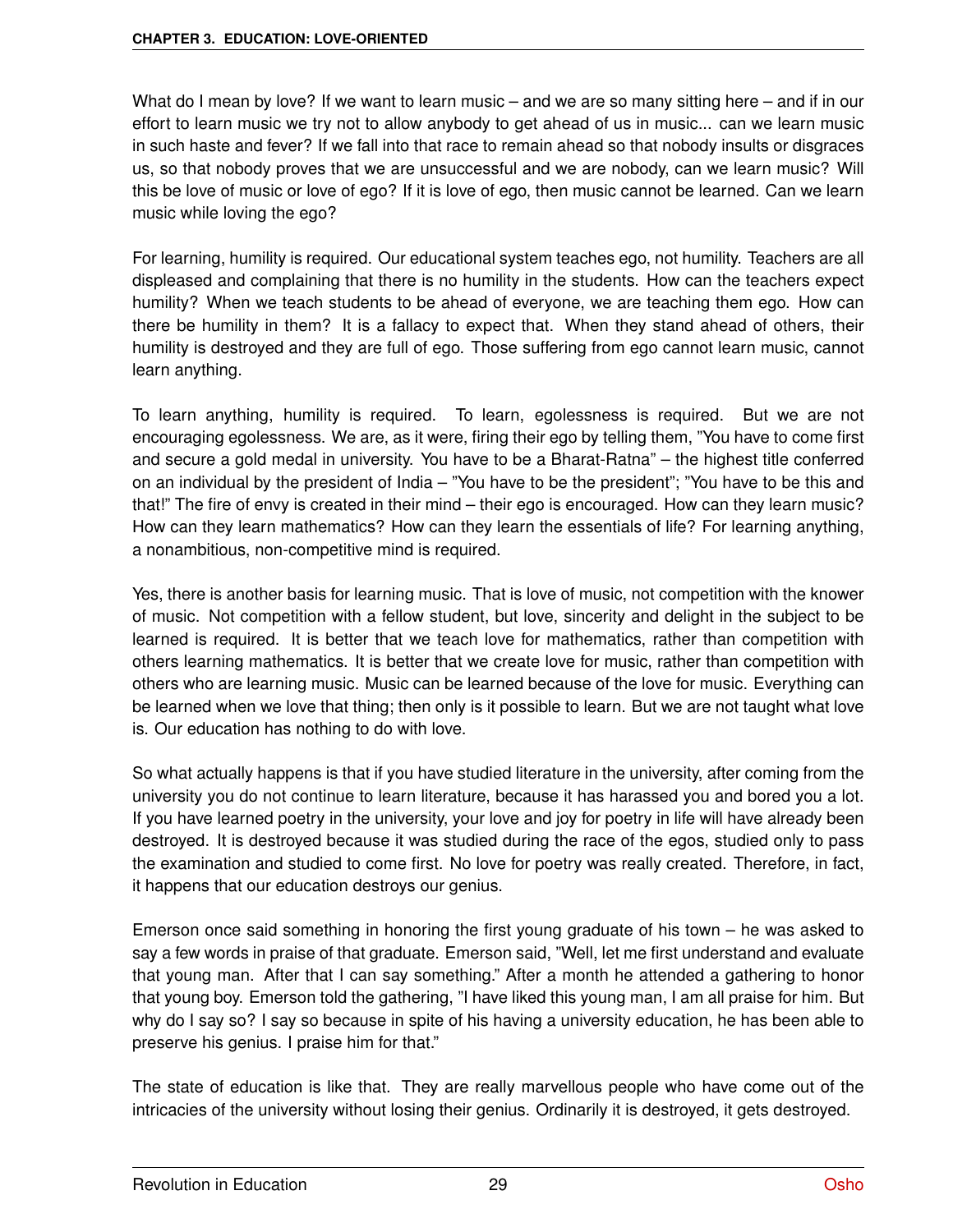What do I mean by love? If we want to learn music – and we are so many sitting here – and if in our effort to learn music we try not to allow anybody to get ahead of us in music... can we learn music in such haste and fever? If we fall into that race to remain ahead so that nobody insults or disgraces us, so that nobody proves that we are unsuccessful and we are nobody, can we learn music? Will this be love of music or love of ego? If it is love of ego, then music cannot be learned. Can we learn music while loving the ego?

For learning, humility is required. Our educational system teaches ego, not humility. Teachers are all displeased and complaining that there is no humility in the students. How can the teachers expect humility? When we teach students to be ahead of everyone, we are teaching them ego. How can there be humility in them? It is a fallacy to expect that. When they stand ahead of others, their humility is destroyed and they are full of ego. Those suffering from ego cannot learn music, cannot learn anything.

To learn anything, humility is required. To learn, egolessness is required. But we are not encouraging egolessness. We are, as it were, firing their ego by telling them, "You have to come first and secure a gold medal in university. You have to be a Bharat-Ratna" – the highest title conferred on an individual by the president of India – "You have to be the president"; "You have to be this and that!" The fire of envy is created in their mind – their ego is encouraged. How can they learn music? How can they learn mathematics? How can they learn the essentials of life? For learning anything, a nonambitious, non-competitive mind is required.

Yes, there is another basis for learning music. That is love of music, not competition with the knower of music. Not competition with a fellow student, but love, sincerity and delight in the subject to be learned is required. It is better that we teach love for mathematics, rather than competition with others learning mathematics. It is better that we create love for music, rather than competition with others who are learning music. Music can be learned because of the love for music. Everything can be learned when we love that thing; then only is it possible to learn. But we are not taught what love is. Our education has nothing to do with love.

So what actually happens is that if you have studied literature in the university, after coming from the university you do not continue to learn literature, because it has harassed you and bored you a lot. If you have learned poetry in the university, your love and joy for poetry in life will have already been destroyed. It is destroyed because it was studied during the race of the egos, studied only to pass the examination and studied to come first. No love for poetry was really created. Therefore, in fact, it happens that our education destroys our genius.

Emerson once said something in honoring the first young graduate of his town – he was asked to say a few words in praise of that graduate. Emerson said, "Well, let me first understand and evaluate that young man. After that I can say something." After a month he attended a gathering to honor that young boy. Emerson told the gathering, "I have liked this young man, I am all praise for him. But why do I say so? I say so because in spite of his having a university education, he has been able to preserve his genius. I praise him for that."

The state of education is like that. They are really marvellous people who have come out of the intricacies of the university without losing their genius. Ordinarily it is destroyed, it gets destroyed.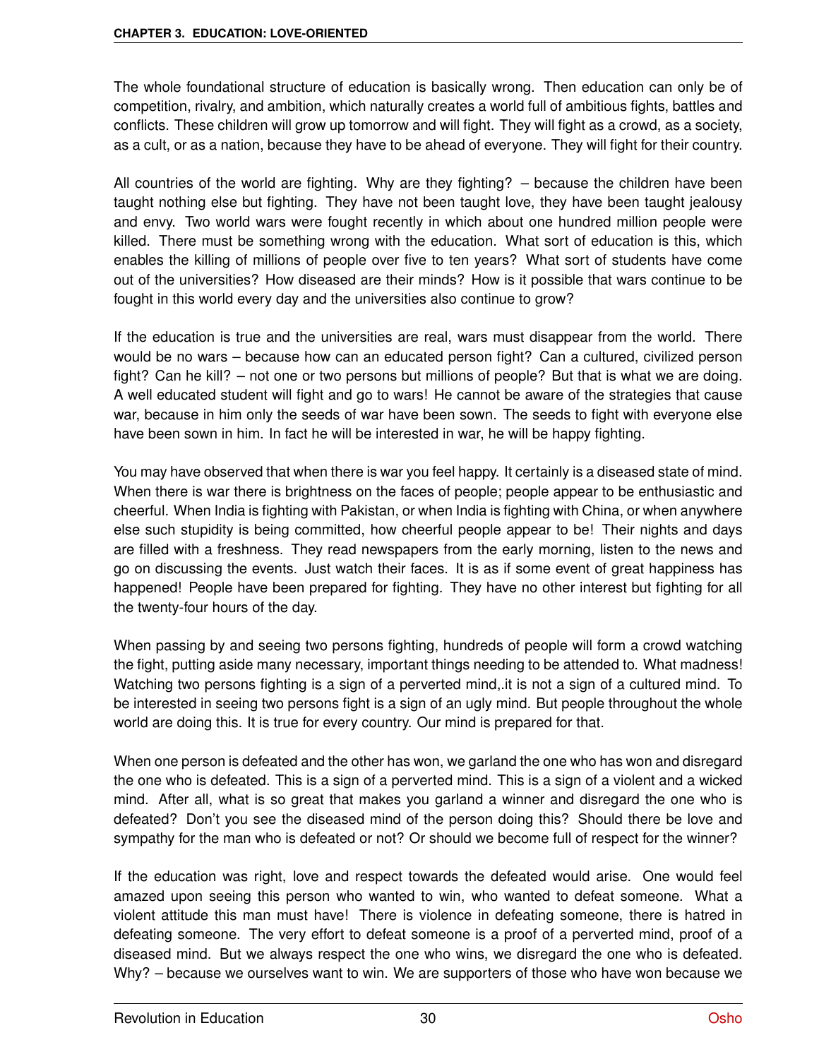The whole foundational structure of education is basically wrong. Then education can only be of competition, rivalry, and ambition, which naturally creates a world full of ambitious fights, battles and conflicts. These children will grow up tomorrow and will fight. They will fight as a crowd, as a society, as a cult, or as a nation, because they have to be ahead of everyone. They will fight for their country.

All countries of the world are fighting. Why are they fighting? – because the children have been taught nothing else but fighting. They have not been taught love, they have been taught jealousy and envy. Two world wars were fought recently in which about one hundred million people were killed. There must be something wrong with the education. What sort of education is this, which enables the killing of millions of people over five to ten years? What sort of students have come out of the universities? How diseased are their minds? How is it possible that wars continue to be fought in this world every day and the universities also continue to grow?

If the education is true and the universities are real, wars must disappear from the world. There would be no wars – because how can an educated person fight? Can a cultured, civilized person fight? Can he kill? – not one or two persons but millions of people? But that is what we are doing. A well educated student will fight and go to wars! He cannot be aware of the strategies that cause war, because in him only the seeds of war have been sown. The seeds to fight with everyone else have been sown in him. In fact he will be interested in war, he will be happy fighting.

You may have observed that when there is war you feel happy. It certainly is a diseased state of mind. When there is war there is brightness on the faces of people; people appear to be enthusiastic and cheerful. When India is fighting with Pakistan, or when India is fighting with China, or when anywhere else such stupidity is being committed, how cheerful people appear to be! Their nights and days are filled with a freshness. They read newspapers from the early morning, listen to the news and go on discussing the events. Just watch their faces. It is as if some event of great happiness has happened! People have been prepared for fighting. They have no other interest but fighting for all the twenty-four hours of the day.

When passing by and seeing two persons fighting, hundreds of people will form a crowd watching the fight, putting aside many necessary, important things needing to be attended to. What madness! Watching two persons fighting is a sign of a perverted mind,.it is not a sign of a cultured mind. To be interested in seeing two persons fight is a sign of an ugly mind. But people throughout the whole world are doing this. It is true for every country. Our mind is prepared for that.

When one person is defeated and the other has won, we garland the one who has won and disregard the one who is defeated. This is a sign of a perverted mind. This is a sign of a violent and a wicked mind. After all, what is so great that makes you garland a winner and disregard the one who is defeated? Don't you see the diseased mind of the person doing this? Should there be love and sympathy for the man who is defeated or not? Or should we become full of respect for the winner?

If the education was right, love and respect towards the defeated would arise. One would feel amazed upon seeing this person who wanted to win, who wanted to defeat someone. What a violent attitude this man must have! There is violence in defeating someone, there is hatred in defeating someone. The very effort to defeat someone is a proof of a perverted mind, proof of a diseased mind. But we always respect the one who wins, we disregard the one who is defeated. Why? – because we ourselves want to win. We are supporters of those who have won because we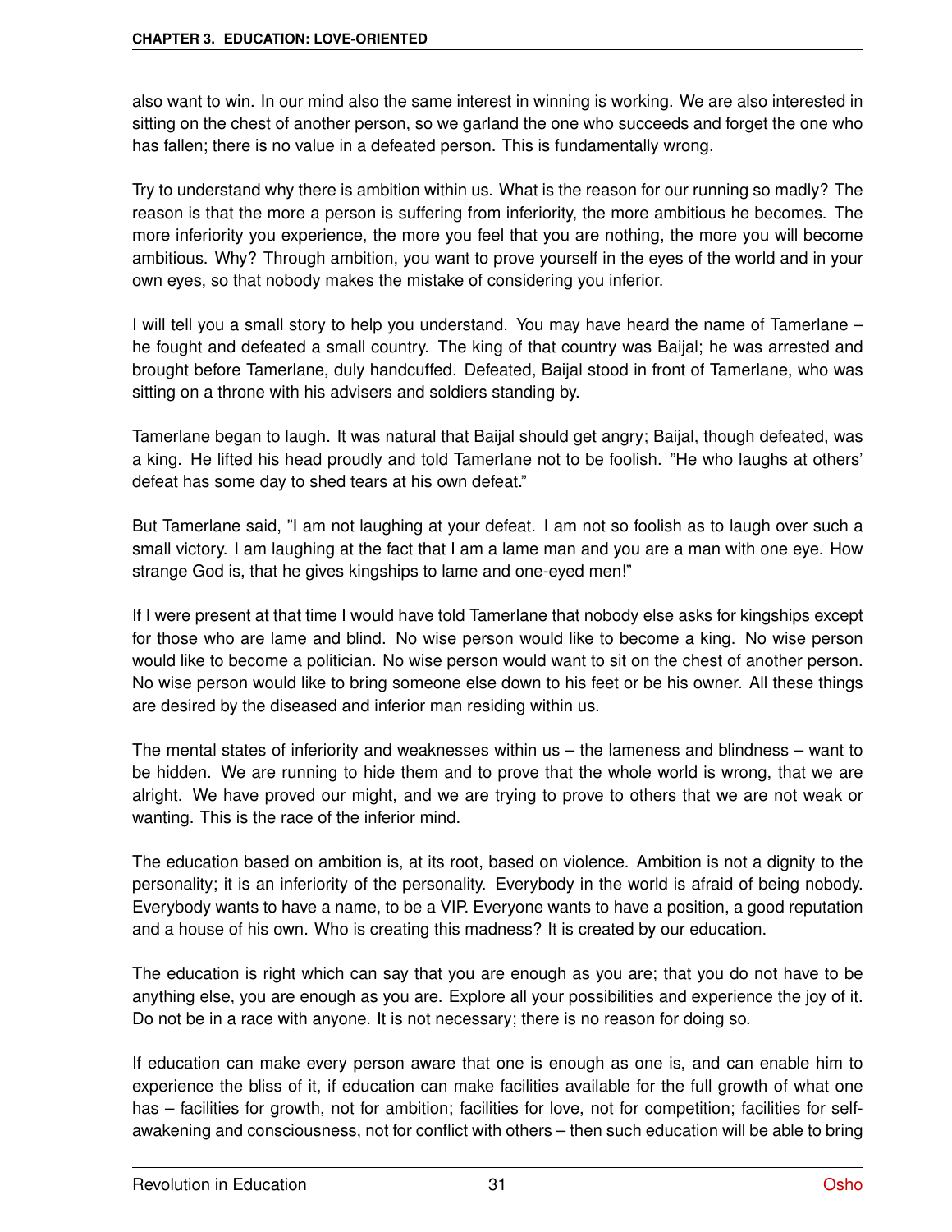also want to win. In our mind also the same interest in winning is working. We are also interested in sitting on the chest of another person, so we garland the one who succeeds and forget the one who has fallen; there is no value in a defeated person. This is fundamentally wrong.

Try to understand why there is ambition within us. What is the reason for our running so madly? The reason is that the more a person is suffering from inferiority, the more ambitious he becomes. The more inferiority you experience, the more you feel that you are nothing, the more you will become ambitious. Why? Through ambition, you want to prove yourself in the eyes of the world and in your own eyes, so that nobody makes the mistake of considering you inferior.

I will tell you a small story to help you understand. You may have heard the name of Tamerlane – he fought and defeated a small country. The king of that country was Baijal; he was arrested and brought before Tamerlane, duly handcuffed. Defeated, Baijal stood in front of Tamerlane, who was sitting on a throne with his advisers and soldiers standing by.

Tamerlane began to laugh. It was natural that Baijal should get angry; Baijal, though defeated, was a king. He lifted his head proudly and told Tamerlane not to be foolish. "He who laughs at others' defeat has some day to shed tears at his own defeat."

But Tamerlane said, "I am not laughing at your defeat. I am not so foolish as to laugh over such a small victory. I am laughing at the fact that I am a lame man and you are a man with one eye. How strange God is, that he gives kingships to lame and one-eyed men!"

If I were present at that time I would have told Tamerlane that nobody else asks for kingships except for those who are lame and blind. No wise person would like to become a king. No wise person would like to become a politician. No wise person would want to sit on the chest of another person. No wise person would like to bring someone else down to his feet or be his owner. All these things are desired by the diseased and inferior man residing within us.

The mental states of inferiority and weaknesses within us – the lameness and blindness – want to be hidden. We are running to hide them and to prove that the whole world is wrong, that we are alright. We have proved our might, and we are trying to prove to others that we are not weak or wanting. This is the race of the inferior mind.

The education based on ambition is, at its root, based on violence. Ambition is not a dignity to the personality; it is an inferiority of the personality. Everybody in the world is afraid of being nobody. Everybody wants to have a name, to be a VIP. Everyone wants to have a position, a good reputation and a house of his own. Who is creating this madness? It is created by our education.

The education is right which can say that you are enough as you are; that you do not have to be anything else, you are enough as you are. Explore all your possibilities and experience the joy of it. Do not be in a race with anyone. It is not necessary; there is no reason for doing so.

If education can make every person aware that one is enough as one is, and can enable him to experience the bliss of it, if education can make facilities available for the full growth of what one has – facilities for growth, not for ambition; facilities for love, not for competition; facilities for self-awakening and consciousness, not for conflict with others – then such education will be able to bring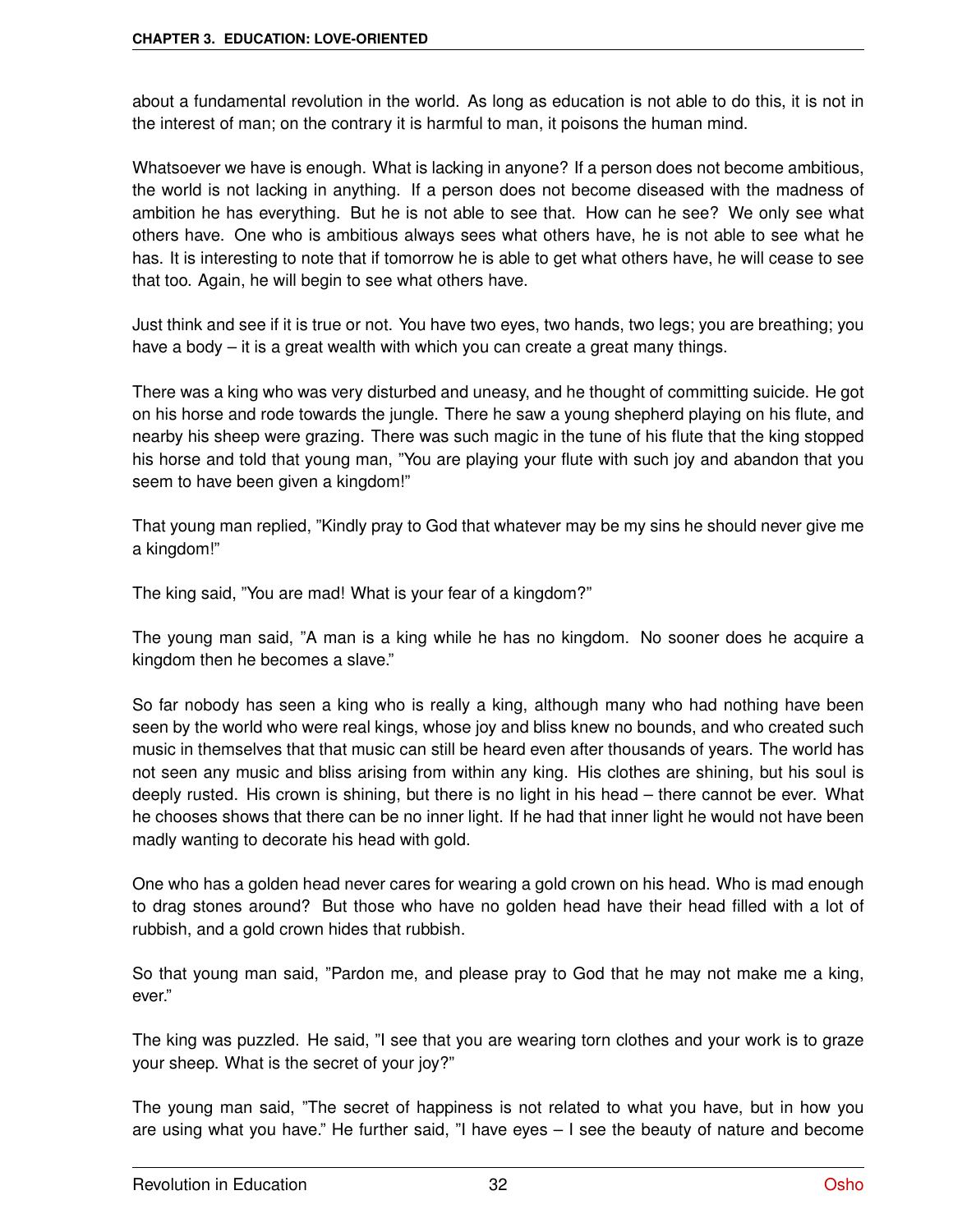about a fundamental revolution in the world. As long as education is not able to do this, it is not in the interest of man; on the contrary it is harmful to man, it poisons the human mind.

Whatsoever we have is enough. What is lacking in anyone? If a person does not become ambitious, the world is not lacking in anything. If a person does not become diseased with the madness of ambition he has everything. But he is not able to see that. How can he see? We only see what others have. One who is ambitious always sees what others have, he is not able to see what he has. It is interesting to note that if tomorrow he is able to get what others have, he will cease to see that too. Again, he will begin to see what others have.

Just think and see if it is true or not. You have two eyes, two hands, two legs; you are breathing; you have a body – it is a great wealth with which you can create a great many things.

There was a king who was very disturbed and uneasy, and he thought of committing suicide. He got on his horse and rode towards the jungle. There he saw a young shepherd playing on his flute, and nearby his sheep were grazing. There was such magic in the tune of his flute that the king stopped his horse and told that young man, "You are playing your flute with such joy and abandon that you seem to have been given a kingdom!"

That young man replied, "Kindly pray to God that whatever may be my sins he should never give me a kingdom!"

The king said, "You are mad! What is your fear of a kingdom?"

The young man said, "A man is a king while he has no kingdom. No sooner does he acquire a kingdom then he becomes a slave."

So far nobody has seen a king who is really a king, although many who had nothing have been seen by the world who were real kings, whose joy and bliss knew no bounds, and who created such music in themselves that that music can still be heard even after thousands of years. The world has not seen any music and bliss arising from within any king. His clothes are shining, but his soul is deeply rusted. His crown is shining, but there is no light in his head – there cannot be ever. What he chooses shows that there can be no inner light. If he had that inner light he would not have been madly wanting to decorate his head with gold.

One who has a golden head never cares for wearing a gold crown on his head. Who is mad enough to drag stones around? But those who have no golden head have their head filled with a lot of rubbish, and a gold crown hides that rubbish.

So that young man said, "Pardon me, and please pray to God that he may not make me a king, ever."

The king was puzzled. He said, "I see that you are wearing torn clothes and your work is to graze your sheep. What is the secret of your joy?"

The young man said, "The secret of happiness is not related to what you have, but in how you are using what you have." He further said, "I have eyes – I see the beauty of nature and become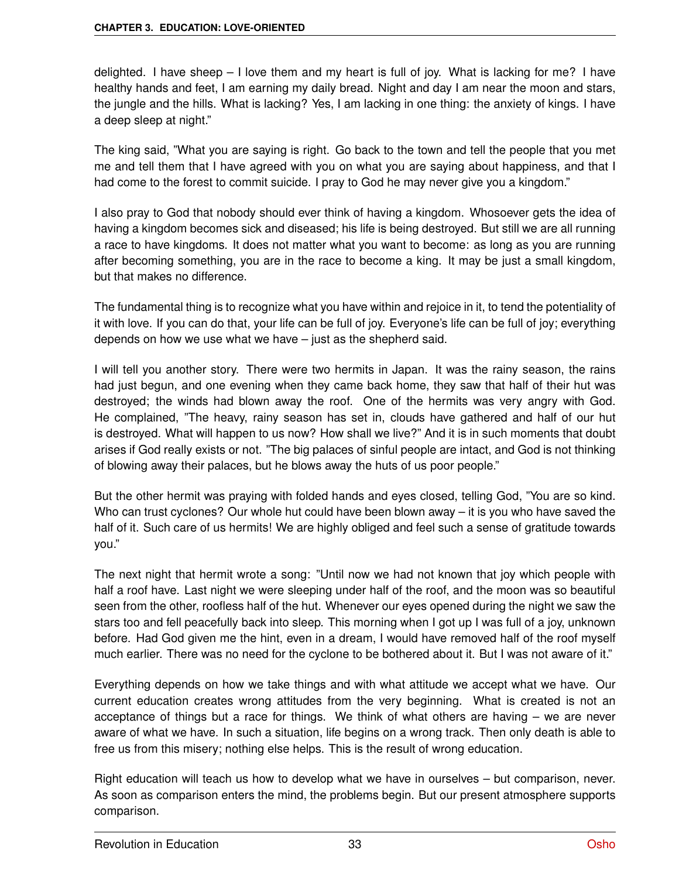delighted. I have sheep – I love them and my heart is full of joy. What is lacking for me? I have healthy hands and feet, I am earning my daily bread. Night and day I am near the moon and stars, the jungle and the hills. What is lacking? Yes, I am lacking in one thing: the anxiety of kings. I have a deep sleep at night."

The king said, "What you are saying is right. Go back to the town and tell the people that you met me and tell them that I have agreed with you on what you are saying about happiness, and that I had come to the forest to commit suicide. I pray to God he may never give you a kingdom."

I also pray to God that nobody should ever think of having a kingdom. Whosoever gets the idea of having a kingdom becomes sick and diseased; his life is being destroyed. But still we are all running a race to have kingdoms. It does not matter what you want to become: as long as you are running after becoming something, you are in the race to become a king. It may be just a small kingdom, but that makes no difference.

The fundamental thing is to recognize what you have within and rejoice in it, to tend the potentiality of it with love. If you can do that, your life can be full of joy. Everyone's life can be full of joy; everything depends on how we use what we have – just as the shepherd said.

I will tell you another story. There were two hermits in Japan. It was the rainy season, the rains had just begun, and one evening when they came back home, they saw that half of their hut was destroyed; the winds had blown away the roof. One of the hermits was very angry with God. He complained, "The heavy, rainy season has set in, clouds have gathered and half of our hut is destroyed. What will happen to us now? How shall we live?" And it is in such moments that doubt arises if God really exists or not. "The big palaces of sinful people are intact, and God is not thinking of blowing away their palaces, but he blows away the huts of us poor people."

But the other hermit was praying with folded hands and eyes closed, telling God, "You are so kind. Who can trust cyclones? Our whole hut could have been blown away – it is you who have saved the half of it. Such care of us hermits! We are highly obliged and feel such a sense of gratitude towards you."

The next night that hermit wrote a song: "Until now we had not known that joy which people with half a roof have. Last night we were sleeping under half of the roof, and the moon was so beautiful seen from the other, roofless half of the hut. Whenever our eyes opened during the night we saw the stars too and fell peacefully back into sleep. This morning when I got up I was full of a joy, unknown before. Had God given me the hint, even in a dream, I would have removed half of the roof myself much earlier. There was no need for the cyclone to be bothered about it. But I was not aware of it."

Everything depends on how we take things and with what attitude we accept what we have. Our current education creates wrong attitudes from the very beginning. What is created is not an acceptance of things but a race for things. We think of what others are having – we are never aware of what we have. In such a situation, life begins on a wrong track. Then only death is able to free us from this misery; nothing else helps. This is the result of wrong education.

Right education will teach us how to develop what we have in ourselves – but comparison, never. As soon as comparison enters the mind, the problems begin. But our present atmosphere supports comparison.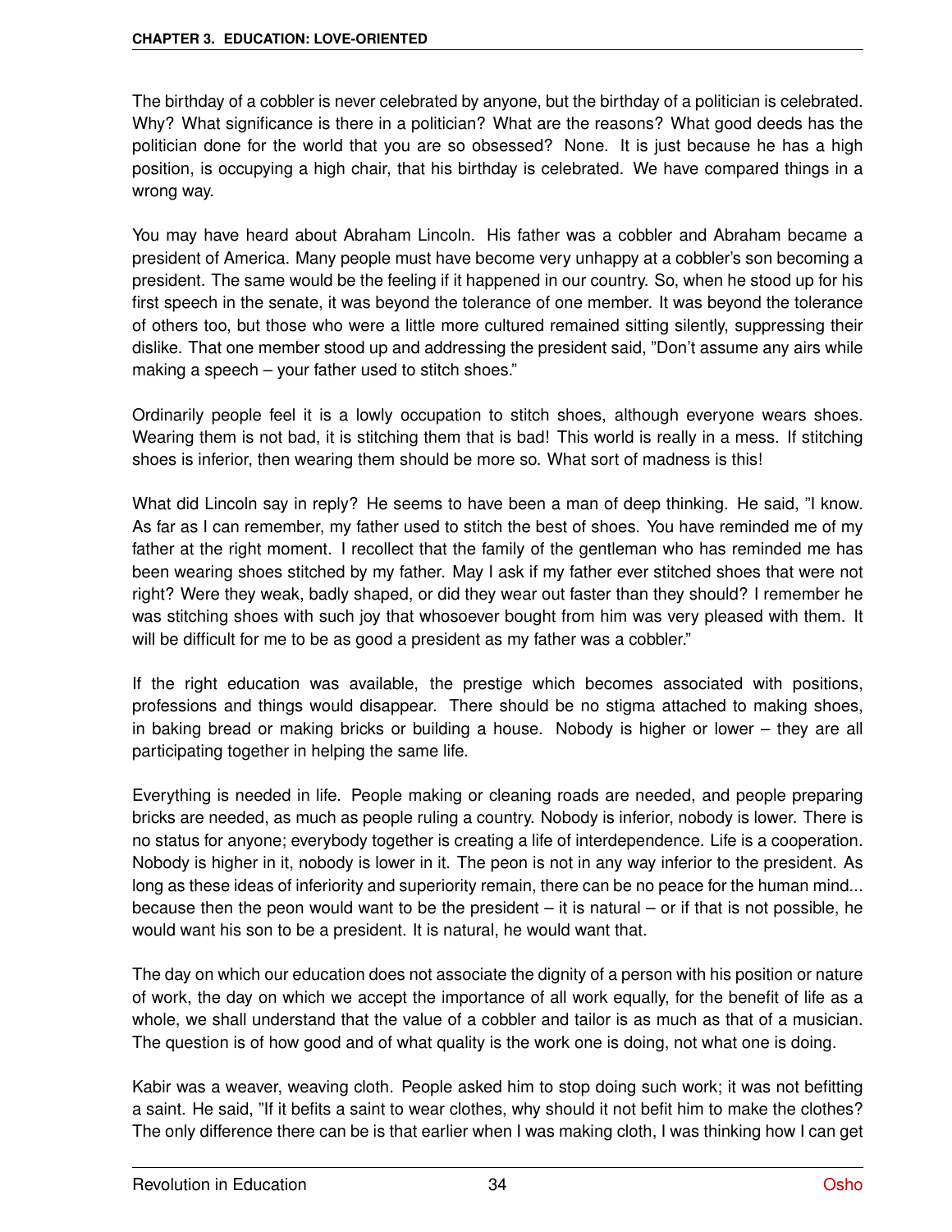The birthday of a cobbler is never celebrated by anyone, but the birthday of a politician is celebrated. Why? What significance is there in a politician? What are the reasons? What good deeds has the politician done for the world that you are so obsessed? None. It is just because he has a high position, is occupying a high chair, that his birthday is celebrated. We have compared things in a wrong way.

You may have heard about Abraham Lincoln. His father was a cobbler and Abraham became a president of America. Many people must have become very unhappy at a cobbler's son becoming a president. The same would be the feeling if it happened in our country. So, when he stood up for his first speech in the senate, it was beyond the tolerance of one member. It was beyond the tolerance of others too, but those who were a little more cultured remained sitting silently, suppressing their dislike. That one member stood up and addressing the president said, "Don't assume any airs while making a speech – your father used to stitch shoes."

Ordinarily people feel it is a lowly occupation to stitch shoes, although everyone wears shoes. Wearing them is not bad, it is stitching them that is bad! This world is really in a mess. If stitching shoes is inferior, then wearing them should be more so. What sort of madness is this!

What did Lincoln say in reply? He seems to have been a man of deep thinking. He said, "I know. As far as I can remember, my father used to stitch the best of shoes. You have reminded me of my father at the right moment. I recollect that the family of the gentleman who has reminded me has been wearing shoes stitched by my father. May I ask if my father ever stitched shoes that were not right? Were they weak, badly shaped, or did they wear out faster than they should? I remember he was stitching shoes with such joy that whosoever bought from him was very pleased with them. It will be difficult for me to be as good a president as my father was a cobbler."

If the right education was available, the prestige which becomes associated with positions, professions and things would disappear. There should be no stigma attached to making shoes, in baking bread or making bricks or building a house. Nobody is higher or lower – they are all participating together in helping the same life.

Everything is needed in life. People making or cleaning roads are needed, and people preparing bricks are needed, as much as people ruling a country. Nobody is inferior, nobody is lower. There is no status for anyone; everybody together is creating a life of interdependence. Life is a cooperation. Nobody is higher in it, nobody is lower in it. The peon is not in any way inferior to the president. As long as these ideas of inferiority and superiority remain, there can be no peace for the human mind... because then the peon would want to be the president – it is natural – or if that is not possible, he would want his son to be a president. It is natural, he would want that.

The day on which our education does not associate the dignity of a person with his position or nature of work, the day on which we accept the importance of all work equally, for the benefit of life as a whole, we shall understand that the value of a cobbler and tailor is as much as that of a musician. The question is of how good and of what quality is the work one is doing, not what one is doing.

Kabir was a weaver, weaving cloth. People asked him to stop doing such work; it was not befitting a saint. He said, "If it befits a saint to wear clothes, why should it not befit him to make the clothes? The only difference there can be is that earlier when I was making cloth, I was thinking how I can get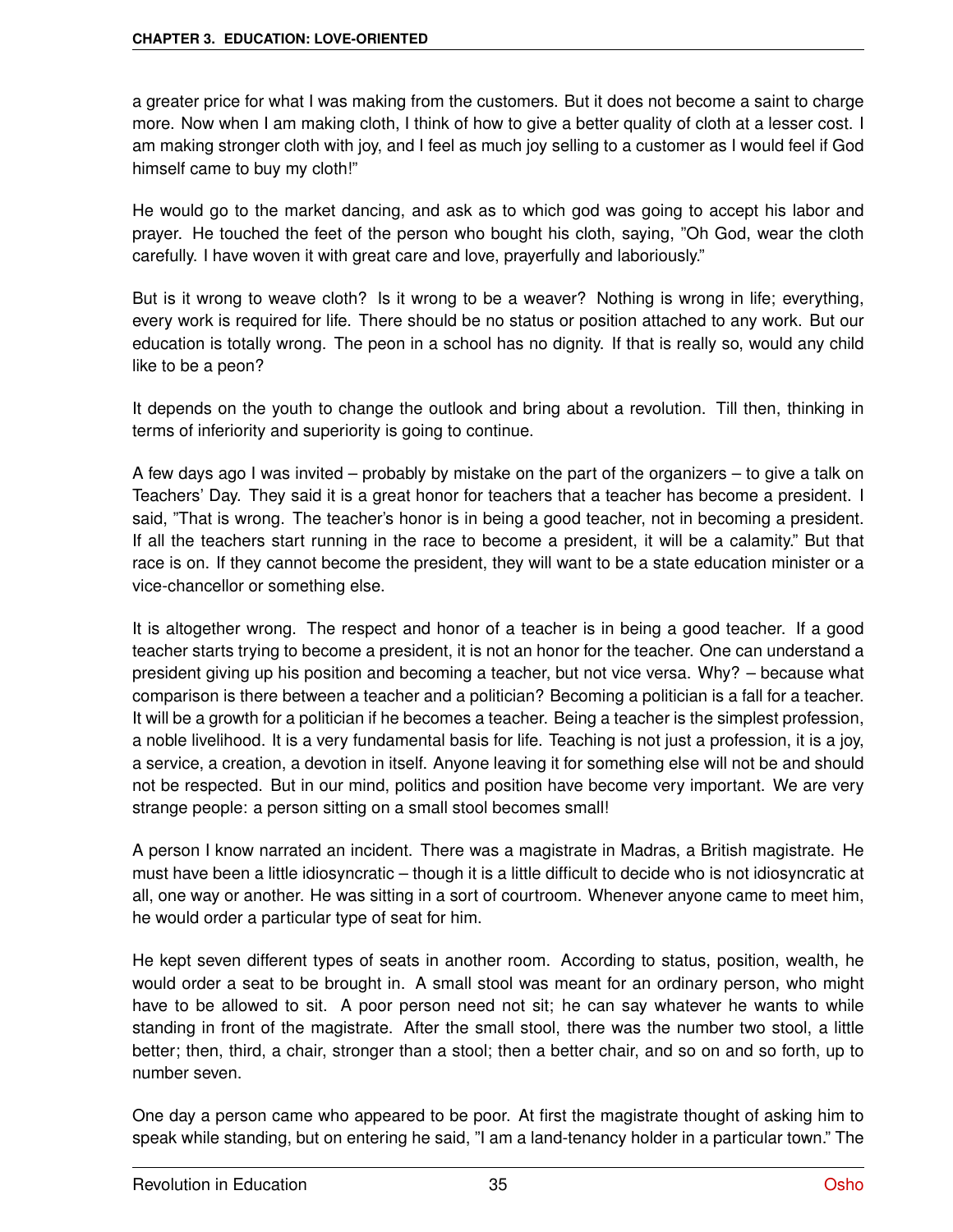a greater price for what I was making from the customers. But it does not become a saint to charge more. Now when I am making cloth, I think of how to give a better quality of cloth at a lesser cost. I am making stronger cloth with joy, and I feel as much joy selling to a customer as I would feel if God himself came to buy my cloth!"

He would go to the market dancing, and ask as to which god was going to accept his labor and prayer. He touched the feet of the person who bought his cloth, saying, "Oh God, wear the cloth carefully. I have woven it with great care and love, prayerfully and laboriously."

But is it wrong to weave cloth? Is it wrong to be a weaver? Nothing is wrong in life; everything, every work is required for life. There should be no status or position attached to any work. But our education is totally wrong. The peon in a school has no dignity. If that is really so, would any child like to be a peon?

It depends on the youth to change the outlook and bring about a revolution. Till then, thinking in terms of inferiority and superiority is going to continue.

A few days ago I was invited – probably by mistake on the part of the organizers – to give a talk on Teachers' Day. They said it is a great honor for teachers that a teacher has become a president. I said, "That is wrong. The teacher's honor is in being a good teacher, not in becoming a president. If all the teachers start running in the race to become a president, it will be a calamity." But that race is on. If they cannot become the president, they will want to be a state education minister or a vice-chancellor or something else.

It is altogether wrong. The respect and honor of a teacher is in being a good teacher. If a good teacher starts trying to become a president, it is not an honor for the teacher. One can understand a president giving up his position and becoming a teacher, but not vice versa. Why? – because what comparison is there between a teacher and a politician? Becoming a politician is a fall for a teacher. It will be a growth for a politician if he becomes a teacher. Being a teacher is the simplest profession, a noble livelihood. It is a very fundamental basis for life. Teaching is not just a profession, it is a joy, a service, a creation, a devotion in itself. Anyone leaving it for something else will not be and should not be respected. But in our mind, politics and position have become very important. We are very strange people: a person sitting on a small stool becomes small!

A person I know narrated an incident. There was a magistrate in Madras, a British magistrate. He must have been a little idiosyncratic – though it is a little difficult to decide who is not idiosyncratic at all, one way or another. He was sitting in a sort of courtroom. Whenever anyone came to meet him, he would order a particular type of seat for him.

He kept seven different types of seats in another room. According to status, position, wealth, he would order a seat to be brought in. A small stool was meant for an ordinary person, who might have to be allowed to sit. A poor person need not sit; he can say whatever he wants to while standing in front of the magistrate. After the small stool, there was the number two stool, a little better; then, third, a chair, stronger than a stool; then a better chair, and so on and so forth, up to number seven.

One day a person came who appeared to be poor. At first the magistrate thought of asking him to speak while standing, but on entering he said, "I am a land-tenancy holder in a particular town." The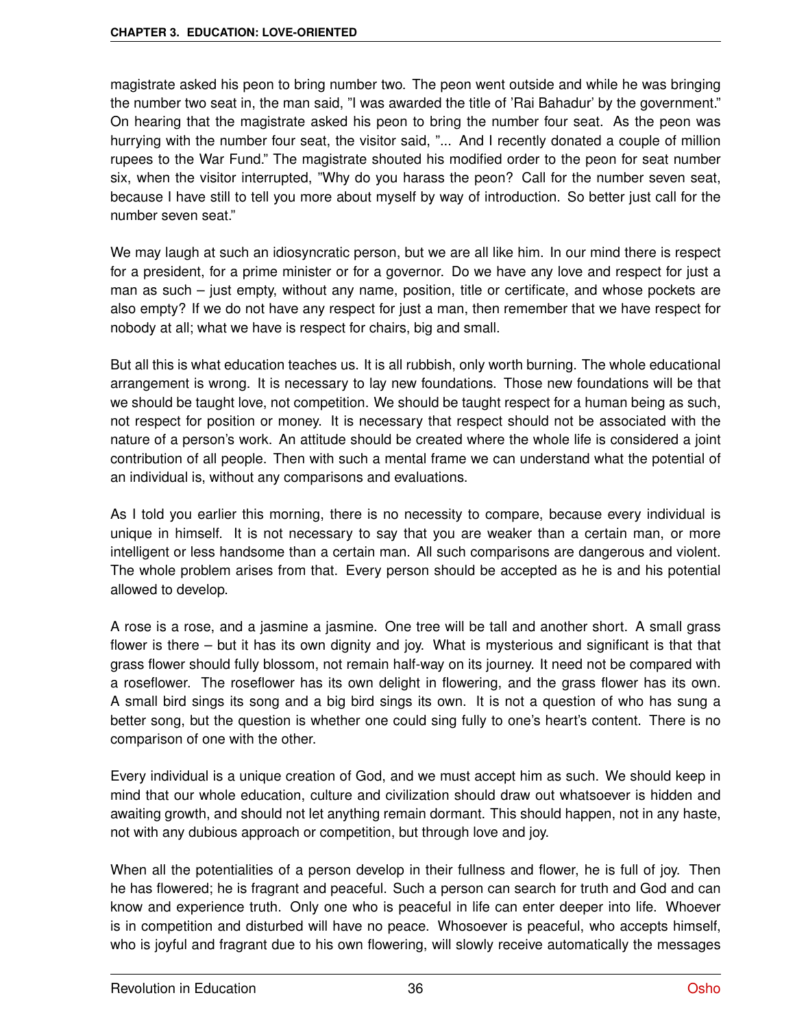magistrate asked his peon to bring number two. The peon went outside and while he was bringing the number two seat in, the man said, "I was awarded the title of 'Rai Bahadur' by the government." On hearing that the magistrate asked his peon to bring the number four seat. As the peon was hurrying with the number four seat, the visitor said, "... And I recently donated a couple of million rupees to the War Fund." The magistrate shouted his modified order to the peon for seat number six, when the visitor interrupted, "Why do you harass the peon? Call for the number seven seat, because I have still to tell you more about myself by way of introduction. So better just call for the number seven seat."

We may laugh at such an idiosyncratic person, but we are all like him. In our mind there is respect for a president, for a prime minister or for a governor. Do we have any love and respect for just a man as such – just empty, without any name, position, title or certificate, and whose pockets are also empty? If we do not have any respect for just a man, then remember that we have respect for nobody at all; what we have is respect for chairs, big and small.

But all this is what education teaches us. It is all rubbish, only worth burning. The whole educational arrangement is wrong. It is necessary to lay new foundations. Those new foundations will be that we should be taught love, not competition. We should be taught respect for a human being as such, not respect for position or money. It is necessary that respect should not be associated with the nature of a person's work. An attitude should be created where the whole life is considered a joint contribution of all people. Then with such a mental frame we can understand what the potential of an individual is, without any comparisons and evaluations.

As I told you earlier this morning, there is no necessity to compare, because every individual is unique in himself. It is not necessary to say that you are weaker than a certain man, or more intelligent or less handsome than a certain man. All such comparisons are dangerous and violent. The whole problem arises from that. Every person should be accepted as he is and his potential allowed to develop.

A rose is a rose, and a jasmine a jasmine. One tree will be tall and another short. A small grass flower is there – but it has its own dignity and joy. What is mysterious and significant is that that grass flower should fully blossom, not remain half-way on its journey. It need not be compared with a roseflower. The roseflower has its own delight in flowering, and the grass flower has its own. A small bird sings its song and a big bird sings its own. It is not a question of who has sung a better song, but the question is whether one could sing fully to one's heart's content. There is no comparison of one with the other.

Every individual is a unique creation of God, and we must accept him as such. We should keep in mind that our whole education, culture and civilization should draw out whatsoever is hidden and awaiting growth, and should not let anything remain dormant. This should happen, not in any haste, not with any dubious approach or competition, but through love and joy.

When all the potentialities of a person develop in their fullness and flower, he is full of joy. Then he has flowered; he is fragrant and peaceful. Such a person can search for truth and God and can know and experience truth. Only one who is peaceful in life can enter deeper into life. Whoever is in competition and disturbed will have no peace. Whosoever is peaceful, who accepts himself, who is joyful and fragrant due to his own flowering, will slowly receive automatically the messages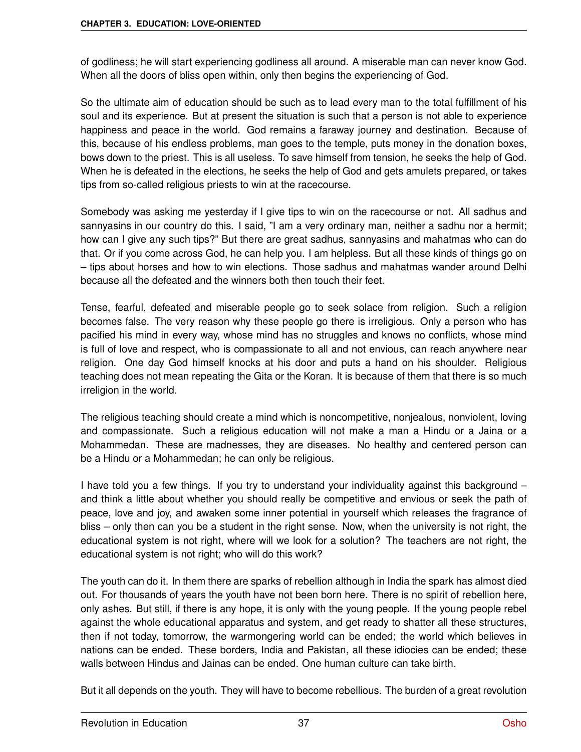of godliness; he will start experiencing godliness all around. A miserable man can never know God. When all the doors of bliss open within, only then begins the experiencing of God.

So the ultimate aim of education should be such as to lead every man to the total fulfillment of his soul and its experience. But at present the situation is such that a person is not able to experience happiness and peace in the world. God remains a faraway journey and destination. Because of this, because of his endless problems, man goes to the temple, puts money in the donation boxes, bows down to the priest. This is all useless. To save himself from tension, he seeks the help of God. When he is defeated in the elections, he seeks the help of God and gets amulets prepared, or takes tips from so-called religious priests to win at the racecourse.

Somebody was asking me yesterday if I give tips to win on the racecourse or not. All sadhus and sannyasins in our country do this. I said, "I am a very ordinary man, neither a sadhu nor a hermit; how can I give any such tips?" But there are great sadhus, sannyasins and mahatmas who can do that. Or if you come across God, he can help you. I am helpless. But all these kinds of things go on – tips about horses and how to win elections. Those sadhus and mahatmas wander around Delhi because all the defeated and the winners both then touch their feet.

Tense, fearful, defeated and miserable people go to seek solace from religion. Such a religion becomes false. The very reason why these people go there is irreligious. Only a person who has pacified his mind in every way, whose mind has no struggles and knows no conflicts, whose mind is full of love and respect, who is compassionate to all and not envious, can reach anywhere near religion. One day God himself knocks at his door and puts a hand on his shoulder. Religious teaching does not mean repeating the Gita or the Koran. It is because of them that there is so much irreligion in the world.

The religious teaching should create a mind which is noncompetitive, nonjealous, nonviolent, loving and compassionate. Such a religious education will not make a man a Hindu or a Jaina or a Mohammedan. These are madnesses, they are diseases. No healthy and centered person can be a Hindu or a Mohammedan; he can only be religious.

I have told you a few things. If you try to understand your individuality against this background – and think a little about whether you should really be competitive and envious or seek the path of peace, love and joy, and awaken some inner potential in yourself which releases the fragrance of bliss – only then can you be a student in the right sense. Now, when the university is not right, the educational system is not right, where will we look for a solution? The teachers are not right, the educational system is not right; who will do this work?

The youth can do it. In them there are sparks of rebellion although in India the spark has almost died out. For thousands of years the youth have not been born here. There is no spirit of rebellion here, only ashes. But still, if there is any hope, it is only with the young people. If the young people rebel against the whole educational apparatus and system, and get ready to shatter all these structures, then if not today, tomorrow, the warmongering world can be ended; the world which believes in nations can be ended. These borders, India and Pakistan, all these idiocies can be ended; these walls between Hindus and Jainas can be ended. One human culture can take birth.

But it all depends on the youth. They will have to become rebellious. The burden of a great revolution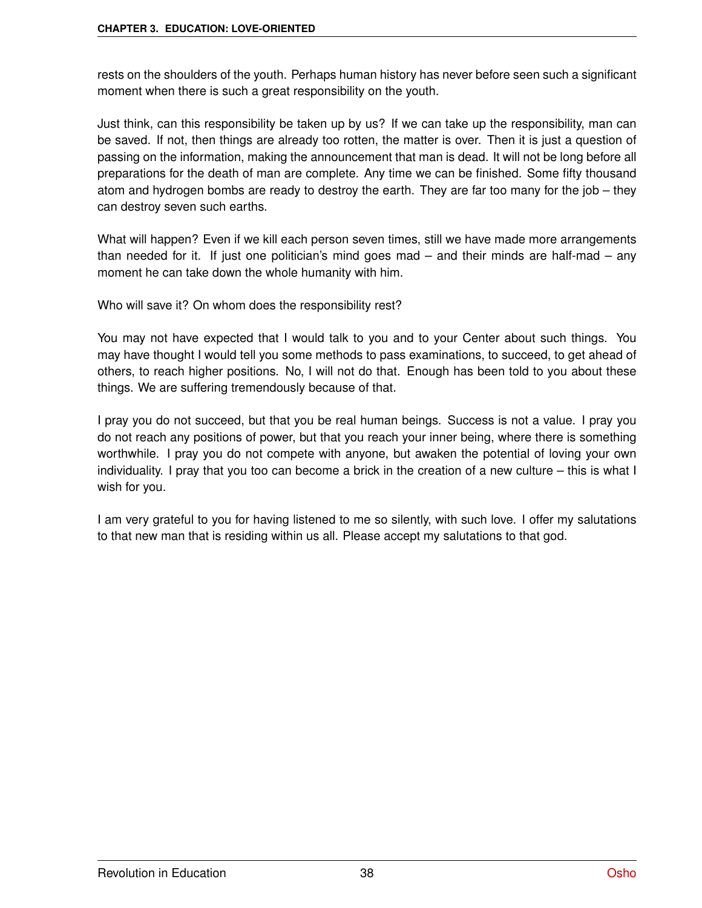rests on the shoulders of the youth. Perhaps human history has never before seen such a significant moment when there is such a great responsibility on the youth.

Just think, can this responsibility be taken up by us? If we can take up the responsibility, man can be saved. If not, then things are already too rotten, the matter is over. Then it is just a question of passing on the information, making the announcement that man is dead. It will not be long before all preparations for the death of man are complete. Any time we can be finished. Some fifty thousand atom and hydrogen bombs are ready to destroy the earth. They are far too many for the job – they can destroy seven such earths.

What will happen? Even if we kill each person seven times, still we have made more arrangements than needed for it. If just one politician's mind goes mad – and their minds are half-mad – any moment he can take down the whole humanity with him.

Who will save it? On whom does the responsibility rest?

You may not have expected that I would talk to you and to your Center about such things. You may have thought I would tell you some methods to pass examinations, to succeed, to get ahead of others, to reach higher positions. No, I will not do that. Enough has been told to you about these things. We are suffering tremendously because of that.

I pray you do not succeed, but that you be real human beings. Success is not a value. I pray you do not reach any positions of power, but that you reach your inner being, where there is something worthwhile. I pray you do not compete with anyone, but awaken the potential of loving your own individuality. I pray that you too can become a brick in the creation of a new culture – this is what I wish for you.

I am very grateful to you for having listened to me so silently, with such love. I offer my salutations to that new man that is residing within us all. Please accept my salutations to that god.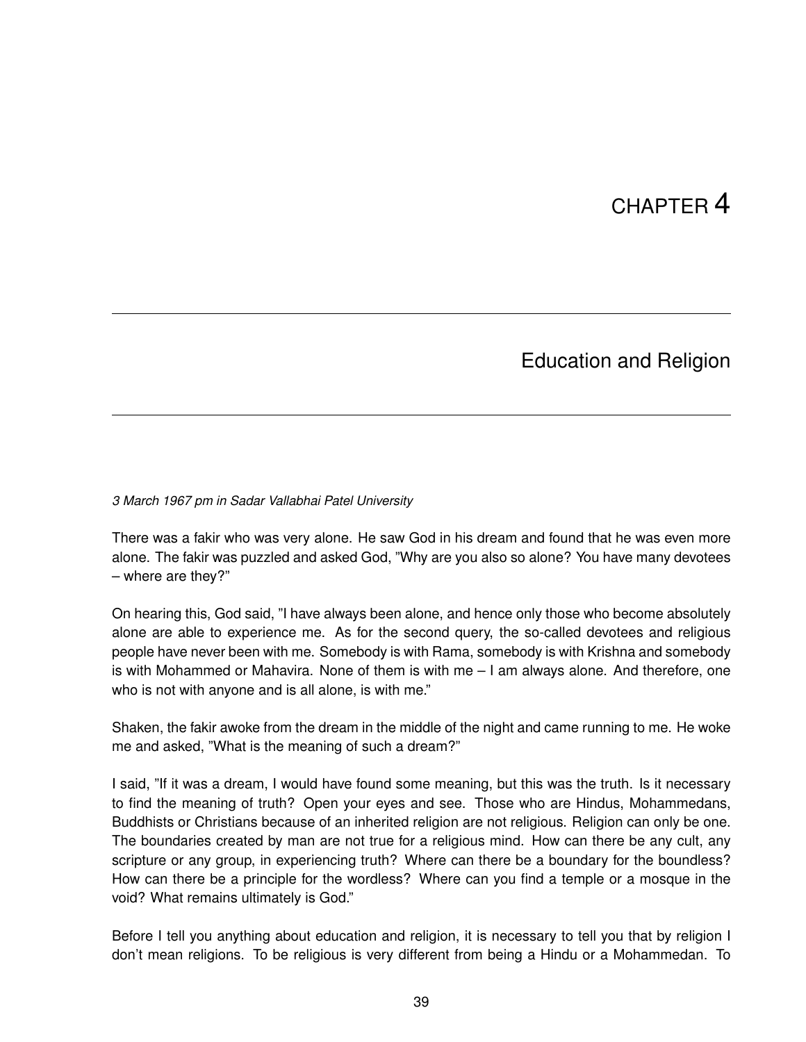# CHAPTER 4

## Education and Religion

*3 March 1967 pm in Sadar Vallabhai Patel University*

There was a fakir who was very alone. He saw God in his dream and found that he was even more alone. The fakir was puzzled and asked God, "Why are you also so alone? You have many devotees – where are they?"

On hearing this, God said, "I have always been alone, and hence only those who become absolutely alone are able to experience me. As for the second query, the so-called devotees and religious people have never been with me. Somebody is with Rama, somebody is with Krishna and somebody is with Mohammed or Mahavira. None of them is with me – I am always alone. And therefore, one who is not with anyone and is all alone, is with me."

Shaken, the fakir awoke from the dream in the middle of the night and came running to me. He woke me and asked, "What is the meaning of such a dream?"

I said, "If it was a dream, I would have found some meaning, but this was the truth. Is it necessary to find the meaning of truth? Open your eyes and see. Those who are Hindus, Mohammedans, Buddhists or Christians because of an inherited religion are not religious. Religion can only be one. The boundaries created by man are not true for a religious mind. How can there be any cult, any scripture or any group, in experiencing truth? Where can there be a boundary for the boundless? How can there be a principle for the wordless? Where can you find a temple or a mosque in the void? What remains ultimately is God."

Before I tell you anything about education and religion, it is necessary to tell you that by religion I don't mean religions. To be religious is very different from being a Hindu or a Mohammedan. To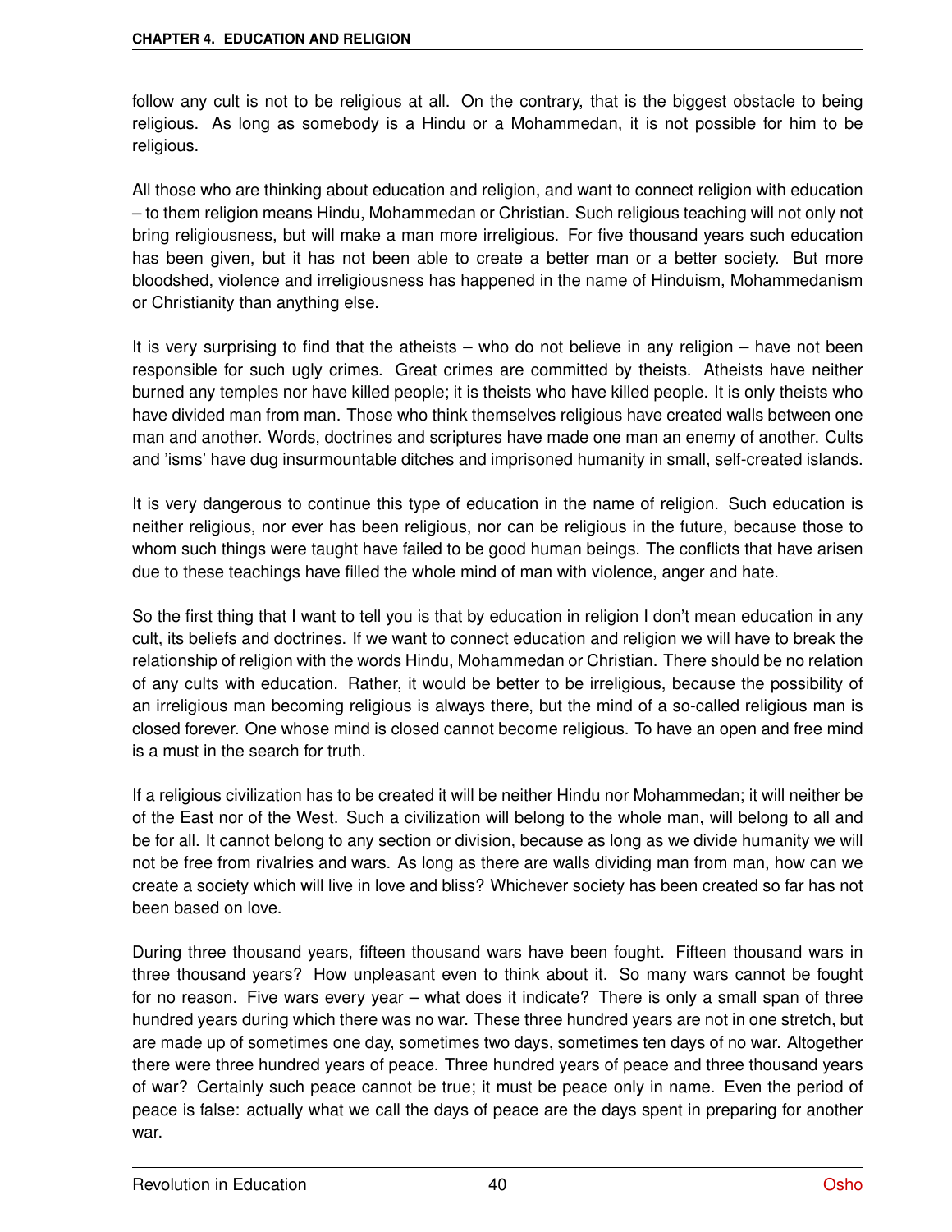follow any cult is not to be religious at all. On the contrary, that is the biggest obstacle to being religious. As long as somebody is a Hindu or a Mohammedan, it is not possible for him to be religious.

All those who are thinking about education and religion, and want to connect religion with education – to them religion means Hindu, Mohammedan or Christian. Such religious teaching will not only not bring religiousness, but will make a man more irreligious. For five thousand years such education has been given, but it has not been able to create a better man or a better society. But more bloodshed, violence and irreligiousness has happened in the name of Hinduism, Mohammedanism or Christianity than anything else.

It is very surprising to find that the atheists – who do not believe in any religion – have not been responsible for such ugly crimes. Great crimes are committed by theists. Atheists have neither burned any temples nor have killed people; it is theists who have killed people. It is only theists who have divided man from man. Those who think themselves religious have created walls between one man and another. Words, doctrines and scriptures have made one man an enemy of another. Cults and 'isms' have dug insurmountable ditches and imprisoned humanity in small, self-created islands.

It is very dangerous to continue this type of education in the name of religion. Such education is neither religious, nor ever has been religious, nor can be religious in the future, because those to whom such things were taught have failed to be good human beings. The conflicts that have arisen due to these teachings have filled the whole mind of man with violence, anger and hate.

So the first thing that I want to tell you is that by education in religion I don't mean education in any cult, its beliefs and doctrines. If we want to connect education and religion we will have to break the relationship of religion with the words Hindu, Mohammedan or Christian. There should be no relation of any cults with education. Rather, it would be better to be irreligious, because the possibility of an irreligious man becoming religious is always there, but the mind of a so-called religious man is closed forever. One whose mind is closed cannot become religious. To have an open and free mind is a must in the search for truth.

If a religious civilization has to be created it will be neither Hindu nor Mohammedan; it will neither be of the East nor of the West. Such a civilization will belong to the whole man, will belong to all and be for all. It cannot belong to any section or division, because as long as we divide humanity we will not be free from rivalries and wars. As long as there are walls dividing man from man, how can we create a society which will live in love and bliss? Whichever society has been created so far has not been based on love.

During three thousand years, fifteen thousand wars have been fought. Fifteen thousand wars in three thousand years? How unpleasant even to think about it. So many wars cannot be fought for no reason. Five wars every year – what does it indicate? There is only a small span of three hundred years during which there was no war. These three hundred years are not in one stretch, but are made up of sometimes one day, sometimes two days, sometimes ten days of no war. Altogether there were three hundred years of peace. Three hundred years of peace and three thousand years of war? Certainly such peace cannot be true; it must be peace only in name. Even the period of peace is false: actually what we call the days of peace are the days spent in preparing for another war.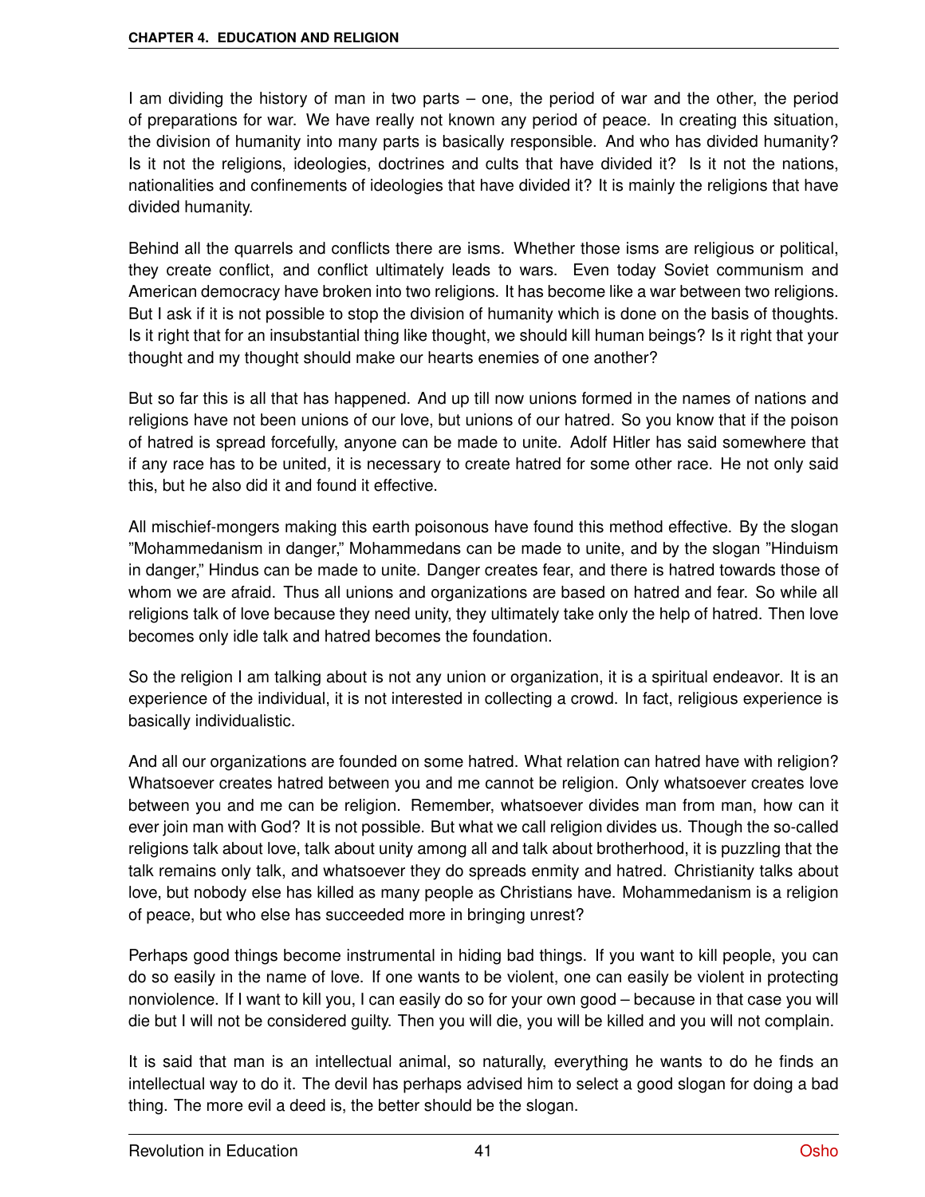I am dividing the history of man in two parts – one, the period of war and the other, the period of preparations for war. We have really not known any period of peace. In creating this situation, the division of humanity into many parts is basically responsible. And who has divided humanity? Is it not the religions, ideologies, doctrines and cults that have divided it? Is it not the nations, nationalities and confinements of ideologies that have divided it? It is mainly the religions that have divided humanity.

Behind all the quarrels and conflicts there are isms. Whether those isms are religious or political, they create conflict, and conflict ultimately leads to wars. Even today Soviet communism and American democracy have broken into two religions. It has become like a war between two religions. But I ask if it is not possible to stop the division of humanity which is done on the basis of thoughts. Is it right that for an insubstantial thing like thought, we should kill human beings? Is it right that your thought and my thought should make our hearts enemies of one another?

But so far this is all that has happened. And up till now unions formed in the names of nations and religions have not been unions of our love, but unions of our hatred. So you know that if the poison of hatred is spread forcefully, anyone can be made to unite. Adolf Hitler has said somewhere that if any race has to be united, it is necessary to create hatred for some other race. He not only said this, but he also did it and found it effective.

All mischief-mongers making this earth poisonous have found this method effective. By the slogan "Mohammedanism in danger," Mohammedans can be made to unite, and by the slogan "Hinduism in danger," Hindus can be made to unite. Danger creates fear, and there is hatred towards those of whom we are afraid. Thus all unions and organizations are based on hatred and fear. So while all religions talk of love because they need unity, they ultimately take only the help of hatred. Then love becomes only idle talk and hatred becomes the foundation.

So the religion I am talking about is not any union or organization, it is a spiritual endeavor. It is an experience of the individual, it is not interested in collecting a crowd. In fact, religious experience is basically individualistic.

And all our organizations are founded on some hatred. What relation can hatred have with religion? Whatsoever creates hatred between you and me cannot be religion. Only whatsoever creates love between you and me can be religion. Remember, whatsoever divides man from man, how can it ever join man with God? It is not possible. But what we call religion divides us. Though the so-called religions talk about love, talk about unity among all and talk about brotherhood, it is puzzling that the talk remains only talk, and whatsoever they do spreads enmity and hatred. Christianity talks about love, but nobody else has killed as many people as Christians have. Mohammedanism is a religion of peace, but who else has succeeded more in bringing unrest?

Perhaps good things become instrumental in hiding bad things. If you want to kill people, you can do so easily in the name of love. If one wants to be violent, one can easily be violent in protecting nonviolence. If I want to kill you, I can easily do so for your own good – because in that case you will die but I will not be considered guilty. Then you will die, you will be killed and you will not complain.

It is said that man is an intellectual animal, so naturally, everything he wants to do he finds an intellectual way to do it. The devil has perhaps advised him to select a good slogan for doing a bad thing. The more evil a deed is, the better should be the slogan.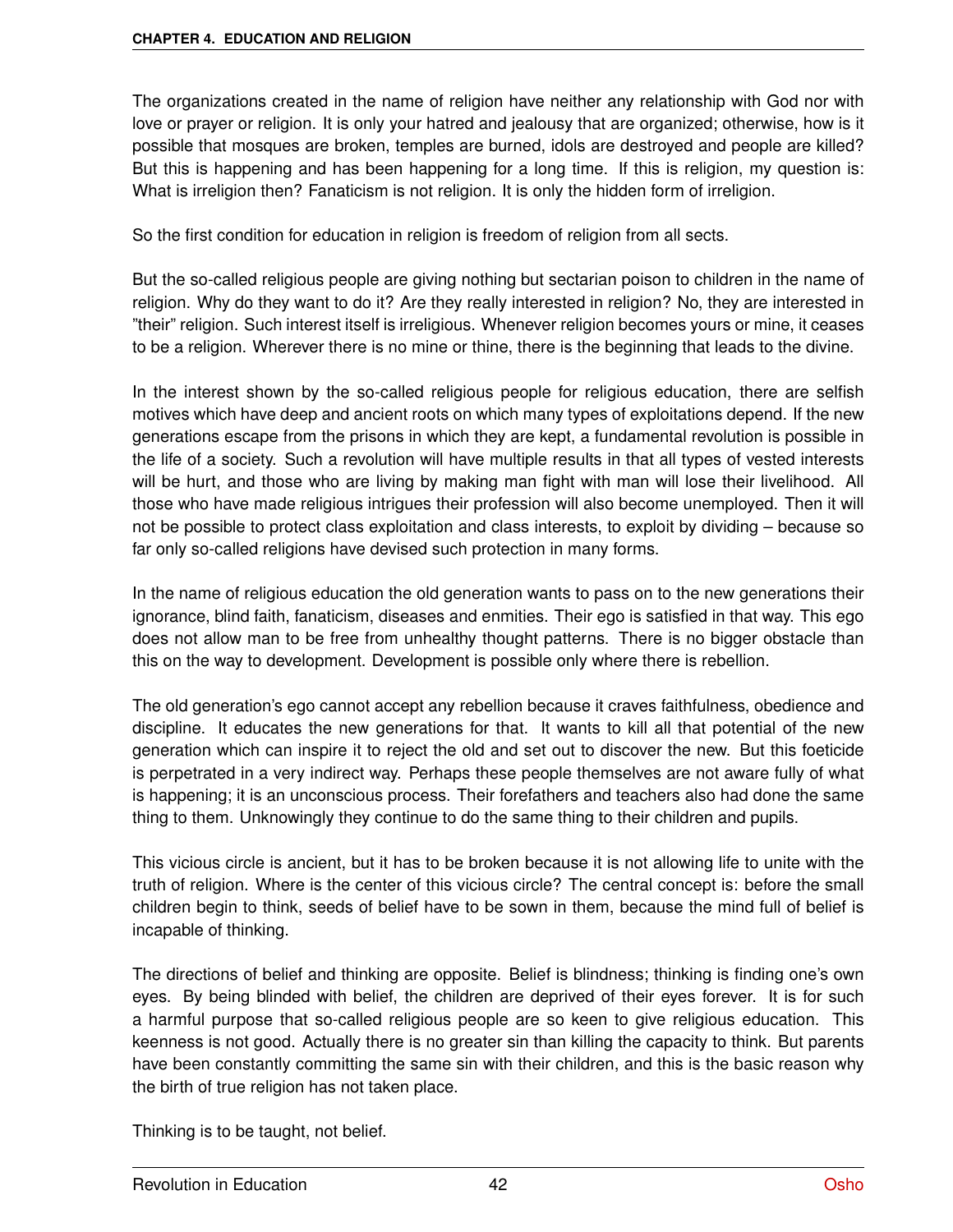The organizations created in the name of religion have neither any relationship with God nor with love or prayer or religion. It is only your hatred and jealousy that are organized; otherwise, how is it possible that mosques are broken, temples are burned, idols are destroyed and people are killed? But this is happening and has been happening for a long time. If this is religion, my question is: What is irreligion then? Fanaticism is not religion. It is only the hidden form of irreligion.

So the first condition for education in religion is freedom of religion from all sects.

But the so-called religious people are giving nothing but sectarian poison to children in the name of religion. Why do they want to do it? Are they really interested in religion? No, they are interested in "their" religion. Such interest itself is irreligious. Whenever religion becomes yours or mine, it ceases to be a religion. Wherever there is no mine or thine, there is the beginning that leads to the divine.

In the interest shown by the so-called religious people for religious education, there are selfish motives which have deep and ancient roots on which many types of exploitations depend. If the new generations escape from the prisons in which they are kept, a fundamental revolution is possible in the life of a society. Such a revolution will have multiple results in that all types of vested interests will be hurt, and those who are living by making man fight with man will lose their livelihood. All those who have made religious intrigues their profession will also become unemployed. Then it will not be possible to protect class exploitation and class interests, to exploit by dividing – because so far only so-called religions have devised such protection in many forms.

In the name of religious education the old generation wants to pass on to the new generations their ignorance, blind faith, fanaticism, diseases and enmities. Their ego is satisfied in that way. This ego does not allow man to be free from unhealthy thought patterns. There is no bigger obstacle than this on the way to development. Development is possible only where there is rebellion.

The old generation's ego cannot accept any rebellion because it craves faithfulness, obedience and discipline. It educates the new generations for that. It wants to kill all that potential of the new generation which can inspire it to reject the old and set out to discover the new. But this foeticide is perpetrated in a very indirect way. Perhaps these people themselves are not aware fully of what is happening; it is an unconscious process. Their forefathers and teachers also had done the same thing to them. Unknowingly they continue to do the same thing to their children and pupils.

This vicious circle is ancient, but it has to be broken because it is not allowing life to unite with the truth of religion. Where is the center of this vicious circle? The central concept is: before the small children begin to think, seeds of belief have to be sown in them, because the mind full of belief is incapable of thinking.

The directions of belief and thinking are opposite. Belief is blindness; thinking is finding one's own eyes. By being blinded with belief, the children are deprived of their eyes forever. It is for such a harmful purpose that so-called religious people are so keen to give religious education. This keenness is not good. Actually there is no greater sin than killing the capacity to think. But parents have been constantly committing the same sin with their children, and this is the basic reason why the birth of true religion has not taken place.

Thinking is to be taught, not belief.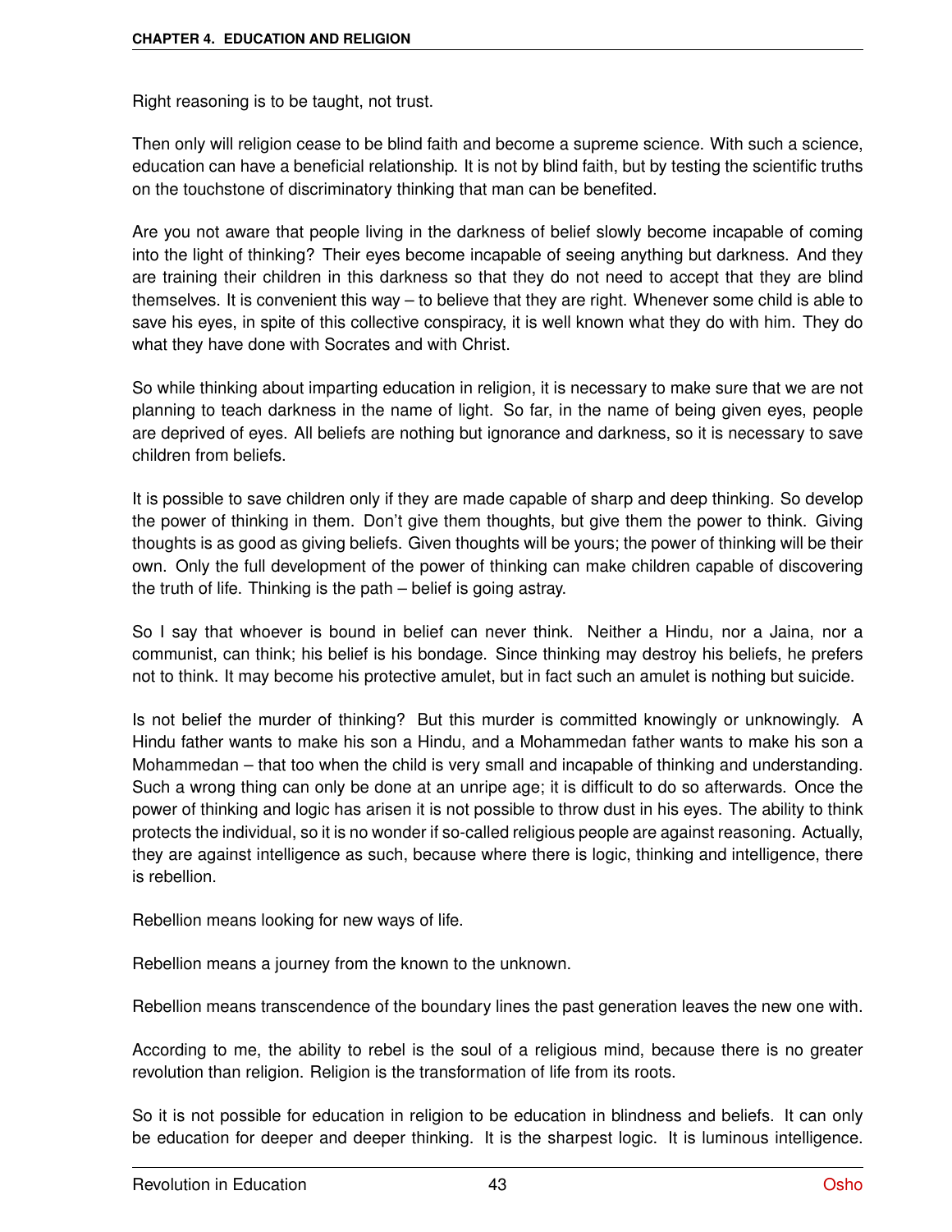Right reasoning is to be taught, not trust.

Then only will religion cease to be blind faith and become a supreme science. With such a science, education can have a beneficial relationship. It is not by blind faith, but by testing the scientific truths on the touchstone of discriminatory thinking that man can be benefited.

Are you not aware that people living in the darkness of belief slowly become incapable of coming into the light of thinking? Their eyes become incapable of seeing anything but darkness. And they are training their children in this darkness so that they do not need to accept that they are blind themselves. It is convenient this way – to believe that they are right. Whenever some child is able to save his eyes, in spite of this collective conspiracy, it is well known what they do with him. They do what they have done with Socrates and with Christ.

So while thinking about imparting education in religion, it is necessary to make sure that we are not planning to teach darkness in the name of light. So far, in the name of being given eyes, people are deprived of eyes. All beliefs are nothing but ignorance and darkness, so it is necessary to save children from beliefs.

It is possible to save children only if they are made capable of sharp and deep thinking. So develop the power of thinking in them. Don't give them thoughts, but give them the power to think. Giving thoughts is as good as giving beliefs. Given thoughts will be yours; the power of thinking will be their own. Only the full development of the power of thinking can make children capable of discovering the truth of life. Thinking is the path – belief is going astray.

So I say that whoever is bound in belief can never think. Neither a Hindu, nor a Jaina, nor a communist, can think; his belief is his bondage. Since thinking may destroy his beliefs, he prefers not to think. It may become his protective amulet, but in fact such an amulet is nothing but suicide.

Is not belief the murder of thinking? But this murder is committed knowingly or unknowingly. A Hindu father wants to make his son a Hindu, and a Mohammedan father wants to make his son a Mohammedan – that too when the child is very small and incapable of thinking and understanding. Such a wrong thing can only be done at an unripe age; it is difficult to do so afterwards. Once the power of thinking and logic has arisen it is not possible to throw dust in his eyes. The ability to think protects the individual, so it is no wonder if so-called religious people are against reasoning. Actually, they are against intelligence as such, because where there is logic, thinking and intelligence, there is rebellion.

Rebellion means looking for new ways of life.

Rebellion means a journey from the known to the unknown.

Rebellion means transcendence of the boundary lines the past generation leaves the new one with.

According to me, the ability to rebel is the soul of a religious mind, because there is no greater revolution than religion. Religion is the transformation of life from its roots.

So it is not possible for education in religion to be education in blindness and beliefs. It can only be education for deeper and deeper thinking. It is the sharpest logic. It is luminous intelligence.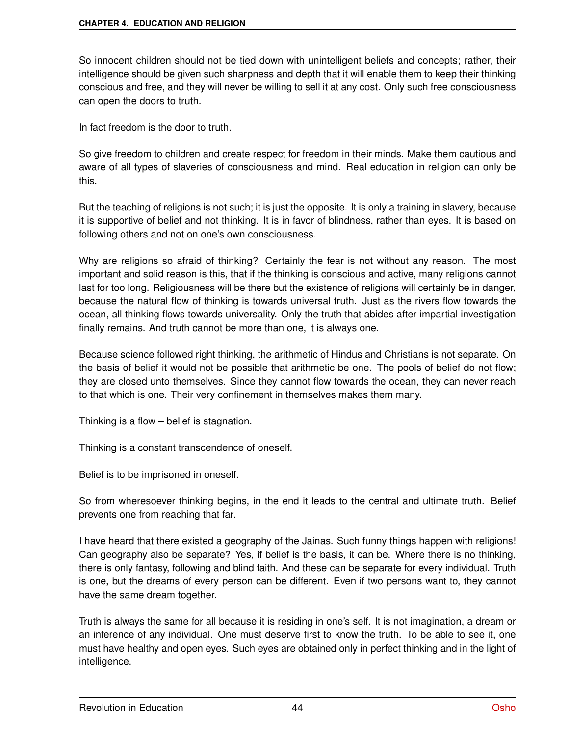So innocent children should not be tied down with unintelligent beliefs and concepts; rather, their intelligence should be given such sharpness and depth that it will enable them to keep their thinking conscious and free, and they will never be willing to sell it at any cost. Only such free consciousness can open the doors to truth.

In fact freedom is the door to truth.

So give freedom to children and create respect for freedom in their minds. Make them cautious and aware of all types of slaveries of consciousness and mind. Real education in religion can only be this.

But the teaching of religions is not such; it is just the opposite. It is only a training in slavery, because it is supportive of belief and not thinking. It is in favor of blindness, rather than eyes. It is based on following others and not on one's own consciousness.

Why are religions so afraid of thinking? Certainly the fear is not without any reason. The most important and solid reason is this, that if the thinking is conscious and active, many religions cannot last for too long. Religiousness will be there but the existence of religions will certainly be in danger, because the natural flow of thinking is towards universal truth. Just as the rivers flow towards the ocean, all thinking flows towards universality. Only the truth that abides after impartial investigation finally remains. And truth cannot be more than one, it is always one.

Because science followed right thinking, the arithmetic of Hindus and Christians is not separate. On the basis of belief it would not be possible that arithmetic be one. The pools of belief do not flow; they are closed unto themselves. Since they cannot flow towards the ocean, they can never reach to that which is one. Their very confinement in themselves makes them many.

Thinking is a flow – belief is stagnation.

Thinking is a constant transcendence of oneself.

Belief is to be imprisoned in oneself.

So from wheresoever thinking begins, in the end it leads to the central and ultimate truth. Belief prevents one from reaching that far.

I have heard that there existed a geography of the Jainas. Such funny things happen with religions! Can geography also be separate? Yes, if belief is the basis, it can be. Where there is no thinking, there is only fantasy, following and blind faith. And these can be separate for every individual. Truth is one, but the dreams of every person can be different. Even if two persons want to, they cannot have the same dream together.

Truth is always the same for all because it is residing in one's self. It is not imagination, a dream or an inference of any individual. One must deserve first to know the truth. To be able to see it, one must have healthy and open eyes. Such eyes are obtained only in perfect thinking and in the light of intelligence.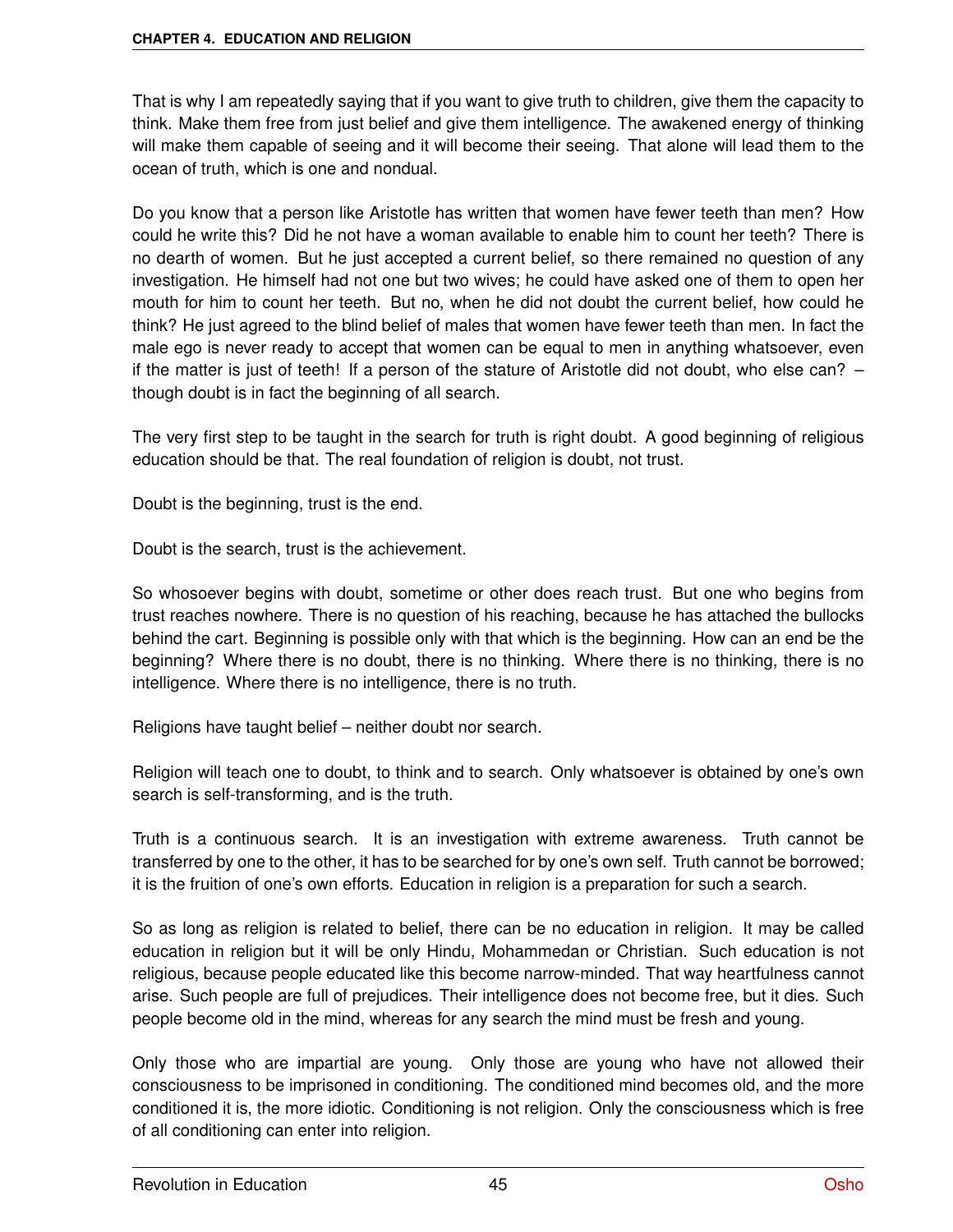That is why I am repeatedly saying that if you want to give truth to children, give them the capacity to think. Make them free from just belief and give them intelligence. The awakened energy of thinking will make them capable of seeing and it will become their seeing. That alone will lead them to the ocean of truth, which is one and nondual.

Do you know that a person like Aristotle has written that women have fewer teeth than men? How could he write this? Did he not have a woman available to enable him to count her teeth? There is no dearth of women. But he just accepted a current belief, so there remained no question of any investigation. He himself had not one but two wives; he could have asked one of them to open her mouth for him to count her teeth. But no, when he did not doubt the current belief, how could he think? He just agreed to the blind belief of males that women have fewer teeth than men. In fact the male ego is never ready to accept that women can be equal to men in anything whatsoever, even if the matter is just of teeth! If a person of the stature of Aristotle did not doubt, who else can? – though doubt is in fact the beginning of all search.

The very first step to be taught in the search for truth is right doubt. A good beginning of religious education should be that. The real foundation of religion is doubt, not trust.

Doubt is the beginning, trust is the end.

Doubt is the search, trust is the achievement.

So whosoever begins with doubt, sometime or other does reach trust. But one who begins from trust reaches nowhere. There is no question of his reaching, because he has attached the bullocks behind the cart. Beginning is possible only with that which is the beginning. How can an end be the beginning? Where there is no doubt, there is no thinking. Where there is no thinking, there is no intelligence. Where there is no intelligence, there is no truth.

Religions have taught belief – neither doubt nor search.

Religion will teach one to doubt, to think and to search. Only whatsoever is obtained by one's own search is self-transforming, and is the truth.

Truth is a continuous search. It is an investigation with extreme awareness. Truth cannot be transferred by one to the other, it has to be searched for by one's own self. Truth cannot be borrowed; it is the fruition of one's own efforts. Education in religion is a preparation for such a search.

So as long as religion is related to belief, there can be no education in religion. It may be called education in religion but it will be only Hindu, Mohammedan or Christian. Such education is not religious, because people educated like this become narrow-minded. That way heartfulness cannot arise. Such people are full of prejudices. Their intelligence does not become free, but it dies. Such people become old in the mind, whereas for any search the mind must be fresh and young.

Only those who are impartial are young. Only those are young who have not allowed their consciousness to be imprisoned in conditioning. The conditioned mind becomes old, and the more conditioned it is, the more idiotic. Conditioning is not religion. Only the consciousness which is free of all conditioning can enter into religion.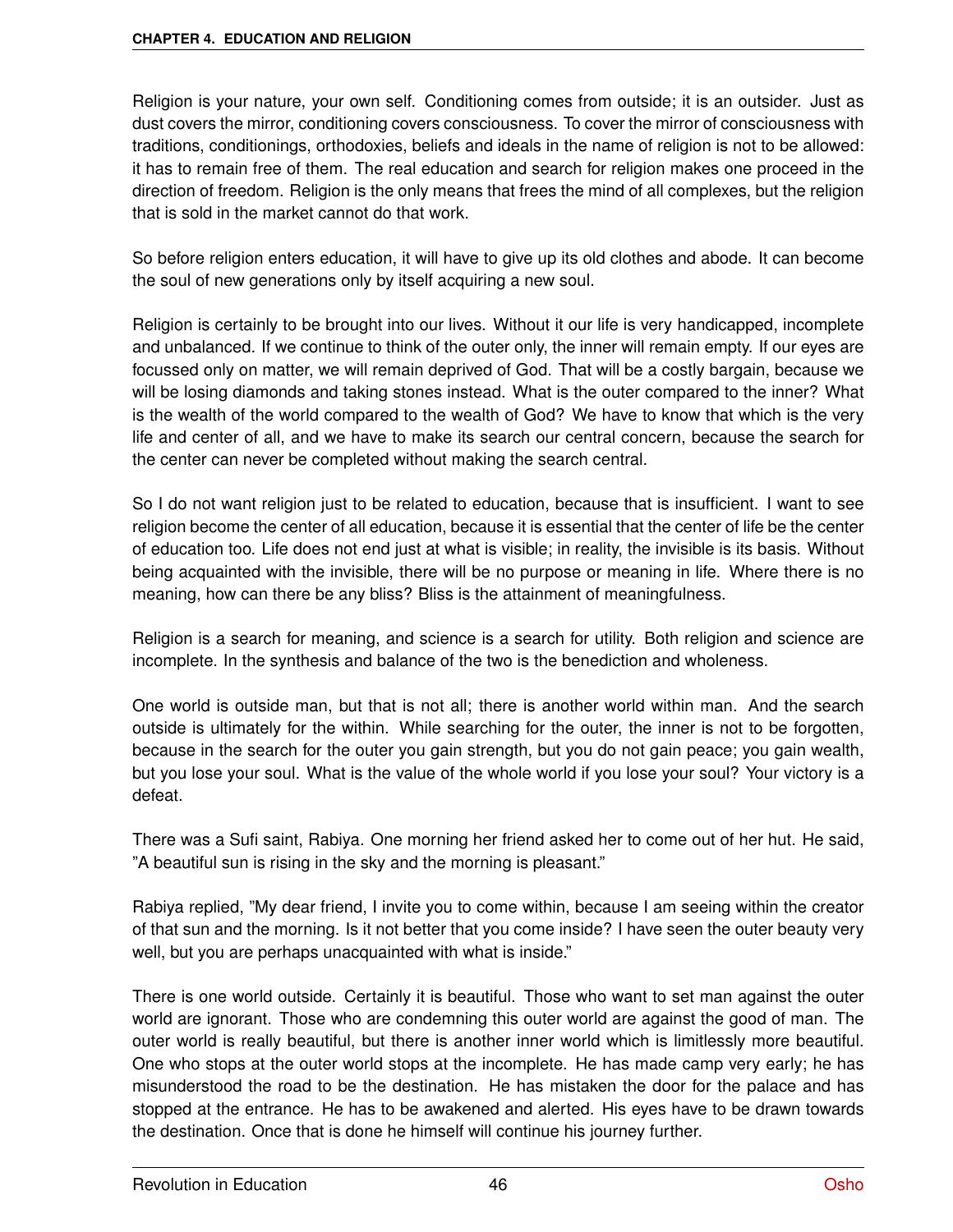Religion is your nature, your own self. Conditioning comes from outside; it is an outsider. Just as dust covers the mirror, conditioning covers consciousness. To cover the mirror of consciousness with traditions, conditionings, orthodoxies, beliefs and ideals in the name of religion is not to be allowed: it has to remain free of them. The real education and search for religion makes one proceed in the direction of freedom. Religion is the only means that frees the mind of all complexes, but the religion that is sold in the market cannot do that work.

So before religion enters education, it will have to give up its old clothes and abode. It can become the soul of new generations only by itself acquiring a new soul.

Religion is certainly to be brought into our lives. Without it our life is very handicapped, incomplete and unbalanced. If we continue to think of the outer only, the inner will remain empty. If our eyes are focussed only on matter, we will remain deprived of God. That will be a costly bargain, because we will be losing diamonds and taking stones instead. What is the outer compared to the inner? What is the wealth of the world compared to the wealth of God? We have to know that which is the very life and center of all, and we have to make its search our central concern, because the search for the center can never be completed without making the search central.

So I do not want religion just to be related to education, because that is insufficient. I want to see religion become the center of all education, because it is essential that the center of life be the center of education too. Life does not end just at what is visible; in reality, the invisible is its basis. Without being acquainted with the invisible, there will be no purpose or meaning in life. Where there is no meaning, how can there be any bliss? Bliss is the attainment of meaningfulness.

Religion is a search for meaning, and science is a search for utility. Both religion and science are incomplete. In the synthesis and balance of the two is the benediction and wholeness.

One world is outside man, but that is not all; there is another world within man. And the search outside is ultimately for the within. While searching for the outer, the inner is not to be forgotten, because in the search for the outer you gain strength, but you do not gain peace; you gain wealth, but you lose your soul. What is the value of the whole world if you lose your soul? Your victory is a defeat.

There was a Sufi saint, Rabiya. One morning her friend asked her to come out of her hut. He said, "A beautiful sun is rising in the sky and the morning is pleasant."

Rabiya replied, "My dear friend, I invite you to come within, because I am seeing within the creator of that sun and the morning. Is it not better that you come inside? I have seen the outer beauty very well, but you are perhaps unacquainted with what is inside."

There is one world outside. Certainly it is beautiful. Those who want to set man against the outer world are ignorant. Those who are condemning this outer world are against the good of man. The outer world is really beautiful, but there is another inner world which is limitlessly more beautiful. One who stops at the outer world stops at the incomplete. He has made camp very early; he has misunderstood the road to be the destination. He has mistaken the door for the palace and has stopped at the entrance. He has to be awakened and alerted. His eyes have to be drawn towards the destination. Once that is done he himself will continue his journey further.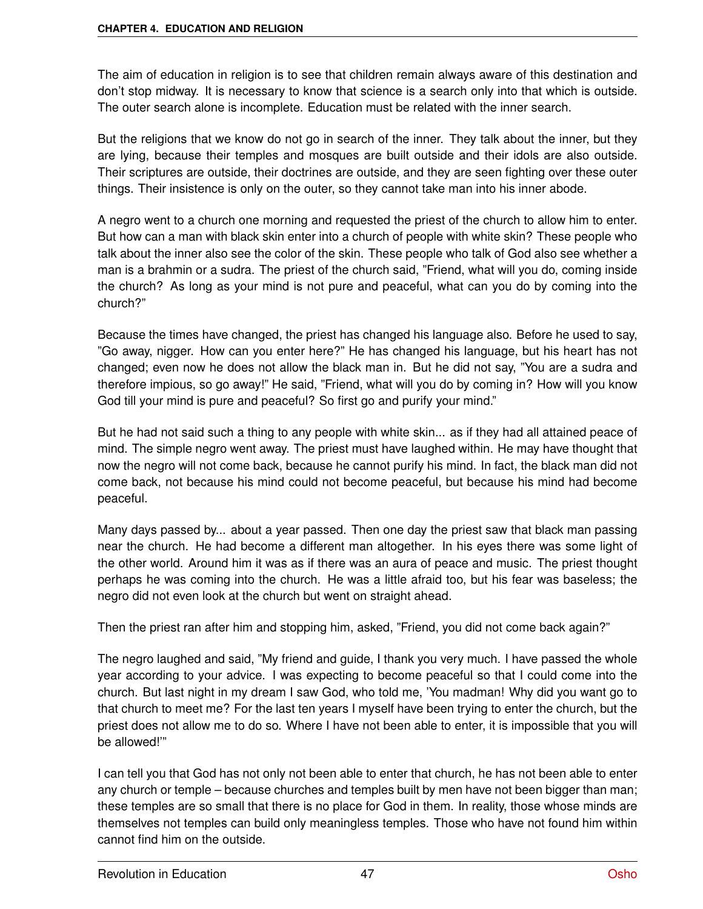The aim of education in religion is to see that children remain always aware of this destination and don't stop midway. It is necessary to know that science is a search only into that which is outside. The outer search alone is incomplete. Education must be related with the inner search.

But the religions that we know do not go in search of the inner. They talk about the inner, but they are lying, because their temples and mosques are built outside and their idols are also outside. Their scriptures are outside, their doctrines are outside, and they are seen fighting over these outer things. Their insistence is only on the outer, so they cannot take man into his inner abode.

A negro went to a church one morning and requested the priest of the church to allow him to enter. But how can a man with black skin enter into a church of people with white skin? These people who talk about the inner also see the color of the skin. These people who talk of God also see whether a man is a brahmin or a sudra. The priest of the church said, "Friend, what will you do, coming inside the church? As long as your mind is not pure and peaceful, what can you do by coming into the church?"

Because the times have changed, the priest has changed his language also. Before he used to say, "Go away, nigger. How can you enter here?" He has changed his language, but his heart has not changed; even now he does not allow the black man in. But he did not say, "You are a sudra and therefore impious, so go away!" He said, "Friend, what will you do by coming in? How will you know God till your mind is pure and peaceful? So first go and purify your mind."

But he had not said such a thing to any people with white skin... as if they had all attained peace of mind. The simple negro went away. The priest must have laughed within. He may have thought that now the negro will not come back, because he cannot purify his mind. In fact, the black man did not come back, not because his mind could not become peaceful, but because his mind had become peaceful.

Many days passed by... about a year passed. Then one day the priest saw that black man passing near the church. He had become a different man altogether. In his eyes there was some light of the other world. Around him it was as if there was an aura of peace and music. The priest thought perhaps he was coming into the church. He was a little afraid too, but his fear was baseless; the negro did not even look at the church but went on straight ahead.

Then the priest ran after him and stopping him, asked, "Friend, you did not come back again?"

The negro laughed and said, "My friend and guide, I thank you very much. I have passed the whole year according to your advice. I was expecting to become peaceful so that I could come into the church. But last night in my dream I saw God, who told me, 'You madman! Why did you want go to that church to meet me? For the last ten years I myself have been trying to enter the church, but the priest does not allow me to do so. Where I have not been able to enter, it is impossible that you will be allowed!'"

I can tell you that God has not only not been able to enter that church, he has not been able to enter any church or temple – because churches and temples built by men have not been bigger than man; these temples are so small that there is no place for God in them. In reality, those whose minds are themselves not temples can build only meaningless temples. Those who have not found him within cannot find him on the outside.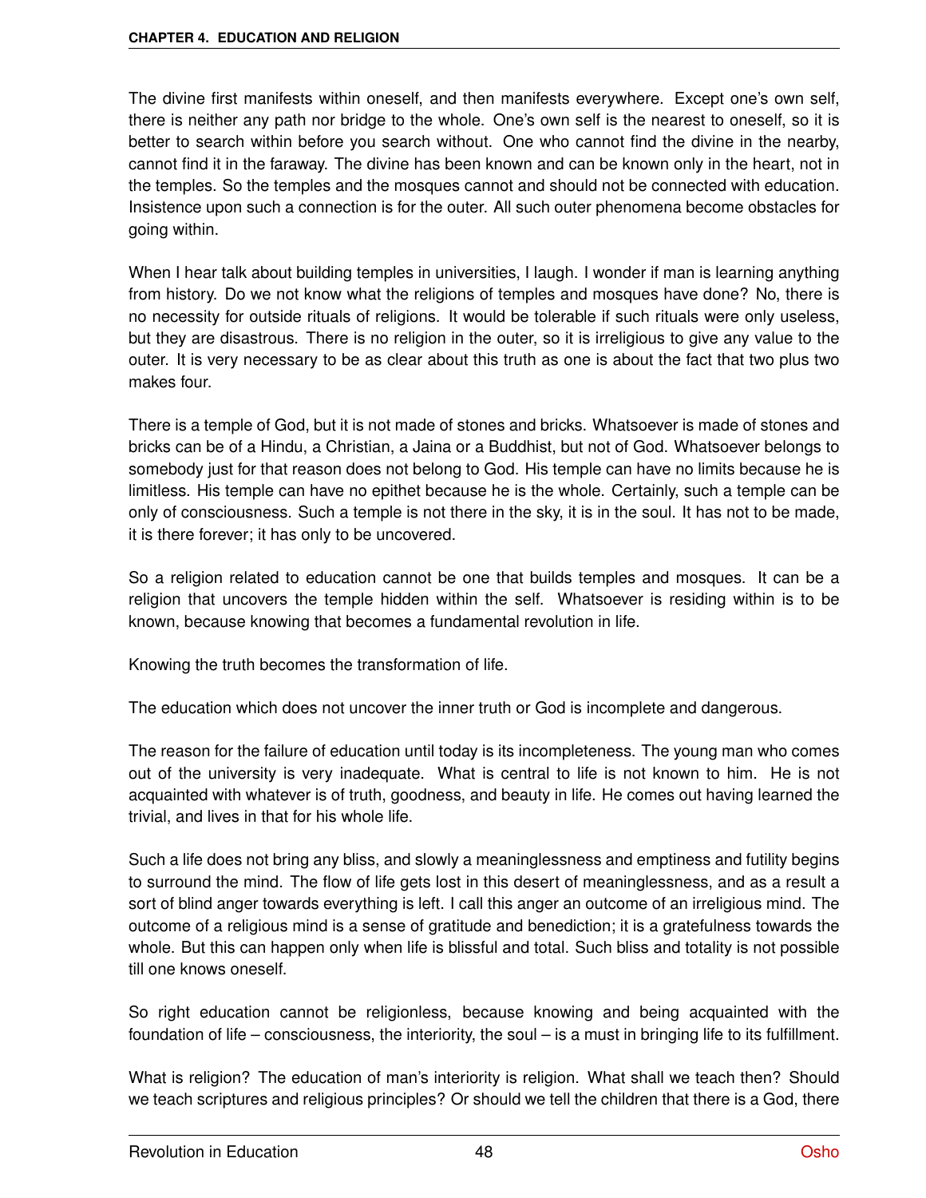The divine first manifests within oneself, and then manifests everywhere. Except one's own self, there is neither any path nor bridge to the whole. One's own self is the nearest to oneself, so it is better to search within before you search without. One who cannot find the divine in the nearby, cannot find it in the faraway. The divine has been known and can be known only in the heart, not in the temples. So the temples and the mosques cannot and should not be connected with education. Insistence upon such a connection is for the outer. All such outer phenomena become obstacles for going within.

When I hear talk about building temples in universities, I laugh. I wonder if man is learning anything from history. Do we not know what the religions of temples and mosques have done? No, there is no necessity for outside rituals of religions. It would be tolerable if such rituals were only useless, but they are disastrous. There is no religion in the outer, so it is irreligious to give any value to the outer. It is very necessary to be as clear about this truth as one is about the fact that two plus two makes four.

There is a temple of God, but it is not made of stones and bricks. Whatsoever is made of stones and bricks can be of a Hindu, a Christian, a Jaina or a Buddhist, but not of God. Whatsoever belongs to somebody just for that reason does not belong to God. His temple can have no limits because he is limitless. His temple can have no epithet because he is the whole. Certainly, such a temple can be only of consciousness. Such a temple is not there in the sky, it is in the soul. It has not to be made, it is there forever; it has only to be uncovered.

So a religion related to education cannot be one that builds temples and mosques. It can be a religion that uncovers the temple hidden within the self. Whatsoever is residing within is to be known, because knowing that becomes a fundamental revolution in life.

Knowing the truth becomes the transformation of life.

The education which does not uncover the inner truth or God is incomplete and dangerous.

The reason for the failure of education until today is its incompleteness. The young man who comes out of the university is very inadequate. What is central to life is not known to him. He is not acquainted with whatever is of truth, goodness, and beauty in life. He comes out having learned the trivial, and lives in that for his whole life.

Such a life does not bring any bliss, and slowly a meaninglessness and emptiness and futility begins to surround the mind. The flow of life gets lost in this desert of meaninglessness, and as a result a sort of blind anger towards everything is left. I call this anger an outcome of an irreligious mind. The outcome of a religious mind is a sense of gratitude and benediction; it is a gratefulness towards the whole. But this can happen only when life is blissful and total. Such bliss and totality is not possible till one knows oneself.

So right education cannot be religionless, because knowing and being acquainted with the foundation of life – consciousness, the interiority, the soul – is a must in bringing life to its fulfillment.

What is religion? The education of man's interiority is religion. What shall we teach then? Should we teach scriptures and religious principles? Or should we tell the children that there is a God, there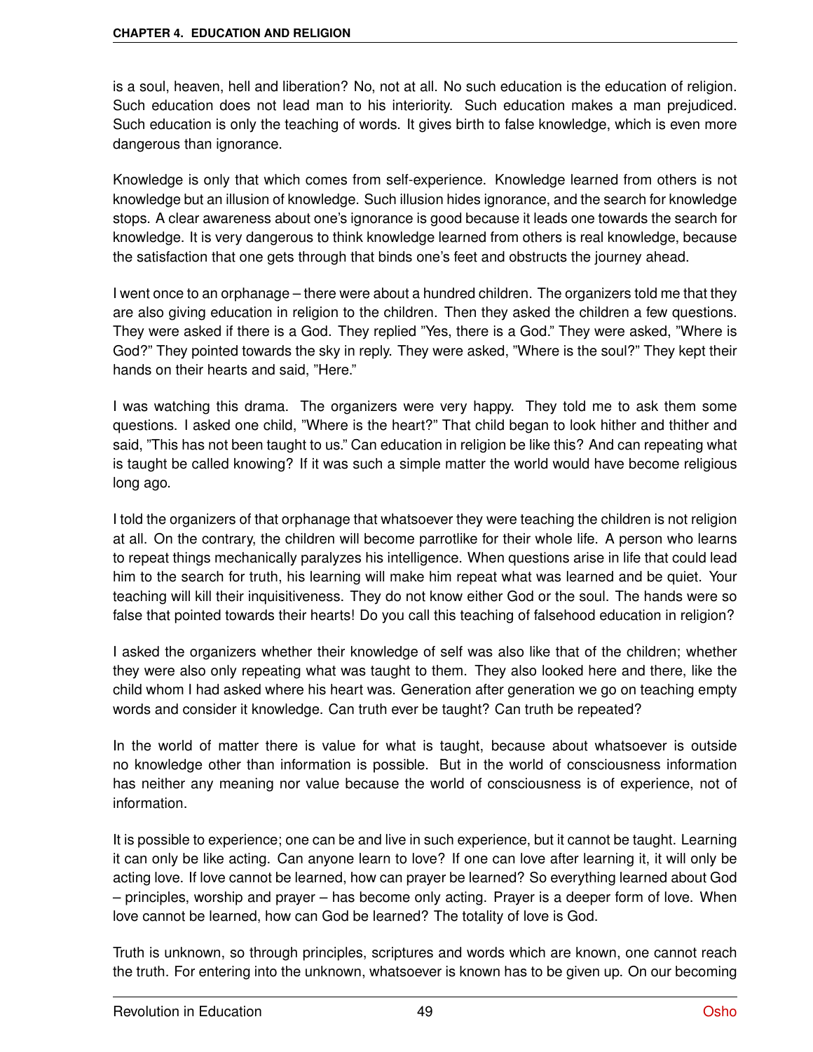is a soul, heaven, hell and liberation? No, not at all. No such education is the education of religion. Such education does not lead man to his interiority. Such education makes a man prejudiced. Such education is only the teaching of words. It gives birth to false knowledge, which is even more dangerous than ignorance.

Knowledge is only that which comes from self-experience. Knowledge learned from others is not knowledge but an illusion of knowledge. Such illusion hides ignorance, and the search for knowledge stops. A clear awareness about one's ignorance is good because it leads one towards the search for knowledge. It is very dangerous to think knowledge learned from others is real knowledge, because the satisfaction that one gets through that binds one's feet and obstructs the journey ahead.

I went once to an orphanage – there were about a hundred children. The organizers told me that they are also giving education in religion to the children. Then they asked the children a few questions. They were asked if there is a God. They replied "Yes, there is a God." They were asked, "Where is God?" They pointed towards the sky in reply. They were asked, "Where is the soul?" They kept their hands on their hearts and said, "Here."

I was watching this drama. The organizers were very happy. They told me to ask them some questions. I asked one child, "Where is the heart?" That child began to look hither and thither and said, "This has not been taught to us." Can education in religion be like this? And can repeating what is taught be called knowing? If it was such a simple matter the world would have become religious long ago.

I told the organizers of that orphanage that whatsoever they were teaching the children is not religion at all. On the contrary, the children will become parrotlike for their whole life. A person who learns to repeat things mechanically paralyzes his intelligence. When questions arise in life that could lead him to the search for truth, his learning will make him repeat what was learned and be quiet. Your teaching will kill their inquisitiveness. They do not know either God or the soul. The hands were so false that pointed towards their hearts! Do you call this teaching of falsehood education in religion?

I asked the organizers whether their knowledge of self was also like that of the children; whether they were also only repeating what was taught to them. They also looked here and there, like the child whom I had asked where his heart was. Generation after generation we go on teaching empty words and consider it knowledge. Can truth ever be taught? Can truth be repeated?

In the world of matter there is value for what is taught, because about whatsoever is outside no knowledge other than information is possible. But in the world of consciousness information has neither any meaning nor value because the world of consciousness is of experience, not of information.

It is possible to experience; one can be and live in such experience, but it cannot be taught. Learning it can only be like acting. Can anyone learn to love? If one can love after learning it, it will only be acting love. If love cannot be learned, how can prayer be learned? So everything learned about God – principles, worship and prayer – has become only acting. Prayer is a deeper form of love. When love cannot be learned, how can God be learned? The totality of love is God.

Truth is unknown, so through principles, scriptures and words which are known, one cannot reach the truth. For entering into the unknown, whatsoever is known has to be given up. On our becoming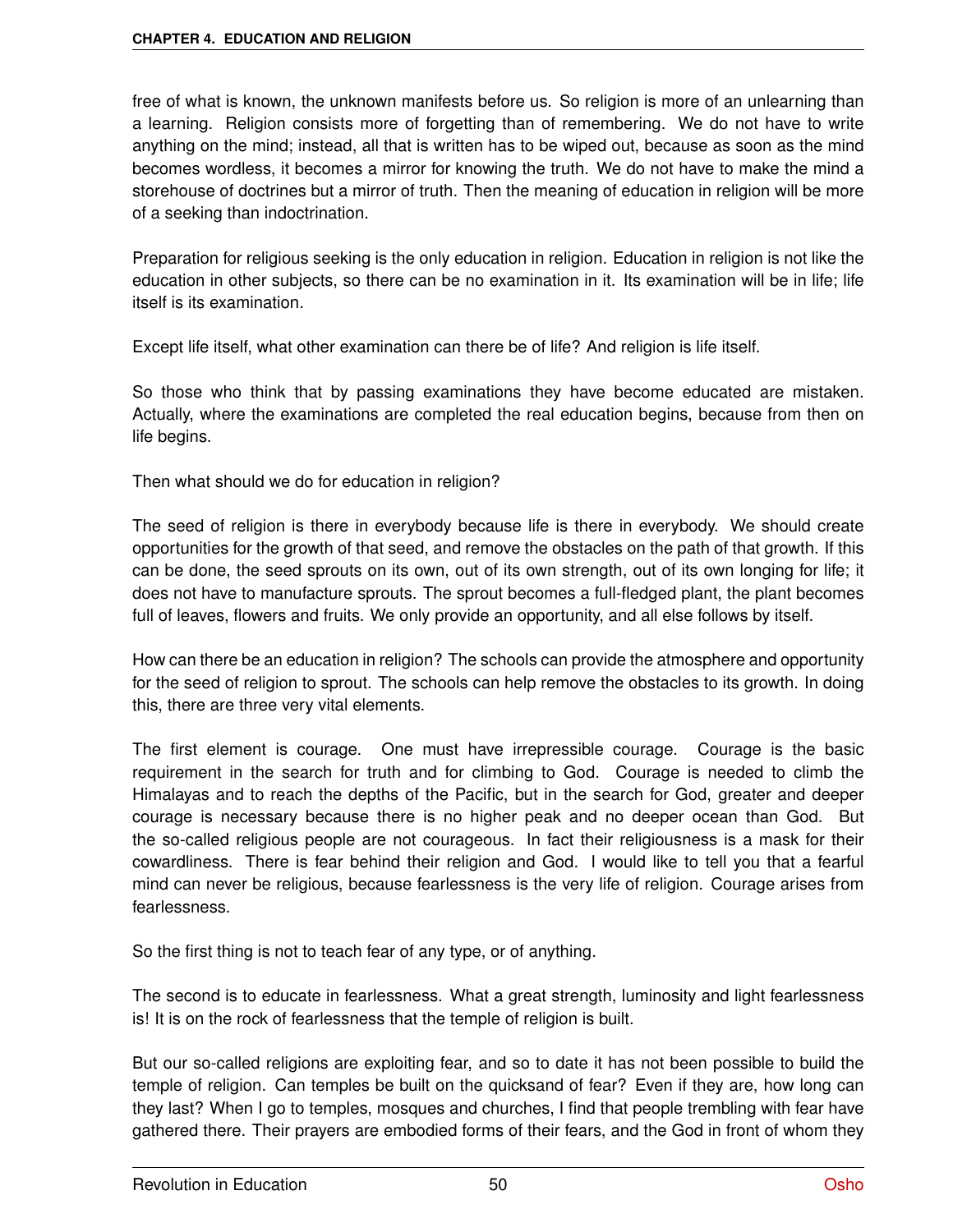free of what is known, the unknown manifests before us. So religion is more of an unlearning than a learning. Religion consists more of forgetting than of remembering. We do not have to write anything on the mind; instead, all that is written has to be wiped out, because as soon as the mind becomes wordless, it becomes a mirror for knowing the truth. We do not have to make the mind a storehouse of doctrines but a mirror of truth. Then the meaning of education in religion will be more of a seeking than indoctrination.

Preparation for religious seeking is the only education in religion. Education in religion is not like the education in other subjects, so there can be no examination in it. Its examination will be in life; life itself is its examination.

Except life itself, what other examination can there be of life? And religion is life itself.

So those who think that by passing examinations they have become educated are mistaken. Actually, where the examinations are completed the real education begins, because from then on life begins.

Then what should we do for education in religion?

The seed of religion is there in everybody because life is there in everybody. We should create opportunities for the growth of that seed, and remove the obstacles on the path of that growth. If this can be done, the seed sprouts on its own, out of its own strength, out of its own longing for life; it does not have to manufacture sprouts. The sprout becomes a full-fledged plant, the plant becomes full of leaves, flowers and fruits. We only provide an opportunity, and all else follows by itself.

How can there be an education in religion? The schools can provide the atmosphere and opportunity for the seed of religion to sprout. The schools can help remove the obstacles to its growth. In doing this, there are three very vital elements.

The first element is courage. One must have irrepressible courage. Courage is the basic requirement in the search for truth and for climbing to God. Courage is needed to climb the Himalayas and to reach the depths of the Pacific, but in the search for God, greater and deeper courage is necessary because there is no higher peak and no deeper ocean than God. But the so-called religious people are not courageous. In fact their religiousness is a mask for their cowardliness. There is fear behind their religion and God. I would like to tell you that a fearful mind can never be religious, because fearlessness is the very life of religion. Courage arises from fearlessness.

So the first thing is not to teach fear of any type, or of anything.

The second is to educate in fearlessness. What a great strength, luminosity and light fearlessness is! It is on the rock of fearlessness that the temple of religion is built.

But our so-called religions are exploiting fear, and so to date it has not been possible to build the temple of religion. Can temples be built on the quicksand of fear? Even if they are, how long can they last? When I go to temples, mosques and churches, I find that people trembling with fear have gathered there. Their prayers are embodied forms of their fears, and the God in front of whom they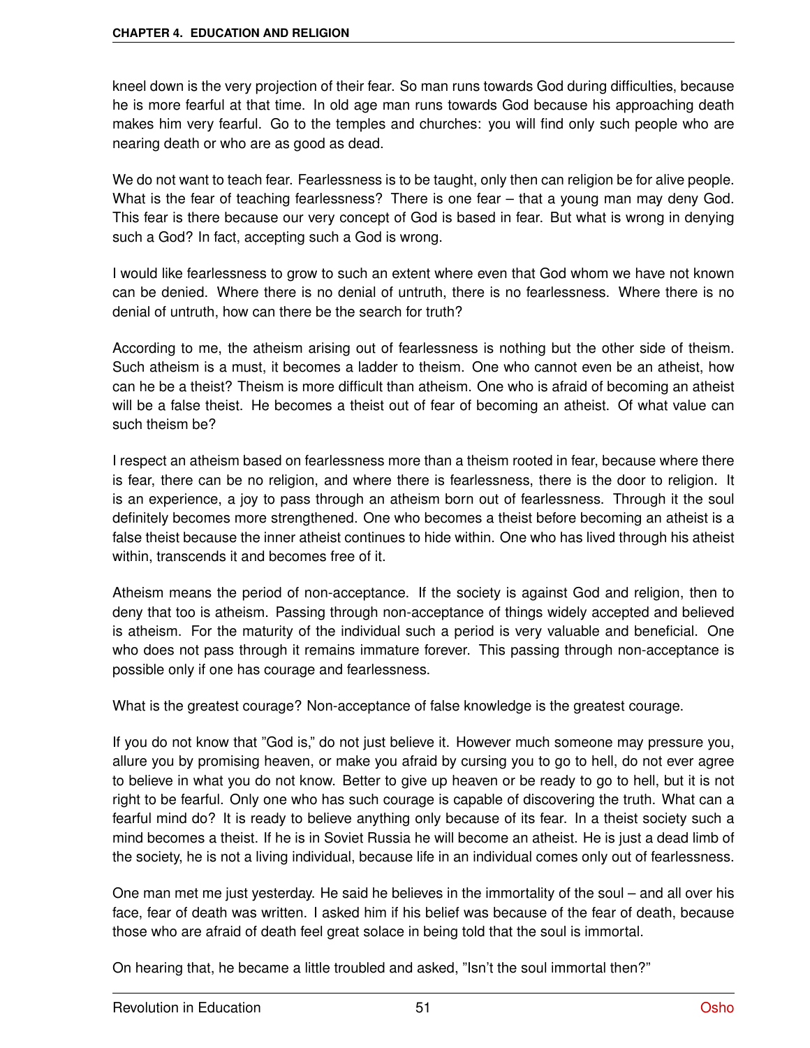kneel down is the very projection of their fear. So man runs towards God during difficulties, because he is more fearful at that time. In old age man runs towards God because his approaching death makes him very fearful. Go to the temples and churches: you will find only such people who are nearing death or who are as good as dead.

We do not want to teach fear. Fearlessness is to be taught, only then can religion be for alive people. What is the fear of teaching fearlessness? There is one fear – that a young man may deny God. This fear is there because our very concept of God is based in fear. But what is wrong in denying such a God? In fact, accepting such a God is wrong.

I would like fearlessness to grow to such an extent where even that God whom we have not known can be denied. Where there is no denial of untruth, there is no fearlessness. Where there is no denial of untruth, how can there be the search for truth?

According to me, the atheism arising out of fearlessness is nothing but the other side of theism. Such atheism is a must, it becomes a ladder to theism. One who cannot even be an atheist, how can he be a theist? Theism is more difficult than atheism. One who is afraid of becoming an atheist will be a false theist. He becomes a theist out of fear of becoming an atheist. Of what value can such theism be?

I respect an atheism based on fearlessness more than a theism rooted in fear, because where there is fear, there can be no religion, and where there is fearlessness, there is the door to religion. It is an experience, a joy to pass through an atheism born out of fearlessness. Through it the soul definitely becomes more strengthened. One who becomes a theist before becoming an atheist is a false theist because the inner atheist continues to hide within. One who has lived through his atheist within, transcends it and becomes free of it.

Atheism means the period of non-acceptance. If the society is against God and religion, then to deny that too is atheism. Passing through non-acceptance of things widely accepted and believed is atheism. For the maturity of the individual such a period is very valuable and beneficial. One who does not pass through it remains immature forever. This passing through non-acceptance is possible only if one has courage and fearlessness.

What is the greatest courage? Non-acceptance of false knowledge is the greatest courage.

If you do not know that "God is," do not just believe it. However much someone may pressure you, allure you by promising heaven, or make you afraid by cursing you to go to hell, do not ever agree to believe in what you do not know. Better to give up heaven or be ready to go to hell, but it is not right to be fearful. Only one who has such courage is capable of discovering the truth. What can a fearful mind do? It is ready to believe anything only because of its fear. In a theist society such a mind becomes a theist. If he is in Soviet Russia he will become an atheist. He is just a dead limb of the society, he is not a living individual, because life in an individual comes only out of fearlessness.

One man met me just yesterday. He said he believes in the immortality of the soul – and all over his face, fear of death was written. I asked him if his belief was because of the fear of death, because those who are afraid of death feel great solace in being told that the soul is immortal.

On hearing that, he became a little troubled and asked, "Isn't the soul immortal then?"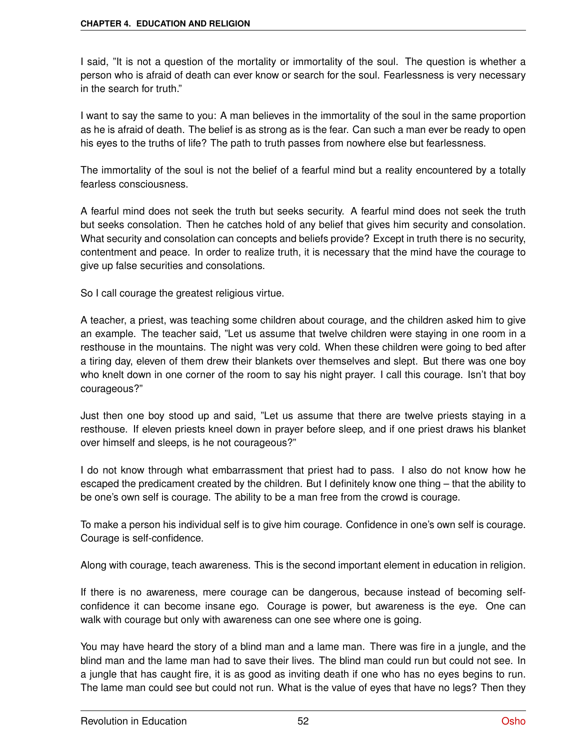I said, "It is not a question of the mortality or immortality of the soul. The question is whether a person who is afraid of death can ever know or search for the soul. Fearlessness is very necessary in the search for truth."

I want to say the same to you: A man believes in the immortality of the soul in the same proportion as he is afraid of death. The belief is as strong as is the fear. Can such a man ever be ready to open his eyes to the truths of life? The path to truth passes from nowhere else but fearlessness.

The immortality of the soul is not the belief of a fearful mind but a reality encountered by a totally fearless consciousness.

A fearful mind does not seek the truth but seeks security. A fearful mind does not seek the truth but seeks consolation. Then he catches hold of any belief that gives him security and consolation. What security and consolation can concepts and beliefs provide? Except in truth there is no security, contentment and peace. In order to realize truth, it is necessary that the mind have the courage to give up false securities and consolations.

So I call courage the greatest religious virtue.

A teacher, a priest, was teaching some children about courage, and the children asked him to give an example. The teacher said, "Let us assume that twelve children were staying in one room in a resthouse in the mountains. The night was very cold. When these children were going to bed after a tiring day, eleven of them drew their blankets over themselves and slept. But there was one boy who knelt down in one corner of the room to say his night prayer. I call this courage. Isn't that boy courageous?"

Just then one boy stood up and said, "Let us assume that there are twelve priests staying in a resthouse. If eleven priests kneel down in prayer before sleep, and if one priest draws his blanket over himself and sleeps, is he not courageous?"

I do not know through what embarrassment that priest had to pass. I also do not know how he escaped the predicament created by the children. But I definitely know one thing – that the ability to be one's own self is courage. The ability to be a man free from the crowd is courage.

To make a person his individual self is to give him courage. Confidence in one's own self is courage. Courage is self-confidence.

Along with courage, teach awareness. This is the second important element in education in religion.

If there is no awareness, mere courage can be dangerous, because instead of becoming self-confidence it can become insane ego. Courage is power, but awareness is the eye. One can walk with courage but only with awareness can one see where one is going.

You may have heard the story of a blind man and a lame man. There was fire in a jungle, and the blind man and the lame man had to save their lives. The blind man could run but could not see. In a jungle that has caught fire, it is as good as inviting death if one who has no eyes begins to run. The lame man could see but could not run. What is the value of eyes that have no legs? Then they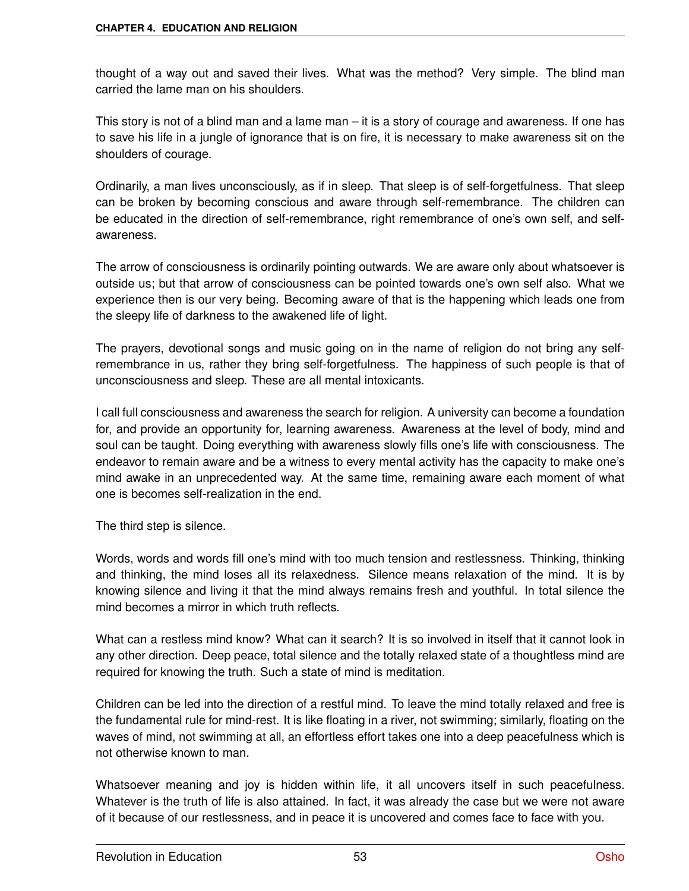thought of a way out and saved their lives. What was the method? Very simple. The blind man carried the lame man on his shoulders.

This story is not of a blind man and a lame man – it is a story of courage and awareness. If one has to save his life in a jungle of ignorance that is on fire, it is necessary to make awareness sit on the shoulders of courage.

Ordinarily, a man lives unconsciously, as if in sleep. That sleep is of self-forgetfulness. That sleep can be broken by becoming conscious and aware through self-remembrance. The children can be educated in the direction of self-remembrance, right remembrance of one's own self, and self-awareness.

The arrow of consciousness is ordinarily pointing outwards. We are aware only about whatsoever is outside us; but that arrow of consciousness can be pointed towards one's own self also. What we experience then is our very being. Becoming aware of that is the happening which leads one from the sleepy life of darkness to the awakened life of light.

The prayers, devotional songs and music going on in the name of religion do not bring any self-remembrance in us, rather they bring self-forgetfulness. The happiness of such people is that of unconsciousness and sleep. These are all mental intoxicants.

I call full consciousness and awareness the search for religion. A university can become a foundation for, and provide an opportunity for, learning awareness. Awareness at the level of body, mind and soul can be taught. Doing everything with awareness slowly fills one's life with consciousness. The endeavor to remain aware and be a witness to every mental activity has the capacity to make one's mind awake in an unprecedented way. At the same time, remaining aware each moment of what one is becomes self-realization in the end.

The third step is silence.

Words, words and words fill one's mind with too much tension and restlessness. Thinking, thinking and thinking, the mind loses all its relaxedness. Silence means relaxation of the mind. It is by knowing silence and living it that the mind always remains fresh and youthful. In total silence the mind becomes a mirror in which truth reflects.

What can a restless mind know? What can it search? It is so involved in itself that it cannot look in any other direction. Deep peace, total silence and the totally relaxed state of a thoughtless mind are required for knowing the truth. Such a state of mind is meditation.

Children can be led into the direction of a restful mind. To leave the mind totally relaxed and free is the fundamental rule for mind-rest. It is like floating in a river, not swimming; similarly, floating on the waves of mind, not swimming at all, an effortless effort takes one into a deep peacefulness which is not otherwise known to man.

Whatsoever meaning and joy is hidden within life, it all uncovers itself in such peacefulness. Whatever is the truth of life is also attained. In fact, it was already the case but we were not aware of it because of our restlessness, and in peace it is uncovered and comes face to face with you.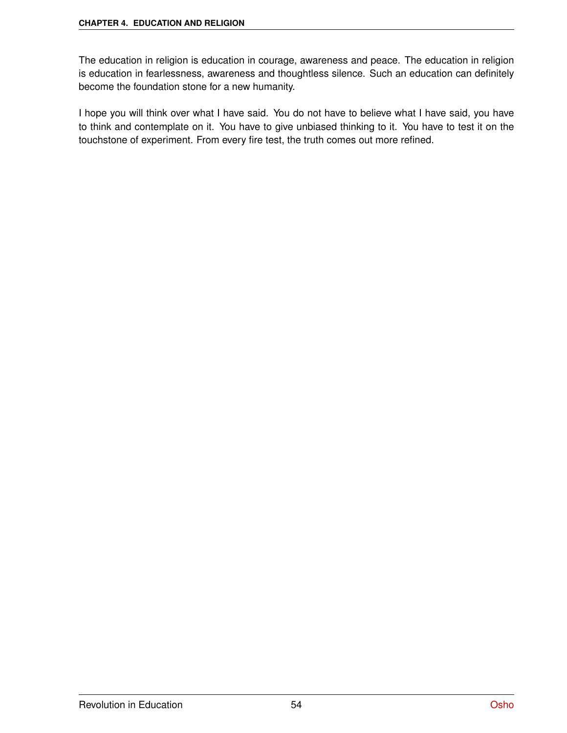The education in religion is education in courage, awareness and peace. The education in religion is education in fearlessness, awareness and thoughtless silence. Such an education can definitely become the foundation stone for a new humanity.

I hope you will think over what I have said. You do not have to believe what I have said, you have to think and contemplate on it. You have to give unbiased thinking to it. You have to test it on the touchstone of experiment. From every fire test, the truth comes out more refined.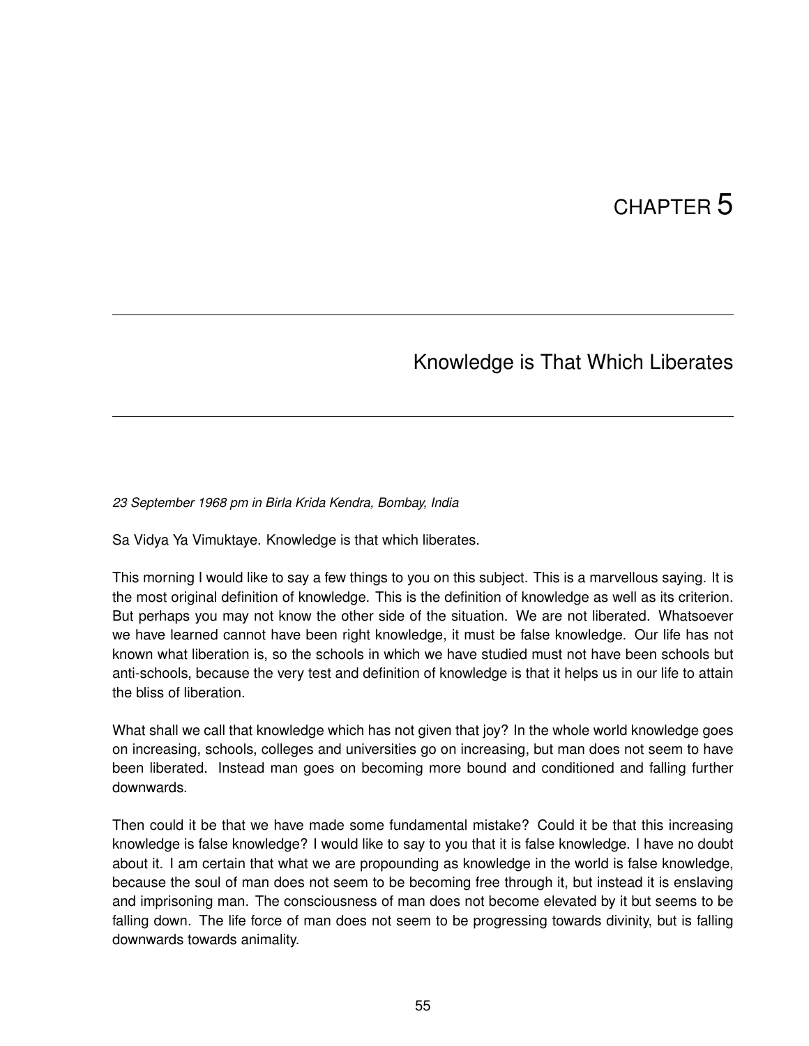# CHAPTER 5

## Knowledge is That Which Liberates

*23 September 1968 pm in Birla Krida Kendra, Bombay, India*

Sa Vidya Ya Vimuktaye. Knowledge is that which liberates.

This morning I would like to say a few things to you on this subject. This is a marvellous saying. It is the most original definition of knowledge. This is the definition of knowledge as well as its criterion. But perhaps you may not know the other side of the situation. We are not liberated. Whatsoever we have learned cannot have been right knowledge, it must be false knowledge. Our life has not known what liberation is, so the schools in which we have studied must not have been schools but anti-schools, because the very test and definition of knowledge is that it helps us in our life to attain the bliss of liberation.

What shall we call that knowledge which has not given that joy? In the whole world knowledge goes on increasing, schools, colleges and universities go on increasing, but man does not seem to have been liberated. Instead man goes on becoming more bound and conditioned and falling further downwards.

Then could it be that we have made some fundamental mistake? Could it be that this increasing knowledge is false knowledge? I would like to say to you that it is false knowledge. I have no doubt about it. I am certain that what we are propounding as knowledge in the world is false knowledge, because the soul of man does not seem to be becoming free through it, but instead it is enslaving and imprisoning man. The consciousness of man does not become elevated by it but seems to be falling down. The life force of man does not seem to be progressing towards divinity, but is falling downwards towards animality.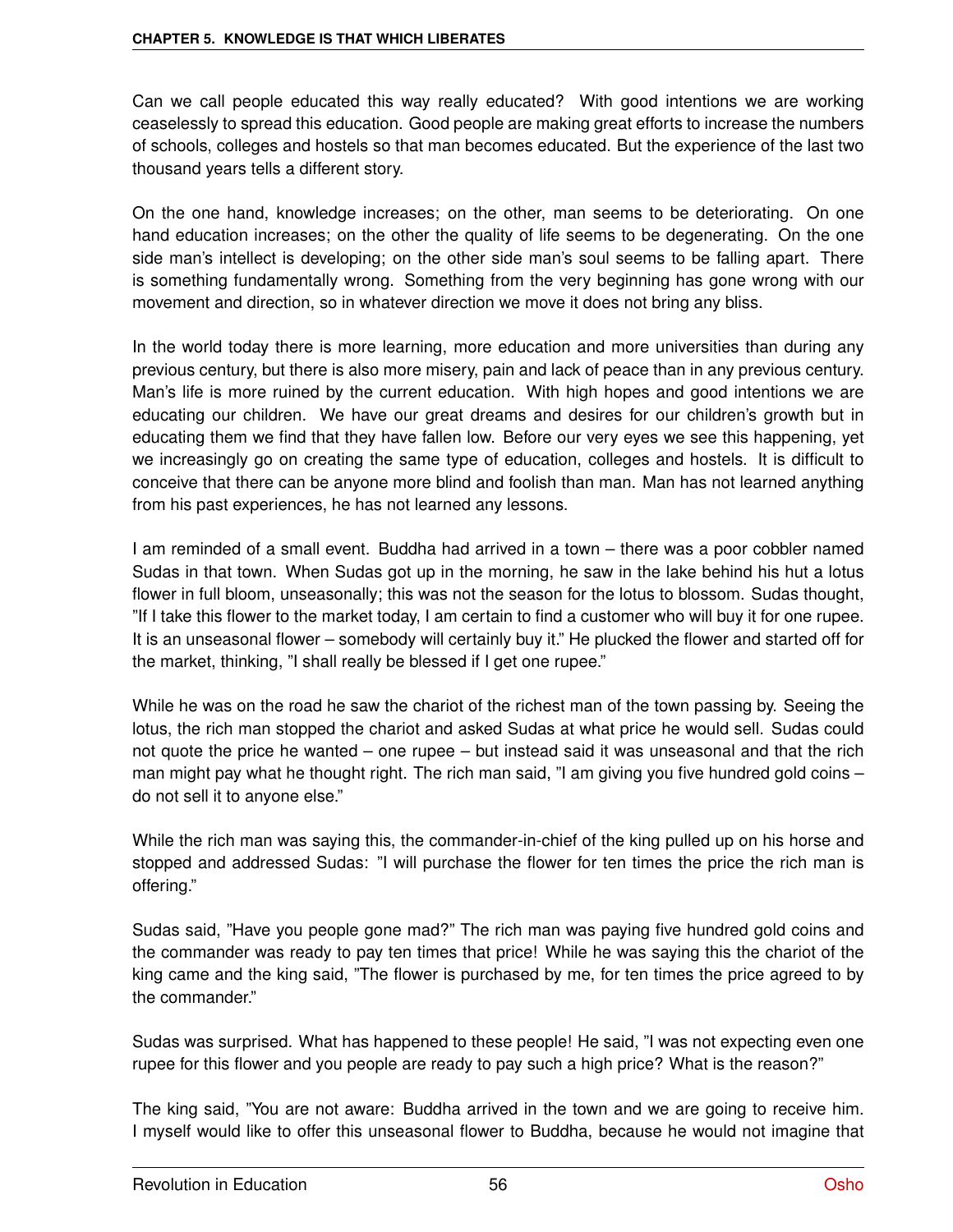Can we call people educated this way really educated? With good intentions we are working ceaselessly to spread this education. Good people are making great efforts to increase the numbers of schools, colleges and hostels so that man becomes educated. But the experience of the last two thousand years tells a different story.

On the one hand, knowledge increases; on the other, man seems to be deteriorating. On one hand education increases; on the other the quality of life seems to be degenerating. On the one side man's intellect is developing; on the other side man's soul seems to be falling apart. There is something fundamentally wrong. Something from the very beginning has gone wrong with our movement and direction, so in whatever direction we move it does not bring any bliss.

In the world today there is more learning, more education and more universities than during any previous century, but there is also more misery, pain and lack of peace than in any previous century. Man's life is more ruined by the current education. With high hopes and good intentions we are educating our children. We have our great dreams and desires for our children's growth but in educating them we find that they have fallen low. Before our very eyes we see this happening, yet we increasingly go on creating the same type of education, colleges and hostels. It is difficult to conceive that there can be anyone more blind and foolish than man. Man has not learned anything from his past experiences, he has not learned any lessons.

I am reminded of a small event. Buddha had arrived in a town – there was a poor cobbler named Sudas in that town. When Sudas got up in the morning, he saw in the lake behind his hut a lotus flower in full bloom, unseasonally; this was not the season for the lotus to blossom. Sudas thought, "If I take this flower to the market today, I am certain to find a customer who will buy it for one rupee. It is an unseasonal flower – somebody will certainly buy it." He plucked the flower and started off for the market, thinking, "I shall really be blessed if I get one rupee."

While he was on the road he saw the chariot of the richest man of the town passing by. Seeing the lotus, the rich man stopped the chariot and asked Sudas at what price he would sell. Sudas could not quote the price he wanted – one rupee – but instead said it was unseasonal and that the rich man might pay what he thought right. The rich man said, "I am giving you five hundred gold coins – do not sell it to anyone else."

While the rich man was saying this, the commander-in-chief of the king pulled up on his horse and stopped and addressed Sudas: "I will purchase the flower for ten times the price the rich man is offering."

Sudas said, "Have you people gone mad?" The rich man was paying five hundred gold coins and the commander was ready to pay ten times that price! While he was saying this the chariot of the king came and the king said, "The flower is purchased by me, for ten times the price agreed to by the commander."

Sudas was surprised. What has happened to these people! He said, "I was not expecting even one rupee for this flower and you people are ready to pay such a high price? What is the reason?"

The king said, "You are not aware: Buddha arrived in the town and we are going to receive him. I myself would like to offer this unseasonal flower to Buddha, because he would not imagine that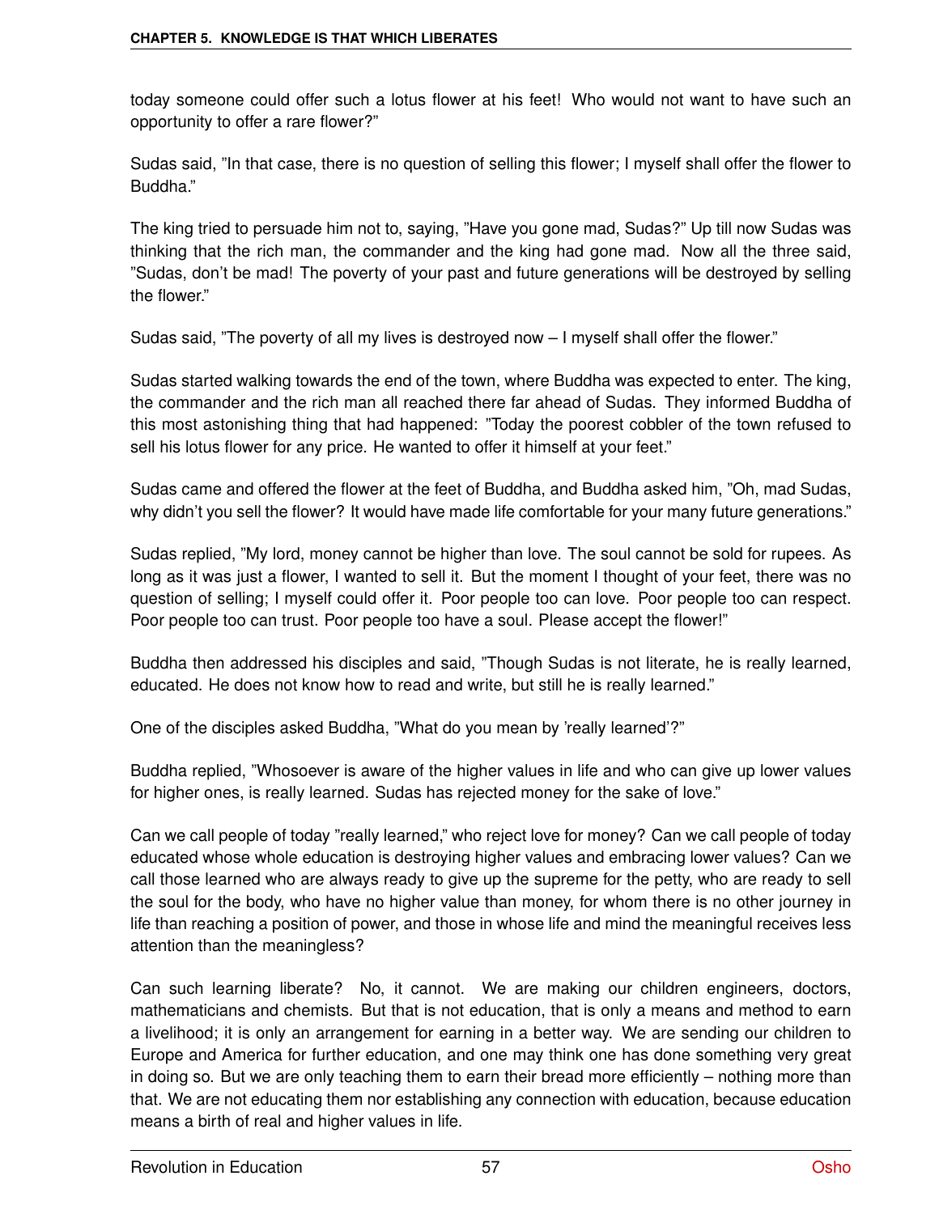today someone could offer such a lotus flower at his feet! Who would not want to have such an opportunity to offer a rare flower?"

Sudas said, "In that case, there is no question of selling this flower; I myself shall offer the flower to Buddha."

The king tried to persuade him not to, saying, "Have you gone mad, Sudas?" Up till now Sudas was thinking that the rich man, the commander and the king had gone mad. Now all the three said, "Sudas, don't be mad! The poverty of your past and future generations will be destroyed by selling the flower."

Sudas said, "The poverty of all my lives is destroyed now – I myself shall offer the flower."

Sudas started walking towards the end of the town, where Buddha was expected to enter. The king, the commander and the rich man all reached there far ahead of Sudas. They informed Buddha of this most astonishing thing that had happened: "Today the poorest cobbler of the town refused to sell his lotus flower for any price. He wanted to offer it himself at your feet."

Sudas came and offered the flower at the feet of Buddha, and Buddha asked him, "Oh, mad Sudas, why didn't you sell the flower? It would have made life comfortable for your many future generations."

Sudas replied, "My lord, money cannot be higher than love. The soul cannot be sold for rupees. As long as it was just a flower, I wanted to sell it. But the moment I thought of your feet, there was no question of selling; I myself could offer it. Poor people too can love. Poor people too can respect. Poor people too can trust. Poor people too have a soul. Please accept the flower!"

Buddha then addressed his disciples and said, "Though Sudas is not literate, he is really learned, educated. He does not know how to read and write, but still he is really learned."

One of the disciples asked Buddha, "What do you mean by 'really learned'?"

Buddha replied, "Whosoever is aware of the higher values in life and who can give up lower values for higher ones, is really learned. Sudas has rejected money for the sake of love."

Can we call people of today "really learned," who reject love for money? Can we call people of today educated whose whole education is destroying higher values and embracing lower values? Can we call those learned who are always ready to give up the supreme for the petty, who are ready to sell the soul for the body, who have no higher value than money, for whom there is no other journey in life than reaching a position of power, and those in whose life and mind the meaningful receives less attention than the meaningless?

Can such learning liberate? No, it cannot. We are making our children engineers, doctors, mathematicians and chemists. But that is not education, that is only a means and method to earn a livelihood; it is only an arrangement for earning in a better way. We are sending our children to Europe and America for further education, and one may think one has done something very great in doing so. But we are only teaching them to earn their bread more efficiently – nothing more than that. We are not educating them nor establishing any connection with education, because education means a birth of real and higher values in life.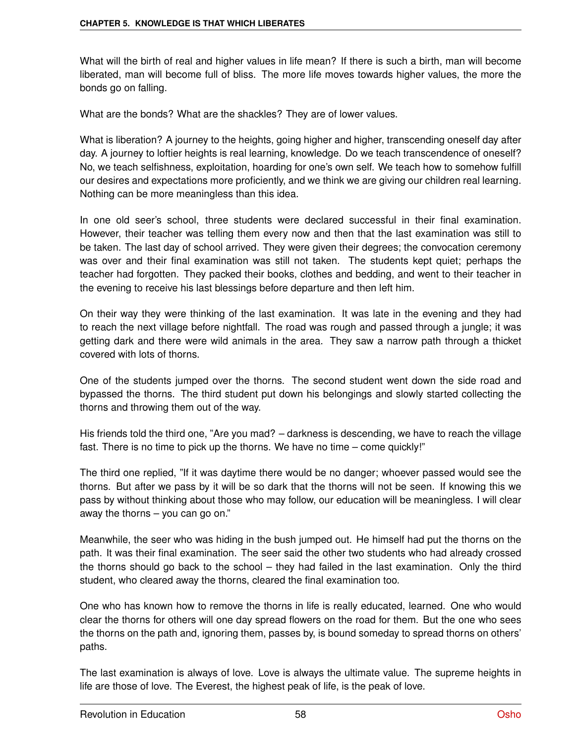What will the birth of real and higher values in life mean? If there is such a birth, man will become liberated, man will become full of bliss. The more life moves towards higher values, the more the bonds go on falling.

What are the bonds? What are the shackles? They are of lower values.

What is liberation? A journey to the heights, going higher and higher, transcending oneself day after day. A journey to loftier heights is real learning, knowledge. Do we teach transcendence of oneself? No, we teach selfishness, exploitation, hoarding for one's own self. We teach how to somehow fulfill our desires and expectations more proficiently, and we think we are giving our children real learning. Nothing can be more meaningless than this idea.

In one old seer's school, three students were declared successful in their final examination. However, their teacher was telling them every now and then that the last examination was still to be taken. The last day of school arrived. They were given their degrees; the convocation ceremony was over and their final examination was still not taken. The students kept quiet; perhaps the teacher had forgotten. They packed their books, clothes and bedding, and went to their teacher in the evening to receive his last blessings before departure and then left him.

On their way they were thinking of the last examination. It was late in the evening and they had to reach the next village before nightfall. The road was rough and passed through a jungle; it was getting dark and there were wild animals in the area. They saw a narrow path through a thicket covered with lots of thorns.

One of the students jumped over the thorns. The second student went down the side road and bypassed the thorns. The third student put down his belongings and slowly started collecting the thorns and throwing them out of the way.

His friends told the third one, "Are you mad? – darkness is descending, we have to reach the village fast. There is no time to pick up the thorns. We have no time – come quickly!"

The third one replied, "If it was daytime there would be no danger; whoever passed would see the thorns. But after we pass by it will be so dark that the thorns will not be seen. If knowing this we pass by without thinking about those who may follow, our education will be meaningless. I will clear away the thorns – you can go on."

Meanwhile, the seer who was hiding in the bush jumped out. He himself had put the thorns on the path. It was their final examination. The seer said the other two students who had already crossed the thorns should go back to the school – they had failed in the last examination. Only the third student, who cleared away the thorns, cleared the final examination too.

One who has known how to remove the thorns in life is really educated, learned. One who would clear the thorns for others will one day spread flowers on the road for them. But the one who sees the thorns on the path and, ignoring them, passes by, is bound someday to spread thorns on others' paths.

The last examination is always of love. Love is always the ultimate value. The supreme heights in life are those of love. The Everest, the highest peak of life, is the peak of love.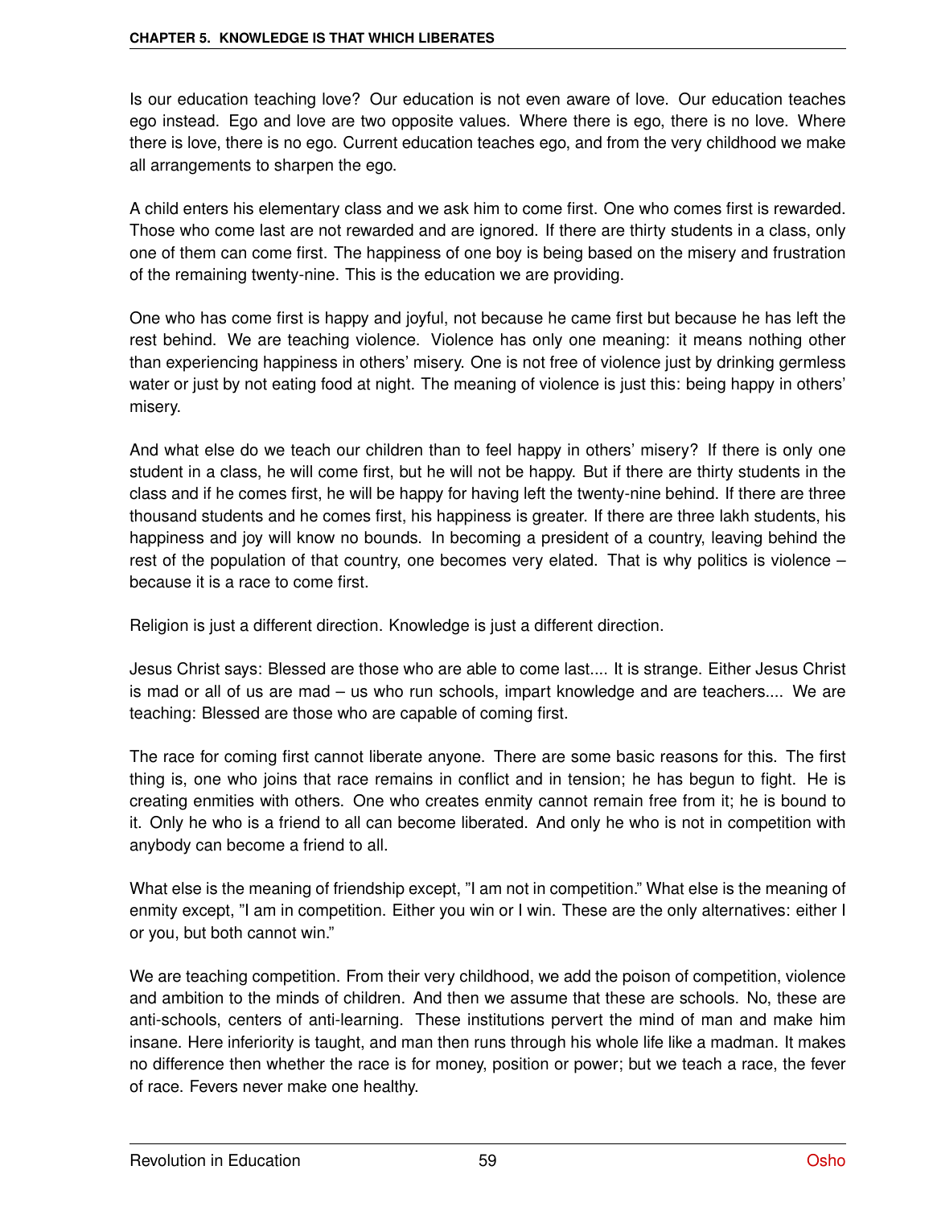Is our education teaching love? Our education is not even aware of love. Our education teaches ego instead. Ego and love are two opposite values. Where there is ego, there is no love. Where there is love, there is no ego. Current education teaches ego, and from the very childhood we make all arrangements to sharpen the ego.

A child enters his elementary class and we ask him to come first. One who comes first is rewarded. Those who come last are not rewarded and are ignored. If there are thirty students in a class, only one of them can come first. The happiness of one boy is being based on the misery and frustration of the remaining twenty-nine. This is the education we are providing.

One who has come first is happy and joyful, not because he came first but because he has left the rest behind. We are teaching violence. Violence has only one meaning: it means nothing other than experiencing happiness in others' misery. One is not free of violence just by drinking germless water or just by not eating food at night. The meaning of violence is just this: being happy in others' misery.

And what else do we teach our children than to feel happy in others' misery? If there is only one student in a class, he will come first, but he will not be happy. But if there are thirty students in the class and if he comes first, he will be happy for having left the twenty-nine behind. If there are three thousand students and he comes first, his happiness is greater. If there are three lakh students, his happiness and joy will know no bounds. In becoming a president of a country, leaving behind the rest of the population of that country, one becomes very elated. That is why politics is violence – because it is a race to come first.

Religion is just a different direction. Knowledge is just a different direction.

Jesus Christ says: Blessed are those who are able to come last.... It is strange. Either Jesus Christ is mad or all of us are mad – us who run schools, impart knowledge and are teachers.... We are teaching: Blessed are those who are capable of coming first.

The race for coming first cannot liberate anyone. There are some basic reasons for this. The first thing is, one who joins that race remains in conflict and in tension; he has begun to fight. He is creating enmities with others. One who creates enmity cannot remain free from it; he is bound to it. Only he who is a friend to all can become liberated. And only he who is not in competition with anybody can become a friend to all.

What else is the meaning of friendship except, "I am not in competition." What else is the meaning of enmity except, "I am in competition. Either you win or I win. These are the only alternatives: either I or you, but both cannot win."

We are teaching competition. From their very childhood, we add the poison of competition, violence and ambition to the minds of children. And then we assume that these are schools. No, these are anti-schools, centers of anti-learning. These institutions pervert the mind of man and make him insane. Here inferiority is taught, and man then runs through his whole life like a madman. It makes no difference then whether the race is for money, position or power; but we teach a race, the fever of race. Fevers never make one healthy.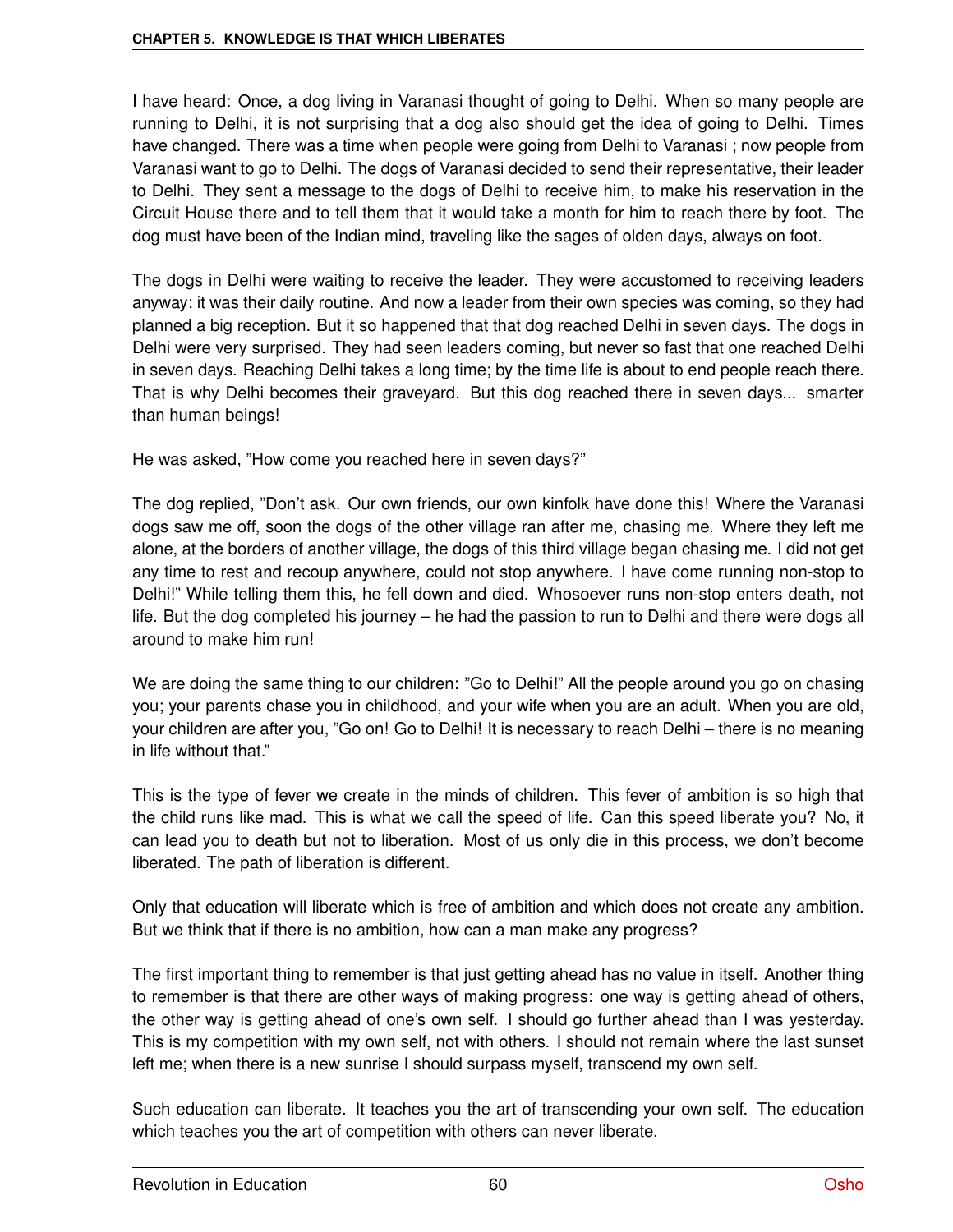I have heard: Once, a dog living in Varanasi thought of going to Delhi. When so many people are running to Delhi, it is not surprising that a dog also should get the idea of going to Delhi. Times have changed. There was a time when people were going from Delhi to Varanasi ; now people from Varanasi want to go to Delhi. The dogs of Varanasi decided to send their representative, their leader to Delhi. They sent a message to the dogs of Delhi to receive him, to make his reservation in the Circuit House there and to tell them that it would take a month for him to reach there by foot. The dog must have been of the Indian mind, traveling like the sages of olden days, always on foot.

The dogs in Delhi were waiting to receive the leader. They were accustomed to receiving leaders anyway; it was their daily routine. And now a leader from their own species was coming, so they had planned a big reception. But it so happened that that dog reached Delhi in seven days. The dogs in Delhi were very surprised. They had seen leaders coming, but never so fast that one reached Delhi in seven days. Reaching Delhi takes a long time; by the time life is about to end people reach there. That is why Delhi becomes their graveyard. But this dog reached there in seven days... smarter than human beings!

He was asked, "How come you reached here in seven days?"

The dog replied, "Don't ask. Our own friends, our own kinfolk have done this! Where the Varanasi dogs saw me off, soon the dogs of the other village ran after me, chasing me. Where they left me alone, at the borders of another village, the dogs of this third village began chasing me. I did not get any time to rest and recoup anywhere, could not stop anywhere. I have come running non-stop to Delhi!" While telling them this, he fell down and died. Whosoever runs non-stop enters death, not life. But the dog completed his journey – he had the passion to run to Delhi and there were dogs all around to make him run!

We are doing the same thing to our children: "Go to Delhi!" All the people around you go on chasing you; your parents chase you in childhood, and your wife when you are an adult. When you are old, your children are after you, "Go on! Go to Delhi! It is necessary to reach Delhi – there is no meaning in life without that."

This is the type of fever we create in the minds of children. This fever of ambition is so high that the child runs like mad. This is what we call the speed of life. Can this speed liberate you? No, it can lead you to death but not to liberation. Most of us only die in this process, we don't become liberated. The path of liberation is different.

Only that education will liberate which is free of ambition and which does not create any ambition. But we think that if there is no ambition, how can a man make any progress?

The first important thing to remember is that just getting ahead has no value in itself. Another thing to remember is that there are other ways of making progress: one way is getting ahead of others, the other way is getting ahead of one's own self. I should go further ahead than I was yesterday. This is my competition with my own self, not with others. I should not remain where the last sunset left me; when there is a new sunrise I should surpass myself, transcend my own self.

Such education can liberate. It teaches you the art of transcending your own self. The education which teaches you the art of competition with others can never liberate.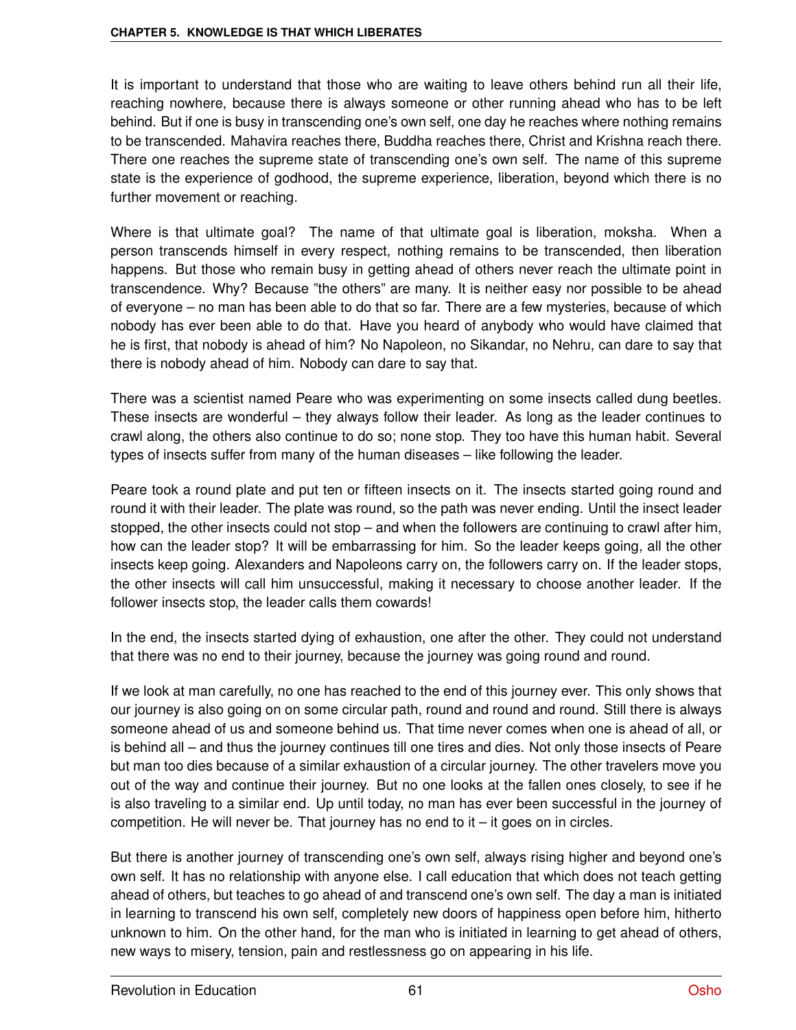It is important to understand that those who are waiting to leave others behind run all their life, reaching nowhere, because there is always someone or other running ahead who has to be left behind. But if one is busy in transcending one's own self, one day he reaches where nothing remains to be transcended. Mahavira reaches there, Buddha reaches there, Christ and Krishna reach there. There one reaches the supreme state of transcending one's own self. The name of this supreme state is the experience of godhood, the supreme experience, liberation, beyond which there is no further movement or reaching.

Where is that ultimate goal? The name of that ultimate goal is liberation, moksha. When a person transcends himself in every respect, nothing remains to be transcended, then liberation happens. But those who remain busy in getting ahead of others never reach the ultimate point in transcendence. Why? Because "the others" are many. It is neither easy nor possible to be ahead of everyone – no man has been able to do that so far. There are a few mysteries, because of which nobody has ever been able to do that. Have you heard of anybody who would have claimed that he is first, that nobody is ahead of him? No Napoleon, no Sikandar, no Nehru, can dare to say that there is nobody ahead of him. Nobody can dare to say that.

There was a scientist named Peare who was experimenting on some insects called dung beetles. These insects are wonderful – they always follow their leader. As long as the leader continues to crawl along, the others also continue to do so; none stop. They too have this human habit. Several types of insects suffer from many of the human diseases – like following the leader.

Peare took a round plate and put ten or fifteen insects on it. The insects started going round and round it with their leader. The plate was round, so the path was never ending. Until the insect leader stopped, the other insects could not stop – and when the followers are continuing to crawl after him, how can the leader stop? It will be embarrassing for him. So the leader keeps going, all the other insects keep going. Alexanders and Napoleons carry on, the followers carry on. If the leader stops, the other insects will call him unsuccessful, making it necessary to choose another leader. If the follower insects stop, the leader calls them cowards!

In the end, the insects started dying of exhaustion, one after the other. They could not understand that there was no end to their journey, because the journey was going round and round.

If we look at man carefully, no one has reached to the end of this journey ever. This only shows that our journey is also going on on some circular path, round and round and round. Still there is always someone ahead of us and someone behind us. That time never comes when one is ahead of all, or is behind all – and thus the journey continues till one tires and dies. Not only those insects of Peare but man too dies because of a similar exhaustion of a circular journey. The other travelers move you out of the way and continue their journey. But no one looks at the fallen ones closely, to see if he is also traveling to a similar end. Up until today, no man has ever been successful in the journey of competition. He will never be. That journey has no end to it – it goes on in circles.

But there is another journey of transcending one's own self, always rising higher and beyond one's own self. It has no relationship with anyone else. I call education that which does not teach getting ahead of others, but teaches to go ahead of and transcend one's own self. The day a man is initiated in learning to transcend his own self, completely new doors of happiness open before him, hitherto unknown to him. On the other hand, for the man who is initiated in learning to get ahead of others, new ways to misery, tension, pain and restlessness go on appearing in his life.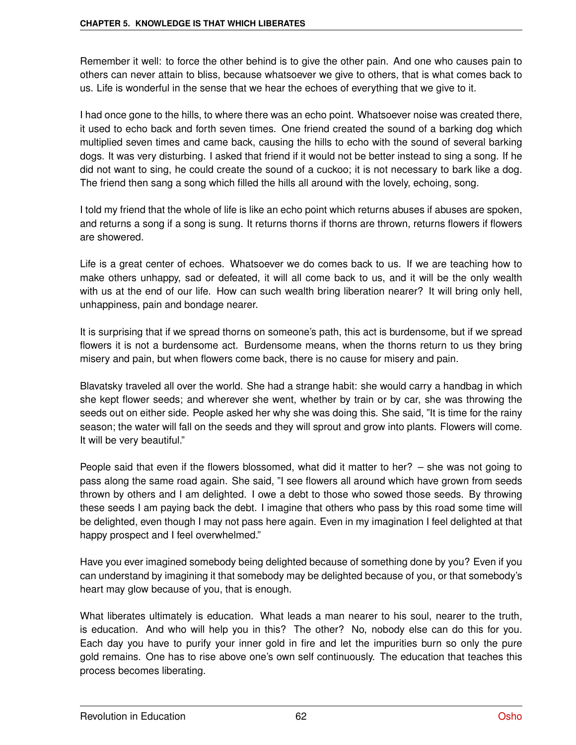Remember it well: to force the other behind is to give the other pain. And one who causes pain to others can never attain to bliss, because whatsoever we give to others, that is what comes back to us. Life is wonderful in the sense that we hear the echoes of everything that we give to it.

I had once gone to the hills, to where there was an echo point. Whatsoever noise was created there, it used to echo back and forth seven times. One friend created the sound of a barking dog which multiplied seven times and came back, causing the hills to echo with the sound of several barking dogs. It was very disturbing. I asked that friend if it would not be better instead to sing a song. If he did not want to sing, he could create the sound of a cuckoo; it is not necessary to bark like a dog. The friend then sang a song which filled the hills all around with the lovely, echoing, song.

I told my friend that the whole of life is like an echo point which returns abuses if abuses are spoken, and returns a song if a song is sung. It returns thorns if thorns are thrown, returns flowers if flowers are showered.

Life is a great center of echoes. Whatsoever we do comes back to us. If we are teaching how to make others unhappy, sad or defeated, it will all come back to us, and it will be the only wealth with us at the end of our life. How can such wealth bring liberation nearer? It will bring only hell, unhappiness, pain and bondage nearer.

It is surprising that if we spread thorns on someone's path, this act is burdensome, but if we spread flowers it is not a burdensome act. Burdensome means, when the thorns return to us they bring misery and pain, but when flowers come back, there is no cause for misery and pain.

Blavatsky traveled all over the world. She had a strange habit: she would carry a handbag in which she kept flower seeds; and wherever she went, whether by train or by car, she was throwing the seeds out on either side. People asked her why she was doing this. She said, "It is time for the rainy season; the water will fall on the seeds and they will sprout and grow into plants. Flowers will come. It will be very beautiful."

People said that even if the flowers blossomed, what did it matter to her? – she was not going to pass along the same road again. She said, "I see flowers all around which have grown from seeds thrown by others and I am delighted. I owe a debt to those who sowed those seeds. By throwing these seeds I am paying back the debt. I imagine that others who pass by this road some time will be delighted, even though I may not pass here again. Even in my imagination I feel delighted at that happy prospect and I feel overwhelmed."

Have you ever imagined somebody being delighted because of something done by you? Even if you can understand by imagining it that somebody may be delighted because of you, or that somebody's heart may glow because of you, that is enough.

What liberates ultimately is education. What leads a man nearer to his soul, nearer to the truth, is education. And who will help you in this? The other? No, nobody else can do this for you. Each day you have to purify your inner gold in fire and let the impurities burn so only the pure gold remains. One has to rise above one's own self continuously. The education that teaches this process becomes liberating.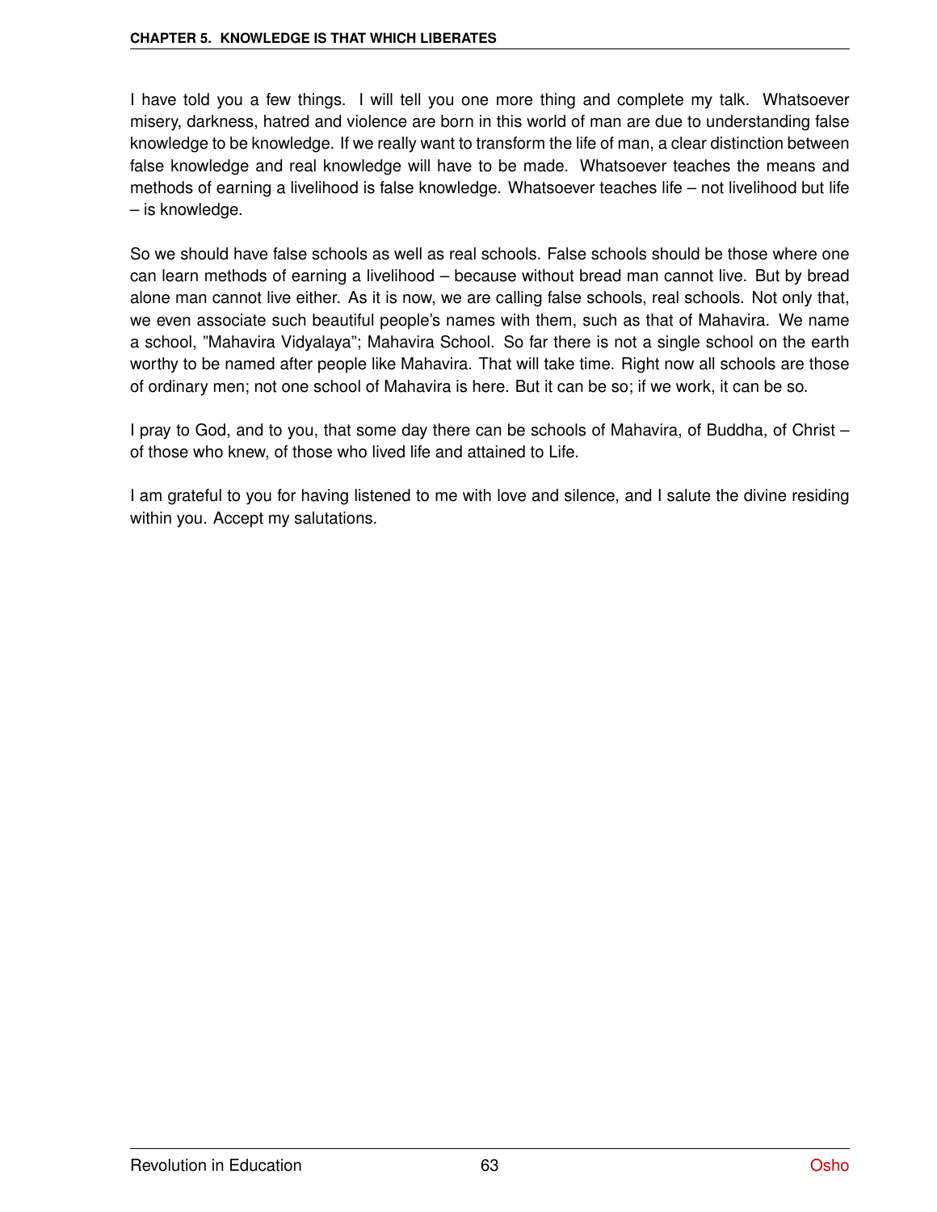I have told you a few things. I will tell you one more thing and complete my talk. Whatsoever misery, darkness, hatred and violence are born in this world of man are due to understanding false knowledge to be knowledge. If we really want to transform the life of man, a clear distinction between false knowledge and real knowledge will have to be made. Whatsoever teaches the means and methods of earning a livelihood is false knowledge. Whatsoever teaches life – not livelihood but life – is knowledge.

So we should have false schools as well as real schools. False schools should be those where one can learn methods of earning a livelihood – because without bread man cannot live. But by bread alone man cannot live either. As it is now, we are calling false schools, real schools. Not only that, we even associate such beautiful people's names with them, such as that of Mahavira. We name a school, "Mahavira Vidyalaya"; Mahavira School. So far there is not a single school on the earth worthy to be named after people like Mahavira. That will take time. Right now all schools are those of ordinary men; not one school of Mahavira is here. But it can be so; if we work, it can be so.

I pray to God, and to you, that some day there can be schools of Mahavira, of Buddha, of Christ – of those who knew, of those who lived life and attained to Life.

I am grateful to you for having listened to me with love and silence, and I salute the divine residing within you. Accept my salutations.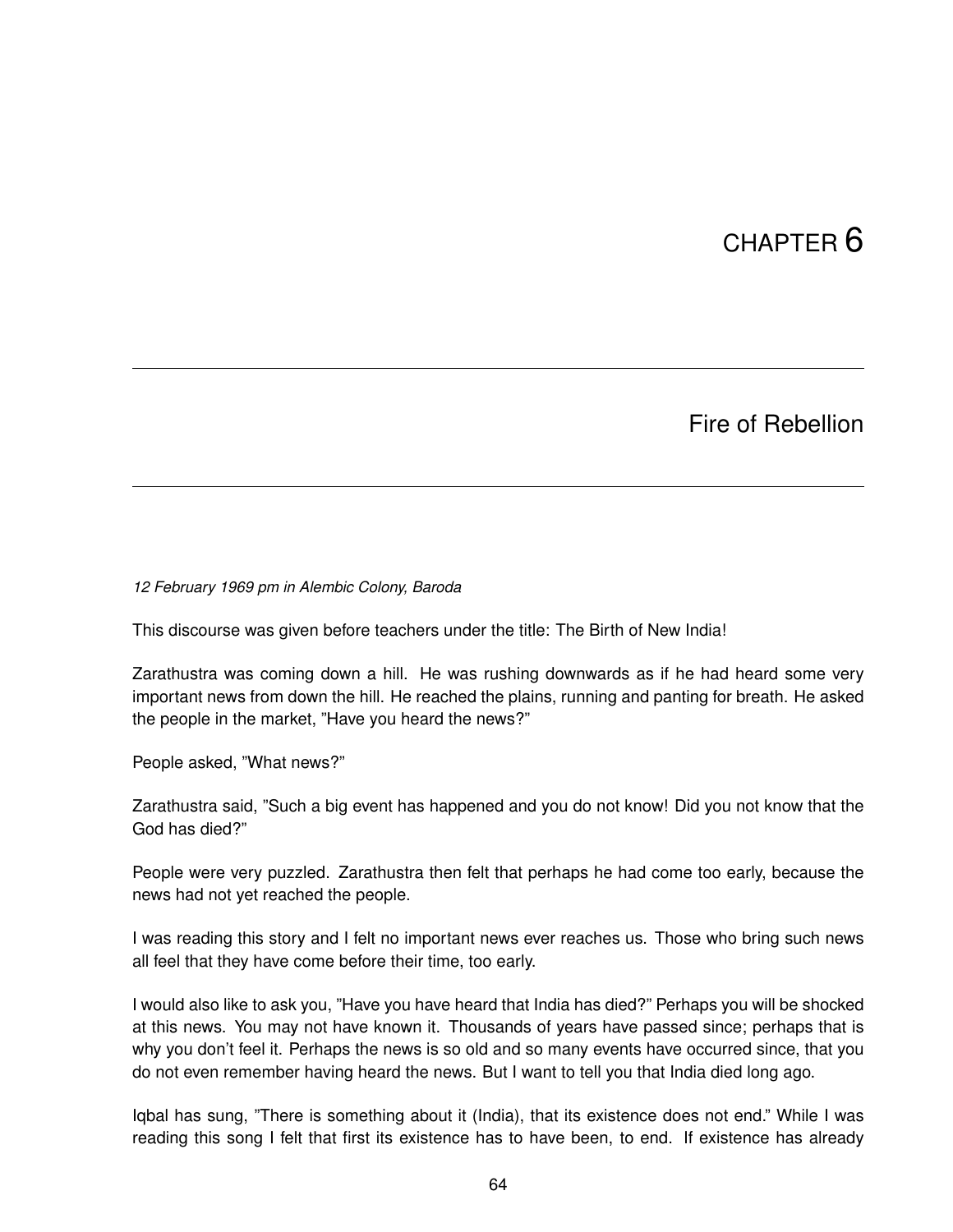# CHAPTER 6

## Fire of Rebellion

*12 February 1969 pm in Alembic Colony, Baroda*

This discourse was given before teachers under the title: The Birth of New India!

Zarathustra was coming down a hill. He was rushing downwards as if he had heard some very important news from down the hill. He reached the plains, running and panting for breath. He asked the people in the market, "Have you heard the news?"

People asked, "What news?"

Zarathustra said, "Such a big event has happened and you do not know! Did you not know that the God has died?"

People were very puzzled. Zarathustra then felt that perhaps he had come too early, because the news had not yet reached the people.

I was reading this story and I felt no important news ever reaches us. Those who bring such news all feel that they have come before their time, too early.

I would also like to ask you, "Have you have heard that India has died?" Perhaps you will be shocked at this news. You may not have known it. Thousands of years have passed since; perhaps that is why you don't feel it. Perhaps the news is so old and so many events have occurred since, that you do not even remember having heard the news. But I want to tell you that India died long ago.

Iqbal has sung, "There is something about it (India), that its existence does not end." While I was reading this song I felt that first its existence has to have been, to end. If existence has already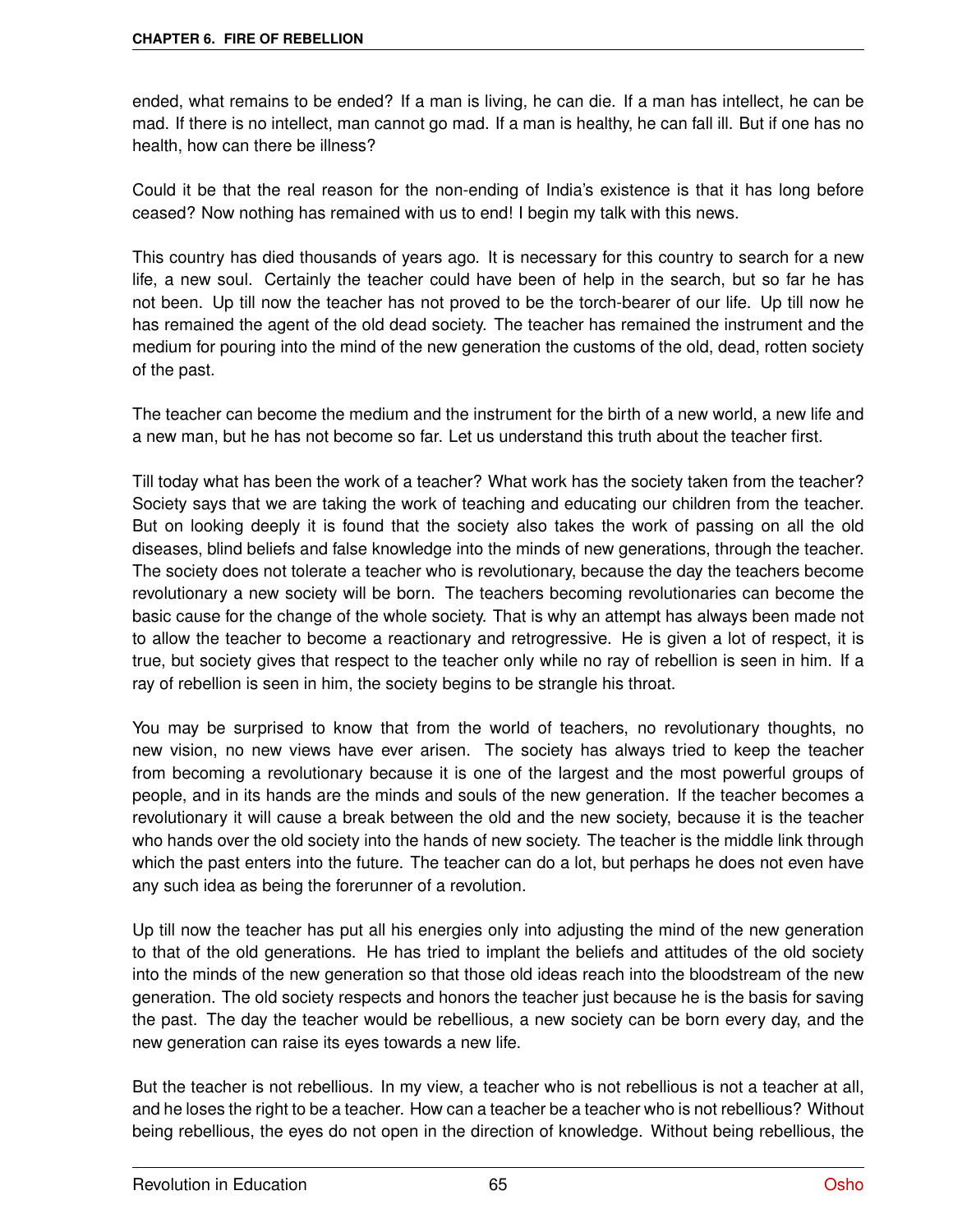ended, what remains to be ended? If a man is living, he can die. If a man has intellect, he can be mad. If there is no intellect, man cannot go mad. If a man is healthy, he can fall ill. But if one has no health, how can there be illness?

Could it be that the real reason for the non-ending of India's existence is that it has long before ceased? Now nothing has remained with us to end! I begin my talk with this news.

This country has died thousands of years ago. It is necessary for this country to search for a new life, a new soul. Certainly the teacher could have been of help in the search, but so far he has not been. Up till now the teacher has not proved to be the torch-bearer of our life. Up till now he has remained the agent of the old dead society. The teacher has remained the instrument and the medium for pouring into the mind of the new generation the customs of the old, dead, rotten society of the past.

The teacher can become the medium and the instrument for the birth of a new world, a new life and a new man, but he has not become so far. Let us understand this truth about the teacher first.

Till today what has been the work of a teacher? What work has the society taken from the teacher? Society says that we are taking the work of teaching and educating our children from the teacher. But on looking deeply it is found that the society also takes the work of passing on all the old diseases, blind beliefs and false knowledge into the minds of new generations, through the teacher. The society does not tolerate a teacher who is revolutionary, because the day the teachers become revolutionary a new society will be born. The teachers becoming revolutionaries can become the basic cause for the change of the whole society. That is why an attempt has always been made not to allow the teacher to become a reactionary and retrogressive. He is given a lot of respect, it is true, but society gives that respect to the teacher only while no ray of rebellion is seen in him. If a ray of rebellion is seen in him, the society begins to be strangle his throat.

You may be surprised to know that from the world of teachers, no revolutionary thoughts, no new vision, no new views have ever arisen. The society has always tried to keep the teacher from becoming a revolutionary because it is one of the largest and the most powerful groups of people, and in its hands are the minds and souls of the new generation. If the teacher becomes a revolutionary it will cause a break between the old and the new society, because it is the teacher who hands over the old society into the hands of new society. The teacher is the middle link through which the past enters into the future. The teacher can do a lot, but perhaps he does not even have any such idea as being the forerunner of a revolution.

Up till now the teacher has put all his energies only into adjusting the mind of the new generation to that of the old generations. He has tried to implant the beliefs and attitudes of the old society into the minds of the new generation so that those old ideas reach into the bloodstream of the new generation. The old society respects and honors the teacher just because he is the basis for saving the past. The day the teacher would be rebellious, a new society can be born every day, and the new generation can raise its eyes towards a new life.

But the teacher is not rebellious. In my view, a teacher who is not rebellious is not a teacher at all, and he loses the right to be a teacher. How can a teacher be a teacher who is not rebellious? Without being rebellious, the eyes do not open in the direction of knowledge. Without being rebellious, the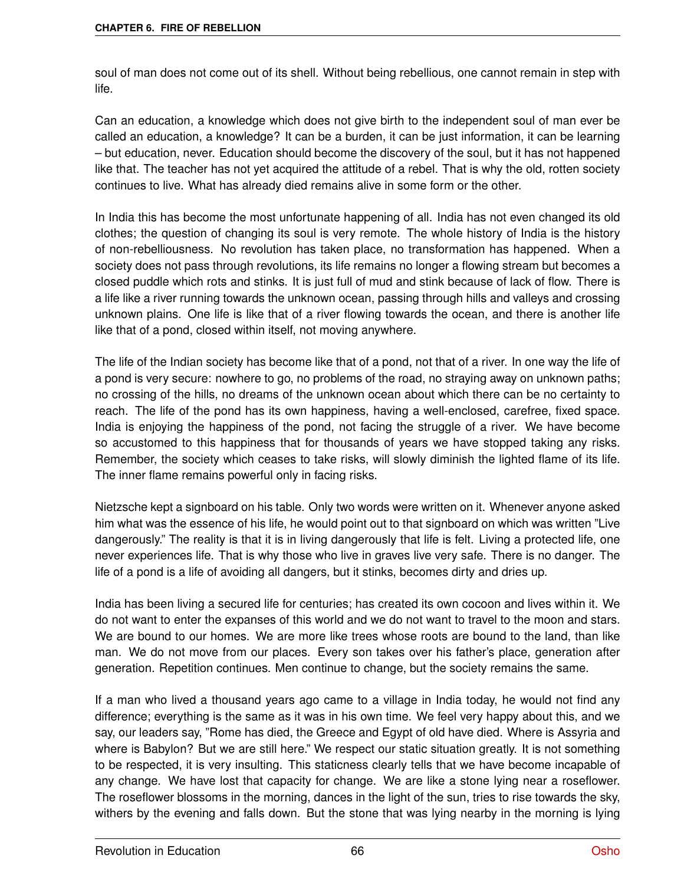soul of man does not come out of its shell. Without being rebellious, one cannot remain in step with life.

Can an education, a knowledge which does not give birth to the independent soul of man ever be called an education, a knowledge? It can be a burden, it can be just information, it can be learning – but education, never. Education should become the discovery of the soul, but it has not happened like that. The teacher has not yet acquired the attitude of a rebel. That is why the old, rotten society continues to live. What has already died remains alive in some form or the other.

In India this has become the most unfortunate happening of all. India has not even changed its old clothes; the question of changing its soul is very remote. The whole history of India is the history of non-rebelliousness. No revolution has taken place, no transformation has happened. When a society does not pass through revolutions, its life remains no longer a flowing stream but becomes a closed puddle which rots and stinks. It is just full of mud and stink because of lack of flow. There is a life like a river running towards the unknown ocean, passing through hills and valleys and crossing unknown plains. One life is like that of a river flowing towards the ocean, and there is another life like that of a pond, closed within itself, not moving anywhere.

The life of the Indian society has become like that of a pond, not that of a river. In one way the life of a pond is very secure: nowhere to go, no problems of the road, no straying away on unknown paths; no crossing of the hills, no dreams of the unknown ocean about which there can be no certainty to reach. The life of the pond has its own happiness, having a well-enclosed, carefree, fixed space. India is enjoying the happiness of the pond, not facing the struggle of a river. We have become so accustomed to this happiness that for thousands of years we have stopped taking any risks. Remember, the society which ceases to take risks, will slowly diminish the lighted flame of its life. The inner flame remains powerful only in facing risks.

Nietzsche kept a signboard on his table. Only two words were written on it. Whenever anyone asked him what was the essence of his life, he would point out to that signboard on which was written "Live dangerously." The reality is that it is in living dangerously that life is felt. Living a protected life, one never experiences life. That is why those who live in graves live very safe. There is no danger. The life of a pond is a life of avoiding all dangers, but it stinks, becomes dirty and dries up.

India has been living a secured life for centuries; has created its own cocoon and lives within it. We do not want to enter the expanses of this world and we do not want to travel to the moon and stars. We are bound to our homes. We are more like trees whose roots are bound to the land, than like man. We do not move from our places. Every son takes over his father's place, generation after generation. Repetition continues. Men continue to change, but the society remains the same.

If a man who lived a thousand years ago came to a village in India today, he would not find any difference; everything is the same as it was in his own time. We feel very happy about this, and we say, our leaders say, "Rome has died, the Greece and Egypt of old have died. Where is Assyria and where is Babylon? But we are still here." We respect our static situation greatly. It is not something to be respected, it is very insulting. This staticness clearly tells that we have become incapable of any change. We have lost that capacity for change. We are like a stone lying near a roseflower. The roseflower blossoms in the morning, dances in the light of the sun, tries to rise towards the sky, withers by the evening and falls down. But the stone that was lying nearby in the morning is lying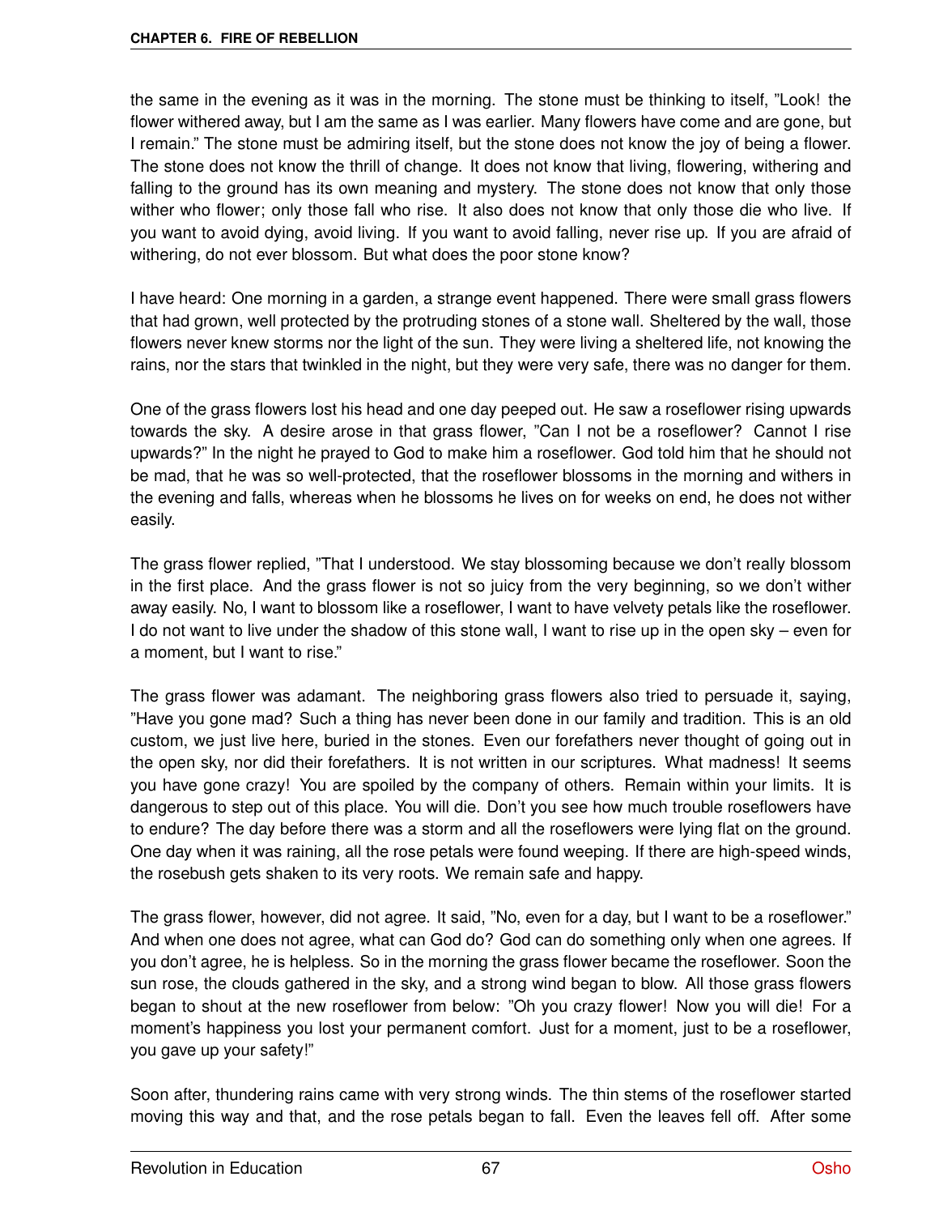the same in the evening as it was in the morning. The stone must be thinking to itself, "Look! the flower withered away, but I am the same as I was earlier. Many flowers have come and are gone, but I remain." The stone must be admiring itself, but the stone does not know the joy of being a flower. The stone does not know the thrill of change. It does not know that living, flowering, withering and falling to the ground has its own meaning and mystery. The stone does not know that only those wither who flower; only those fall who rise. It also does not know that only those die who live. If you want to avoid dying, avoid living. If you want to avoid falling, never rise up. If you are afraid of withering, do not ever blossom. But what does the poor stone know?

I have heard: One morning in a garden, a strange event happened. There were small grass flowers that had grown, well protected by the protruding stones of a stone wall. Sheltered by the wall, those flowers never knew storms nor the light of the sun. They were living a sheltered life, not knowing the rains, nor the stars that twinkled in the night, but they were very safe, there was no danger for them.

One of the grass flowers lost his head and one day peeped out. He saw a roseflower rising upwards towards the sky. A desire arose in that grass flower, "Can I not be a roseflower? Cannot I rise upwards?" In the night he prayed to God to make him a roseflower. God told him that he should not be mad, that he was so well-protected, that the roseflower blossoms in the morning and withers in the evening and falls, whereas when he blossoms he lives on for weeks on end, he does not wither easily.

The grass flower replied, "That I understood. We stay blossoming because we don't really blossom in the first place. And the grass flower is not so juicy from the very beginning, so we don't wither away easily. No, I want to blossom like a roseflower, I want to have velvety petals like the roseflower. I do not want to live under the shadow of this stone wall, I want to rise up in the open sky – even for a moment, but I want to rise."

The grass flower was adamant. The neighboring grass flowers also tried to persuade it, saying, "Have you gone mad? Such a thing has never been done in our family and tradition. This is an old custom, we just live here, buried in the stones. Even our forefathers never thought of going out in the open sky, nor did their forefathers. It is not written in our scriptures. What madness! It seems you have gone crazy! You are spoiled by the company of others. Remain within your limits. It is dangerous to step out of this place. You will die. Don't you see how much trouble roseflowers have to endure? The day before there was a storm and all the roseflowers were lying flat on the ground. One day when it was raining, all the rose petals were found weeping. If there are high-speed winds, the rosebush gets shaken to its very roots. We remain safe and happy.

The grass flower, however, did not agree. It said, "No, even for a day, but I want to be a roseflower." And when one does not agree, what can God do? God can do something only when one agrees. If you don't agree, he is helpless. So in the morning the grass flower became the roseflower. Soon the sun rose, the clouds gathered in the sky, and a strong wind began to blow. All those grass flowers began to shout at the new roseflower from below: "Oh you crazy flower! Now you will die! For a moment's happiness you lost your permanent comfort. Just for a moment, just to be a roseflower, you gave up your safety!"

Soon after, thundering rains came with very strong winds. The thin stems of the roseflower started moving this way and that, and the rose petals began to fall. Even the leaves fell off. After some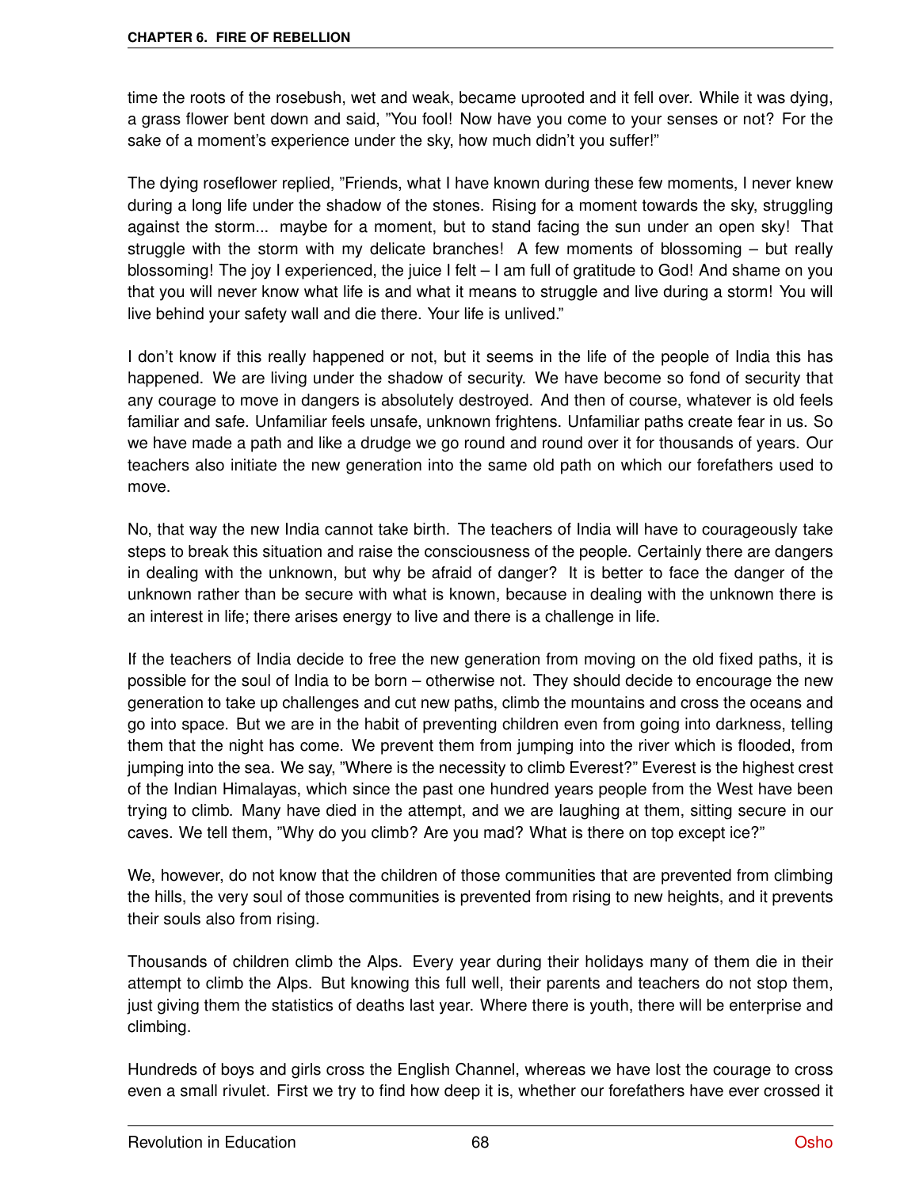time the roots of the rosebush, wet and weak, became uprooted and it fell over. While it was dying, a grass flower bent down and said, "You fool! Now have you come to your senses or not? For the sake of a moment's experience under the sky, how much didn't you suffer!"

The dying roseflower replied, "Friends, what I have known during these few moments, I never knew during a long life under the shadow of the stones. Rising for a moment towards the sky, struggling against the storm... maybe for a moment, but to stand facing the sun under an open sky! That struggle with the storm with my delicate branches! A few moments of blossoming – but really blossoming! The joy I experienced, the juice I felt – I am full of gratitude to God! And shame on you that you will never know what life is and what it means to struggle and live during a storm! You will live behind your safety wall and die there. Your life is unlived."

I don't know if this really happened or not, but it seems in the life of the people of India this has happened. We are living under the shadow of security. We have become so fond of security that any courage to move in dangers is absolutely destroyed. And then of course, whatever is old feels familiar and safe. Unfamiliar feels unsafe, unknown frightens. Unfamiliar paths create fear in us. So we have made a path and like a drudge we go round and round over it for thousands of years. Our teachers also initiate the new generation into the same old path on which our forefathers used to move.

No, that way the new India cannot take birth. The teachers of India will have to courageously take steps to break this situation and raise the consciousness of the people. Certainly there are dangers in dealing with the unknown, but why be afraid of danger? It is better to face the danger of the unknown rather than be secure with what is known, because in dealing with the unknown there is an interest in life; there arises energy to live and there is a challenge in life.

If the teachers of India decide to free the new generation from moving on the old fixed paths, it is possible for the soul of India to be born – otherwise not. They should decide to encourage the new generation to take up challenges and cut new paths, climb the mountains and cross the oceans and go into space. But we are in the habit of preventing children even from going into darkness, telling them that the night has come. We prevent them from jumping into the river which is flooded, from jumping into the sea. We say, "Where is the necessity to climb Everest?" Everest is the highest crest of the Indian Himalayas, which since the past one hundred years people from the West have been trying to climb. Many have died in the attempt, and we are laughing at them, sitting secure in our caves. We tell them, "Why do you climb? Are you mad? What is there on top except ice?"

We, however, do not know that the children of those communities that are prevented from climbing the hills, the very soul of those communities is prevented from rising to new heights, and it prevents their souls also from rising.

Thousands of children climb the Alps. Every year during their holidays many of them die in their attempt to climb the Alps. But knowing this full well, their parents and teachers do not stop them, just giving them the statistics of deaths last year. Where there is youth, there will be enterprise and climbing.

Hundreds of boys and girls cross the English Channel, whereas we have lost the courage to cross even a small rivulet. First we try to find how deep it is, whether our forefathers have ever crossed it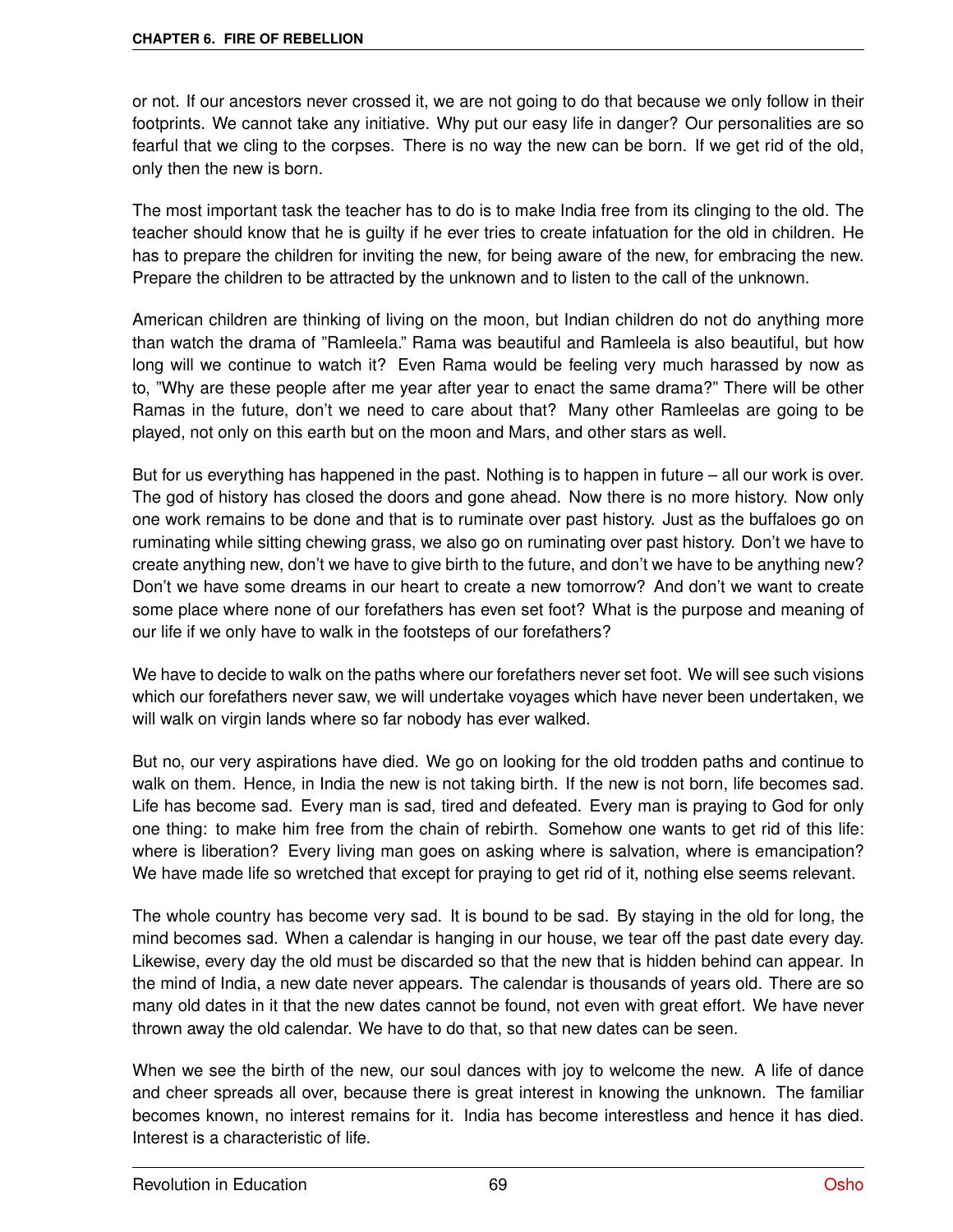or not. If our ancestors never crossed it, we are not going to do that because we only follow in their footprints. We cannot take any initiative. Why put our easy life in danger? Our personalities are so fearful that we cling to the corpses. There is no way the new can be born. If we get rid of the old, only then the new is born.

The most important task the teacher has to do is to make India free from its clinging to the old. The teacher should know that he is guilty if he ever tries to create infatuation for the old in children. He has to prepare the children for inviting the new, for being aware of the new, for embracing the new. Prepare the children to be attracted by the unknown and to listen to the call of the unknown.

American children are thinking of living on the moon, but Indian children do not do anything more than watch the drama of "Ramleela." Rama was beautiful and Ramleela is also beautiful, but how long will we continue to watch it? Even Rama would be feeling very much harassed by now as to, "Why are these people after me year after year to enact the same drama?" There will be other Ramas in the future, don't we need to care about that? Many other Ramleelas are going to be played, not only on this earth but on the moon and Mars, and other stars as well.

But for us everything has happened in the past. Nothing is to happen in future – all our work is over. The god of history has closed the doors and gone ahead. Now there is no more history. Now only one work remains to be done and that is to ruminate over past history. Just as the buffaloes go on ruminating while sitting chewing grass, we also go on ruminating over past history. Don't we have to create anything new, don't we have to give birth to the future, and don't we have to be anything new? Don't we have some dreams in our heart to create a new tomorrow? And don't we want to create some place where none of our forefathers has even set foot? What is the purpose and meaning of our life if we only have to walk in the footsteps of our forefathers?

We have to decide to walk on the paths where our forefathers never set foot. We will see such visions which our forefathers never saw, we will undertake voyages which have never been undertaken, we will walk on virgin lands where so far nobody has ever walked.

But no, our very aspirations have died. We go on looking for the old trodden paths and continue to walk on them. Hence, in India the new is not taking birth. If the new is not born, life becomes sad. Life has become sad. Every man is sad, tired and defeated. Every man is praying to God for only one thing: to make him free from the chain of rebirth. Somehow one wants to get rid of this life: where is liberation? Every living man goes on asking where is salvation, where is emancipation? We have made life so wretched that except for praying to get rid of it, nothing else seems relevant.

The whole country has become very sad. It is bound to be sad. By staying in the old for long, the mind becomes sad. When a calendar is hanging in our house, we tear off the past date every day. Likewise, every day the old must be discarded so that the new that is hidden behind can appear. In the mind of India, a new date never appears. The calendar is thousands of years old. There are so many old dates in it that the new dates cannot be found, not even with great effort. We have never thrown away the old calendar. We have to do that, so that new dates can be seen.

When we see the birth of the new, our soul dances with joy to welcome the new. A life of dance and cheer spreads all over, because there is great interest in knowing the unknown. The familiar becomes known, no interest remains for it. India has become interestless and hence it has died. Interest is a characteristic of life.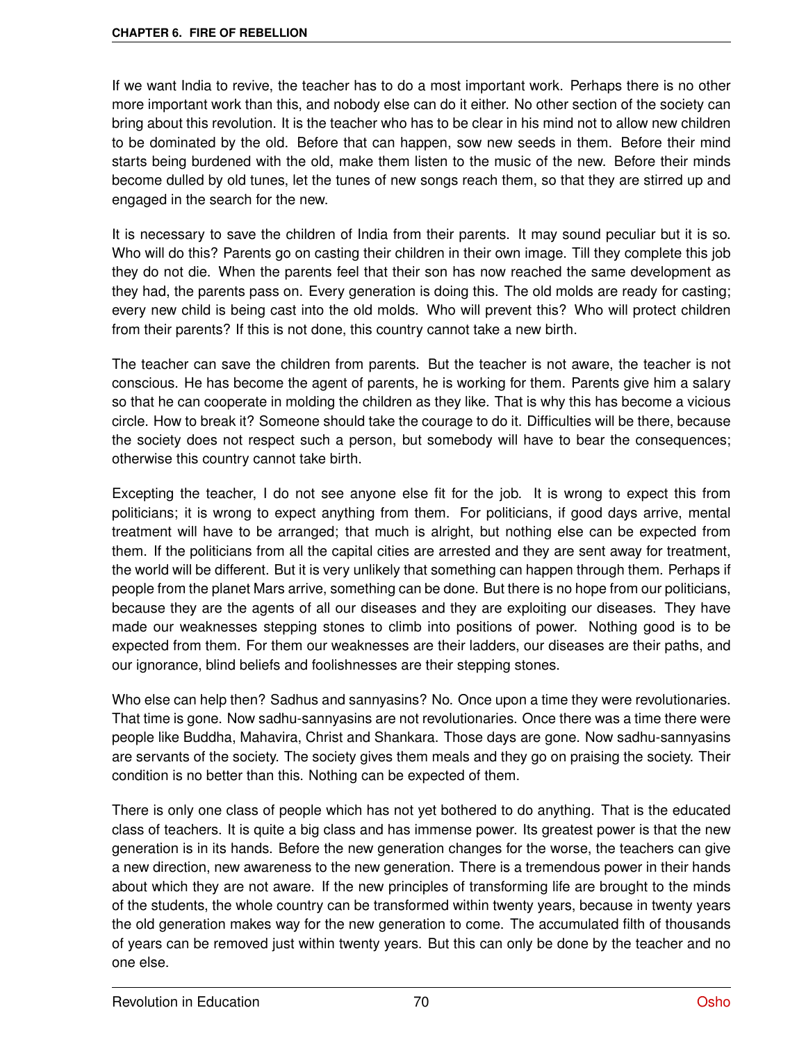If we want India to revive, the teacher has to do a most important work. Perhaps there is no other more important work than this, and nobody else can do it either. No other section of the society can bring about this revolution. It is the teacher who has to be clear in his mind not to allow new children to be dominated by the old. Before that can happen, sow new seeds in them. Before their mind starts being burdened with the old, make them listen to the music of the new. Before their minds become dulled by old tunes, let the tunes of new songs reach them, so that they are stirred up and engaged in the search for the new.

It is necessary to save the children of India from their parents. It may sound peculiar but it is so. Who will do this? Parents go on casting their children in their own image. Till they complete this job they do not die. When the parents feel that their son has now reached the same development as they had, the parents pass on. Every generation is doing this. The old molds are ready for casting; every new child is being cast into the old molds. Who will prevent this? Who will protect children from their parents? If this is not done, this country cannot take a new birth.

The teacher can save the children from parents. But the teacher is not aware, the teacher is not conscious. He has become the agent of parents, he is working for them. Parents give him a salary so that he can cooperate in molding the children as they like. That is why this has become a vicious circle. How to break it? Someone should take the courage to do it. Difficulties will be there, because the society does not respect such a person, but somebody will have to bear the consequences; otherwise this country cannot take birth.

Excepting the teacher, I do not see anyone else fit for the job. It is wrong to expect this from politicians; it is wrong to expect anything from them. For politicians, if good days arrive, mental treatment will have to be arranged; that much is alright, but nothing else can be expected from them. If the politicians from all the capital cities are arrested and they are sent away for treatment, the world will be different. But it is very unlikely that something can happen through them. Perhaps if people from the planet Mars arrive, something can be done. But there is no hope from our politicians, because they are the agents of all our diseases and they are exploiting our diseases. They have made our weaknesses stepping stones to climb into positions of power. Nothing good is to be expected from them. For them our weaknesses are their ladders, our diseases are their paths, and our ignorance, blind beliefs and foolishnesses are their stepping stones.

Who else can help then? Sadhus and sannyasins? No. Once upon a time they were revolutionaries. That time is gone. Now sadhu-sannyasins are not revolutionaries. Once there was a time there were people like Buddha, Mahavira, Christ and Shankara. Those days are gone. Now sadhu-sannyasins are servants of the society. The society gives them meals and they go on praising the society. Their condition is no better than this. Nothing can be expected of them.

There is only one class of people which has not yet bothered to do anything. That is the educated class of teachers. It is quite a big class and has immense power. Its greatest power is that the new generation is in its hands. Before the new generation changes for the worse, the teachers can give a new direction, new awareness to the new generation. There is a tremendous power in their hands about which they are not aware. If the new principles of transforming life are brought to the minds of the students, the whole country can be transformed within twenty years, because in twenty years the old generation makes way for the new generation to come. The accumulated filth of thousands of years can be removed just within twenty years. But this can only be done by the teacher and no one else.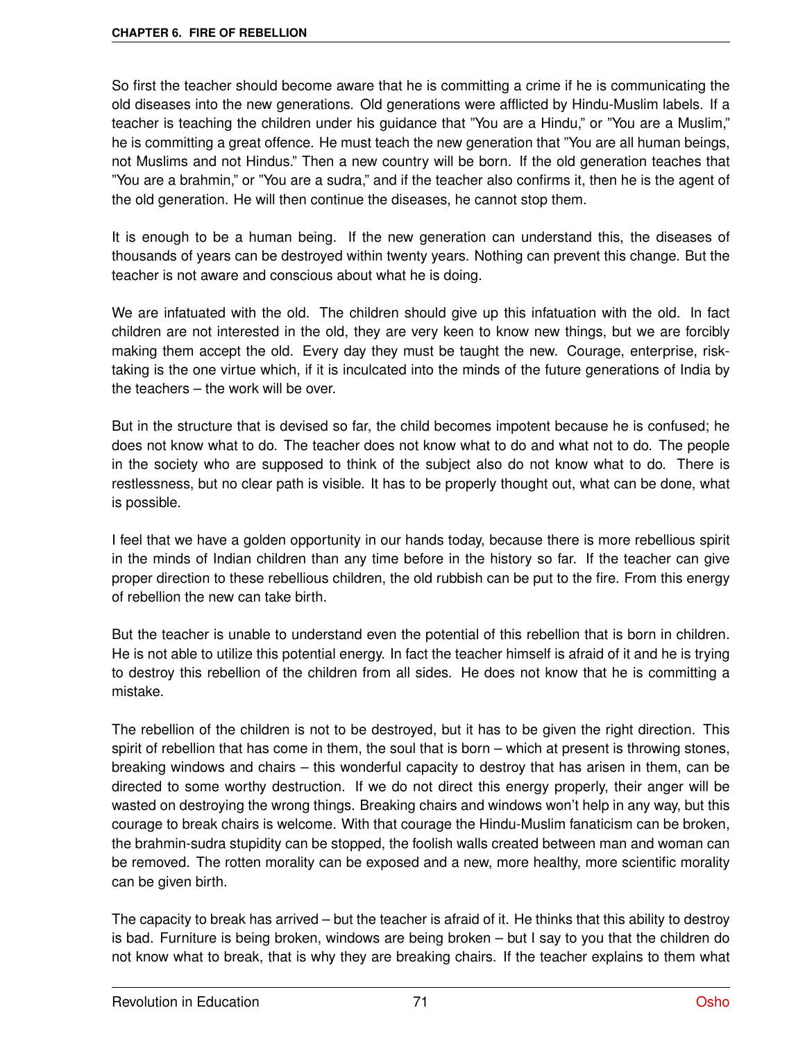So first the teacher should become aware that he is committing a crime if he is communicating the old diseases into the new generations. Old generations were afflicted by Hindu-Muslim labels. If a teacher is teaching the children under his guidance that "You are a Hindu," or "You are a Muslim," he is committing a great offence. He must teach the new generation that "You are all human beings, not Muslims and not Hindus." Then a new country will be born. If the old generation teaches that "You are a brahmin," or "You are a sudra," and if the teacher also confirms it, then he is the agent of the old generation. He will then continue the diseases, he cannot stop them.

It is enough to be a human being. If the new generation can understand this, the diseases of thousands of years can be destroyed within twenty years. Nothing can prevent this change. But the teacher is not aware and conscious about what he is doing.

We are infatuated with the old. The children should give up this infatuation with the old. In fact children are not interested in the old, they are very keen to know new things, but we are forcibly making them accept the old. Every day they must be taught the new. Courage, enterprise, risk-taking is the one virtue which, if it is inculcated into the minds of the future generations of India by the teachers – the work will be over.

But in the structure that is devised so far, the child becomes impotent because he is confused; he does not know what to do. The teacher does not know what to do and what not to do. The people in the society who are supposed to think of the subject also do not know what to do. There is restlessness, but no clear path is visible. It has to be properly thought out, what can be done, what is possible.

I feel that we have a golden opportunity in our hands today, because there is more rebellious spirit in the minds of Indian children than any time before in the history so far. If the teacher can give proper direction to these rebellious children, the old rubbish can be put to the fire. From this energy of rebellion the new can take birth.

But the teacher is unable to understand even the potential of this rebellion that is born in children. He is not able to utilize this potential energy. In fact the teacher himself is afraid of it and he is trying to destroy this rebellion of the children from all sides. He does not know that he is committing a mistake.

The rebellion of the children is not to be destroyed, but it has to be given the right direction. This spirit of rebellion that has come in them, the soul that is born – which at present is throwing stones, breaking windows and chairs – this wonderful capacity to destroy that has arisen in them, can be directed to some worthy destruction. If we do not direct this energy properly, their anger will be wasted on destroying the wrong things. Breaking chairs and windows won't help in any way, but this courage to break chairs is welcome. With that courage the Hindu-Muslim fanaticism can be broken, the brahmin-sudra stupidity can be stopped, the foolish walls created between man and woman can be removed. The rotten morality can be exposed and a new, more healthy, more scientific morality can be given birth.

The capacity to break has arrived – but the teacher is afraid of it. He thinks that this ability to destroy is bad. Furniture is being broken, windows are being broken – but I say to you that the children do not know what to break, that is why they are breaking chairs. If the teacher explains to them what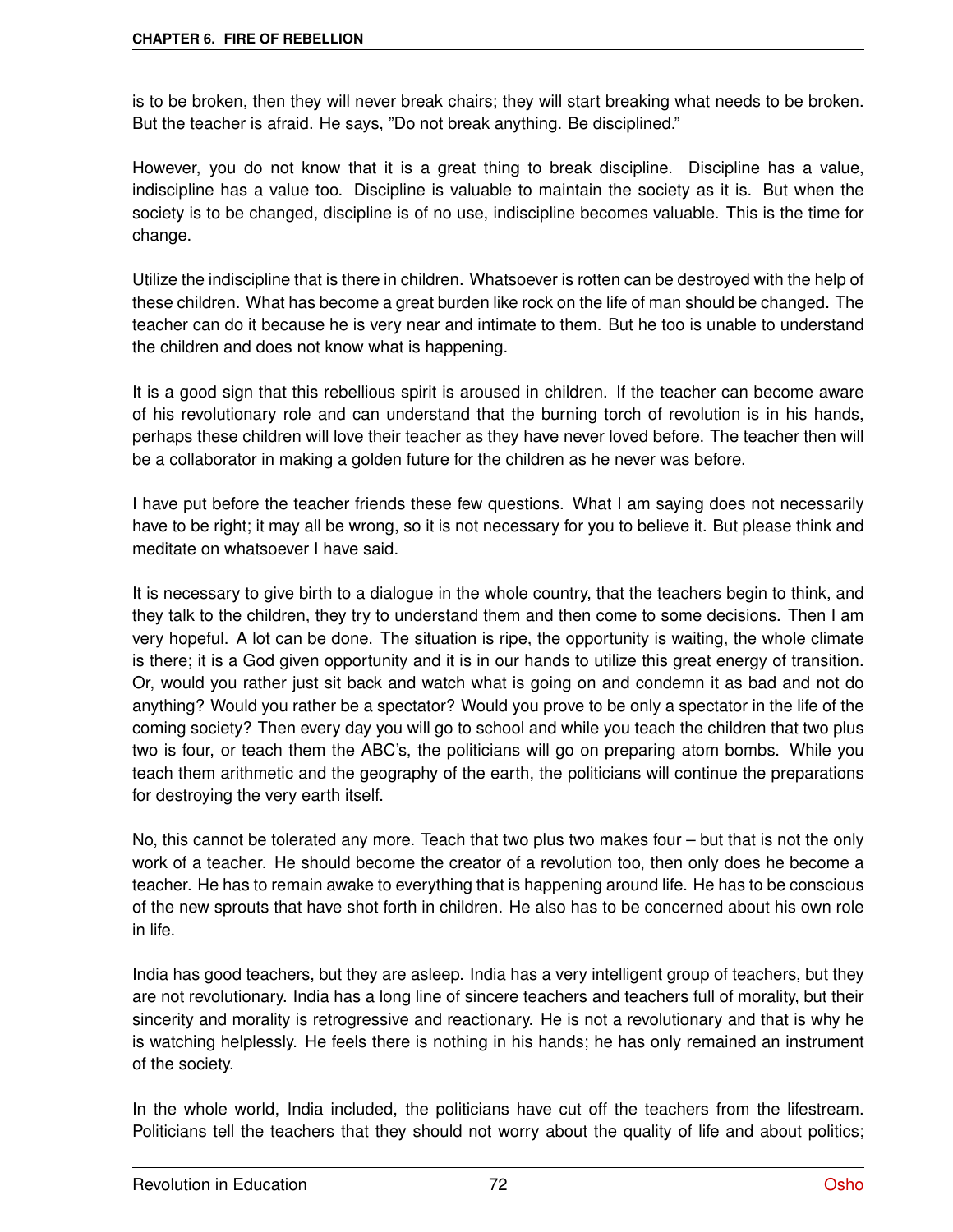is to be broken, then they will never break chairs; they will start breaking what needs to be broken. But the teacher is afraid. He says, "Do not break anything. Be disciplined."

However, you do not know that it is a great thing to break discipline. Discipline has a value, indiscipline has a value too. Discipline is valuable to maintain the society as it is. But when the society is to be changed, discipline is of no use, indiscipline becomes valuable. This is the time for change.

Utilize the indiscipline that is there in children. Whatsoever is rotten can be destroyed with the help of these children. What has become a great burden like rock on the life of man should be changed. The teacher can do it because he is very near and intimate to them. But he too is unable to understand the children and does not know what is happening.

It is a good sign that this rebellious spirit is aroused in children. If the teacher can become aware of his revolutionary role and can understand that the burning torch of revolution is in his hands, perhaps these children will love their teacher as they have never loved before. The teacher then will be a collaborator in making a golden future for the children as he never was before.

I have put before the teacher friends these few questions. What I am saying does not necessarily have to be right; it may all be wrong, so it is not necessary for you to believe it. But please think and meditate on whatsoever I have said.

It is necessary to give birth to a dialogue in the whole country, that the teachers begin to think, and they talk to the children, they try to understand them and then come to some decisions. Then I am very hopeful. A lot can be done. The situation is ripe, the opportunity is waiting, the whole climate is there; it is a God given opportunity and it is in our hands to utilize this great energy of transition. Or, would you rather just sit back and watch what is going on and condemn it as bad and not do anything? Would you rather be a spectator? Would you prove to be only a spectator in the life of the coming society? Then every day you will go to school and while you teach the children that two plus two is four, or teach them the ABC's, the politicians will go on preparing atom bombs. While you teach them arithmetic and the geography of the earth, the politicians will continue the preparations for destroying the very earth itself.

No, this cannot be tolerated any more. Teach that two plus two makes four – but that is not the only work of a teacher. He should become the creator of a revolution too, then only does he become a teacher. He has to remain awake to everything that is happening around life. He has to be conscious of the new sprouts that have shot forth in children. He also has to be concerned about his own role in life.

India has good teachers, but they are asleep. India has a very intelligent group of teachers, but they are not revolutionary. India has a long line of sincere teachers and teachers full of morality, but their sincerity and morality is retrogressive and reactionary. He is not a revolutionary and that is why he is watching helplessly. He feels there is nothing in his hands; he has only remained an instrument of the society.

In the whole world, India included, the politicians have cut off the teachers from the lifestream. Politicians tell the teachers that they should not worry about the quality of life and about politics;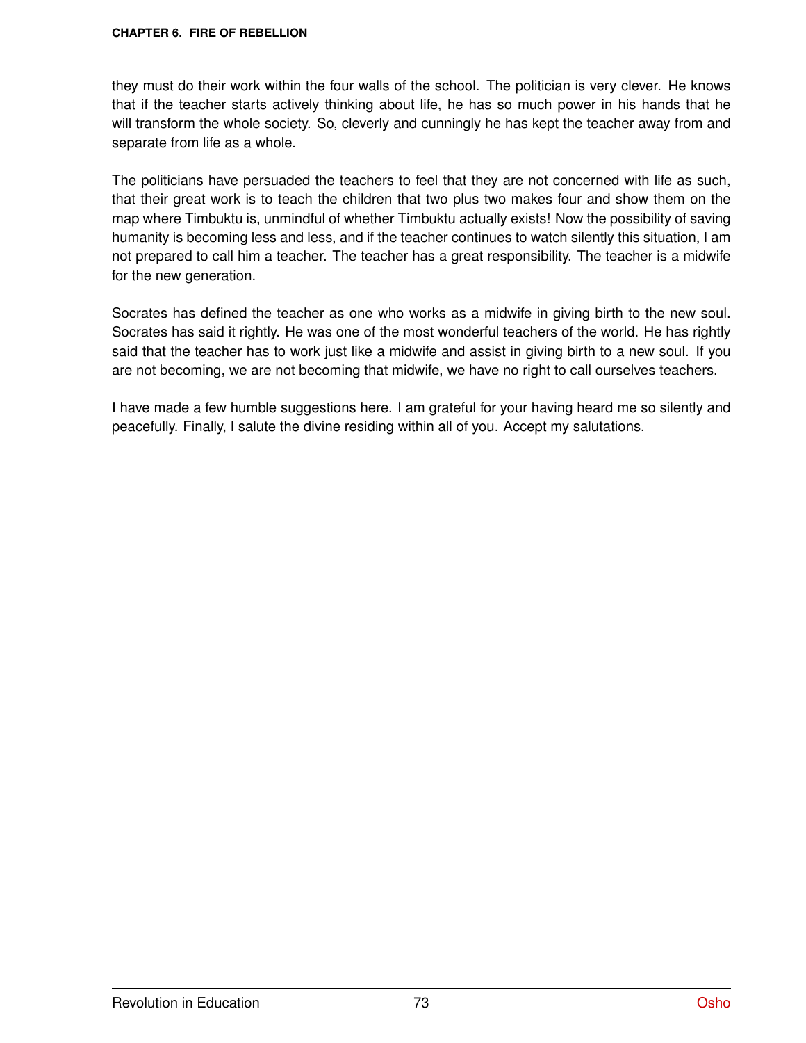they must do their work within the four walls of the school. The politician is very clever. He knows that if the teacher starts actively thinking about life, he has so much power in his hands that he will transform the whole society. So, cleverly and cunningly he has kept the teacher away from and separate from life as a whole.

The politicians have persuaded the teachers to feel that they are not concerned with life as such, that their great work is to teach the children that two plus two makes four and show them on the map where Timbuktu is, unmindful of whether Timbuktu actually exists! Now the possibility of saving humanity is becoming less and less, and if the teacher continues to watch silently this situation, I am not prepared to call him a teacher. The teacher has a great responsibility. The teacher is a midwife for the new generation.

Socrates has defined the teacher as one who works as a midwife in giving birth to the new soul. Socrates has said it rightly. He was one of the most wonderful teachers of the world. He has rightly said that the teacher has to work just like a midwife and assist in giving birth to a new soul. If you are not becoming, we are not becoming that midwife, we have no right to call ourselves teachers.

I have made a few humble suggestions here. I am grateful for your having heard me so silently and peacefully. Finally, I salute the divine residing within all of you. Accept my salutations.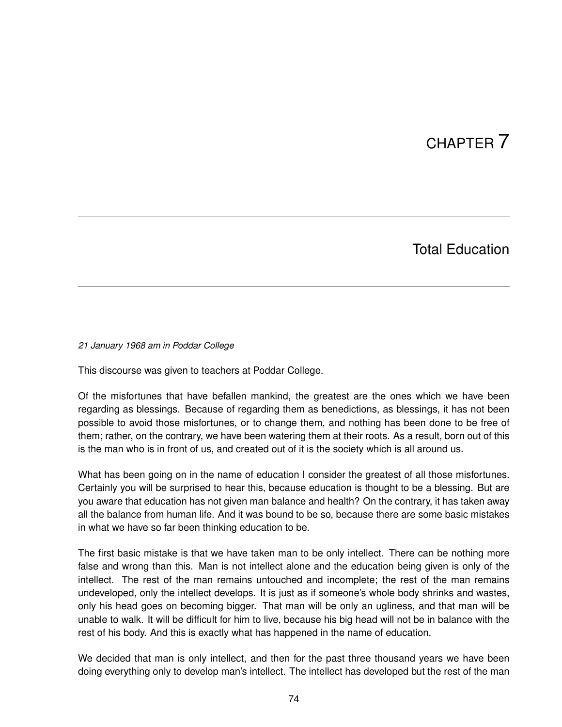# CHAPTER 7

## Total Education

*21 January 1968 am in Poddar College*

This discourse was given to teachers at Poddar College.

Of the misfortunes that have befallen mankind, the greatest are the ones which we have been regarding as blessings. Because of regarding them as benedictions, as blessings, it has not been possible to avoid those misfortunes, or to change them, and nothing has been done to be free of them; rather, on the contrary, we have been watering them at their roots. As a result, born out of this is the man who is in front of us, and created out of it is the society which is all around us.

What has been going on in the name of education I consider the greatest of all those misfortunes. Certainly you will be surprised to hear this, because education is thought to be a blessing. But are you aware that education has not given man balance and health? On the contrary, it has taken away all the balance from human life. And it was bound to be so, because there are some basic mistakes in what we have so far been thinking education to be.

The first basic mistake is that we have taken man to be only intellect. There can be nothing more false and wrong than this. Man is not intellect alone and the education being given is only of the intellect. The rest of the man remains untouched and incomplete; the rest of the man remains undeveloped, only the intellect develops. It is just as if someone's whole body shrinks and wastes, only his head goes on becoming bigger. That man will be only an ugliness, and that man will be unable to walk. It will be difficult for him to live, because his big head will not be in balance with the rest of his body. And this is exactly what has happened in the name of education.

We decided that man is only intellect, and then for the past three thousand years we have been doing everything only to develop man's intellect. The intellect has developed but the rest of the man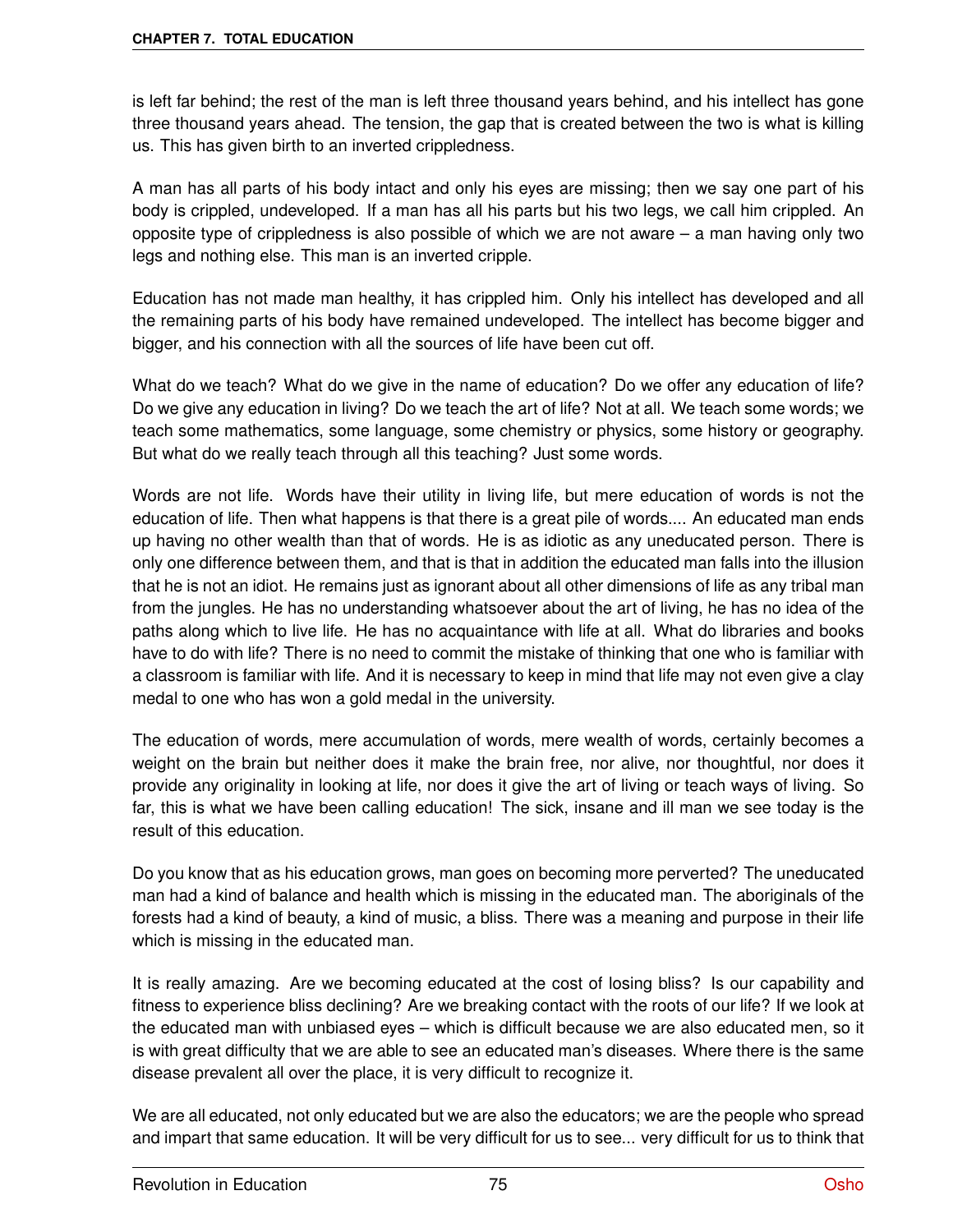is left far behind; the rest of the man is left three thousand years behind, and his intellect has gone three thousand years ahead. The tension, the gap that is created between the two is what is killing us. This has given birth to an inverted crippledness.

A man has all parts of his body intact and only his eyes are missing; then we say one part of his body is crippled, undeveloped. If a man has all his parts but his two legs, we call him crippled. An opposite type of crippledness is also possible of which we are not aware – a man having only two legs and nothing else. This man is an inverted cripple.

Education has not made man healthy, it has crippled him. Only his intellect has developed and all the remaining parts of his body have remained undeveloped. The intellect has become bigger and bigger, and his connection with all the sources of life have been cut off.

What do we teach? What do we give in the name of education? Do we offer any education of life? Do we give any education in living? Do we teach the art of life? Not at all. We teach some words; we teach some mathematics, some language, some chemistry or physics, some history or geography. But what do we really teach through all this teaching? Just some words.

Words are not life. Words have their utility in living life, but mere education of words is not the education of life. Then what happens is that there is a great pile of words.... An educated man ends up having no other wealth than that of words. He is as idiotic as any uneducated person. There is only one difference between them, and that is that in addition the educated man falls into the illusion that he is not an idiot. He remains just as ignorant about all other dimensions of life as any tribal man from the jungles. He has no understanding whatsoever about the art of living, he has no idea of the paths along which to live life. He has no acquaintance with life at all. What do libraries and books have to do with life? There is no need to commit the mistake of thinking that one who is familiar with a classroom is familiar with life. And it is necessary to keep in mind that life may not even give a clay medal to one who has won a gold medal in the university.

The education of words, mere accumulation of words, mere wealth of words, certainly becomes a weight on the brain but neither does it make the brain free, nor alive, nor thoughtful, nor does it provide any originality in looking at life, nor does it give the art of living or teach ways of living. So far, this is what we have been calling education! The sick, insane and ill man we see today is the result of this education.

Do you know that as his education grows, man goes on becoming more perverted? The uneducated man had a kind of balance and health which is missing in the educated man. The aboriginals of the forests had a kind of beauty, a kind of music, a bliss. There was a meaning and purpose in their life which is missing in the educated man.

It is really amazing. Are we becoming educated at the cost of losing bliss? Is our capability and fitness to experience bliss declining? Are we breaking contact with the roots of our life? If we look at the educated man with unbiased eyes – which is difficult because we are also educated men, so it is with great difficulty that we are able to see an educated man's diseases. Where there is the same disease prevalent all over the place, it is very difficult to recognize it.

We are all educated, not only educated but we are also the educators; we are the people who spread and impart that same education. It will be very difficult for us to see... very difficult for us to think that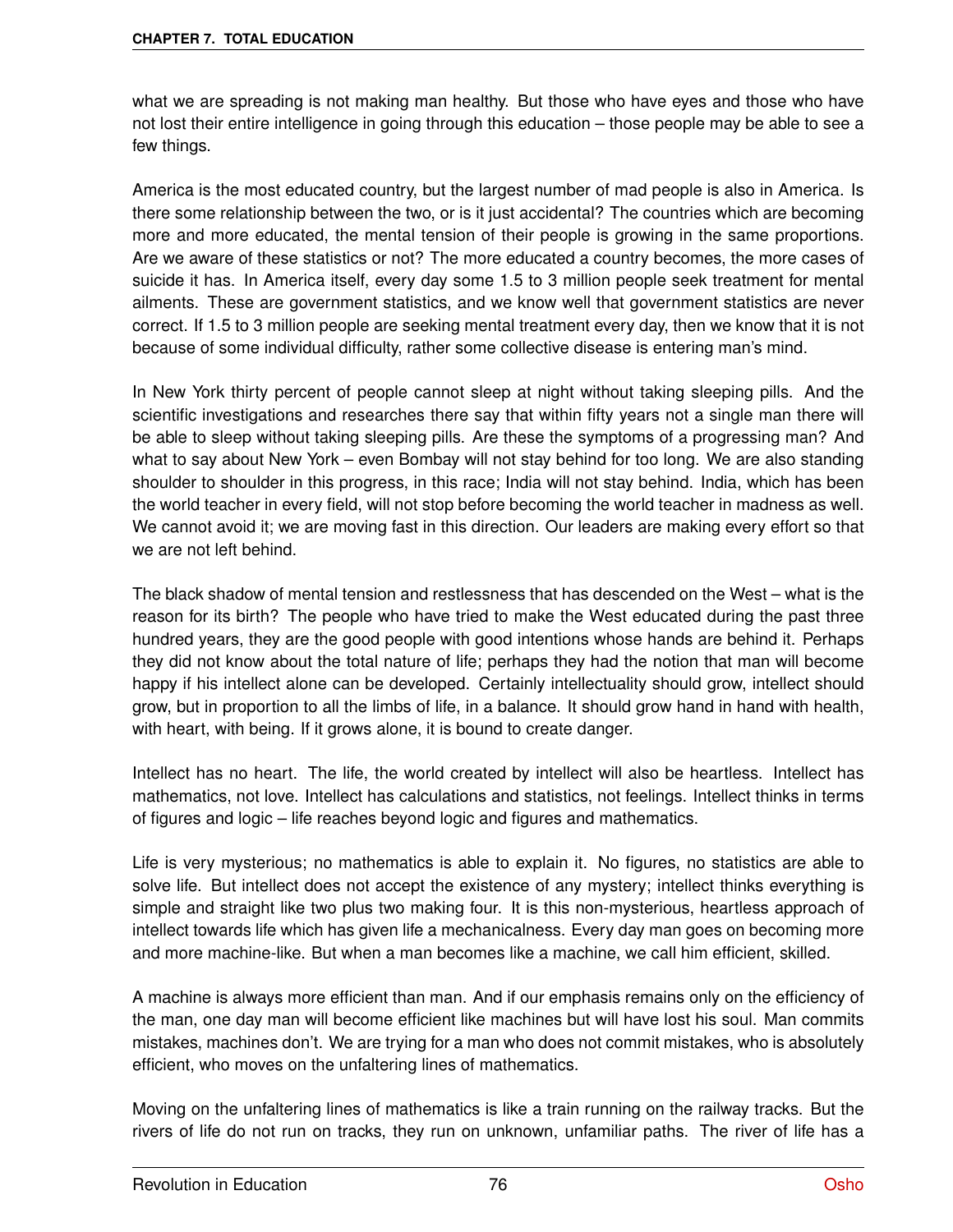what we are spreading is not making man healthy. But those who have eyes and those who have not lost their entire intelligence in going through this education – those people may be able to see a few things.

America is the most educated country, but the largest number of mad people is also in America. Is there some relationship between the two, or is it just accidental? The countries which are becoming more and more educated, the mental tension of their people is growing in the same proportions. Are we aware of these statistics or not? The more educated a country becomes, the more cases of suicide it has. In America itself, every day some 1.5 to 3 million people seek treatment for mental ailments. These are government statistics, and we know well that government statistics are never correct. If 1.5 to 3 million people are seeking mental treatment every day, then we know that it is not because of some individual difficulty, rather some collective disease is entering man's mind.

In New York thirty percent of people cannot sleep at night without taking sleeping pills. And the scientific investigations and researches there say that within fifty years not a single man there will be able to sleep without taking sleeping pills. Are these the symptoms of a progressing man? And what to say about New York – even Bombay will not stay behind for too long. We are also standing shoulder to shoulder in this progress, in this race; India will not stay behind. India, which has been the world teacher in every field, will not stop before becoming the world teacher in madness as well. We cannot avoid it; we are moving fast in this direction. Our leaders are making every effort so that we are not left behind.

The black shadow of mental tension and restlessness that has descended on the West – what is the reason for its birth? The people who have tried to make the West educated during the past three hundred years, they are the good people with good intentions whose hands are behind it. Perhaps they did not know about the total nature of life; perhaps they had the notion that man will become happy if his intellect alone can be developed. Certainly intellectuality should grow, intellect should grow, but in proportion to all the limbs of life, in a balance. It should grow hand in hand with health, with heart, with being. If it grows alone, it is bound to create danger.

Intellect has no heart. The life, the world created by intellect will also be heartless. Intellect has mathematics, not love. Intellect has calculations and statistics, not feelings. Intellect thinks in terms of figures and logic – life reaches beyond logic and figures and mathematics.

Life is very mysterious; no mathematics is able to explain it. No figures, no statistics are able to solve life. But intellect does not accept the existence of any mystery; intellect thinks everything is simple and straight like two plus two making four. It is this non-mysterious, heartless approach of intellect towards life which has given life a mechanicalness. Every day man goes on becoming more and more machine-like. But when a man becomes like a machine, we call him efficient, skilled.

A machine is always more efficient than man. And if our emphasis remains only on the efficiency of the man, one day man will become efficient like machines but will have lost his soul. Man commits mistakes, machines don't. We are trying for a man who does not commit mistakes, who is absolutely efficient, who moves on the unfaltering lines of mathematics.

Moving on the unfaltering lines of mathematics is like a train running on the railway tracks. But the rivers of life do not run on tracks, they run on unknown, unfamiliar paths. The river of life has a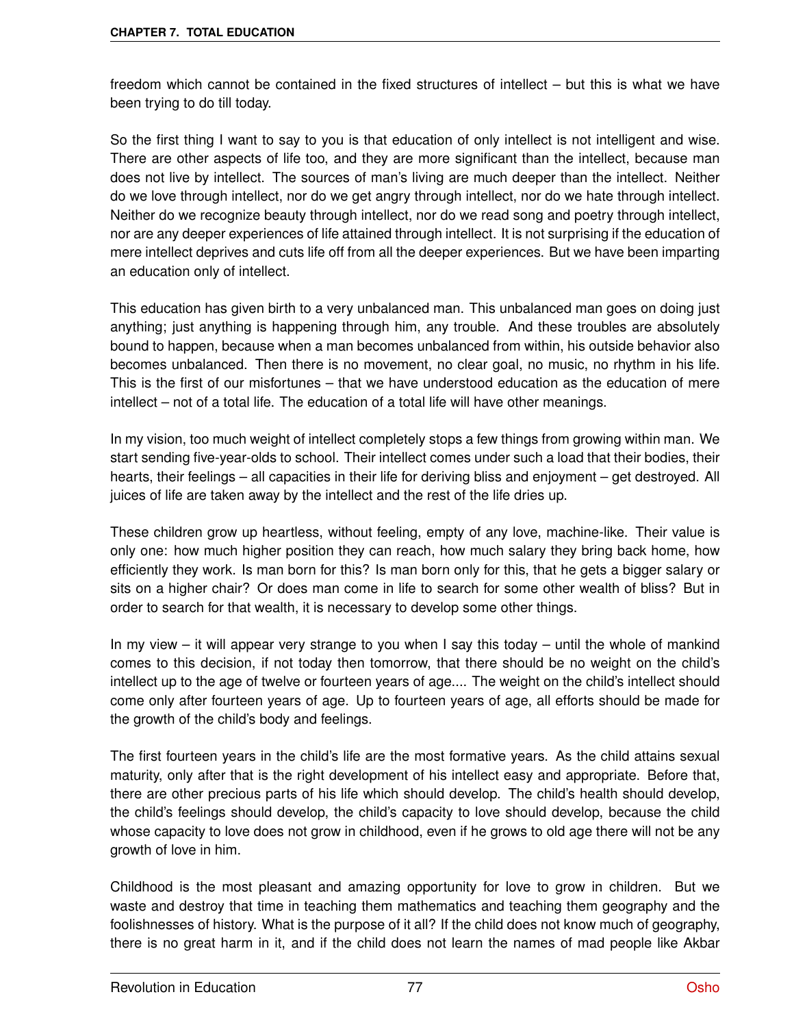freedom which cannot be contained in the fixed structures of intellect – but this is what we have been trying to do till today.

So the first thing I want to say to you is that education of only intellect is not intelligent and wise. There are other aspects of life too, and they are more significant than the intellect, because man does not live by intellect. The sources of man's living are much deeper than the intellect. Neither do we love through intellect, nor do we get angry through intellect, nor do we hate through intellect. Neither do we recognize beauty through intellect, nor do we read song and poetry through intellect, nor are any deeper experiences of life attained through intellect. It is not surprising if the education of mere intellect deprives and cuts life off from all the deeper experiences. But we have been imparting an education only of intellect.

This education has given birth to a very unbalanced man. This unbalanced man goes on doing just anything; just anything is happening through him, any trouble. And these troubles are absolutely bound to happen, because when a man becomes unbalanced from within, his outside behavior also becomes unbalanced. Then there is no movement, no clear goal, no music, no rhythm in his life. This is the first of our misfortunes – that we have understood education as the education of mere intellect – not of a total life. The education of a total life will have other meanings.

In my vision, too much weight of intellect completely stops a few things from growing within man. We start sending five-year-olds to school. Their intellect comes under such a load that their bodies, their hearts, their feelings – all capacities in their life for deriving bliss and enjoyment – get destroyed. All juices of life are taken away by the intellect and the rest of the life dries up.

These children grow up heartless, without feeling, empty of any love, machine-like. Their value is only one: how much higher position they can reach, how much salary they bring back home, how efficiently they work. Is man born for this? Is man born only for this, that he gets a bigger salary or sits on a higher chair? Or does man come in life to search for some other wealth of bliss? But in order to search for that wealth, it is necessary to develop some other things.

In my view – it will appear very strange to you when I say this today – until the whole of mankind comes to this decision, if not today then tomorrow, that there should be no weight on the child's intellect up to the age of twelve or fourteen years of age.... The weight on the child's intellect should come only after fourteen years of age. Up to fourteen years of age, all efforts should be made for the growth of the child's body and feelings.

The first fourteen years in the child's life are the most formative years. As the child attains sexual maturity, only after that is the right development of his intellect easy and appropriate. Before that, there are other precious parts of his life which should develop. The child's health should develop, the child's feelings should develop, the child's capacity to love should develop, because the child whose capacity to love does not grow in childhood, even if he grows to old age there will not be any growth of love in him.

Childhood is the most pleasant and amazing opportunity for love to grow in children. But we waste and destroy that time in teaching them mathematics and teaching them geography and the foolishnesses of history. What is the purpose of it all? If the child does not know much of geography, there is no great harm in it, and if the child does not learn the names of mad people like Akbar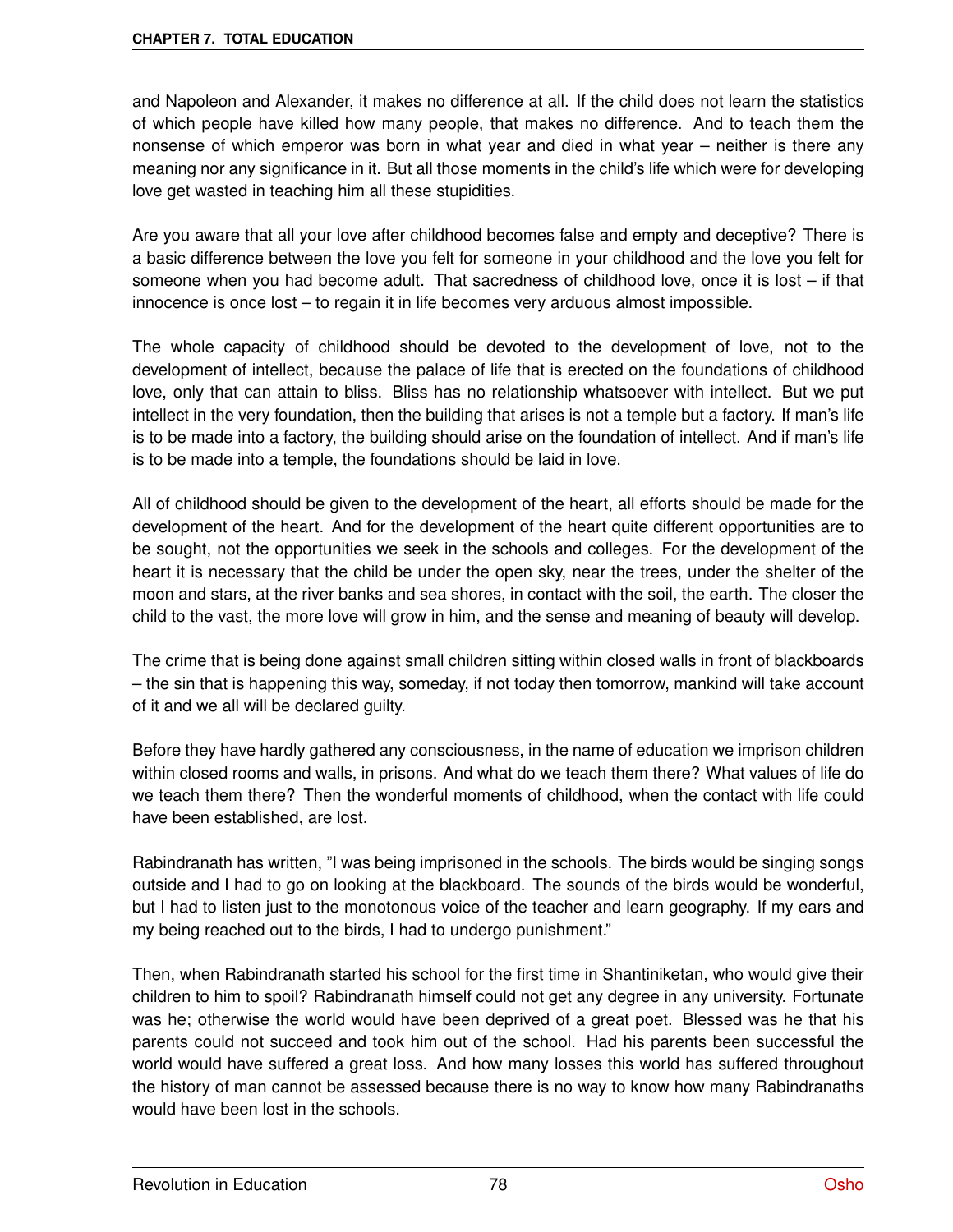and Napoleon and Alexander, it makes no difference at all. If the child does not learn the statistics of which people have killed how many people, that makes no difference. And to teach them the nonsense of which emperor was born in what year and died in what year – neither is there any meaning nor any significance in it. But all those moments in the child's life which were for developing love get wasted in teaching him all these stupidities.

Are you aware that all your love after childhood becomes false and empty and deceptive? There is a basic difference between the love you felt for someone in your childhood and the love you felt for someone when you had become adult. That sacredness of childhood love, once it is lost – if that innocence is once lost – to regain it in life becomes very arduous almost impossible.

The whole capacity of childhood should be devoted to the development of love, not to the development of intellect, because the palace of life that is erected on the foundations of childhood love, only that can attain to bliss. Bliss has no relationship whatsoever with intellect. But we put intellect in the very foundation, then the building that arises is not a temple but a factory. If man's life is to be made into a factory, the building should arise on the foundation of intellect. And if man's life is to be made into a temple, the foundations should be laid in love.

All of childhood should be given to the development of the heart, all efforts should be made for the development of the heart. And for the development of the heart quite different opportunities are to be sought, not the opportunities we seek in the schools and colleges. For the development of the heart it is necessary that the child be under the open sky, near the trees, under the shelter of the moon and stars, at the river banks and sea shores, in contact with the soil, the earth. The closer the child to the vast, the more love will grow in him, and the sense and meaning of beauty will develop.

The crime that is being done against small children sitting within closed walls in front of blackboards – the sin that is happening this way, someday, if not today then tomorrow, mankind will take account of it and we all will be declared guilty.

Before they have hardly gathered any consciousness, in the name of education we imprison children within closed rooms and walls, in prisons. And what do we teach them there? What values of life do we teach them there? Then the wonderful moments of childhood, when the contact with life could have been established, are lost.

Rabindranath has written, "I was being imprisoned in the schools. The birds would be singing songs outside and I had to go on looking at the blackboard. The sounds of the birds would be wonderful, but I had to listen just to the monotonous voice of the teacher and learn geography. If my ears and my being reached out to the birds, I had to undergo punishment."

Then, when Rabindranath started his school for the first time in Shantiniketan, who would give their children to him to spoil? Rabindranath himself could not get any degree in any university. Fortunate was he; otherwise the world would have been deprived of a great poet. Blessed was he that his parents could not succeed and took him out of the school. Had his parents been successful the world would have suffered a great loss. And how many losses this world has suffered throughout the history of man cannot be assessed because there is no way to know how many Rabindranaths would have been lost in the schools.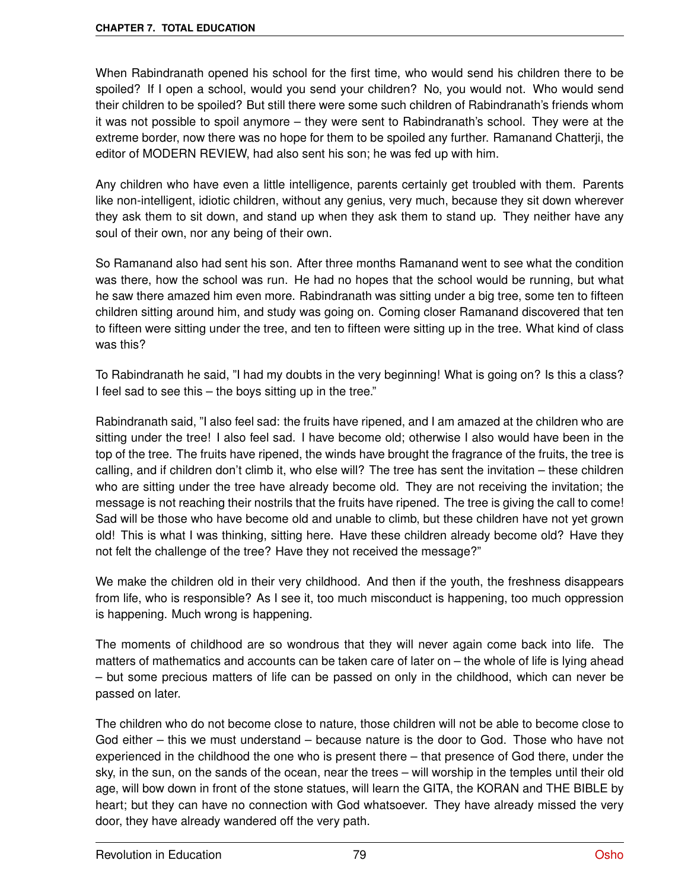When Rabindranath opened his school for the first time, who would send his children there to be spoiled? If I open a school, would you send your children? No, you would not. Who would send their children to be spoiled? But still there were some such children of Rabindranath's friends whom it was not possible to spoil anymore – they were sent to Rabindranath's school. They were at the extreme border, now there was no hope for them to be spoiled any further. Ramanand Chatterji, the editor of MODERN REVIEW, had also sent his son; he was fed up with him.

Any children who have even a little intelligence, parents certainly get troubled with them. Parents like non-intelligent, idiotic children, without any genius, very much, because they sit down wherever they ask them to sit down, and stand up when they ask them to stand up. They neither have any soul of their own, nor any being of their own.

So Ramanand also had sent his son. After three months Ramanand went to see what the condition was there, how the school was run. He had no hopes that the school would be running, but what he saw there amazed him even more. Rabindranath was sitting under a big tree, some ten to fifteen children sitting around him, and study was going on. Coming closer Ramanand discovered that ten to fifteen were sitting under the tree, and ten to fifteen were sitting up in the tree. What kind of class was this?

To Rabindranath he said, "I had my doubts in the very beginning! What is going on? Is this a class? I feel sad to see this – the boys sitting up in the tree."

Rabindranath said, "I also feel sad: the fruits have ripened, and I am amazed at the children who are sitting under the tree! I also feel sad. I have become old; otherwise I also would have been in the top of the tree. The fruits have ripened, the winds have brought the fragrance of the fruits, the tree is calling, and if children don't climb it, who else will? The tree has sent the invitation – these children who are sitting under the tree have already become old. They are not receiving the invitation; the message is not reaching their nostrils that the fruits have ripened. The tree is giving the call to come! Sad will be those who have become old and unable to climb, but these children have not yet grown old! This is what I was thinking, sitting here. Have these children already become old? Have they not felt the challenge of the tree? Have they not received the message?"

We make the children old in their very childhood. And then if the youth, the freshness disappears from life, who is responsible? As I see it, too much misconduct is happening, too much oppression is happening. Much wrong is happening.

The moments of childhood are so wondrous that they will never again come back into life. The matters of mathematics and accounts can be taken care of later on – the whole of life is lying ahead – but some precious matters of life can be passed on only in the childhood, which can never be passed on later.

The children who do not become close to nature, those children will not be able to become close to God either – this we must understand – because nature is the door to God. Those who have not experienced in the childhood the one who is present there – that presence of God there, under the sky, in the sun, on the sands of the ocean, near the trees – will worship in the temples until their old age, will bow down in front of the stone statues, will learn the GITA, the KORAN and THE BIBLE by heart; but they can have no connection with God whatsoever. They have already missed the very door, they have already wandered off the very path.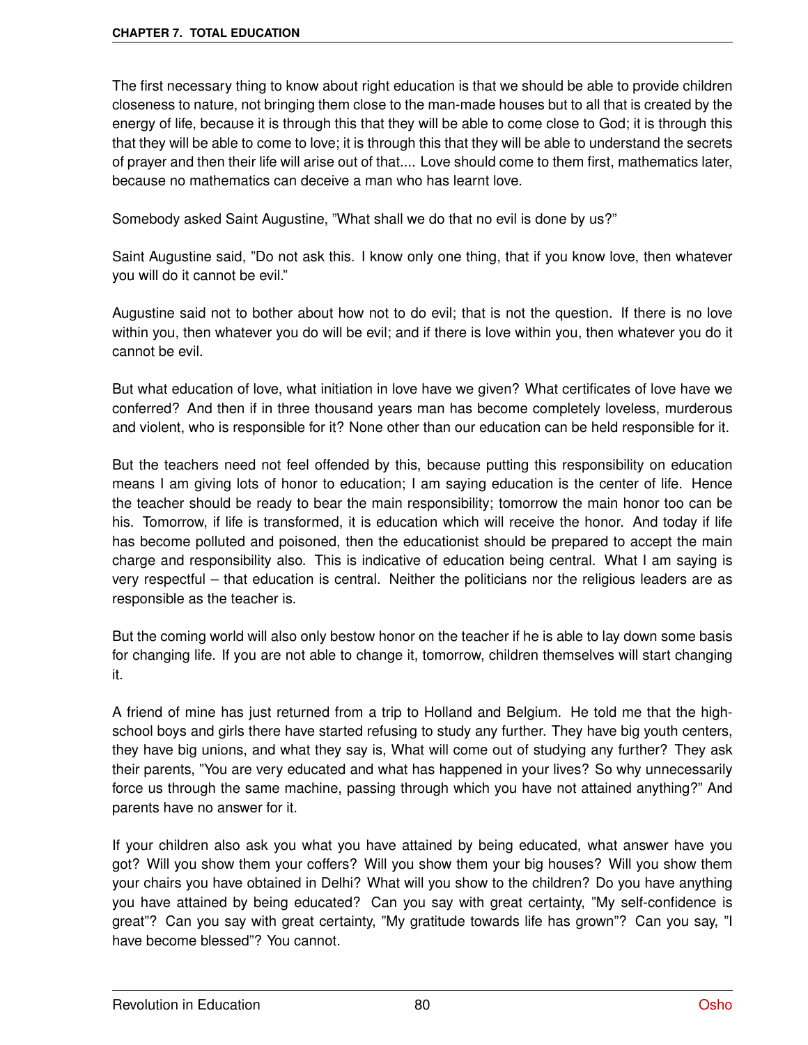The first necessary thing to know about right education is that we should be able to provide children closeness to nature, not bringing them close to the man-made houses but to all that is created by the energy of life, because it is through this that they will be able to come close to God; it is through this that they will be able to come to love; it is through this that they will be able to understand the secrets of prayer and then their life will arise out of that.... Love should come to them first, mathematics later, because no mathematics can deceive a man who has learnt love.

Somebody asked Saint Augustine, "What shall we do that no evil is done by us?"

Saint Augustine said, "Do not ask this. I know only one thing, that if you know love, then whatever you will do it cannot be evil."

Augustine said not to bother about how not to do evil; that is not the question. If there is no love within you, then whatever you do will be evil; and if there is love within you, then whatever you do it cannot be evil.

But what education of love, what initiation in love have we given? What certificates of love have we conferred? And then if in three thousand years man has become completely loveless, murderous and violent, who is responsible for it? None other than our education can be held responsible for it.

But the teachers need not feel offended by this, because putting this responsibility on education means I am giving lots of honor to education; I am saying education is the center of life. Hence the teacher should be ready to bear the main responsibility; tomorrow the main honor too can be his. Tomorrow, if life is transformed, it is education which will receive the honor. And today if life has become polluted and poisoned, then the educationist should be prepared to accept the main charge and responsibility also. This is indicative of education being central. What I am saying is very respectful – that education is central. Neither the politicians nor the religious leaders are as responsible as the teacher is.

But the coming world will also only bestow honor on the teacher if he is able to lay down some basis for changing life. If you are not able to change it, tomorrow, children themselves will start changing it.

A friend of mine has just returned from a trip to Holland and Belgium. He told me that the high-school boys and girls there have started refusing to study any further. They have big youth centers, they have big unions, and what they say is, What will come out of studying any further? They ask their parents, "You are very educated and what has happened in your lives? So why unnecessarily force us through the same machine, passing through which you have not attained anything?" And parents have no answer for it.

If your children also ask you what you have attained by being educated, what answer have you got? Will you show them your coffers? Will you show them your big houses? Will you show them your chairs you have obtained in Delhi? What will you show to the children? Do you have anything you have attained by being educated? Can you say with great certainty, "My self-confidence is great"? Can you say with great certainty, "My gratitude towards life has grown"? Can you say, "I have become blessed"? You cannot.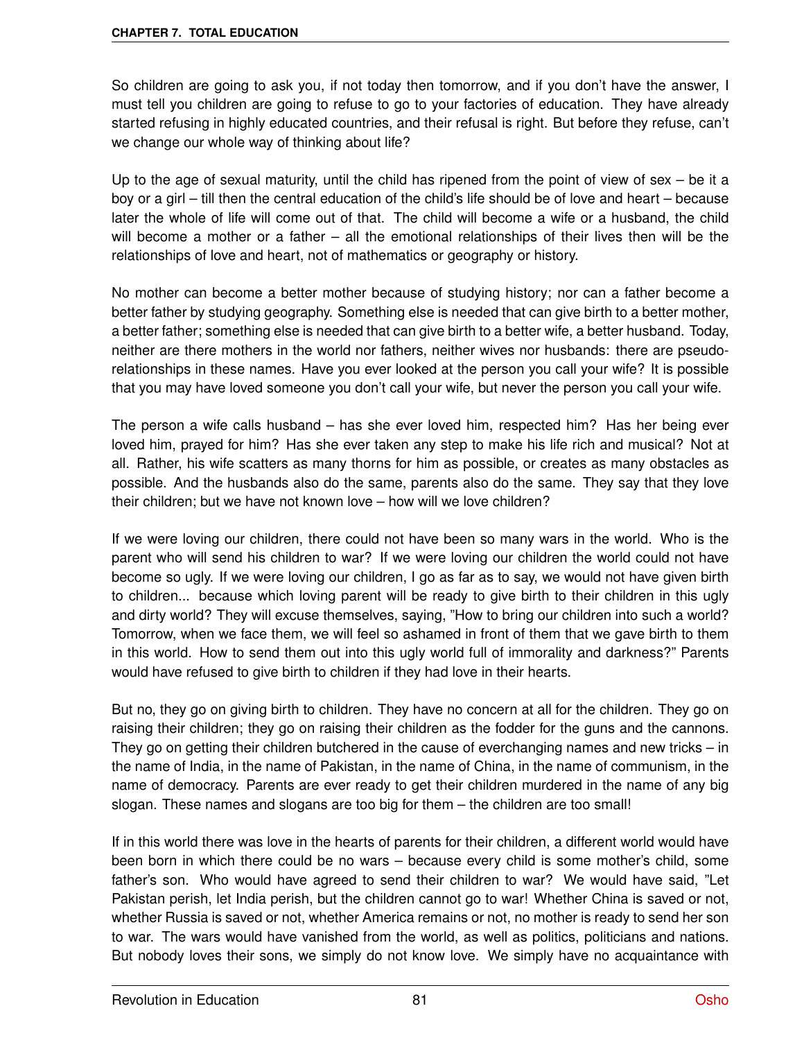So children are going to ask you, if not today then tomorrow, and if you don't have the answer, I must tell you children are going to refuse to go to your factories of education. They have already started refusing in highly educated countries, and their refusal is right. But before they refuse, can't we change our whole way of thinking about life?

Up to the age of sexual maturity, until the child has ripened from the point of view of sex – be it a boy or a girl – till then the central education of the child's life should be of love and heart – because later the whole of life will come out of that. The child will become a wife or a husband, the child will become a mother or a father – all the emotional relationships of their lives then will be the relationships of love and heart, not of mathematics or geography or history.

No mother can become a better mother because of studying history; nor can a father become a better father by studying geography. Something else is needed that can give birth to a better mother, a better father; something else is needed that can give birth to a better wife, a better husband. Today, neither are there mothers in the world nor fathers, neither wives nor husbands: there are pseudo-relationships in these names. Have you ever looked at the person you call your wife? It is possible that you may have loved someone you don't call your wife, but never the person you call your wife.

The person a wife calls husband – has she ever loved him, respected him? Has her being ever loved him, prayed for him? Has she ever taken any step to make his life rich and musical? Not at all. Rather, his wife scatters as many thorns for him as possible, or creates as many obstacles as possible. And the husbands also do the same, parents also do the same. They say that they love their children; but we have not known love – how will we love children?

If we were loving our children, there could not have been so many wars in the world. Who is the parent who will send his children to war? If we were loving our children the world could not have become so ugly. If we were loving our children, I go as far as to say, we would not have given birth to children... because which loving parent will be ready to give birth to their children in this ugly and dirty world? They will excuse themselves, saying, "How to bring our children into such a world? Tomorrow, when we face them, we will feel so ashamed in front of them that we gave birth to them in this world. How to send them out into this ugly world full of immorality and darkness?" Parents would have refused to give birth to children if they had love in their hearts.

But no, they go on giving birth to children. They have no concern at all for the children. They go on raising their children; they go on raising their children as the fodder for the guns and the cannons. They go on getting their children butchered in the cause of everchanging names and new tricks – in the name of India, in the name of Pakistan, in the name of China, in the name of communism, in the name of democracy. Parents are ever ready to get their children murdered in the name of any big slogan. These names and slogans are too big for them – the children are too small!

If in this world there was love in the hearts of parents for their children, a different world would have been born in which there could be no wars – because every child is some mother's child, some father's son. Who would have agreed to send their children to war? We would have said, "Let Pakistan perish, let India perish, but the children cannot go to war! Whether China is saved or not, whether Russia is saved or not, whether America remains or not, no mother is ready to send her son to war. The wars would have vanished from the world, as well as politics, politicians and nations. But nobody loves their sons, we simply do not know love. We simply have no acquaintance with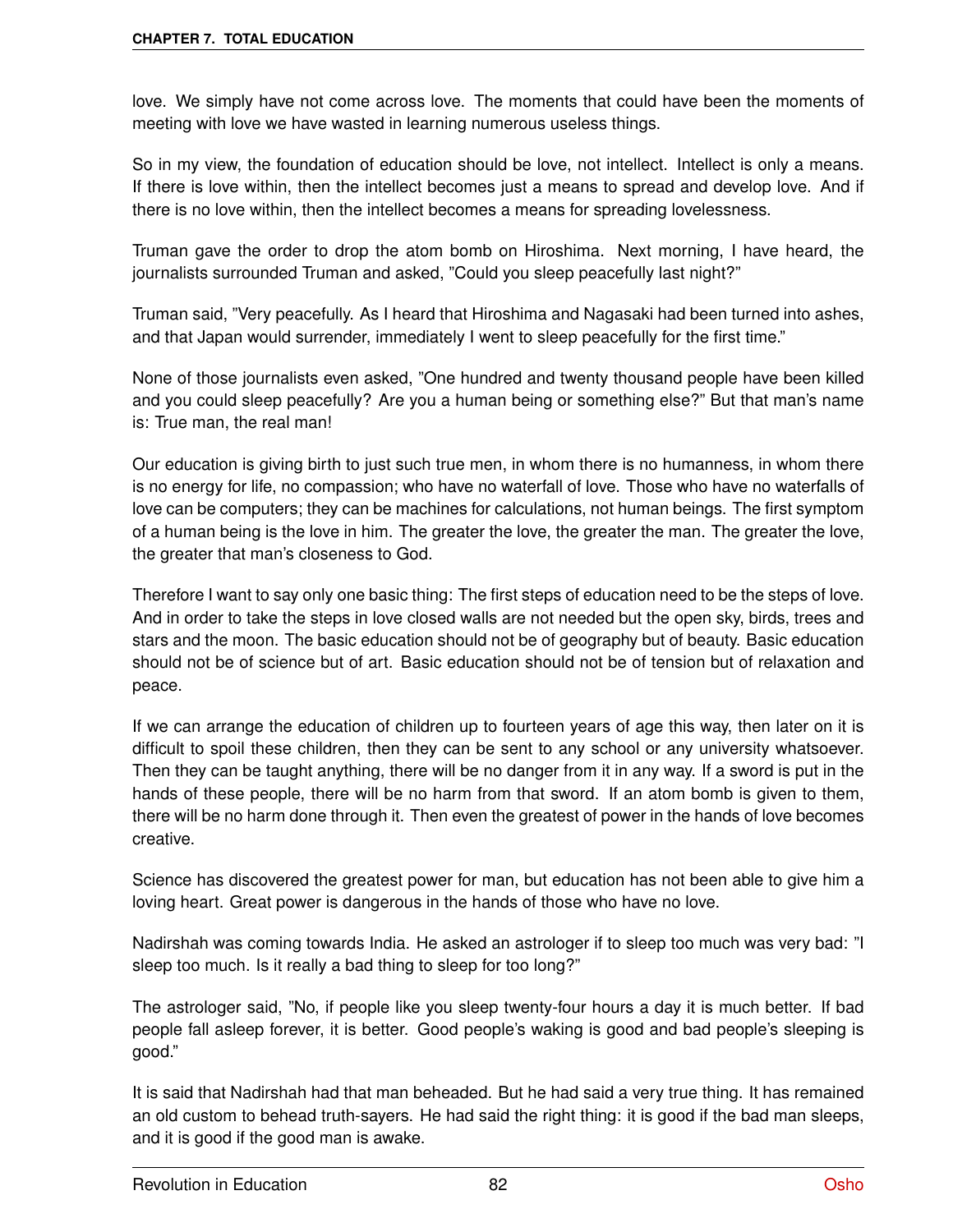love. We simply have not come across love. The moments that could have been the moments of meeting with love we have wasted in learning numerous useless things.

So in my view, the foundation of education should be love, not intellect. Intellect is only a means. If there is love within, then the intellect becomes just a means to spread and develop love. And if there is no love within, then the intellect becomes a means for spreading lovelessness.

Truman gave the order to drop the atom bomb on Hiroshima. Next morning, I have heard, the journalists surrounded Truman and asked, "Could you sleep peacefully last night?"

Truman said, "Very peacefully. As I heard that Hiroshima and Nagasaki had been turned into ashes, and that Japan would surrender, immediately I went to sleep peacefully for the first time."

None of those journalists even asked, "One hundred and twenty thousand people have been killed and you could sleep peacefully? Are you a human being or something else?" But that man's name is: True man, the real man!

Our education is giving birth to just such true men, in whom there is no humanness, in whom there is no energy for life, no compassion; who have no waterfall of love. Those who have no waterfalls of love can be computers; they can be machines for calculations, not human beings. The first symptom of a human being is the love in him. The greater the love, the greater the man. The greater the love, the greater that man's closeness to God.

Therefore I want to say only one basic thing: The first steps of education need to be the steps of love. And in order to take the steps in love closed walls are not needed but the open sky, birds, trees and stars and the moon. The basic education should not be of geography but of beauty. Basic education should not be of science but of art. Basic education should not be of tension but of relaxation and peace.

If we can arrange the education of children up to fourteen years of age this way, then later on it is difficult to spoil these children, then they can be sent to any school or any university whatsoever. Then they can be taught anything, there will be no danger from it in any way. If a sword is put in the hands of these people, there will be no harm from that sword. If an atom bomb is given to them, there will be no harm done through it. Then even the greatest of power in the hands of love becomes creative.

Science has discovered the greatest power for man, but education has not been able to give him a loving heart. Great power is dangerous in the hands of those who have no love.

Nadirshah was coming towards India. He asked an astrologer if to sleep too much was very bad: "I sleep too much. Is it really a bad thing to sleep for too long?"

The astrologer said, "No, if people like you sleep twenty-four hours a day it is much better. If bad people fall asleep forever, it is better. Good people's waking is good and bad people's sleeping is good."

It is said that Nadirshah had that man beheaded. But he had said a very true thing. It has remained an old custom to behead truth-sayers. He had said the right thing: it is good if the bad man sleeps, and it is good if the good man is awake.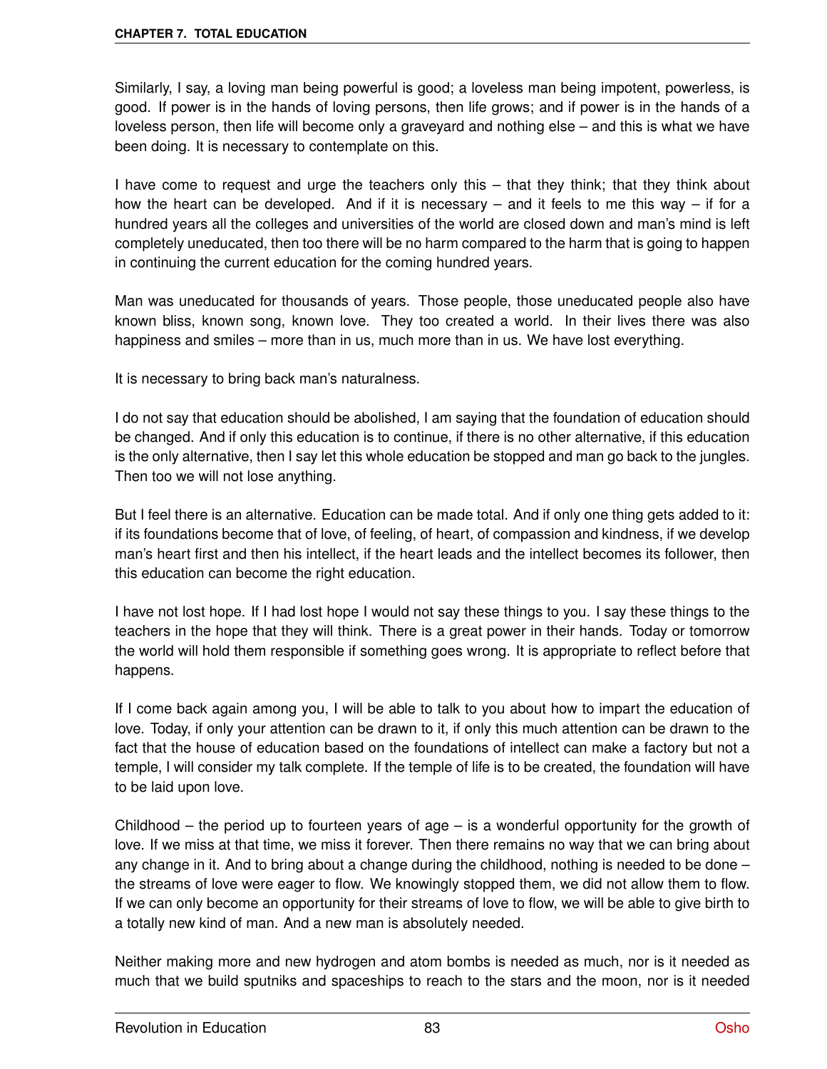Similarly, I say, a loving man being powerful is good; a loveless man being impotent, powerless, is good. If power is in the hands of loving persons, then life grows; and if power is in the hands of a loveless person, then life will become only a graveyard and nothing else – and this is what we have been doing. It is necessary to contemplate on this.

I have come to request and urge the teachers only this – that they think; that they think about how the heart can be developed. And if it is necessary – and it feels to me this way – if for a hundred years all the colleges and universities of the world are closed down and man's mind is left completely uneducated, then too there will be no harm compared to the harm that is going to happen in continuing the current education for the coming hundred years.

Man was uneducated for thousands of years. Those people, those uneducated people also have known bliss, known song, known love. They too created a world. In their lives there was also happiness and smiles – more than in us, much more than in us. We have lost everything.

It is necessary to bring back man's naturalness.

I do not say that education should be abolished, I am saying that the foundation of education should be changed. And if only this education is to continue, if there is no other alternative, if this education is the only alternative, then I say let this whole education be stopped and man go back to the jungles. Then too we will not lose anything.

But I feel there is an alternative. Education can be made total. And if only one thing gets added to it: if its foundations become that of love, of feeling, of heart, of compassion and kindness, if we develop man's heart first and then his intellect, if the heart leads and the intellect becomes its follower, then this education can become the right education.

I have not lost hope. If I had lost hope I would not say these things to you. I say these things to the teachers in the hope that they will think. There is a great power in their hands. Today or tomorrow the world will hold them responsible if something goes wrong. It is appropriate to reflect before that happens.

If I come back again among you, I will be able to talk to you about how to impart the education of love. Today, if only your attention can be drawn to it, if only this much attention can be drawn to the fact that the house of education based on the foundations of intellect can make a factory but not a temple, I will consider my talk complete. If the temple of life is to be created, the foundation will have to be laid upon love.

Childhood – the period up to fourteen years of age – is a wonderful opportunity for the growth of love. If we miss at that time, we miss it forever. Then there remains no way that we can bring about any change in it. And to bring about a change during the childhood, nothing is needed to be done – the streams of love were eager to flow. We knowingly stopped them, we did not allow them to flow. If we can only become an opportunity for their streams of love to flow, we will be able to give birth to a totally new kind of man. And a new man is absolutely needed.

Neither making more and new hydrogen and atom bombs is needed as much, nor is it needed as much that we build sputniks and spaceships to reach to the stars and the moon, nor is it needed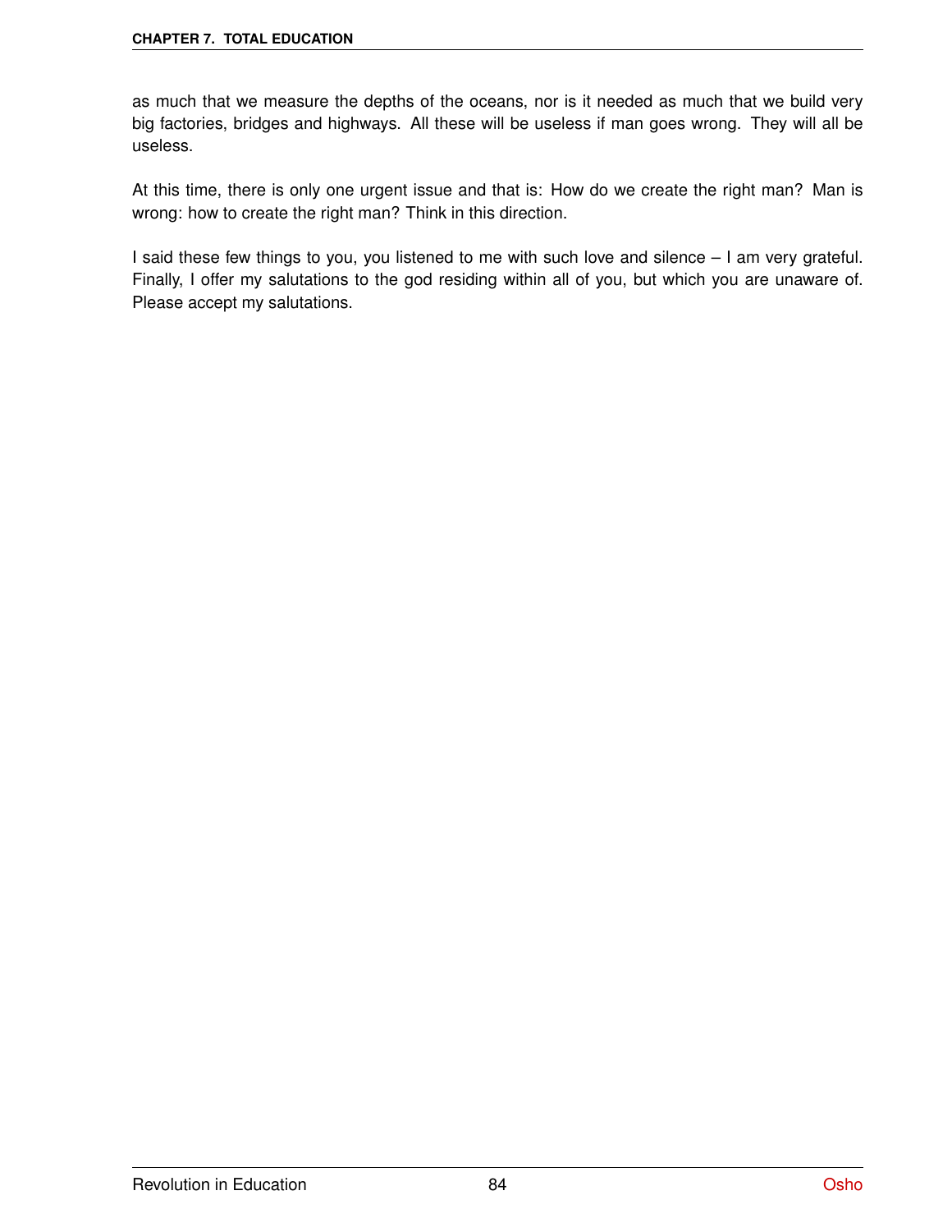as much that we measure the depths of the oceans, nor is it needed as much that we build very big factories, bridges and highways. All these will be useless if man goes wrong. They will all be useless.

At this time, there is only one urgent issue and that is: How do we create the right man? Man is wrong: how to create the right man? Think in this direction.

I said these few things to you, you listened to me with such love and silence – I am very grateful. Finally, I offer my salutations to the god residing within all of you, but which you are unaware of. Please accept my salutations.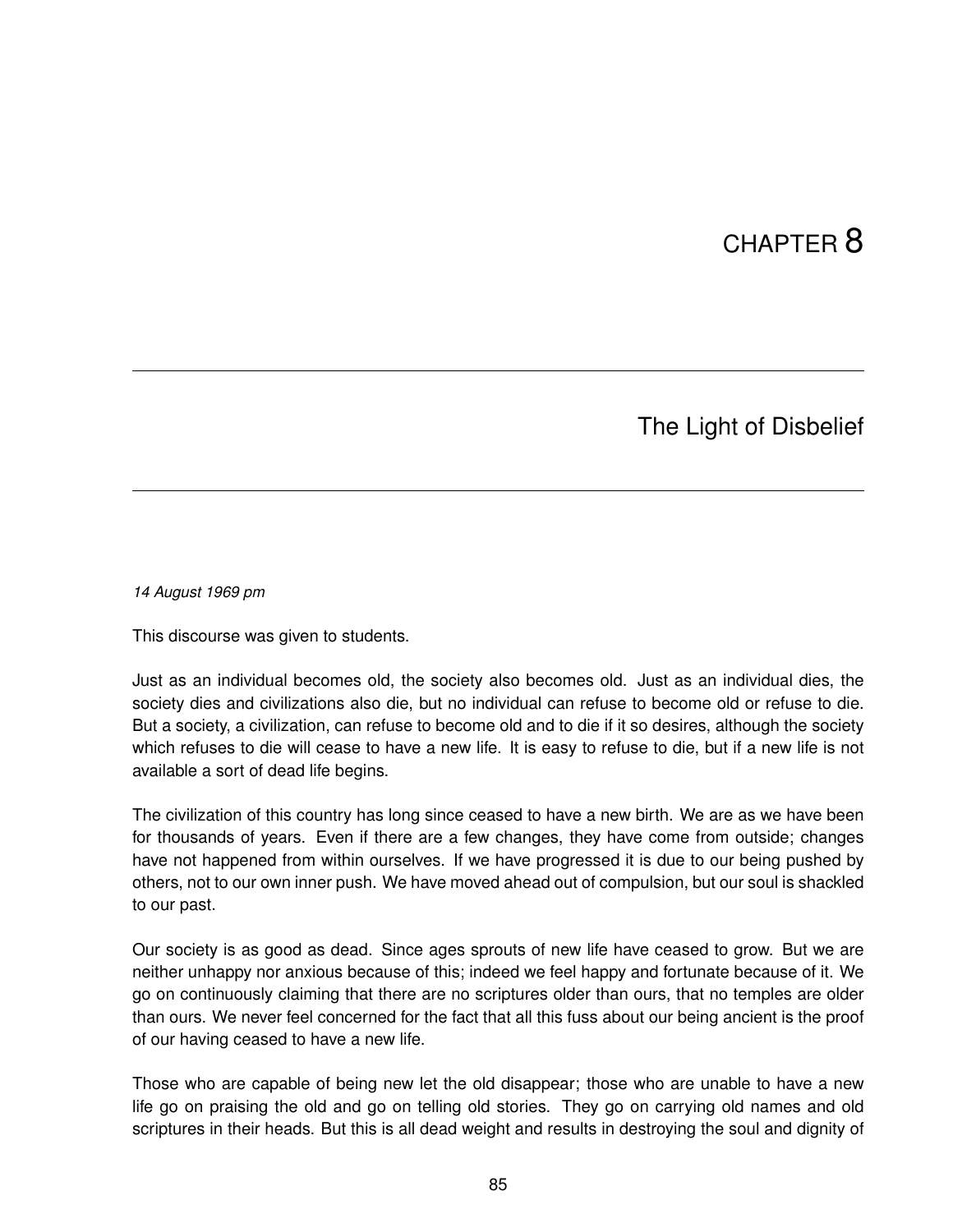# CHAPTER 8

## The Light of Disbelief

*14 August 1969 pm*

This discourse was given to students.

Just as an individual becomes old, the society also becomes old. Just as an individual dies, the society dies and civilizations also die, but no individual can refuse to become old or refuse to die. But a society, a civilization, can refuse to become old and to die if it so desires, although the society which refuses to die will cease to have a new life. It is easy to refuse to die, but if a new life is not available a sort of dead life begins.

The civilization of this country has long since ceased to have a new birth. We are as we have been for thousands of years. Even if there are a few changes, they have come from outside; changes have not happened from within ourselves. If we have progressed it is due to our being pushed by others, not to our own inner push. We have moved ahead out of compulsion, but our soul is shackled to our past.

Our society is as good as dead. Since ages sprouts of new life have ceased to grow. But we are neither unhappy nor anxious because of this; indeed we feel happy and fortunate because of it. We go on continuously claiming that there are no scriptures older than ours, that no temples are older than ours. We never feel concerned for the fact that all this fuss about our being ancient is the proof of our having ceased to have a new life.

Those who are capable of being new let the old disappear; those who are unable to have a new life go on praising the old and go on telling old stories. They go on carrying old names and old scriptures in their heads. But this is all dead weight and results in destroying the soul and dignity of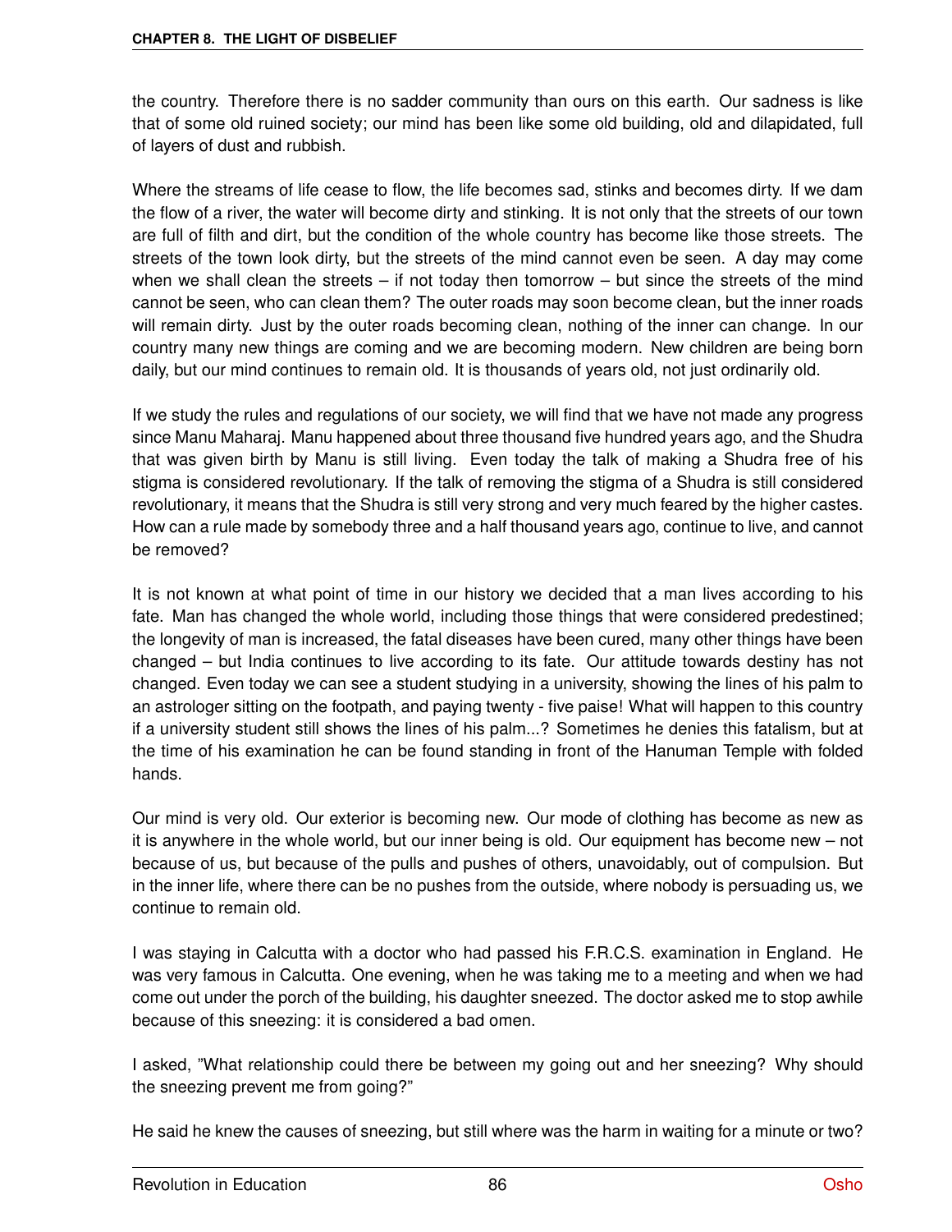the country. Therefore there is no sadder community than ours on this earth. Our sadness is like that of some old ruined society; our mind has been like some old building, old and dilapidated, full of layers of dust and rubbish.

Where the streams of life cease to flow, the life becomes sad, stinks and becomes dirty. If we dam the flow of a river, the water will become dirty and stinking. It is not only that the streets of our town are full of filth and dirt, but the condition of the whole country has become like those streets. The streets of the town look dirty, but the streets of the mind cannot even be seen. A day may come when we shall clean the streets – if not today then tomorrow – but since the streets of the mind cannot be seen, who can clean them? The outer roads may soon become clean, but the inner roads will remain dirty. Just by the outer roads becoming clean, nothing of the inner can change. In our country many new things are coming and we are becoming modern. New children are being born daily, but our mind continues to remain old. It is thousands of years old, not just ordinarily old.

If we study the rules and regulations of our society, we will find that we have not made any progress since Manu Maharaj. Manu happened about three thousand five hundred years ago, and the Shudra that was given birth by Manu is still living. Even today the talk of making a Shudra free of his stigma is considered revolutionary. If the talk of removing the stigma of a Shudra is still considered revolutionary, it means that the Shudra is still very strong and very much feared by the higher castes. How can a rule made by somebody three and a half thousand years ago, continue to live, and cannot be removed?

It is not known at what point of time in our history we decided that a man lives according to his fate. Man has changed the whole world, including those things that were considered predestined; the longevity of man is increased, the fatal diseases have been cured, many other things have been changed – but India continues to live according to its fate. Our attitude towards destiny has not changed. Even today we can see a student studying in a university, showing the lines of his palm to an astrologer sitting on the footpath, and paying twenty - five paise! What will happen to this country if a university student still shows the lines of his palm...? Sometimes he denies this fatalism, but at the time of his examination he can be found standing in front of the Hanuman Temple with folded hands.

Our mind is very old. Our exterior is becoming new. Our mode of clothing has become as new as it is anywhere in the whole world, but our inner being is old. Our equipment has become new – not because of us, but because of the pulls and pushes of others, unavoidably, out of compulsion. But in the inner life, where there can be no pushes from the outside, where nobody is persuading us, we continue to remain old.

I was staying in Calcutta with a doctor who had passed his F.R.C.S. examination in England. He was very famous in Calcutta. One evening, when he was taking me to a meeting and when we had come out under the porch of the building, his daughter sneezed. The doctor asked me to stop awhile because of this sneezing: it is considered a bad omen.

I asked, "What relationship could there be between my going out and her sneezing? Why should the sneezing prevent me from going?"

He said he knew the causes of sneezing, but still where was the harm in waiting for a minute or two?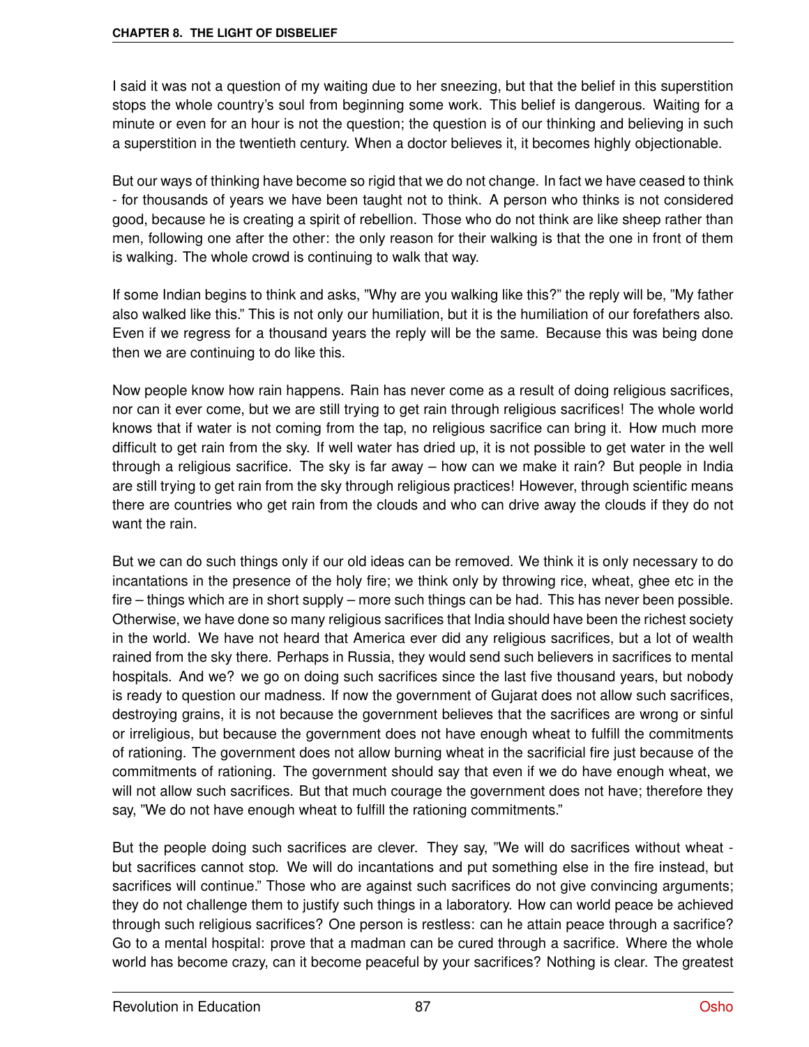I said it was not a question of my waiting due to her sneezing, but that the belief in this superstition stops the whole country's soul from beginning some work. This belief is dangerous. Waiting for a minute or even for an hour is not the question; the question is of our thinking and believing in such a superstition in the twentieth century. When a doctor believes it, it becomes highly objectionable.

But our ways of thinking have become so rigid that we do not change. In fact we have ceased to think - for thousands of years we have been taught not to think. A person who thinks is not considered good, because he is creating a spirit of rebellion. Those who do not think are like sheep rather than men, following one after the other: the only reason for their walking is that the one in front of them is walking. The whole crowd is continuing to walk that way.

If some Indian begins to think and asks, "Why are you walking like this?" the reply will be, "My father also walked like this." This is not only our humiliation, but it is the humiliation of our forefathers also. Even if we regress for a thousand years the reply will be the same. Because this was being done then we are continuing to do like this.

Now people know how rain happens. Rain has never come as a result of doing religious sacrifices, nor can it ever come, but we are still trying to get rain through religious sacrifices! The whole world knows that if water is not coming from the tap, no religious sacrifice can bring it. How much more difficult to get rain from the sky. If well water has dried up, it is not possible to get water in the well through a religious sacrifice. The sky is far away – how can we make it rain? But people in India are still trying to get rain from the sky through religious practices! However, through scientific means there are countries who get rain from the clouds and who can drive away the clouds if they do not want the rain.

But we can do such things only if our old ideas can be removed. We think it is only necessary to do incantations in the presence of the holy fire; we think only by throwing rice, wheat, ghee etc in the fire – things which are in short supply – more such things can be had. This has never been possible. Otherwise, we have done so many religious sacrifices that India should have been the richest society in the world. We have not heard that America ever did any religious sacrifices, but a lot of wealth rained from the sky there. Perhaps in Russia, they would send such believers in sacrifices to mental hospitals. And we? we go on doing such sacrifices since the last five thousand years, but nobody is ready to question our madness. If now the government of Gujarat does not allow such sacrifices, destroying grains, it is not because the government believes that the sacrifices are wrong or sinful or irreligious, but because the government does not have enough wheat to fulfill the commitments of rationing. The government does not allow burning wheat in the sacrificial fire just because of the commitments of rationing. The government should say that even if we do have enough wheat, we will not allow such sacrifices. But that much courage the government does not have; therefore they say, "We do not have enough wheat to fulfill the rationing commitments."

But the people doing such sacrifices are clever. They say, "We will do sacrifices without wheat - but sacrifices cannot stop. We will do incantations and put something else in the fire instead, but sacrifices will continue." Those who are against such sacrifices do not give convincing arguments; they do not challenge them to justify such things in a laboratory. How can world peace be achieved through such religious sacrifices? One person is restless: can he attain peace through a sacrifice? Go to a mental hospital: prove that a madman can be cured through a sacrifice. Where the whole world has become crazy, can it become peaceful by your sacrifices? Nothing is clear. The greatest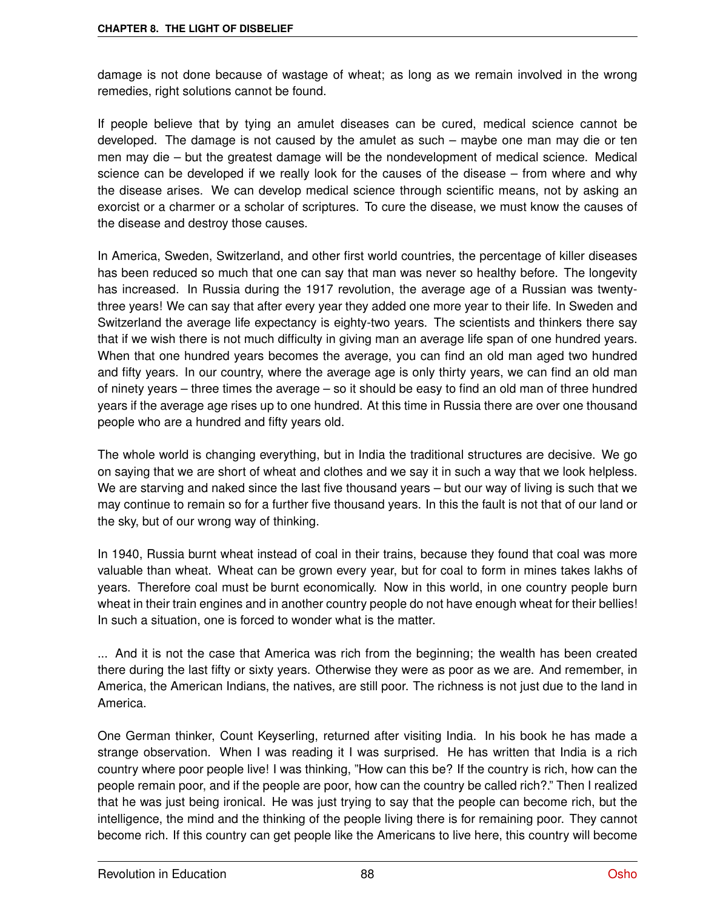damage is not done because of wastage of wheat; as long as we remain involved in the wrong remedies, right solutions cannot be found.

If people believe that by tying an amulet diseases can be cured, medical science cannot be developed. The damage is not caused by the amulet as such – maybe one man may die or ten men may die – but the greatest damage will be the nondevelopment of medical science. Medical science can be developed if we really look for the causes of the disease – from where and why the disease arises. We can develop medical science through scientific means, not by asking an exorcist or a charmer or a scholar of scriptures. To cure the disease, we must know the causes of the disease and destroy those causes.

In America, Sweden, Switzerland, and other first world countries, the percentage of killer diseases has been reduced so much that one can say that man was never so healthy before. The longevity has increased. In Russia during the 1917 revolution, the average age of a Russian was twenty-three years! We can say that after every year they added one more year to their life. In Sweden and Switzerland the average life expectancy is eighty-two years. The scientists and thinkers there say that if we wish there is not much difficulty in giving man an average life span of one hundred years. When that one hundred years becomes the average, you can find an old man aged two hundred and fifty years. In our country, where the average age is only thirty years, we can find an old man of ninety years – three times the average – so it should be easy to find an old man of three hundred years if the average age rises up to one hundred. At this time in Russia there are over one thousand people who are a hundred and fifty years old.

The whole world is changing everything, but in India the traditional structures are decisive. We go on saying that we are short of wheat and clothes and we say it in such a way that we look helpless. We are starving and naked since the last five thousand years – but our way of living is such that we may continue to remain so for a further five thousand years. In this the fault is not that of our land or the sky, but of our wrong way of thinking.

In 1940, Russia burnt wheat instead of coal in their trains, because they found that coal was more valuable than wheat. Wheat can be grown every year, but for coal to form in mines takes lakhs of years. Therefore coal must be burnt economically. Now in this world, in one country people burn wheat in their train engines and in another country people do not have enough wheat for their bellies! In such a situation, one is forced to wonder what is the matter.

... And it is not the case that America was rich from the beginning; the wealth has been created there during the last fifty or sixty years. Otherwise they were as poor as we are. And remember, in America, the American Indians, the natives, are still poor. The richness is not just due to the land in America.

One German thinker, Count Keyserling, returned after visiting India. In his book he has made a strange observation. When I was reading it I was surprised. He has written that India is a rich country where poor people live! I was thinking, "How can this be? If the country is rich, how can the people remain poor, and if the people are poor, how can the country be called rich?." Then I realized that he was just being ironical. He was just trying to say that the people can become rich, but the intelligence, the mind and the thinking of the people living there is for remaining poor. They cannot become rich. If this country can get people like the Americans to live here, this country will become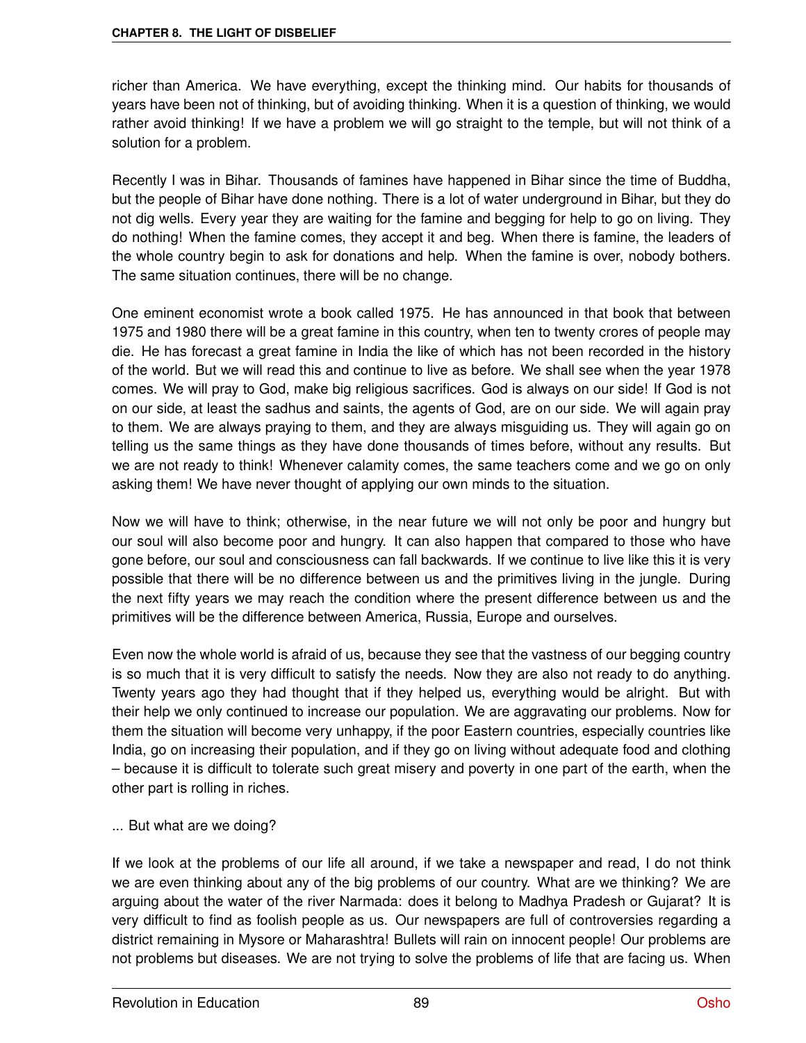richer than America. We have everything, except the thinking mind. Our habits for thousands of years have been not of thinking, but of avoiding thinking. When it is a question of thinking, we would rather avoid thinking! If we have a problem we will go straight to the temple, but will not think of a solution for a problem.

Recently I was in Bihar. Thousands of famines have happened in Bihar since the time of Buddha, but the people of Bihar have done nothing. There is a lot of water underground in Bihar, but they do not dig wells. Every year they are waiting for the famine and begging for help to go on living. They do nothing! When the famine comes, they accept it and beg. When there is famine, the leaders of the whole country begin to ask for donations and help. When the famine is over, nobody bothers. The same situation continues, there will be no change.

One eminent economist wrote a book called 1975. He has announced in that book that between 1975 and 1980 there will be a great famine in this country, when ten to twenty crores of people may die. He has forecast a great famine in India the like of which has not been recorded in the history of the world. But we will read this and continue to live as before. We shall see when the year 1978 comes. We will pray to God, make big religious sacrifices. God is always on our side! If God is not on our side, at least the sadhus and saints, the agents of God, are on our side. We will again pray to them. We are always praying to them, and they are always misguiding us. They will again go on telling us the same things as they have done thousands of times before, without any results. But we are not ready to think! Whenever calamity comes, the same teachers come and we go on only asking them! We have never thought of applying our own minds to the situation.

Now we will have to think; otherwise, in the near future we will not only be poor and hungry but our soul will also become poor and hungry. It can also happen that compared to those who have gone before, our soul and consciousness can fall backwards. If we continue to live like this it is very possible that there will be no difference between us and the primitives living in the jungle. During the next fifty years we may reach the condition where the present difference between us and the primitives will be the difference between America, Russia, Europe and ourselves.

Even now the whole world is afraid of us, because they see that the vastness of our begging country is so much that it is very difficult to satisfy the needs. Now they are also not ready to do anything. Twenty years ago they had thought that if they helped us, everything would be alright. But with their help we only continued to increase our population. We are aggravating our problems. Now for them the situation will become very unhappy, if the poor Eastern countries, especially countries like India, go on increasing their population, and if they go on living without adequate food and clothing – because it is difficult to tolerate such great misery and poverty in one part of the earth, when the other part is rolling in riches.

... But what are we doing?

If we look at the problems of our life all around, if we take a newspaper and read, I do not think we are even thinking about any of the big problems of our country. What are we thinking? We are arguing about the water of the river Narmada: does it belong to Madhya Pradesh or Gujarat? It is very difficult to find as foolish people as us. Our newspapers are full of controversies regarding a district remaining in Mysore or Maharashtra! Bullets will rain on innocent people! Our problems are not problems but diseases. We are not trying to solve the problems of life that are facing us. When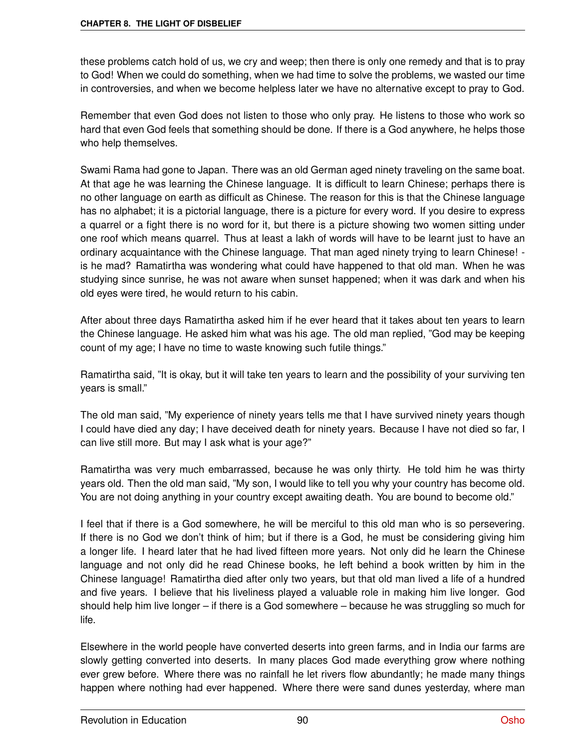these problems catch hold of us, we cry and weep; then there is only one remedy and that is to pray to God! When we could do something, when we had time to solve the problems, we wasted our time in controversies, and when we become helpless later we have no alternative except to pray to God.

Remember that even God does not listen to those who only pray. He listens to those who work so hard that even God feels that something should be done. If there is a God anywhere, he helps those who help themselves.

Swami Rama had gone to Japan. There was an old German aged ninety traveling on the same boat. At that age he was learning the Chinese language. It is difficult to learn Chinese; perhaps there is no other language on earth as difficult as Chinese. The reason for this is that the Chinese language has no alphabet; it is a pictorial language, there is a picture for every word. If you desire to express a quarrel or a fight there is no word for it, but there is a picture showing two women sitting under one roof which means quarrel. Thus at least a lakh of words will have to be learnt just to have an ordinary acquaintance with the Chinese language. That man aged ninety trying to learn Chinese! - is he mad? Ramatirtha was wondering what could have happened to that old man. When he was studying since sunrise, he was not aware when sunset happened; when it was dark and when his old eyes were tired, he would return to his cabin.

After about three days Ramatirtha asked him if he ever heard that it takes about ten years to learn the Chinese language. He asked him what was his age. The old man replied, "God may be keeping count of my age; I have no time to waste knowing such futile things."

Ramatirtha said, "It is okay, but it will take ten years to learn and the possibility of your surviving ten years is small."

The old man said, "My experience of ninety years tells me that I have survived ninety years though I could have died any day; I have deceived death for ninety years. Because I have not died so far, I can live still more. But may I ask what is your age?"

Ramatirtha was very much embarrassed, because he was only thirty. He told him he was thirty years old. Then the old man said, "My son, I would like to tell you why your country has become old. You are not doing anything in your country except awaiting death. You are bound to become old."

I feel that if there is a God somewhere, he will be merciful to this old man who is so persevering. If there is no God we don't think of him; but if there is a God, he must be considering giving him a longer life. I heard later that he had lived fifteen more years. Not only did he learn the Chinese language and not only did he read Chinese books, he left behind a book written by him in the Chinese language! Ramatirtha died after only two years, but that old man lived a life of a hundred and five years. I believe that his liveliness played a valuable role in making him live longer. God should help him live longer – if there is a God somewhere – because he was struggling so much for life.

Elsewhere in the world people have converted deserts into green farms, and in India our farms are slowly getting converted into deserts. In many places God made everything grow where nothing ever grew before. Where there was no rainfall he let rivers flow abundantly; he made many things happen where nothing had ever happened. Where there were sand dunes yesterday, where man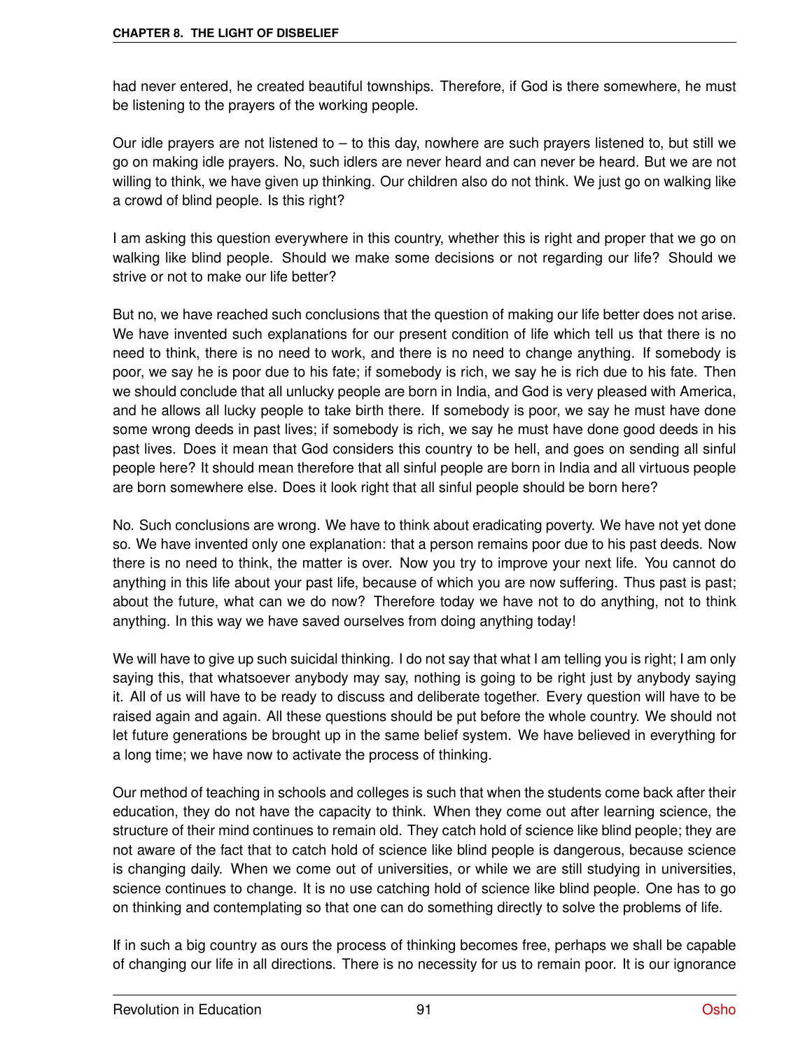had never entered, he created beautiful townships. Therefore, if God is there somewhere, he must be listening to the prayers of the working people.

Our idle prayers are not listened to – to this day, nowhere are such prayers listened to, but still we go on making idle prayers. No, such idlers are never heard and can never be heard. But we are not willing to think, we have given up thinking. Our children also do not think. We just go on walking like a crowd of blind people. Is this right?

I am asking this question everywhere in this country, whether this is right and proper that we go on walking like blind people. Should we make some decisions or not regarding our life? Should we strive or not to make our life better?

But no, we have reached such conclusions that the question of making our life better does not arise. We have invented such explanations for our present condition of life which tell us that there is no need to think, there is no need to work, and there is no need to change anything. If somebody is poor, we say he is poor due to his fate; if somebody is rich, we say he is rich due to his fate. Then we should conclude that all unlucky people are born in India, and God is very pleased with America, and he allows all lucky people to take birth there. If somebody is poor, we say he must have done some wrong deeds in past lives; if somebody is rich, we say he must have done good deeds in his past lives. Does it mean that God considers this country to be hell, and goes on sending all sinful people here? It should mean therefore that all sinful people are born in India and all virtuous people are born somewhere else. Does it look right that all sinful people should be born here?

No. Such conclusions are wrong. We have to think about eradicating poverty. We have not yet done so. We have invented only one explanation: that a person remains poor due to his past deeds. Now there is no need to think, the matter is over. Now you try to improve your next life. You cannot do anything in this life about your past life, because of which you are now suffering. Thus past is past; about the future, what can we do now? Therefore today we have not to do anything, not to think anything. In this way we have saved ourselves from doing anything today!

We will have to give up such suicidal thinking. I do not say that what I am telling you is right; I am only saying this, that whatsoever anybody may say, nothing is going to be right just by anybody saying it. All of us will have to be ready to discuss and deliberate together. Every question will have to be raised again and again. All these questions should be put before the whole country. We should not let future generations be brought up in the same belief system. We have believed in everything for a long time; we have now to activate the process of thinking.

Our method of teaching in schools and colleges is such that when the students come back after their education, they do not have the capacity to think. When they come out after learning science, the structure of their mind continues to remain old. They catch hold of science like blind people; they are not aware of the fact that to catch hold of science like blind people is dangerous, because science is changing daily. When we come out of universities, or while we are still studying in universities, science continues to change. It is no use catching hold of science like blind people. One has to go on thinking and contemplating so that one can do something directly to solve the problems of life.

If in such a big country as ours the process of thinking becomes free, perhaps we shall be capable of changing our life in all directions. There is no necessity for us to remain poor. It is our ignorance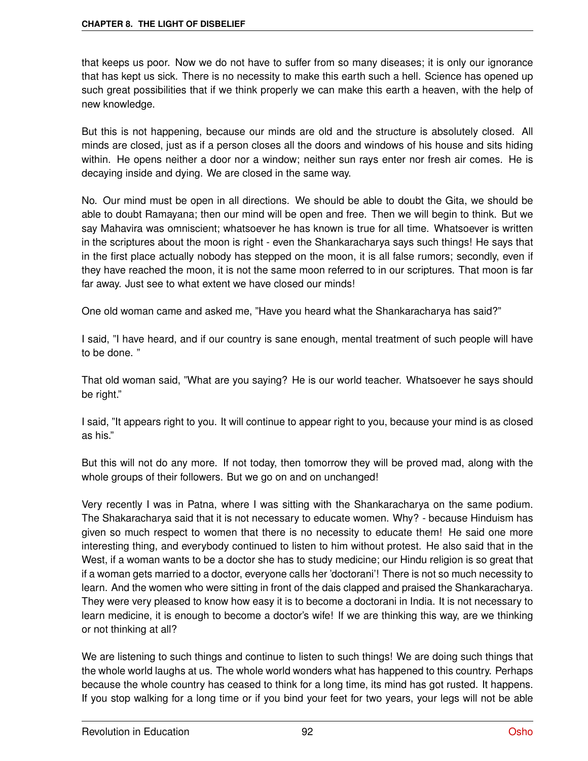that keeps us poor. Now we do not have to suffer from so many diseases; it is only our ignorance that has kept us sick. There is no necessity to make this earth such a hell. Science has opened up such great possibilities that if we think properly we can make this earth a heaven, with the help of new knowledge.

But this is not happening, because our minds are old and the structure is absolutely closed. All minds are closed, just as if a person closes all the doors and windows of his house and sits hiding within. He opens neither a door nor a window; neither sun rays enter nor fresh air comes. He is decaying inside and dying. We are closed in the same way.

No. Our mind must be open in all directions. We should be able to doubt the Gita, we should be able to doubt Ramayana; then our mind will be open and free. Then we will begin to think. But we say Mahavira was omniscient; whatsoever he has known is true for all time. Whatsoever is written in the scriptures about the moon is right - even the Shankaracharya says such things! He says that in the first place actually nobody has stepped on the moon, it is all false rumors; secondly, even if they have reached the moon, it is not the same moon referred to in our scriptures. That moon is far far away. Just see to what extent we have closed our minds!

One old woman came and asked me, "Have you heard what the Shankaracharya has said?"

I said, "I have heard, and if our country is sane enough, mental treatment of such people will have to be done. "

That old woman said, "What are you saying? He is our world teacher. Whatsoever he says should be right."

I said, "It appears right to you. It will continue to appear right to you, because your mind is as closed as his."

But this will not do any more. If not today, then tomorrow they will be proved mad, along with the whole groups of their followers. But we go on and on unchanged!

Very recently I was in Patna, where I was sitting with the Shankaracharya on the same podium. The Shakaracharya said that it is not necessary to educate women. Why? - because Hinduism has given so much respect to women that there is no necessity to educate them! He said one more interesting thing, and everybody continued to listen to him without protest. He also said that in the West, if a woman wants to be a doctor she has to study medicine; our Hindu religion is so great that if a woman gets married to a doctor, everyone calls her 'doctorani'! There is not so much necessity to learn. And the women who were sitting in front of the dais clapped and praised the Shankaracharya. They were very pleased to know how easy it is to become a doctorani in India. It is not necessary to learn medicine, it is enough to become a doctor's wife! If we are thinking this way, are we thinking or not thinking at all?

We are listening to such things and continue to listen to such things! We are doing such things that the whole world laughs at us. The whole world wonders what has happened to this country. Perhaps because the whole country has ceased to think for a long time, its mind has got rusted. It happens. If you stop walking for a long time or if you bind your feet for two years, your legs will not be able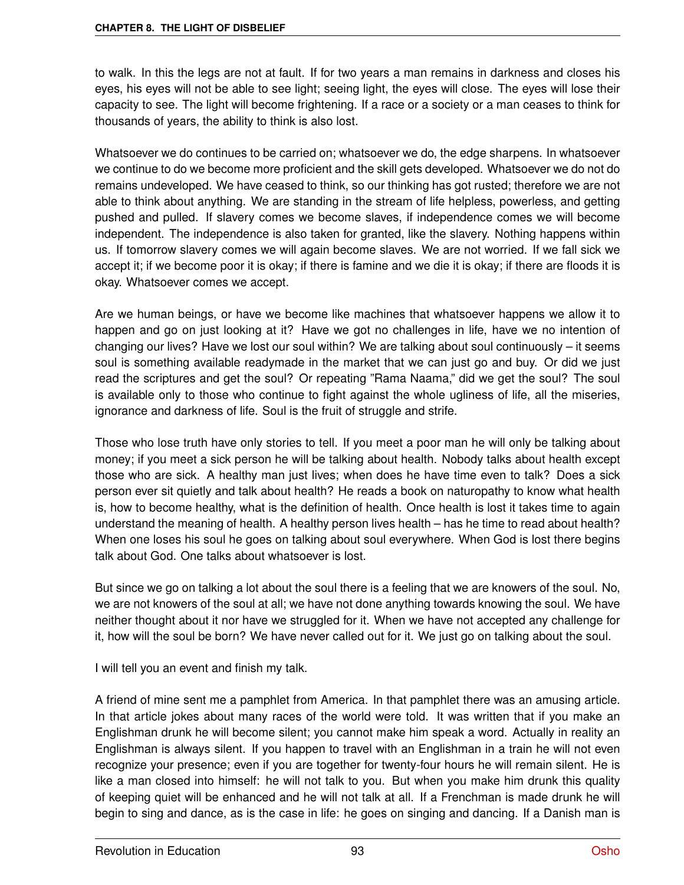to walk. In this the legs are not at fault. If for two years a man remains in darkness and closes his eyes, his eyes will not be able to see light; seeing light, the eyes will close. The eyes will lose their capacity to see. The light will become frightening. If a race or a society or a man ceases to think for thousands of years, the ability to think is also lost.

Whatsoever we do continues to be carried on; whatsoever we do, the edge sharpens. In whatsoever we continue to do we become more proficient and the skill gets developed. Whatsoever we do not do remains undeveloped. We have ceased to think, so our thinking has got rusted; therefore we are not able to think about anything. We are standing in the stream of life helpless, powerless, and getting pushed and pulled. If slavery comes we become slaves, if independence comes we will become independent. The independence is also taken for granted, like the slavery. Nothing happens within us. If tomorrow slavery comes we will again become slaves. We are not worried. If we fall sick we accept it; if we become poor it is okay; if there is famine and we die it is okay; if there are floods it is okay. Whatsoever comes we accept.

Are we human beings, or have we become like machines that whatsoever happens we allow it to happen and go on just looking at it? Have we got no challenges in life, have we no intention of changing our lives? Have we lost our soul within? We are talking about soul continuously – it seems soul is something available readymade in the market that we can just go and buy. Or did we just read the scriptures and get the soul? Or repeating "Rama Naama," did we get the soul? The soul is available only to those who continue to fight against the whole ugliness of life, all the miseries, ignorance and darkness of life. Soul is the fruit of struggle and strife.

Those who lose truth have only stories to tell. If you meet a poor man he will only be talking about money; if you meet a sick person he will be talking about health. Nobody talks about health except those who are sick. A healthy man just lives; when does he have time even to talk? Does a sick person ever sit quietly and talk about health? He reads a book on naturopathy to know what health is, how to become healthy, what is the definition of health. Once health is lost it takes time to again understand the meaning of health. A healthy person lives health – has he time to read about health? When one loses his soul he goes on talking about soul everywhere. When God is lost there begins talk about God. One talks about whatsoever is lost.

But since we go on talking a lot about the soul there is a feeling that we are knowers of the soul. No, we are not knowers of the soul at all; we have not done anything towards knowing the soul. We have neither thought about it nor have we struggled for it. When we have not accepted any challenge for it, how will the soul be born? We have never called out for it. We just go on talking about the soul.

I will tell you an event and finish my talk.

A friend of mine sent me a pamphlet from America. In that pamphlet there was an amusing article. In that article jokes about many races of the world were told. It was written that if you make an Englishman drunk he will become silent; you cannot make him speak a word. Actually in reality an Englishman is always silent. If you happen to travel with an Englishman in a train he will not even recognize your presence; even if you are together for twenty-four hours he will remain silent. He is like a man closed into himself: he will not talk to you. But when you make him drunk this quality of keeping quiet will be enhanced and he will not talk at all. If a Frenchman is made drunk he will begin to sing and dance, as is the case in life: he goes on singing and dancing. If a Danish man is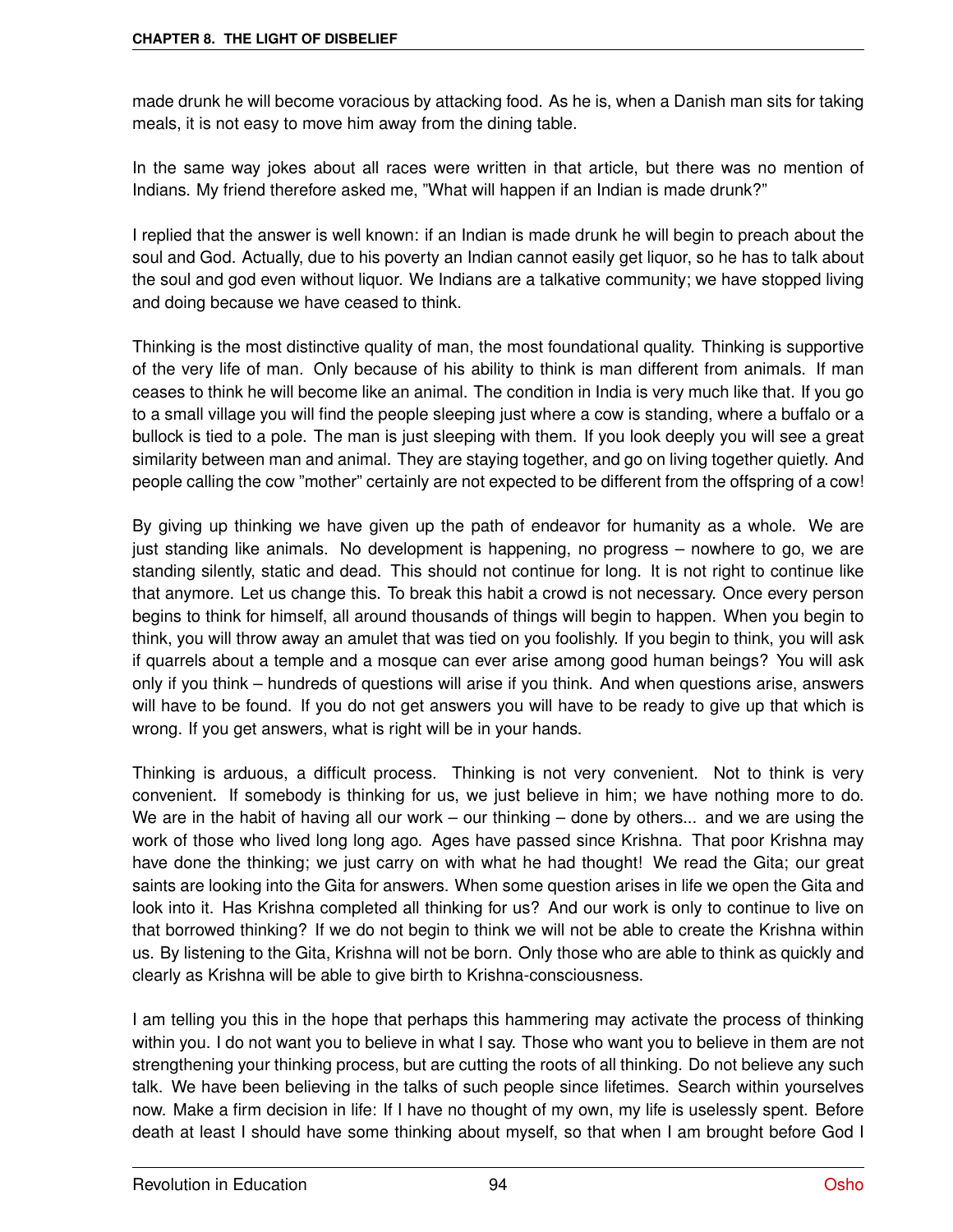made drunk he will become voracious by attacking food. As he is, when a Danish man sits for taking meals, it is not easy to move him away from the dining table.

In the same way jokes about all races were written in that article, but there was no mention of Indians. My friend therefore asked me, "What will happen if an Indian is made drunk?"

I replied that the answer is well known: if an Indian is made drunk he will begin to preach about the soul and God. Actually, due to his poverty an Indian cannot easily get liquor, so he has to talk about the soul and god even without liquor. We Indians are a talkative community; we have stopped living and doing because we have ceased to think.

Thinking is the most distinctive quality of man, the most foundational quality. Thinking is supportive of the very life of man. Only because of his ability to think is man different from animals. If man ceases to think he will become like an animal. The condition in India is very much like that. If you go to a small village you will find the people sleeping just where a cow is standing, where a buffalo or a bullock is tied to a pole. The man is just sleeping with them. If you look deeply you will see a great similarity between man and animal. They are staying together, and go on living together quietly. And people calling the cow "mother" certainly are not expected to be different from the offspring of a cow!

By giving up thinking we have given up the path of endeavor for humanity as a whole. We are just standing like animals. No development is happening, no progress – nowhere to go, we are standing silently, static and dead. This should not continue for long. It is not right to continue like that anymore. Let us change this. To break this habit a crowd is not necessary. Once every person begins to think for himself, all around thousands of things will begin to happen. When you begin to think, you will throw away an amulet that was tied on you foolishly. If you begin to think, you will ask if quarrels about a temple and a mosque can ever arise among good human beings? You will ask only if you think – hundreds of questions will arise if you think. And when questions arise, answers will have to be found. If you do not get answers you will have to be ready to give up that which is wrong. If you get answers, what is right will be in your hands.

Thinking is arduous, a difficult process. Thinking is not very convenient. Not to think is very convenient. If somebody is thinking for us, we just believe in him; we have nothing more to do. We are in the habit of having all our work – our thinking – done by others... and we are using the work of those who lived long long ago. Ages have passed since Krishna. That poor Krishna may have done the thinking; we just carry on with what he had thought! We read the Gita; our great saints are looking into the Gita for answers. When some question arises in life we open the Gita and look into it. Has Krishna completed all thinking for us? And our work is only to continue to live on that borrowed thinking? If we do not begin to think we will not be able to create the Krishna within us. By listening to the Gita, Krishna will not be born. Only those who are able to think as quickly and clearly as Krishna will be able to give birth to Krishna-consciousness.

I am telling you this in the hope that perhaps this hammering may activate the process of thinking within you. I do not want you to believe in what I say. Those who want you to believe in them are not strengthening your thinking process, but are cutting the roots of all thinking. Do not believe any such talk. We have been believing in the talks of such people since lifetimes. Search within yourselves now. Make a firm decision in life: If I have no thought of my own, my life is uselessly spent. Before death at least I should have some thinking about myself, so that when I am brought before God I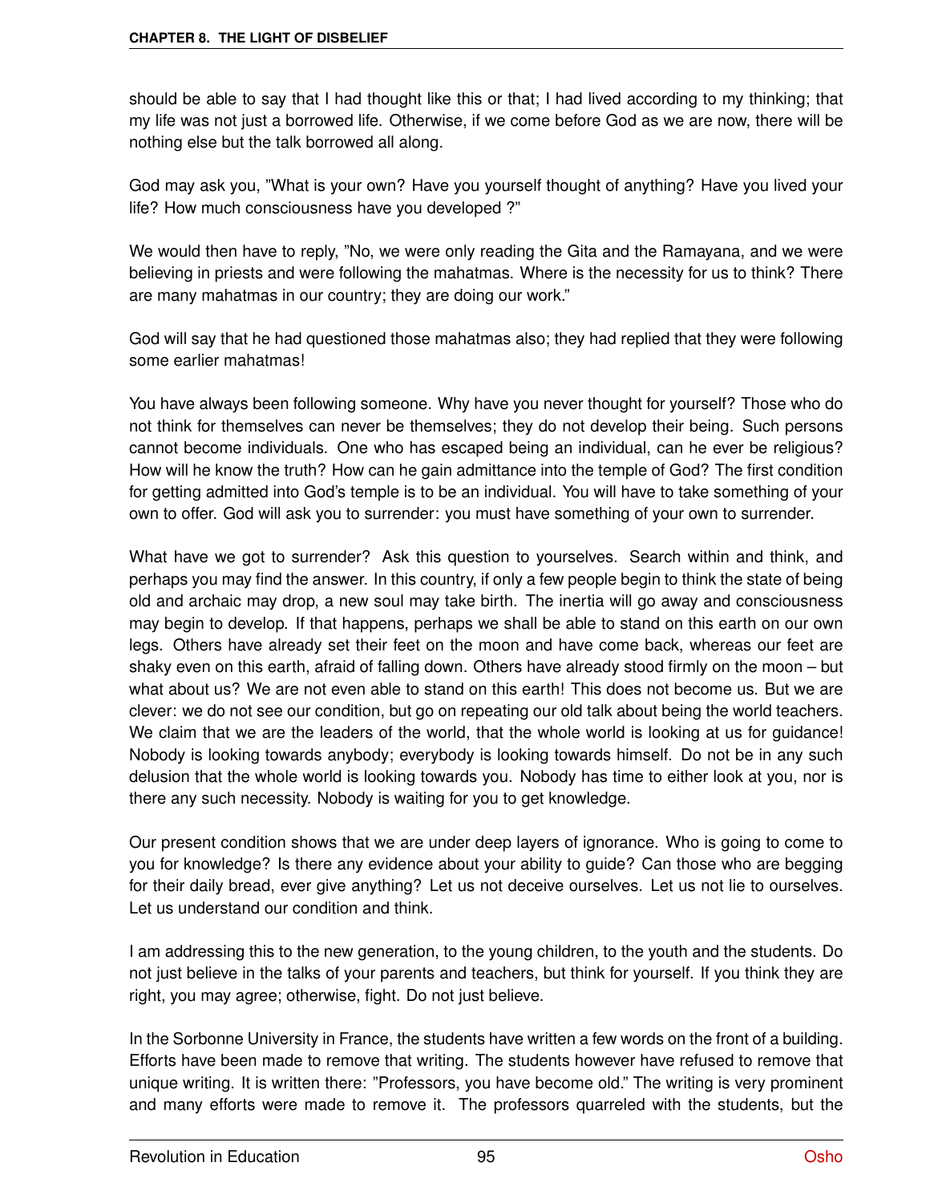should be able to say that I had thought like this or that; I had lived according to my thinking; that my life was not just a borrowed life. Otherwise, if we come before God as we are now, there will be nothing else but the talk borrowed all along.

God may ask you, "What is your own? Have you yourself thought of anything? Have you lived your life? How much consciousness have you developed ?"

We would then have to reply, "No, we were only reading the Gita and the Ramayana, and we were believing in priests and were following the mahatmas. Where is the necessity for us to think? There are many mahatmas in our country; they are doing our work."

God will say that he had questioned those mahatmas also; they had replied that they were following some earlier mahatmas!

You have always been following someone. Why have you never thought for yourself? Those who do not think for themselves can never be themselves; they do not develop their being. Such persons cannot become individuals. One who has escaped being an individual, can he ever be religious? How will he know the truth? How can he gain admittance into the temple of God? The first condition for getting admitted into God's temple is to be an individual. You will have to take something of your own to offer. God will ask you to surrender: you must have something of your own to surrender.

What have we got to surrender? Ask this question to yourselves. Search within and think, and perhaps you may find the answer. In this country, if only a few people begin to think the state of being old and archaic may drop, a new soul may take birth. The inertia will go away and consciousness may begin to develop. If that happens, perhaps we shall be able to stand on this earth on our own legs. Others have already set their feet on the moon and have come back, whereas our feet are shaky even on this earth, afraid of falling down. Others have already stood firmly on the moon – but what about us? We are not even able to stand on this earth! This does not become us. But we are clever: we do not see our condition, but go on repeating our old talk about being the world teachers. We claim that we are the leaders of the world, that the whole world is looking at us for guidance! Nobody is looking towards anybody; everybody is looking towards himself. Do not be in any such delusion that the whole world is looking towards you. Nobody has time to either look at you, nor is there any such necessity. Nobody is waiting for you to get knowledge.

Our present condition shows that we are under deep layers of ignorance. Who is going to come to you for knowledge? Is there any evidence about your ability to guide? Can those who are begging for their daily bread, ever give anything? Let us not deceive ourselves. Let us not lie to ourselves. Let us understand our condition and think.

I am addressing this to the new generation, to the young children, to the youth and the students. Do not just believe in the talks of your parents and teachers, but think for yourself. If you think they are right, you may agree; otherwise, fight. Do not just believe.

In the Sorbonne University in France, the students have written a few words on the front of a building. Efforts have been made to remove that writing. The students however have refused to remove that unique writing. It is written there: "Professors, you have become old." The writing is very prominent and many efforts were made to remove it. The professors quarreled with the students, but the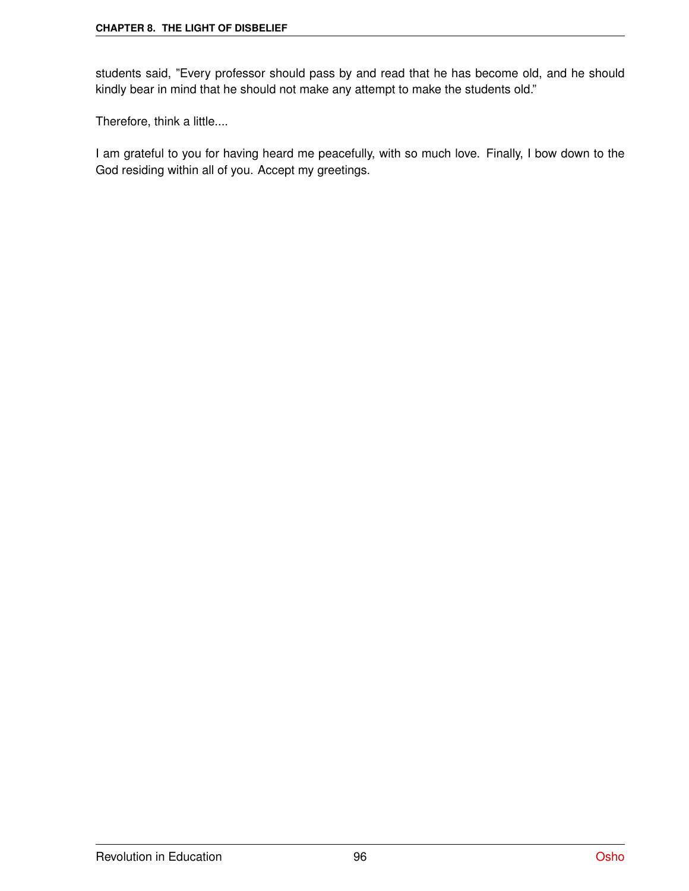students said, "Every professor should pass by and read that he has become old, and he should kindly bear in mind that he should not make any attempt to make the students old."

Therefore, think a little....

I am grateful to you for having heard me peacefully, with so much love. Finally, I bow down to the God residing within all of you. Accept my greetings.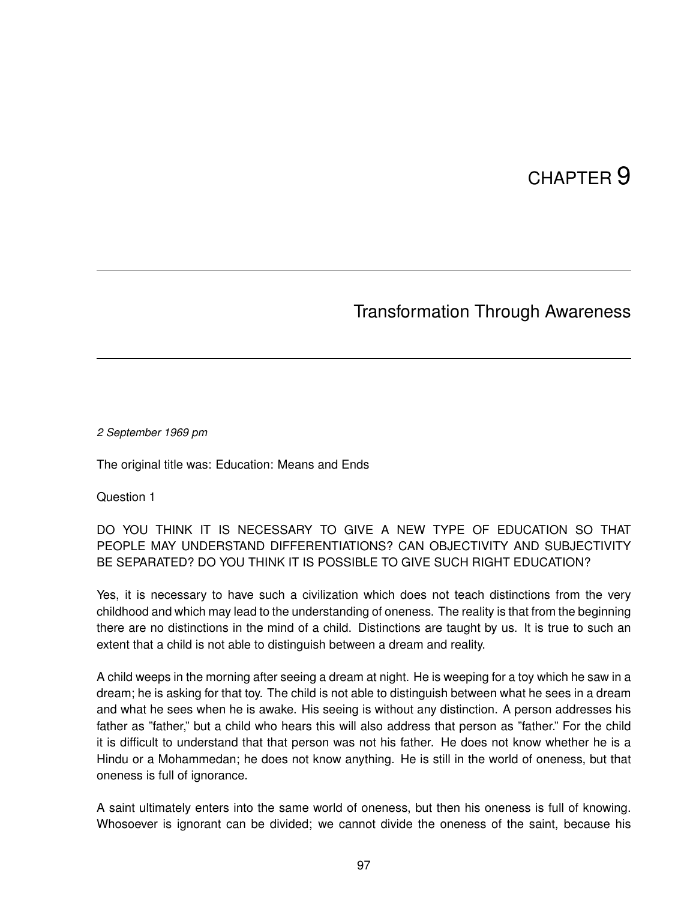# CHAPTER 9

## Transformation Through Awareness

*2 September 1969 pm*

The original title was: Education: Means and Ends

Question 1

DO YOU THINK IT IS NECESSARY TO GIVE A NEW TYPE OF EDUCATION SO THAT PEOPLE MAY UNDERSTAND DIFFERENTIATIONS? CAN OBJECTIVITY AND SUBJECTIVITY BE SEPARATED? DO YOU THINK IT IS POSSIBLE TO GIVE SUCH RIGHT EDUCATION?

Yes, it is necessary to have such a civilization which does not teach distinctions from the very childhood and which may lead to the understanding of oneness. The reality is that from the beginning there are no distinctions in the mind of a child. Distinctions are taught by us. It is true to such an extent that a child is not able to distinguish between a dream and reality.

A child weeps in the morning after seeing a dream at night. He is weeping for a toy which he saw in a dream; he is asking for that toy. The child is not able to distinguish between what he sees in a dream and what he sees when he is awake. His seeing is without any distinction. A person addresses his father as "father," but a child who hears this will also address that person as "father." For the child it is difficult to understand that that person was not his father. He does not know whether he is a Hindu or a Mohammedan; he does not know anything. He is still in the world of oneness, but that oneness is full of ignorance.

A saint ultimately enters into the same world of oneness, but then his oneness is full of knowing. Whosoever is ignorant can be divided; we cannot divide the oneness of the saint, because his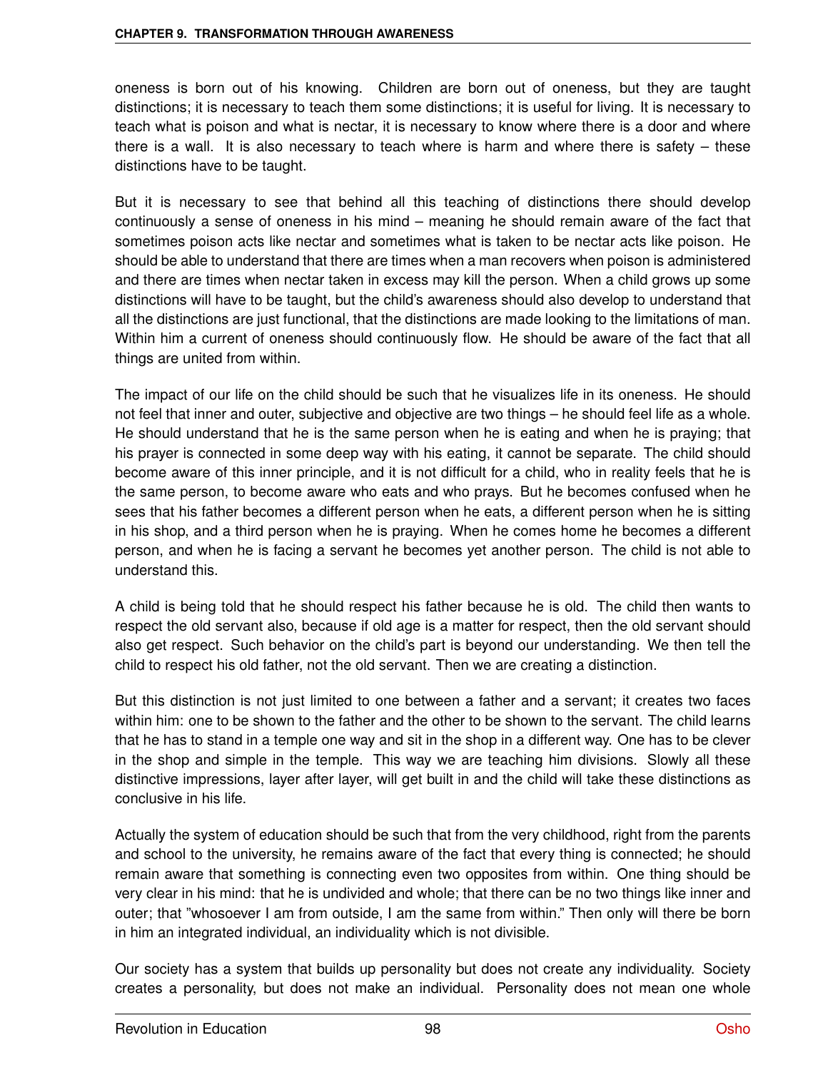oneness is born out of his knowing. Children are born out of oneness, but they are taught distinctions; it is necessary to teach them some distinctions; it is useful for living. It is necessary to teach what is poison and what is nectar, it is necessary to know where there is a door and where there is a wall. It is also necessary to teach where is harm and where there is safety – these distinctions have to be taught.

But it is necessary to see that behind all this teaching of distinctions there should develop continuously a sense of oneness in his mind – meaning he should remain aware of the fact that sometimes poison acts like nectar and sometimes what is taken to be nectar acts like poison. He should be able to understand that there are times when a man recovers when poison is administered and there are times when nectar taken in excess may kill the person. When a child grows up some distinctions will have to be taught, but the child's awareness should also develop to understand that all the distinctions are just functional, that the distinctions are made looking to the limitations of man. Within him a current of oneness should continuously flow. He should be aware of the fact that all things are united from within.

The impact of our life on the child should be such that he visualizes life in its oneness. He should not feel that inner and outer, subjective and objective are two things – he should feel life as a whole. He should understand that he is the same person when he is eating and when he is praying; that his prayer is connected in some deep way with his eating, it cannot be separate. The child should become aware of this inner principle, and it is not difficult for a child, who in reality feels that he is the same person, to become aware who eats and who prays. But he becomes confused when he sees that his father becomes a different person when he eats, a different person when he is sitting in his shop, and a third person when he is praying. When he comes home he becomes a different person, and when he is facing a servant he becomes yet another person. The child is not able to understand this.

A child is being told that he should respect his father because he is old. The child then wants to respect the old servant also, because if old age is a matter for respect, then the old servant should also get respect. Such behavior on the child's part is beyond our understanding. We then tell the child to respect his old father, not the old servant. Then we are creating a distinction.

But this distinction is not just limited to one between a father and a servant; it creates two faces within him: one to be shown to the father and the other to be shown to the servant. The child learns that he has to stand in a temple one way and sit in the shop in a different way. One has to be clever in the shop and simple in the temple. This way we are teaching him divisions. Slowly all these distinctive impressions, layer after layer, will get built in and the child will take these distinctions as conclusive in his life.

Actually the system of education should be such that from the very childhood, right from the parents and school to the university, he remains aware of the fact that every thing is connected; he should remain aware that something is connecting even two opposites from within. One thing should be very clear in his mind: that he is undivided and whole; that there can be no two things like inner and outer; that "whosoever I am from outside, I am the same from within." Then only will there be born in him an integrated individual, an individuality which is not divisible.

Our society has a system that builds up personality but does not create any individuality. Society creates a personality, but does not make an individual. Personality does not mean one whole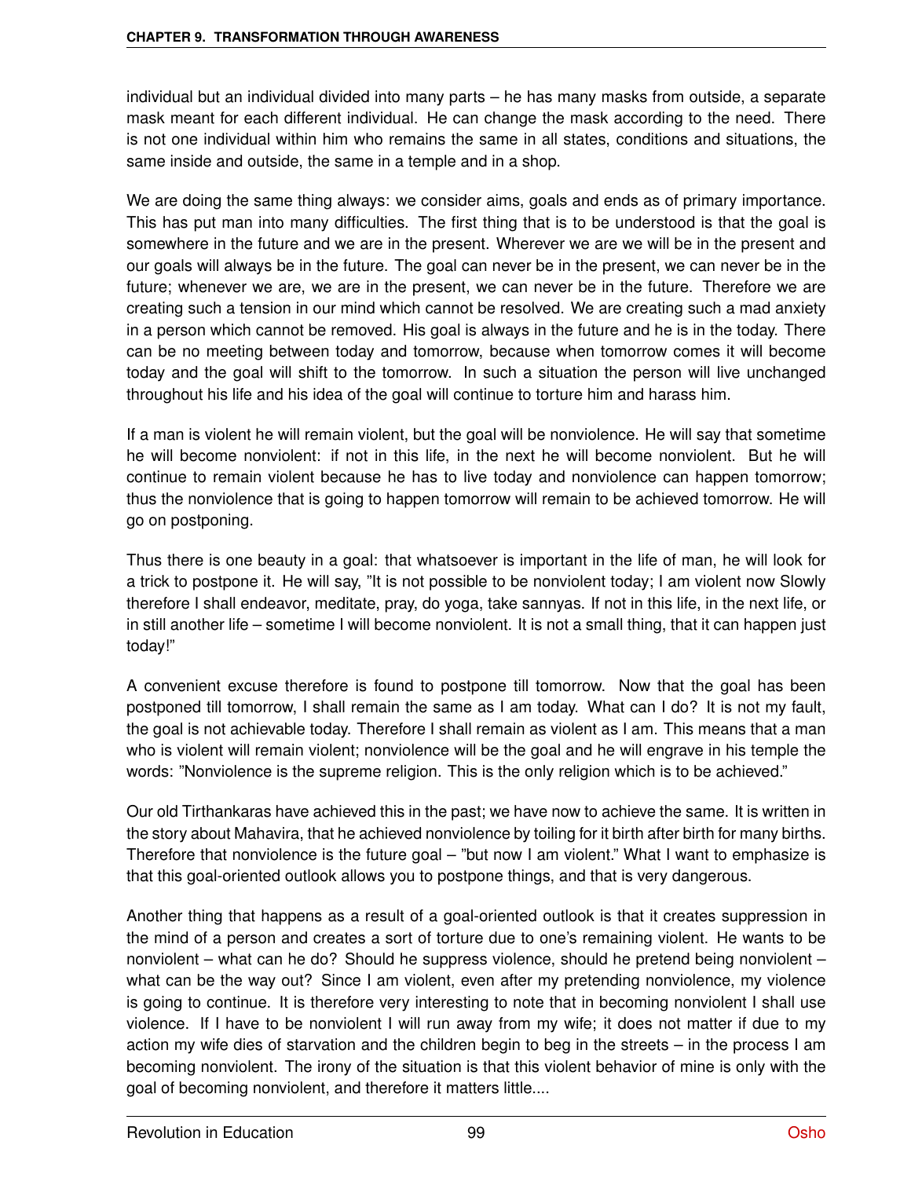individual but an individual divided into many parts – he has many masks from outside, a separate mask meant for each different individual. He can change the mask according to the need. There is not one individual within him who remains the same in all states, conditions and situations, the same inside and outside, the same in a temple and in a shop.

We are doing the same thing always: we consider aims, goals and ends as of primary importance. This has put man into many difficulties. The first thing that is to be understood is that the goal is somewhere in the future and we are in the present. Wherever we are we will be in the present and our goals will always be in the future. The goal can never be in the present, we can never be in the future; whenever we are, we are in the present, we can never be in the future. Therefore we are creating such a tension in our mind which cannot be resolved. We are creating such a mad anxiety in a person which cannot be removed. His goal is always in the future and he is in the today. There can be no meeting between today and tomorrow, because when tomorrow comes it will become today and the goal will shift to the tomorrow. In such a situation the person will live unchanged throughout his life and his idea of the goal will continue to torture him and harass him.

If a man is violent he will remain violent, but the goal will be nonviolence. He will say that sometime he will become nonviolent: if not in this life, in the next he will become nonviolent. But he will continue to remain violent because he has to live today and nonviolence can happen tomorrow; thus the nonviolence that is going to happen tomorrow will remain to be achieved tomorrow. He will go on postponing.

Thus there is one beauty in a goal: that whatsoever is important in the life of man, he will look for a trick to postpone it. He will say, "It is not possible to be nonviolent today; I am violent now Slowly therefore I shall endeavor, meditate, pray, do yoga, take sannyas. If not in this life, in the next life, or in still another life – sometime I will become nonviolent. It is not a small thing, that it can happen just today!"

A convenient excuse therefore is found to postpone till tomorrow. Now that the goal has been postponed till tomorrow, I shall remain the same as I am today. What can I do? It is not my fault, the goal is not achievable today. Therefore I shall remain as violent as I am. This means that a man who is violent will remain violent; nonviolence will be the goal and he will engrave in his temple the words: "Nonviolence is the supreme religion. This is the only religion which is to be achieved."

Our old Tirthankaras have achieved this in the past; we have now to achieve the same. It is written in the story about Mahavira, that he achieved nonviolence by toiling for it birth after birth for many births. Therefore that nonviolence is the future goal – "but now I am violent." What I want to emphasize is that this goal-oriented outlook allows you to postpone things, and that is very dangerous.

Another thing that happens as a result of a goal-oriented outlook is that it creates suppression in the mind of a person and creates a sort of torture due to one's remaining violent. He wants to be nonviolent – what can he do? Should he suppress violence, should he pretend being nonviolent – what can be the way out? Since I am violent, even after my pretending nonviolence, my violence is going to continue. It is therefore very interesting to note that in becoming nonviolent I shall use violence. If I have to be nonviolent I will run away from my wife; it does not matter if due to my action my wife dies of starvation and the children begin to beg in the streets – in the process I am becoming nonviolent. The irony of the situation is that this violent behavior of mine is only with the goal of becoming nonviolent, and therefore it matters little....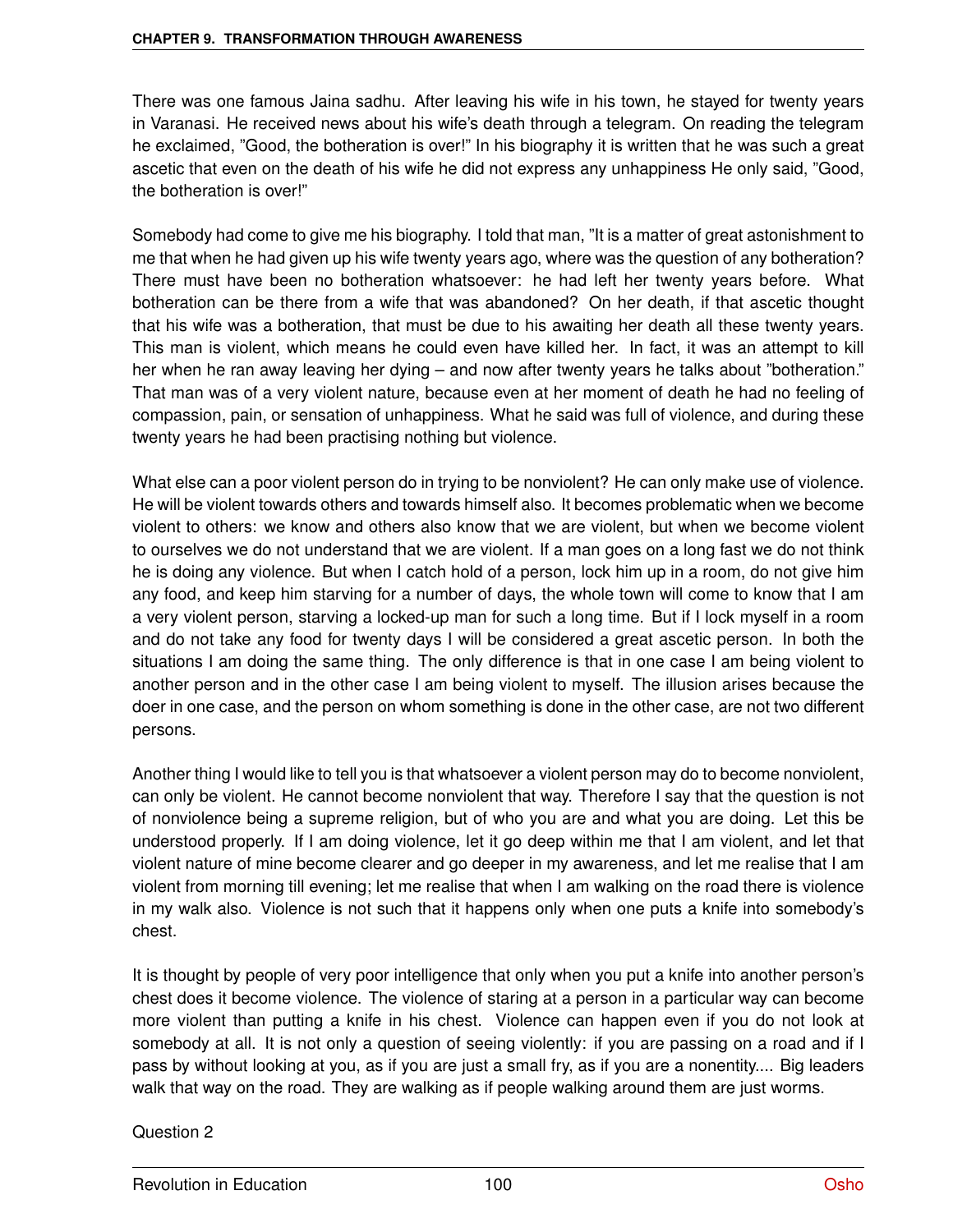There was one famous Jaina sadhu. After leaving his wife in his town, he stayed for twenty years in Varanasi. He received news about his wife's death through a telegram. On reading the telegram he exclaimed, "Good, the botheration is over!" In his biography it is written that he was such a great ascetic that even on the death of his wife he did not express any unhappiness He only said, "Good, the botheration is over!"

Somebody had come to give me his biography. I told that man, "It is a matter of great astonishment to me that when he had given up his wife twenty years ago, where was the question of any botheration? There must have been no botheration whatsoever: he had left her twenty years before. What botheration can be there from a wife that was abandoned? On her death, if that ascetic thought that his wife was a botheration, that must be due to his awaiting her death all these twenty years. This man is violent, which means he could even have killed her. In fact, it was an attempt to kill her when he ran away leaving her dying – and now after twenty years he talks about "botheration." That man was of a very violent nature, because even at her moment of death he had no feeling of compassion, pain, or sensation of unhappiness. What he said was full of violence, and during these twenty years he had been practising nothing but violence.

What else can a poor violent person do in trying to be nonviolent? He can only make use of violence. He will be violent towards others and towards himself also. It becomes problematic when we become violent to others: we know and others also know that we are violent, but when we become violent to ourselves we do not understand that we are violent. If a man goes on a long fast we do not think he is doing any violence. But when I catch hold of a person, lock him up in a room, do not give him any food, and keep him starving for a number of days, the whole town will come to know that I am a very violent person, starving a locked-up man for such a long time. But if I lock myself in a room and do not take any food for twenty days I will be considered a great ascetic person. In both the situations I am doing the same thing. The only difference is that in one case I am being violent to another person and in the other case I am being violent to myself. The illusion arises because the doer in one case, and the person on whom something is done in the other case, are not two different persons.

Another thing I would like to tell you is that whatsoever a violent person may do to become nonviolent, can only be violent. He cannot become nonviolent that way. Therefore I say that the question is not of nonviolence being a supreme religion, but of who you are and what you are doing. Let this be understood properly. If I am doing violence, let it go deep within me that I am violent, and let that violent nature of mine become clearer and go deeper in my awareness, and let me realise that I am violent from morning till evening; let me realise that when I am walking on the road there is violence in my walk also. Violence is not such that it happens only when one puts a knife into somebody's chest.

It is thought by people of very poor intelligence that only when you put a knife into another person's chest does it become violence. The violence of staring at a person in a particular way can become more violent than putting a knife in his chest. Violence can happen even if you do not look at somebody at all. It is not only a question of seeing violently: if you are passing on a road and if I pass by without looking at you, as if you are just a small fry, as if you are a nonentity.... Big leaders walk that way on the road. They are walking as if people walking around them are just worms.

Question 2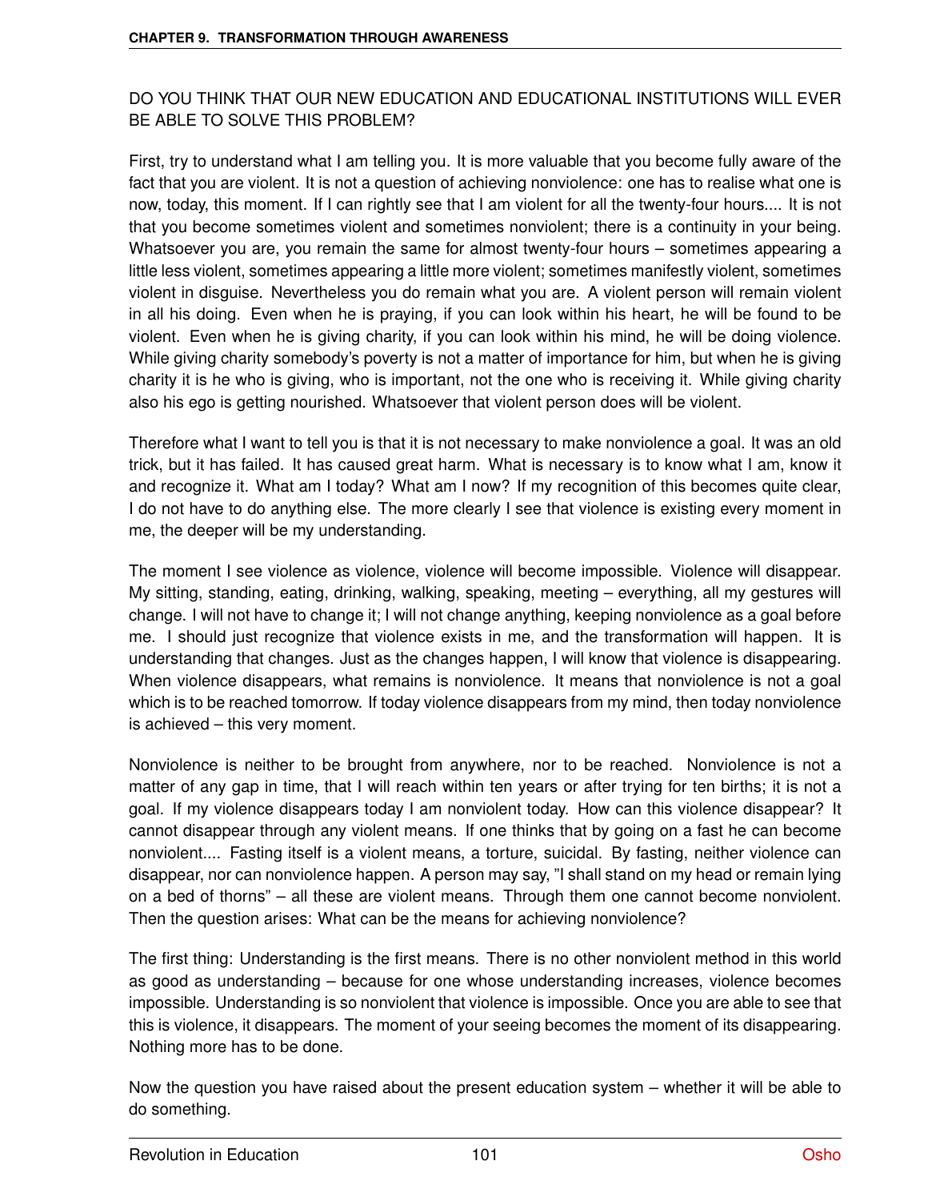DO YOU THINK THAT OUR NEW EDUCATION AND EDUCATIONAL INSTITUTIONS WILL EVER BE ABLE TO SOLVE THIS PROBLEM?

First, try to understand what I am telling you. It is more valuable that you become fully aware of the fact that you are violent. It is not a question of achieving nonviolence: one has to realise what one is now, today, this moment. If I can rightly see that I am violent for all the twenty-four hours.... It is not that you become sometimes violent and sometimes nonviolent; there is a continuity in your being. Whatsoever you are, you remain the same for almost twenty-four hours – sometimes appearing a little less violent, sometimes appearing a little more violent; sometimes manifestly violent, sometimes violent in disguise. Nevertheless you do remain what you are. A violent person will remain violent in all his doing. Even when he is praying, if you can look within his heart, he will be found to be violent. Even when he is giving charity, if you can look within his mind, he will be doing violence. While giving charity somebody's poverty is not a matter of importance for him, but when he is giving charity it is he who is giving, who is important, not the one who is receiving it. While giving charity also his ego is getting nourished. Whatsoever that violent person does will be violent.

Therefore what I want to tell you is that it is not necessary to make nonviolence a goal. It was an old trick, but it has failed. It has caused great harm. What is necessary is to know what I am, know it and recognize it. What am I today? What am I now? If my recognition of this becomes quite clear, I do not have to do anything else. The more clearly I see that violence is existing every moment in me, the deeper will be my understanding.

The moment I see violence as violence, violence will become impossible. Violence will disappear. My sitting, standing, eating, drinking, walking, speaking, meeting – everything, all my gestures will change. I will not have to change it; I will not change anything, keeping nonviolence as a goal before me. I should just recognize that violence exists in me, and the transformation will happen. It is understanding that changes. Just as the changes happen, I will know that violence is disappearing. When violence disappears, what remains is nonviolence. It means that nonviolence is not a goal which is to be reached tomorrow. If today violence disappears from my mind, then today nonviolence is achieved – this very moment.

Nonviolence is neither to be brought from anywhere, nor to be reached. Nonviolence is not a matter of any gap in time, that I will reach within ten years or after trying for ten births; it is not a goal. If my violence disappears today I am nonviolent today. How can this violence disappear? It cannot disappear through any violent means. If one thinks that by going on a fast he can become nonviolent.... Fasting itself is a violent means, a torture, suicidal. By fasting, neither violence can disappear, nor can nonviolence happen. A person may say, "I shall stand on my head or remain lying on a bed of thorns" – all these are violent means. Through them one cannot become nonviolent. Then the question arises: What can be the means for achieving nonviolence?

The first thing: Understanding is the first means. There is no other nonviolent method in this world as good as understanding – because for one whose understanding increases, violence becomes impossible. Understanding is so nonviolent that violence is impossible. Once you are able to see that this is violence, it disappears. The moment of your seeing becomes the moment of its disappearing. Nothing more has to be done.

Now the question you have raised about the present education system – whether it will be able to do something.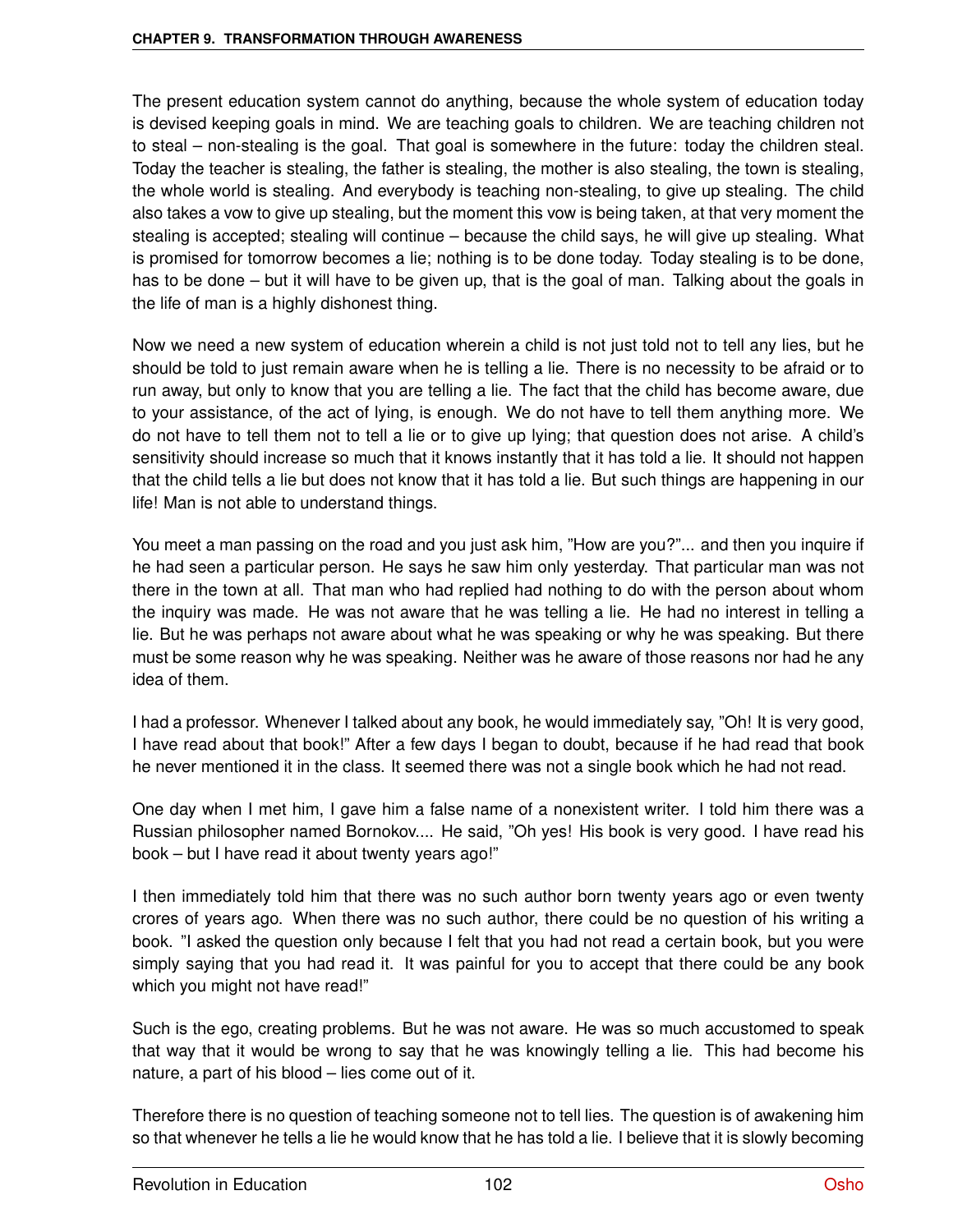The present education system cannot do anything, because the whole system of education today is devised keeping goals in mind. We are teaching goals to children. We are teaching children not to steal – non-stealing is the goal. That goal is somewhere in the future: today the children steal. Today the teacher is stealing, the father is stealing, the mother is also stealing, the town is stealing, the whole world is stealing. And everybody is teaching non-stealing, to give up stealing. The child also takes a vow to give up stealing, but the moment this vow is being taken, at that very moment the stealing is accepted; stealing will continue – because the child says, he will give up stealing. What is promised for tomorrow becomes a lie; nothing is to be done today. Today stealing is to be done, has to be done – but it will have to be given up, that is the goal of man. Talking about the goals in the life of man is a highly dishonest thing.

Now we need a new system of education wherein a child is not just told not to tell any lies, but he should be told to just remain aware when he is telling a lie. There is no necessity to be afraid or to run away, but only to know that you are telling a lie. The fact that the child has become aware, due to your assistance, of the act of lying, is enough. We do not have to tell them anything more. We do not have to tell them not to tell a lie or to give up lying; that question does not arise. A child's sensitivity should increase so much that it knows instantly that it has told a lie. It should not happen that the child tells a lie but does not know that it has told a lie. But such things are happening in our life! Man is not able to understand things.

You meet a man passing on the road and you just ask him, "How are you?"... and then you inquire if he had seen a particular person. He says he saw him only yesterday. That particular man was not there in the town at all. That man who had replied had nothing to do with the person about whom the inquiry was made. He was not aware that he was telling a lie. He had no interest in telling a lie. But he was perhaps not aware about what he was speaking or why he was speaking. But there must be some reason why he was speaking. Neither was he aware of those reasons nor had he any idea of them.

I had a professor. Whenever I talked about any book, he would immediately say, "Oh! It is very good, I have read about that book!" After a few days I began to doubt, because if he had read that book he never mentioned it in the class. It seemed there was not a single book which he had not read.

One day when I met him, I gave him a false name of a nonexistent writer. I told him there was a Russian philosopher named Bornokov.... He said, "Oh yes! His book is very good. I have read his book – but I have read it about twenty years ago!"

I then immediately told him that there was no such author born twenty years ago or even twenty crores of years ago. When there was no such author, there could be no question of his writing a book. "I asked the question only because I felt that you had not read a certain book, but you were simply saying that you had read it. It was painful for you to accept that there could be any book which you might not have read!"

Such is the ego, creating problems. But he was not aware. He was so much accustomed to speak that way that it would be wrong to say that he was knowingly telling a lie. This had become his nature, a part of his blood – lies come out of it.

Therefore there is no question of teaching someone not to tell lies. The question is of awakening him so that whenever he tells a lie he would know that he has told a lie. I believe that it is slowly becoming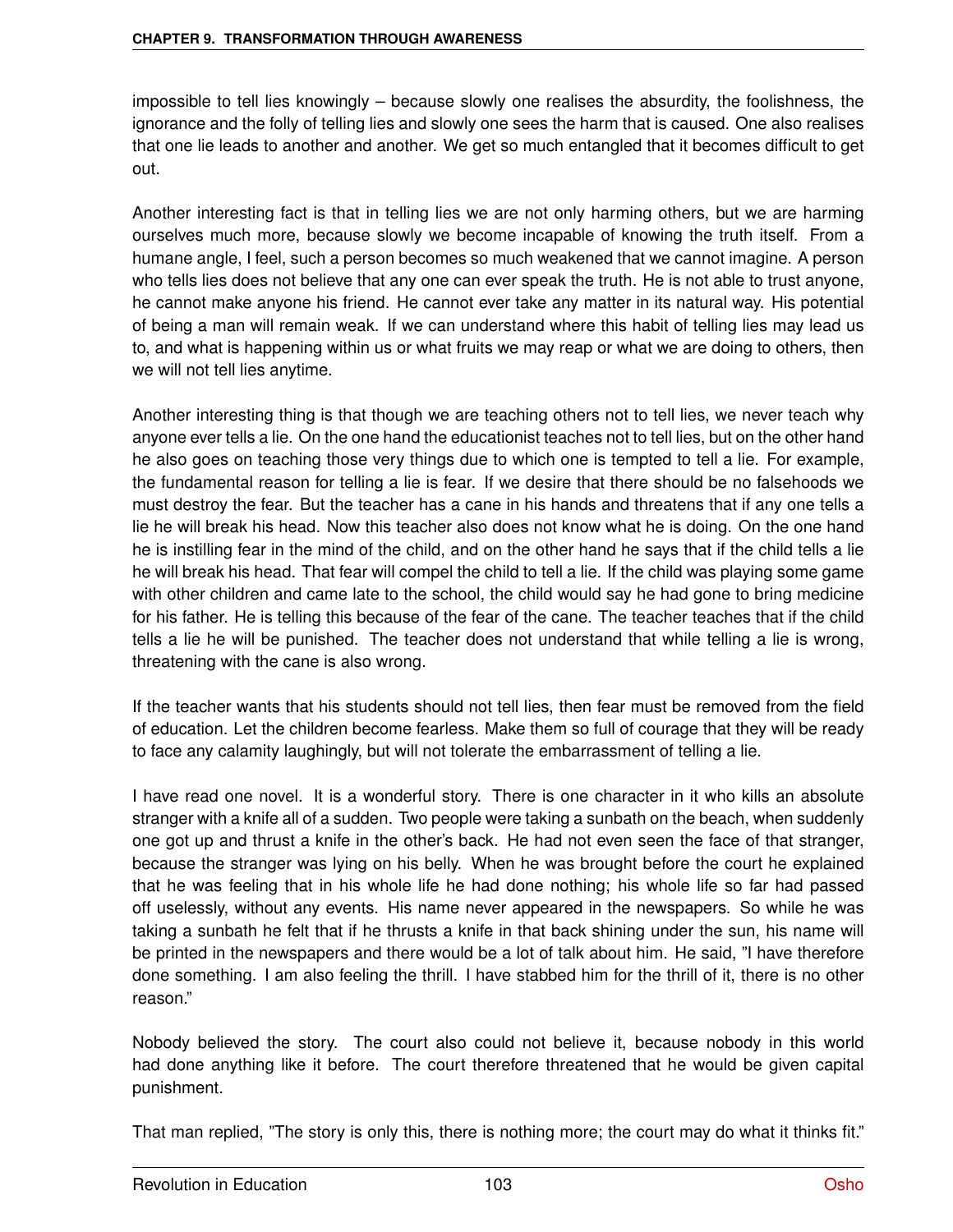impossible to tell lies knowingly – because slowly one realises the absurdity, the foolishness, the ignorance and the folly of telling lies and slowly one sees the harm that is caused. One also realises that one lie leads to another and another. We get so much entangled that it becomes difficult to get out.

Another interesting fact is that in telling lies we are not only harming others, but we are harming ourselves much more, because slowly we become incapable of knowing the truth itself. From a humane angle, I feel, such a person becomes so much weakened that we cannot imagine. A person who tells lies does not believe that any one can ever speak the truth. He is not able to trust anyone, he cannot make anyone his friend. He cannot ever take any matter in its natural way. His potential of being a man will remain weak. If we can understand where this habit of telling lies may lead us to, and what is happening within us or what fruits we may reap or what we are doing to others, then we will not tell lies anytime.

Another interesting thing is that though we are teaching others not to tell lies, we never teach why anyone ever tells a lie. On the one hand the educationist teaches not to tell lies, but on the other hand he also goes on teaching those very things due to which one is tempted to tell a lie. For example, the fundamental reason for telling a lie is fear. If we desire that there should be no falsehoods we must destroy the fear. But the teacher has a cane in his hands and threatens that if any one tells a lie he will break his head. Now this teacher also does not know what he is doing. On the one hand he is instilling fear in the mind of the child, and on the other hand he says that if the child tells a lie he will break his head. That fear will compel the child to tell a lie. If the child was playing some game with other children and came late to the school, the child would say he had gone to bring medicine for his father. He is telling this because of the fear of the cane. The teacher teaches that if the child tells a lie he will be punished. The teacher does not understand that while telling a lie is wrong, threatening with the cane is also wrong.

If the teacher wants that his students should not tell lies, then fear must be removed from the field of education. Let the children become fearless. Make them so full of courage that they will be ready to face any calamity laughingly, but will not tolerate the embarrassment of telling a lie.

I have read one novel. It is a wonderful story. There is one character in it who kills an absolute stranger with a knife all of a sudden. Two people were taking a sunbath on the beach, when suddenly one got up and thrust a knife in the other's back. He had not even seen the face of that stranger, because the stranger was lying on his belly. When he was brought before the court he explained that he was feeling that in his whole life he had done nothing; his whole life so far had passed off uselessly, without any events. His name never appeared in the newspapers. So while he was taking a sunbath he felt that if he thrusts a knife in that back shining under the sun, his name will be printed in the newspapers and there would be a lot of talk about him. He said, "I have therefore done something. I am also feeling the thrill. I have stabbed him for the thrill of it, there is no other reason."

Nobody believed the story. The court also could not believe it, because nobody in this world had done anything like it before. The court therefore threatened that he would be given capital punishment.

That man replied, "The story is only this, there is nothing more; the court may do what it thinks fit."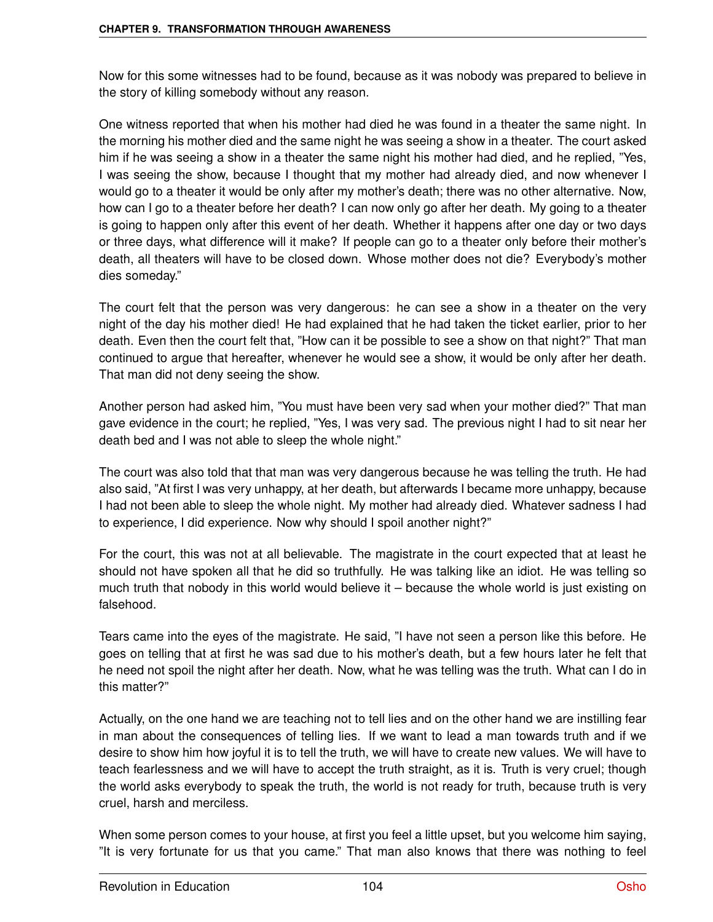Now for this some witnesses had to be found, because as it was nobody was prepared to believe in the story of killing somebody without any reason.

One witness reported that when his mother had died he was found in a theater the same night. In the morning his mother died and the same night he was seeing a show in a theater. The court asked him if he was seeing a show in a theater the same night his mother had died, and he replied, "Yes, I was seeing the show, because I thought that my mother had already died, and now whenever I would go to a theater it would be only after my mother's death; there was no other alternative. Now, how can I go to a theater before her death? I can now only go after her death. My going to a theater is going to happen only after this event of her death. Whether it happens after one day or two days or three days, what difference will it make? If people can go to a theater only before their mother's death, all theaters will have to be closed down. Whose mother does not die? Everybody's mother dies someday."

The court felt that the person was very dangerous: he can see a show in a theater on the very night of the day his mother died! He had explained that he had taken the ticket earlier, prior to her death. Even then the court felt that, "How can it be possible to see a show on that night?" That man continued to argue that hereafter, whenever he would see a show, it would be only after her death. That man did not deny seeing the show.

Another person had asked him, "You must have been very sad when your mother died?" That man gave evidence in the court; he replied, "Yes, I was very sad. The previous night I had to sit near her death bed and I was not able to sleep the whole night."

The court was also told that that man was very dangerous because he was telling the truth. He had also said, "At first I was very unhappy, at her death, but afterwards I became more unhappy, because I had not been able to sleep the whole night. My mother had already died. Whatever sadness I had to experience, I did experience. Now why should I spoil another night?"

For the court, this was not at all believable. The magistrate in the court expected that at least he should not have spoken all that he did so truthfully. He was talking like an idiot. He was telling so much truth that nobody in this world would believe it – because the whole world is just existing on falsehood.

Tears came into the eyes of the magistrate. He said, "I have not seen a person like this before. He goes on telling that at first he was sad due to his mother's death, but a few hours later he felt that he need not spoil the night after her death. Now, what he was telling was the truth. What can I do in this matter?"

Actually, on the one hand we are teaching not to tell lies and on the other hand we are instilling fear in man about the consequences of telling lies. If we want to lead a man towards truth and if we desire to show him how joyful it is to tell the truth, we will have to create new values. We will have to teach fearlessness and we will have to accept the truth straight, as it is. Truth is very cruel; though the world asks everybody to speak the truth, the world is not ready for truth, because truth is very cruel, harsh and merciless.

When some person comes to your house, at first you feel a little upset, but you welcome him saying, "It is very fortunate for us that you came." That man also knows that there was nothing to feel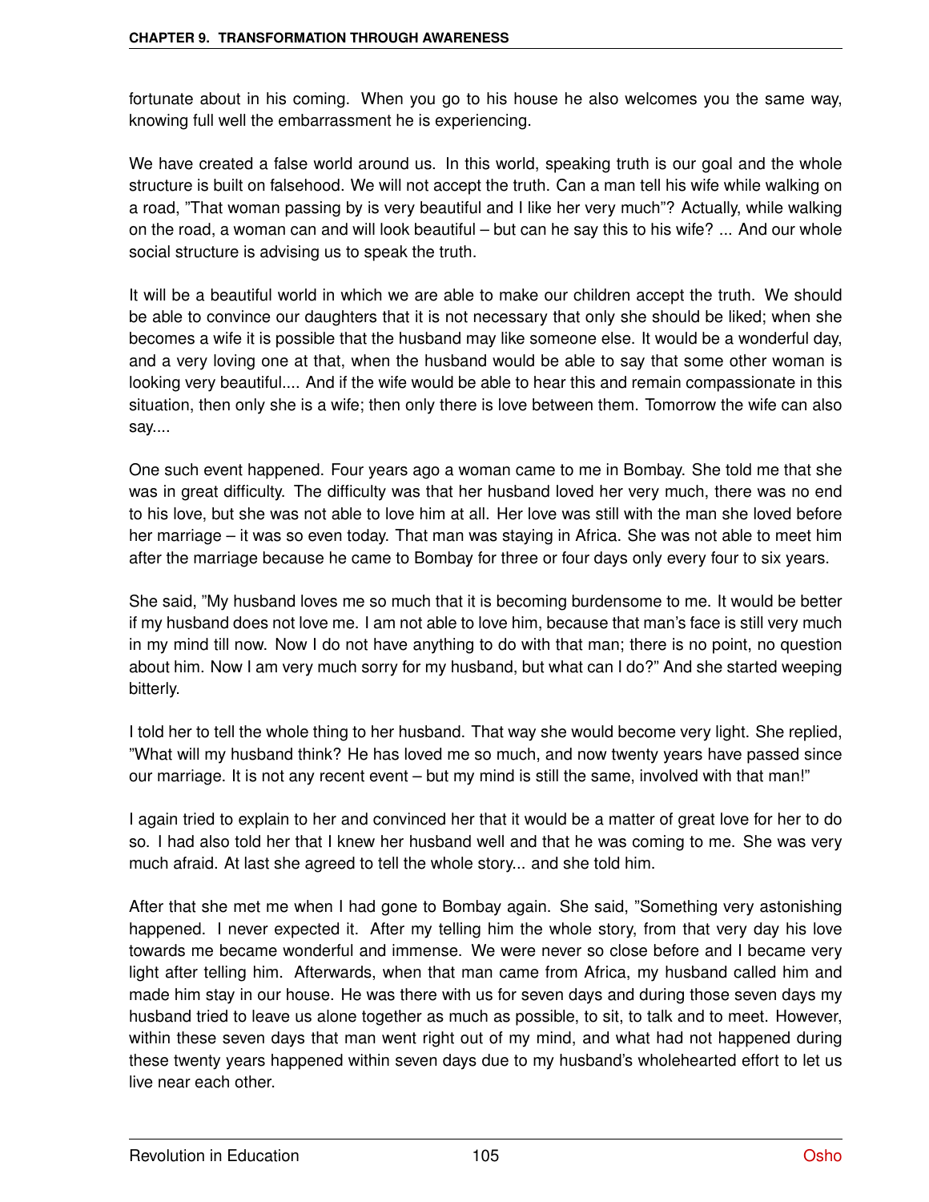fortunate about in his coming. When you go to his house he also welcomes you the same way, knowing full well the embarrassment he is experiencing.

We have created a false world around us. In this world, speaking truth is our goal and the whole structure is built on falsehood. We will not accept the truth. Can a man tell his wife while walking on a road, "That woman passing by is very beautiful and I like her very much"? Actually, while walking on the road, a woman can and will look beautiful – but can he say this to his wife? ... And our whole social structure is advising us to speak the truth.

It will be a beautiful world in which we are able to make our children accept the truth. We should be able to convince our daughters that it is not necessary that only she should be liked; when she becomes a wife it is possible that the husband may like someone else. It would be a wonderful day, and a very loving one at that, when the husband would be able to say that some other woman is looking very beautiful.... And if the wife would be able to hear this and remain compassionate in this situation, then only she is a wife; then only there is love between them. Tomorrow the wife can also say....

One such event happened. Four years ago a woman came to me in Bombay. She told me that she was in great difficulty. The difficulty was that her husband loved her very much, there was no end to his love, but she was not able to love him at all. Her love was still with the man she loved before her marriage – it was so even today. That man was staying in Africa. She was not able to meet him after the marriage because he came to Bombay for three or four days only every four to six years.

She said, "My husband loves me so much that it is becoming burdensome to me. It would be better if my husband does not love me. I am not able to love him, because that man's face is still very much in my mind till now. Now I do not have anything to do with that man; there is no point, no question about him. Now I am very much sorry for my husband, but what can I do?" And she started weeping bitterly.

I told her to tell the whole thing to her husband. That way she would become very light. She replied, "What will my husband think? He has loved me so much, and now twenty years have passed since our marriage. It is not any recent event – but my mind is still the same, involved with that man!"

I again tried to explain to her and convinced her that it would be a matter of great love for her to do so. I had also told her that I knew her husband well and that he was coming to me. She was very much afraid. At last she agreed to tell the whole story... and she told him.

After that she met me when I had gone to Bombay again. She said, "Something very astonishing happened. I never expected it. After my telling him the whole story, from that very day his love towards me became wonderful and immense. We were never so close before and I became very light after telling him. Afterwards, when that man came from Africa, my husband called him and made him stay in our house. He was there with us for seven days and during those seven days my husband tried to leave us alone together as much as possible, to sit, to talk and to meet. However, within these seven days that man went right out of my mind, and what had not happened during these twenty years happened within seven days due to my husband's wholehearted effort to let us live near each other.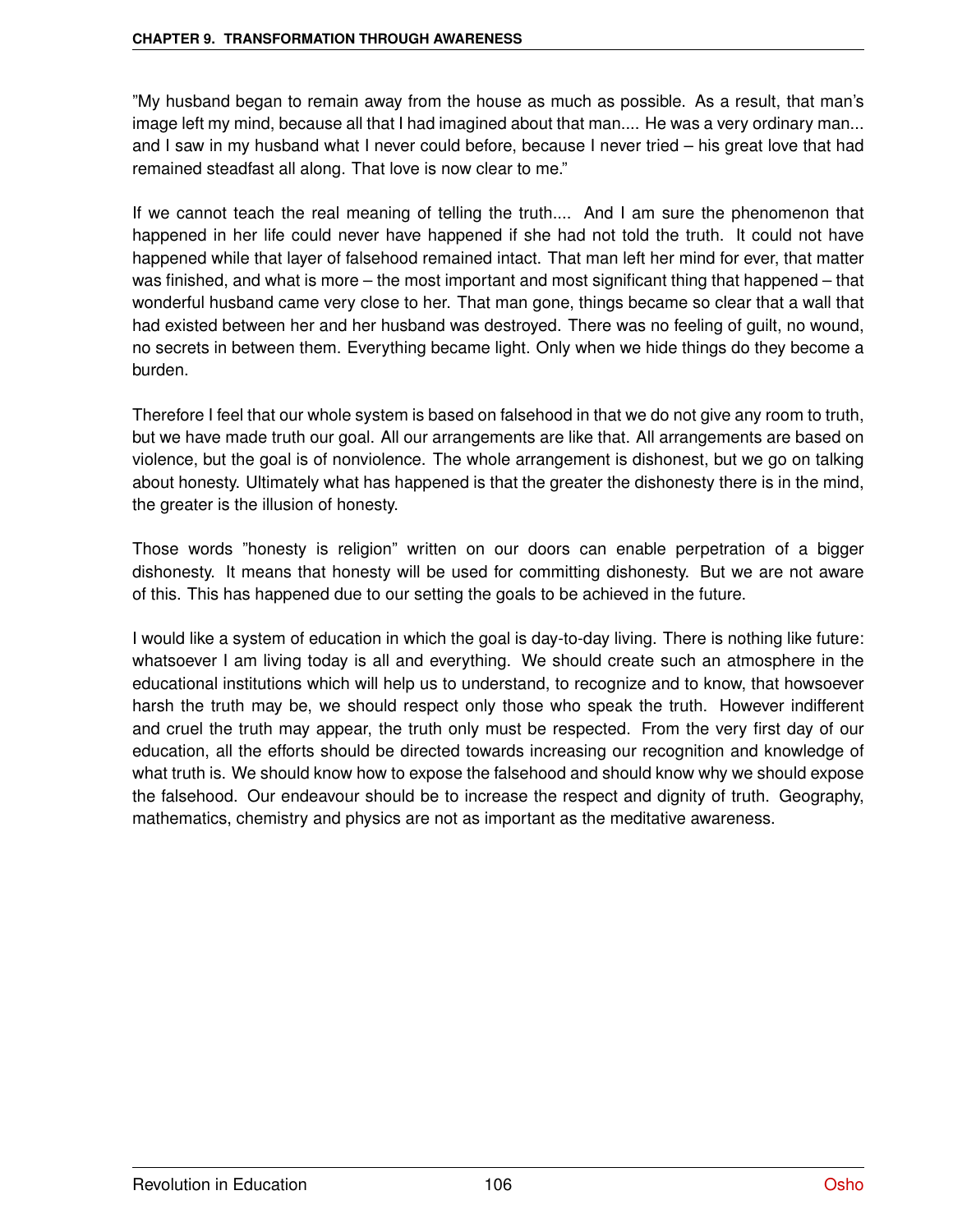"My husband began to remain away from the house as much as possible. As a result, that man's image left my mind, because all that I had imagined about that man.... He was a very ordinary man... and I saw in my husband what I never could before, because I never tried – his great love that had remained steadfast all along. That love is now clear to me."

If we cannot teach the real meaning of telling the truth.... And I am sure the phenomenon that happened in her life could never have happened if she had not told the truth. It could not have happened while that layer of falsehood remained intact. That man left her mind for ever, that matter was finished, and what is more – the most important and most significant thing that happened – that wonderful husband came very close to her. That man gone, things became so clear that a wall that had existed between her and her husband was destroyed. There was no feeling of guilt, no wound, no secrets in between them. Everything became light. Only when we hide things do they become a burden.

Therefore I feel that our whole system is based on falsehood in that we do not give any room to truth, but we have made truth our goal. All our arrangements are like that. All arrangements are based on violence, but the goal is of nonviolence. The whole arrangement is dishonest, but we go on talking about honesty. Ultimately what has happened is that the greater the dishonesty there is in the mind, the greater is the illusion of honesty.

Those words "honesty is religion" written on our doors can enable perpetration of a bigger dishonesty. It means that honesty will be used for committing dishonesty. But we are not aware of this. This has happened due to our setting the goals to be achieved in the future.

I would like a system of education in which the goal is day-to-day living. There is nothing like future: whatsoever I am living today is all and everything. We should create such an atmosphere in the educational institutions which will help us to understand, to recognize and to know, that howsoever harsh the truth may be, we should respect only those who speak the truth. However indifferent and cruel the truth may appear, the truth only must be respected. From the very first day of our education, all the efforts should be directed towards increasing our recognition and knowledge of what truth is. We should know how to expose the falsehood and should know why we should expose the falsehood. Our endeavour should be to increase the respect and dignity of truth. Geography, mathematics, chemistry and physics are not as important as the meditative awareness.